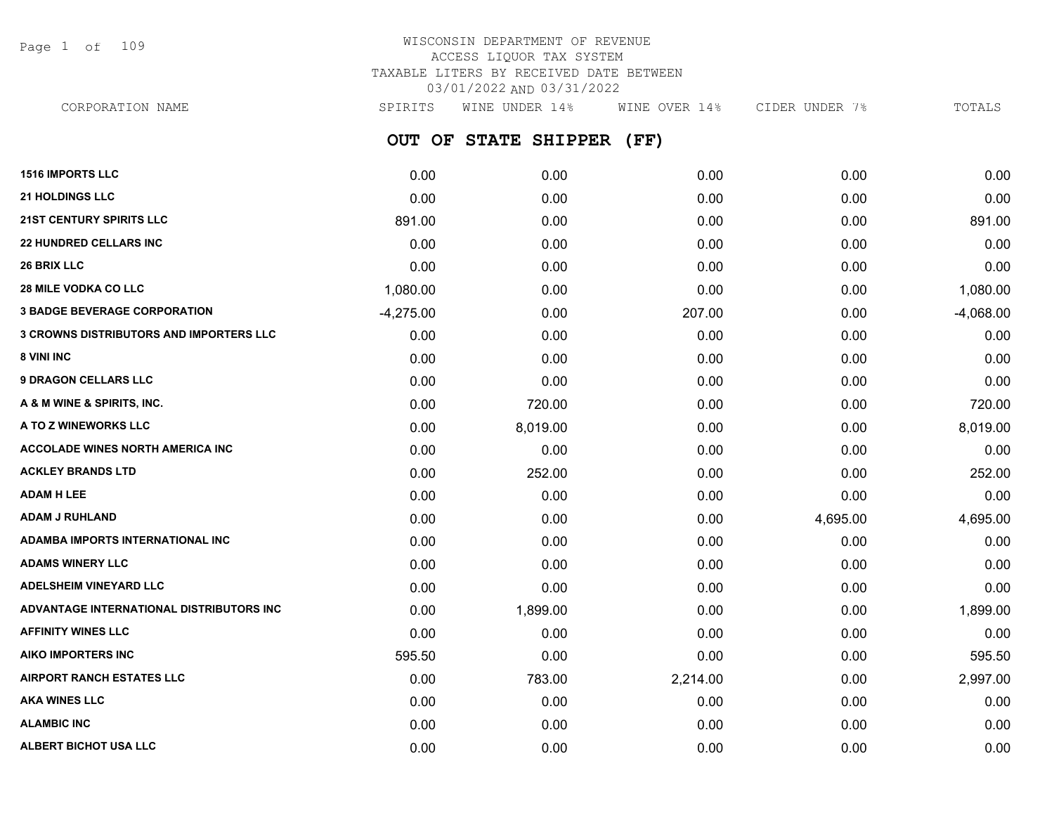# WISCONSIN DEPARTMENT OF REVENUE
## ACCESS LIQUOR TAX SYSTEM
### TAXABLE LITERS BY RECEIVED DATE BETWEEN 03/01/2022 AND 03/31/2022

## OUT OF STATE SHIPPER (FF)

| CORPORATION NAME | SPIRITS | WINE UNDER 14% | WINE OVER 14% | CIDER UNDER 7% | TOTALS |
|---|---|---|---|---|---|
| 1516 IMPORTS LLC | 0.00 | 0.00 | 0.00 | 0.00 | 0.00 |
| 21 HOLDINGS LLC | 0.00 | 0.00 | 0.00 | 0.00 | 0.00 |
| 21ST CENTURY SPIRITS LLC | 891.00 | 0.00 | 0.00 | 0.00 | 891.00 |
| 22 HUNDRED CELLARS INC | 0.00 | 0.00 | 0.00 | 0.00 | 0.00 |
| 26 BRIX LLC | 0.00 | 0.00 | 0.00 | 0.00 | 0.00 |
| 28 MILE VODKA CO LLC | 1,080.00 | 0.00 | 0.00 | 0.00 | 1,080.00 |
| 3 BADGE BEVERAGE CORPORATION | -4,275.00 | 0.00 | 207.00 | 0.00 | -4,068.00 |
| 3 CROWNS DISTRIBUTORS AND IMPORTERS LLC | 0.00 | 0.00 | 0.00 | 0.00 | 0.00 |
| 8 VINI INC | 0.00 | 0.00 | 0.00 | 0.00 | 0.00 |
| 9 DRAGON CELLARS LLC | 0.00 | 0.00 | 0.00 | 0.00 | 0.00 |
| A & M WINE & SPIRITS, INC. | 0.00 | 720.00 | 0.00 | 0.00 | 720.00 |
| A TO Z WINEWORKS LLC | 0.00 | 8,019.00 | 0.00 | 0.00 | 8,019.00 |
| ACCOLADE WINES NORTH AMERICA INC | 0.00 | 0.00 | 0.00 | 0.00 | 0.00 |
| ACKLEY BRANDS LTD | 0.00 | 252.00 | 0.00 | 0.00 | 252.00 |
| ADAM H LEE | 0.00 | 0.00 | 0.00 | 0.00 | 0.00 |
| ADAM J RUHLAND | 0.00 | 0.00 | 0.00 | 4,695.00 | 4,695.00 |
| ADAMBA IMPORTS INTERNATIONAL INC | 0.00 | 0.00 | 0.00 | 0.00 | 0.00 |
| ADAMS WINERY LLC | 0.00 | 0.00 | 0.00 | 0.00 | 0.00 |
| ADELSHEIM VINEYARD LLC | 0.00 | 0.00 | 0.00 | 0.00 | 0.00 |
| ADVANTAGE INTERNATIONAL DISTRIBUTORS INC | 0.00 | 1,899.00 | 0.00 | 0.00 | 1,899.00 |
| AFFINITY WINES LLC | 0.00 | 0.00 | 0.00 | 0.00 | 0.00 |
| AIKO IMPORTERS INC | 595.50 | 0.00 | 0.00 | 0.00 | 595.50 |
| AIRPORT RANCH ESTATES LLC | 0.00 | 783.00 | 2,214.00 | 0.00 | 2,997.00 |
| AKA WINES LLC | 0.00 | 0.00 | 0.00 | 0.00 | 0.00 |
| ALAMBIC INC | 0.00 | 0.00 | 0.00 | 0.00 | 0.00 |
| ALBERT BICHOT USA LLC | 0.00 | 0.00 | 0.00 | 0.00 | 0.00 |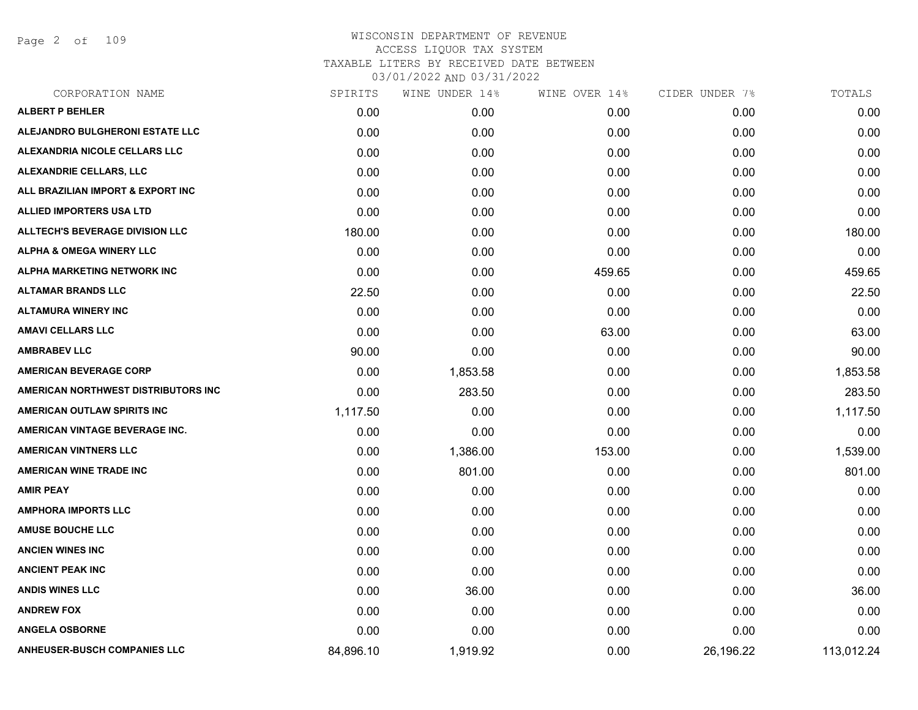# WISCONSIN DEPARTMENT OF REVENUE
## ACCESS LIQUOR TAX SYSTEM
### TAXABLE LITERS BY RECEIVED DATE BETWEEN 03/01/2022 AND 03/31/2022

| CORPORATION NAME | SPIRITS | WINE UNDER 14% | WINE OVER 14% | CIDER UNDER 7% | TOTALS |
|---|---|---|---|---|---|
| ALBERT P BEHLER | 0.00 | 0.00 | 0.00 | 0.00 | 0.00 |
| ALEJANDRO BULGHERONI ESTATE LLC | 0.00 | 0.00 | 0.00 | 0.00 | 0.00 |
| ALEXANDRIA NICOLE CELLARS LLC | 0.00 | 0.00 | 0.00 | 0.00 | 0.00 |
| ALEXANDRIE CELLARS, LLC | 0.00 | 0.00 | 0.00 | 0.00 | 0.00 |
| ALL BRAZILIAN IMPORT & EXPORT INC | 0.00 | 0.00 | 0.00 | 0.00 | 0.00 |
| ALLIED IMPORTERS USA LTD | 0.00 | 0.00 | 0.00 | 0.00 | 0.00 |
| ALLTECH'S BEVERAGE DIVISION LLC | 180.00 | 0.00 | 0.00 | 0.00 | 180.00 |
| ALPHA & OMEGA WINERY LLC | 0.00 | 0.00 | 0.00 | 0.00 | 0.00 |
| ALPHA MARKETING NETWORK INC | 0.00 | 0.00 | 459.65 | 0.00 | 459.65 |
| ALTAMAR BRANDS LLC | 22.50 | 0.00 | 0.00 | 0.00 | 22.50 |
| ALTAMURA WINERY INC | 0.00 | 0.00 | 0.00 | 0.00 | 0.00 |
| AMAVI CELLARS LLC | 0.00 | 0.00 | 63.00 | 0.00 | 63.00 |
| AMBRABEV LLC | 90.00 | 0.00 | 0.00 | 0.00 | 90.00 |
| AMERICAN BEVERAGE CORP | 0.00 | 1,853.58 | 0.00 | 0.00 | 1,853.58 |
| AMERICAN NORTHWEST DISTRIBUTORS INC | 0.00 | 283.50 | 0.00 | 0.00 | 283.50 |
| AMERICAN OUTLAW SPIRITS INC | 1,117.50 | 0.00 | 0.00 | 0.00 | 1,117.50 |
| AMERICAN VINTAGE BEVERAGE INC. | 0.00 | 0.00 | 0.00 | 0.00 | 0.00 |
| AMERICAN VINTNERS LLC | 0.00 | 1,386.00 | 153.00 | 0.00 | 1,539.00 |
| AMERICAN WINE TRADE INC | 0.00 | 801.00 | 0.00 | 0.00 | 801.00 |
| AMIR PEAY | 0.00 | 0.00 | 0.00 | 0.00 | 0.00 |
| AMPHORA IMPORTS LLC | 0.00 | 0.00 | 0.00 | 0.00 | 0.00 |
| AMUSE BOUCHE LLC | 0.00 | 0.00 | 0.00 | 0.00 | 0.00 |
| ANCIEN WINES INC | 0.00 | 0.00 | 0.00 | 0.00 | 0.00 |
| ANCIENT PEAK INC | 0.00 | 0.00 | 0.00 | 0.00 | 0.00 |
| ANDIS WINES LLC | 0.00 | 36.00 | 0.00 | 0.00 | 36.00 |
| ANDREW FOX | 0.00 | 0.00 | 0.00 | 0.00 | 0.00 |
| ANGELA OSBORNE | 0.00 | 0.00 | 0.00 | 0.00 | 0.00 |
| ANHEUSER-BUSCH COMPANIES LLC | 84,896.10 | 1,919.92 | 0.00 | 26,196.22 | 113,012.24 |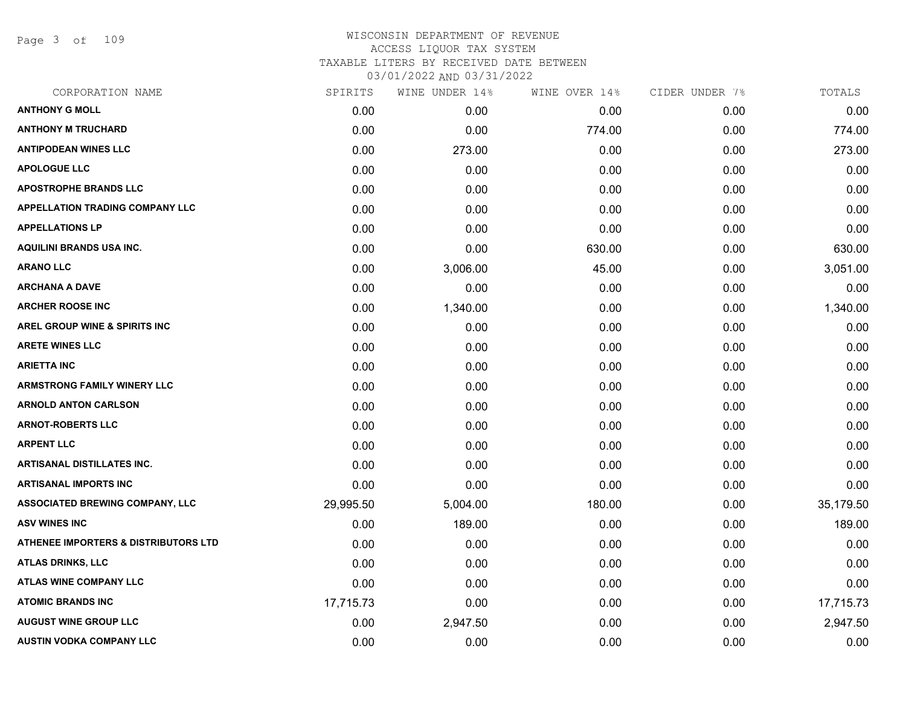# WISCONSIN DEPARTMENT OF REVENUE
## ACCESS LIQUOR TAX SYSTEM
### TAXABLE LITERS BY RECEIVED DATE BETWEEN 03/01/2022 AND 03/31/2022

| CORPORATION NAME | SPIRITS | WINE UNDER 14% | WINE OVER 14% | CIDER UNDER 7% | TOTALS |
|---|---|---|---|---|---|
| ANTHONY G MOLL | 0.00 | 0.00 | 0.00 | 0.00 | 0.00 |
| ANTHONY M TRUCHARD | 0.00 | 0.00 | 774.00 | 0.00 | 774.00 |
| ANTIPODEAN WINES LLC | 0.00 | 273.00 | 0.00 | 0.00 | 273.00 |
| APOLOGUE LLC | 0.00 | 0.00 | 0.00 | 0.00 | 0.00 |
| APOSTROPHE BRANDS LLC | 0.00 | 0.00 | 0.00 | 0.00 | 0.00 |
| APPELLATION TRADING COMPANY LLC | 0.00 | 0.00 | 0.00 | 0.00 | 0.00 |
| APPELLATIONS LP | 0.00 | 0.00 | 0.00 | 0.00 | 0.00 |
| AQUILINI BRANDS USA INC. | 0.00 | 0.00 | 630.00 | 0.00 | 630.00 |
| ARANO LLC | 0.00 | 3,006.00 | 45.00 | 0.00 | 3,051.00 |
| ARCHANA A DAVE | 0.00 | 0.00 | 0.00 | 0.00 | 0.00 |
| ARCHER ROOSE INC | 0.00 | 1,340.00 | 0.00 | 0.00 | 1,340.00 |
| AREL GROUP WINE & SPIRITS INC | 0.00 | 0.00 | 0.00 | 0.00 | 0.00 |
| ARETE WINES LLC | 0.00 | 0.00 | 0.00 | 0.00 | 0.00 |
| ARIETTA INC | 0.00 | 0.00 | 0.00 | 0.00 | 0.00 |
| ARMSTRONG FAMILY WINERY LLC | 0.00 | 0.00 | 0.00 | 0.00 | 0.00 |
| ARNOLD ANTON CARLSON | 0.00 | 0.00 | 0.00 | 0.00 | 0.00 |
| ARNOT-ROBERTS LLC | 0.00 | 0.00 | 0.00 | 0.00 | 0.00 |
| ARPENT LLC | 0.00 | 0.00 | 0.00 | 0.00 | 0.00 |
| ARTISANAL DISTILLATES INC. | 0.00 | 0.00 | 0.00 | 0.00 | 0.00 |
| ARTISANAL IMPORTS INC | 0.00 | 0.00 | 0.00 | 0.00 | 0.00 |
| ASSOCIATED BREWING COMPANY, LLC | 29,995.50 | 5,004.00 | 180.00 | 0.00 | 35,179.50 |
| ASV WINES INC | 0.00 | 189.00 | 0.00 | 0.00 | 189.00 |
| ATHENEE IMPORTERS & DISTRIBUTORS LTD | 0.00 | 0.00 | 0.00 | 0.00 | 0.00 |
| ATLAS DRINKS, LLC | 0.00 | 0.00 | 0.00 | 0.00 | 0.00 |
| ATLAS WINE COMPANY LLC | 0.00 | 0.00 | 0.00 | 0.00 | 0.00 |
| ATOMIC BRANDS INC | 17,715.73 | 0.00 | 0.00 | 0.00 | 17,715.73 |
| AUGUST WINE GROUP LLC | 0.00 | 2,947.50 | 0.00 | 0.00 | 2,947.50 |
| AUSTIN VODKA COMPANY LLC | 0.00 | 0.00 | 0.00 | 0.00 | 0.00 |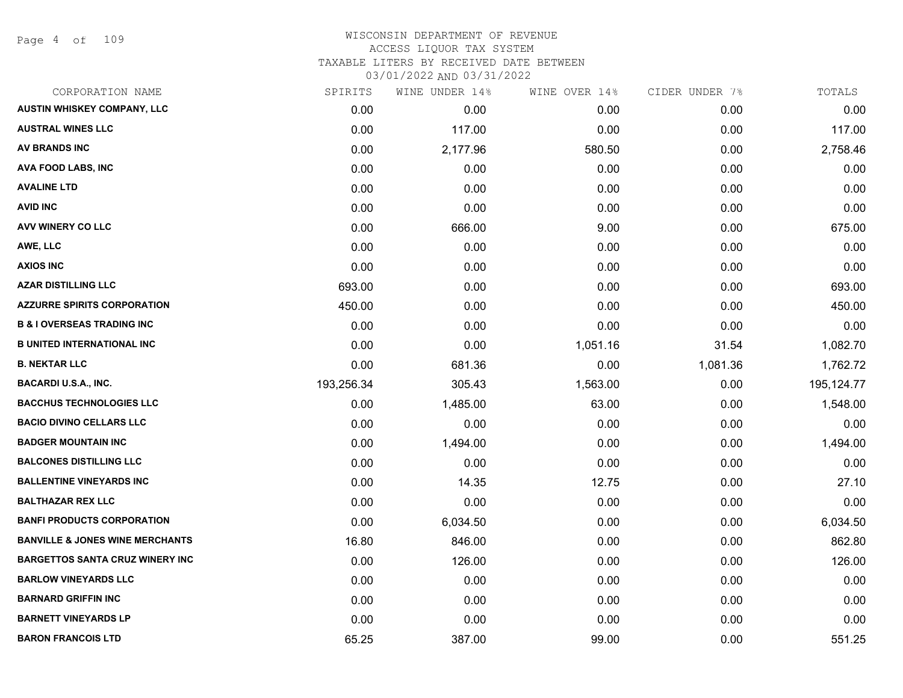WISCONSIN DEPARTMENT OF REVENUE
ACCESS LIQUOR TAX SYSTEM
TAXABLE LITERS BY RECEIVED DATE BETWEEN
03/01/2022 AND 03/31/2022

| CORPORATION NAME | SPIRITS | WINE UNDER 14% | WINE OVER 14% | CIDER UNDER 7% | TOTALS |
|---|---|---|---|---|---|
| AUSTIN WHISKEY COMPANY, LLC | 0.00 | 0.00 | 0.00 | 0.00 | 0.00 |
| AUSTRAL WINES LLC | 0.00 | 117.00 | 0.00 | 0.00 | 117.00 |
| AV BRANDS INC | 0.00 | 2,177.96 | 580.50 | 0.00 | 2,758.46 |
| AVA FOOD LABS, INC | 0.00 | 0.00 | 0.00 | 0.00 | 0.00 |
| AVALINE LTD | 0.00 | 0.00 | 0.00 | 0.00 | 0.00 |
| AVID INC | 0.00 | 0.00 | 0.00 | 0.00 | 0.00 |
| AVV WINERY CO LLC | 0.00 | 666.00 | 9.00 | 0.00 | 675.00 |
| AWE, LLC | 0.00 | 0.00 | 0.00 | 0.00 | 0.00 |
| AXIOS INC | 0.00 | 0.00 | 0.00 | 0.00 | 0.00 |
| AZAR DISTILLING LLC | 693.00 | 0.00 | 0.00 | 0.00 | 693.00 |
| AZZURRE SPIRITS CORPORATION | 450.00 | 0.00 | 0.00 | 0.00 | 450.00 |
| B & I OVERSEAS TRADING INC | 0.00 | 0.00 | 0.00 | 0.00 | 0.00 |
| B UNITED INTERNATIONAL INC | 0.00 | 0.00 | 1,051.16 | 31.54 | 1,082.70 |
| B. NEKTAR LLC | 0.00 | 681.36 | 0.00 | 1,081.36 | 1,762.72 |
| BACARDI U.S.A., INC. | 193,256.34 | 305.43 | 1,563.00 | 0.00 | 195,124.77 |
| BACCHUS TECHNOLOGIES LLC | 0.00 | 1,485.00 | 63.00 | 0.00 | 1,548.00 |
| BACIO DIVINO CELLARS LLC | 0.00 | 0.00 | 0.00 | 0.00 | 0.00 |
| BADGER MOUNTAIN INC | 0.00 | 1,494.00 | 0.00 | 0.00 | 1,494.00 |
| BALCONES DISTILLING LLC | 0.00 | 0.00 | 0.00 | 0.00 | 0.00 |
| BALLENTINE VINEYARDS INC | 0.00 | 14.35 | 12.75 | 0.00 | 27.10 |
| BALTHAZAR REX LLC | 0.00 | 0.00 | 0.00 | 0.00 | 0.00 |
| BANFI PRODUCTS CORPORATION | 0.00 | 6,034.50 | 0.00 | 0.00 | 6,034.50 |
| BANVILLE & JONES WINE MERCHANTS | 16.80 | 846.00 | 0.00 | 0.00 | 862.80 |
| BARGETTOS SANTA CRUZ WINERY INC | 0.00 | 126.00 | 0.00 | 0.00 | 126.00 |
| BARLOW VINEYARDS LLC | 0.00 | 0.00 | 0.00 | 0.00 | 0.00 |
| BARNARD GRIFFIN INC | 0.00 | 0.00 | 0.00 | 0.00 | 0.00 |
| BARNETT VINEYARDS LP | 0.00 | 0.00 | 0.00 | 0.00 | 0.00 |
| BARON FRANCOIS LTD | 65.25 | 387.00 | 99.00 | 0.00 | 551.25 |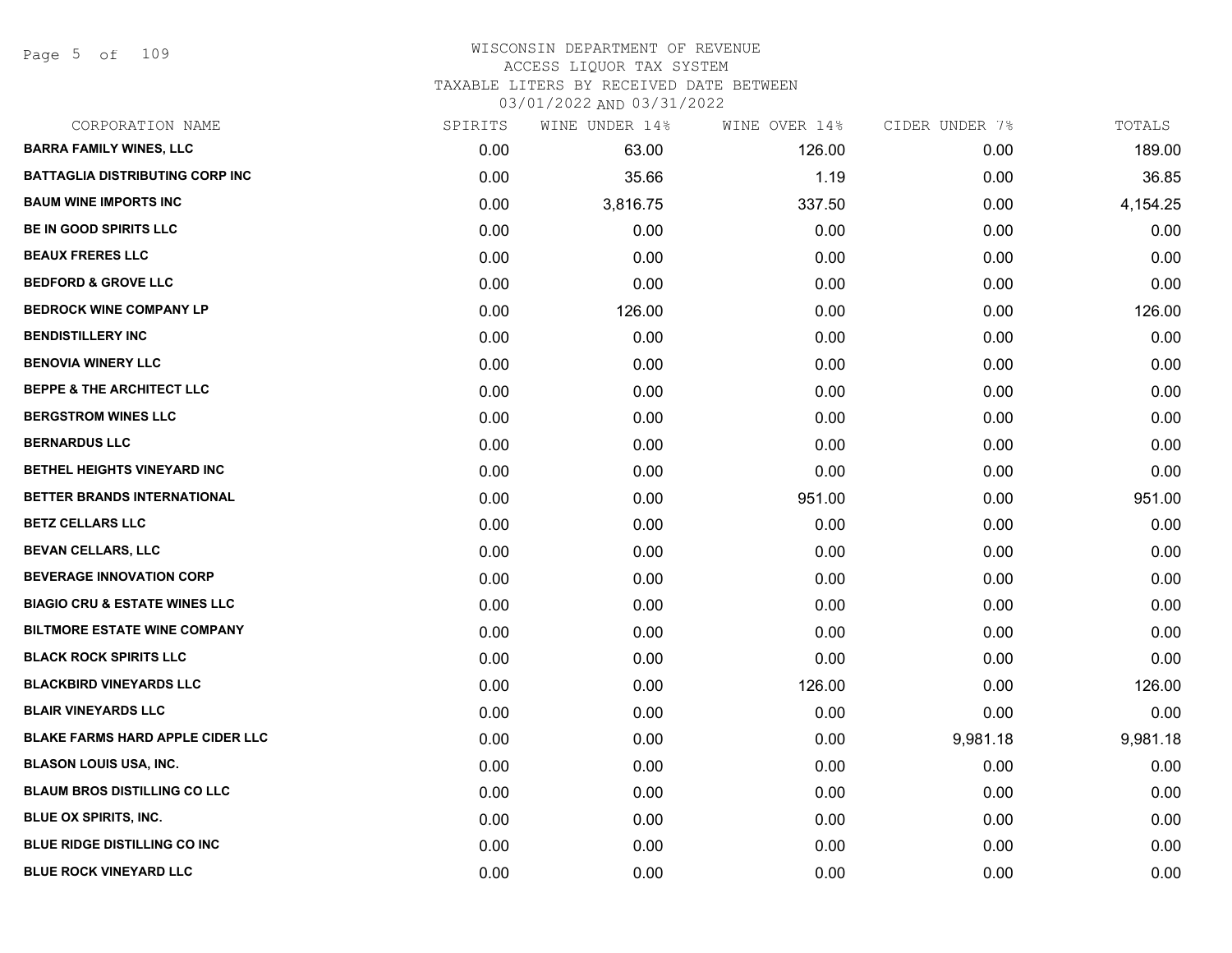# WISCONSIN DEPARTMENT OF REVENUE
## ACCESS LIQUOR TAX SYSTEM
### TAXABLE LITERS BY RECEIVED DATE BETWEEN 03/01/2022 AND 03/31/2022

| CORPORATION NAME | SPIRITS | WINE UNDER 14% | WINE OVER 14% | CIDER UNDER 7% | TOTALS |
|---|---|---|---|---|---|
| BARRA FAMILY WINES, LLC | 0.00 | 63.00 | 126.00 | 0.00 | 189.00 |
| BATTAGLIA DISTRIBUTING CORP INC | 0.00 | 35.66 | 1.19 | 0.00 | 36.85 |
| BAUM WINE IMPORTS INC | 0.00 | 3,816.75 | 337.50 | 0.00 | 4,154.25 |
| BE IN GOOD SPIRITS LLC | 0.00 | 0.00 | 0.00 | 0.00 | 0.00 |
| BEAUX FRERES LLC | 0.00 | 0.00 | 0.00 | 0.00 | 0.00 |
| BEDFORD & GROVE LLC | 0.00 | 0.00 | 0.00 | 0.00 | 0.00 |
| BEDROCK WINE COMPANY LP | 0.00 | 126.00 | 0.00 | 0.00 | 126.00 |
| BENDISTILLERY INC | 0.00 | 0.00 | 0.00 | 0.00 | 0.00 |
| BENOVIA WINERY LLC | 0.00 | 0.00 | 0.00 | 0.00 | 0.00 |
| BEPPE & THE ARCHITECT LLC | 0.00 | 0.00 | 0.00 | 0.00 | 0.00 |
| BERGSTROM WINES LLC | 0.00 | 0.00 | 0.00 | 0.00 | 0.00 |
| BERNARDUS LLC | 0.00 | 0.00 | 0.00 | 0.00 | 0.00 |
| BETHEL HEIGHTS VINEYARD INC | 0.00 | 0.00 | 0.00 | 0.00 | 0.00 |
| BETTER BRANDS INTERNATIONAL | 0.00 | 0.00 | 951.00 | 0.00 | 951.00 |
| BETZ CELLARS LLC | 0.00 | 0.00 | 0.00 | 0.00 | 0.00 |
| BEVAN CELLARS, LLC | 0.00 | 0.00 | 0.00 | 0.00 | 0.00 |
| BEVERAGE INNOVATION CORP | 0.00 | 0.00 | 0.00 | 0.00 | 0.00 |
| BIAGIO CRU & ESTATE WINES LLC | 0.00 | 0.00 | 0.00 | 0.00 | 0.00 |
| BILTMORE ESTATE WINE COMPANY | 0.00 | 0.00 | 0.00 | 0.00 | 0.00 |
| BLACK ROCK SPIRITS LLC | 0.00 | 0.00 | 0.00 | 0.00 | 0.00 |
| BLACKBIRD VINEYARDS LLC | 0.00 | 0.00 | 126.00 | 0.00 | 126.00 |
| BLAIR VINEYARDS LLC | 0.00 | 0.00 | 0.00 | 0.00 | 0.00 |
| BLAKE FARMS HARD APPLE CIDER LLC | 0.00 | 0.00 | 0.00 | 9,981.18 | 9,981.18 |
| BLASON LOUIS USA, INC. | 0.00 | 0.00 | 0.00 | 0.00 | 0.00 |
| BLAUM BROS DISTILLING CO LLC | 0.00 | 0.00 | 0.00 | 0.00 | 0.00 |
| BLUE OX SPIRITS, INC. | 0.00 | 0.00 | 0.00 | 0.00 | 0.00 |
| BLUE RIDGE DISTILLING CO INC | 0.00 | 0.00 | 0.00 | 0.00 | 0.00 |
| BLUE ROCK VINEYARD LLC | 0.00 | 0.00 | 0.00 | 0.00 | 0.00 |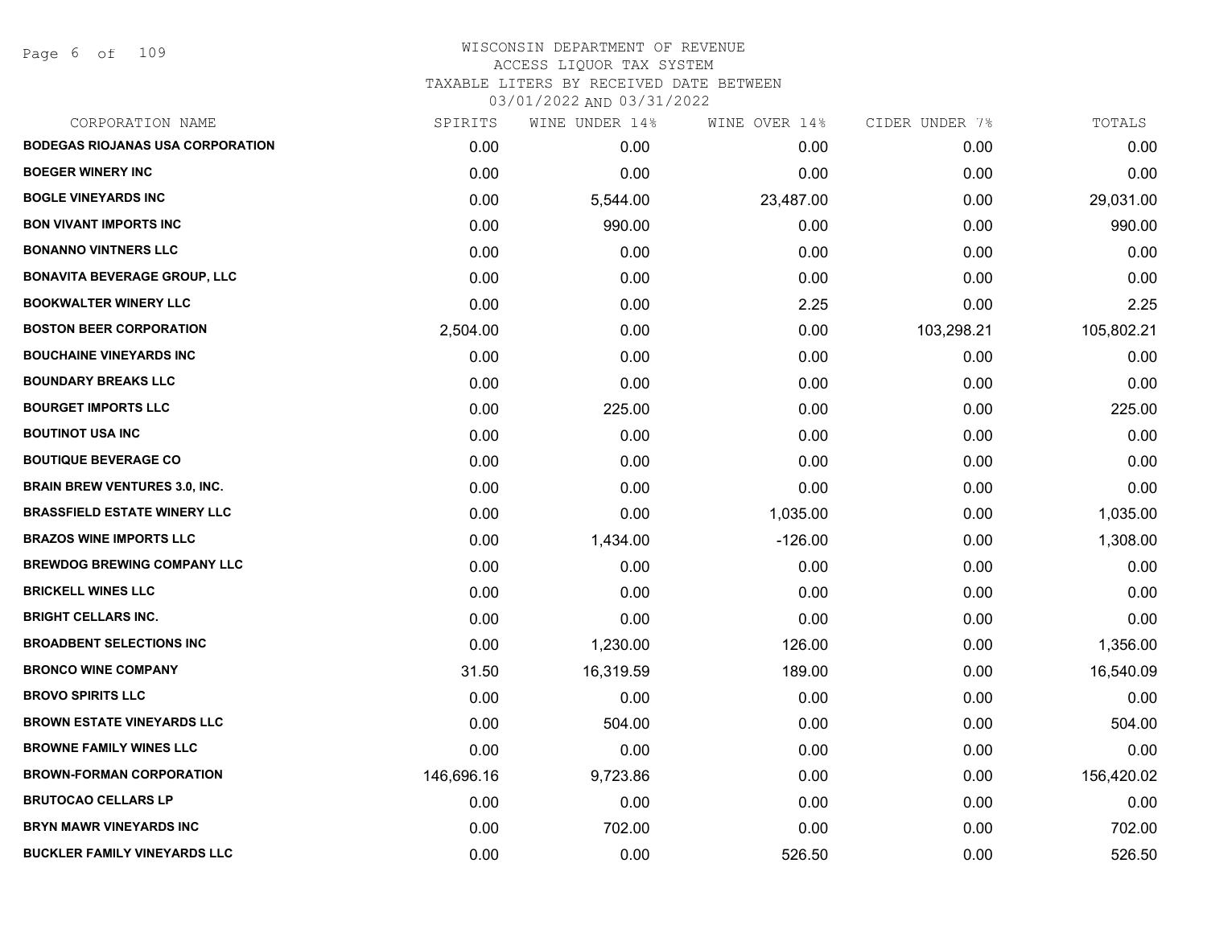WISCONSIN DEPARTMENT OF REVENUE
ACCESS LIQUOR TAX SYSTEM
TAXABLE LITERS BY RECEIVED DATE BETWEEN
03/01/2022 AND 03/31/2022

| CORPORATION NAME | SPIRITS | WINE UNDER 14% | WINE OVER 14% | CIDER UNDER 7% | TOTALS |
|---|---|---|---|---|---|
| **BODEGAS RIOJANAS USA CORPORATION** | 0.00 | 0.00 | 0.00 | 0.00 | 0.00 |
| **BOEGER WINERY INC** | 0.00 | 0.00 | 0.00 | 0.00 | 0.00 |
| **BOGLE VINEYARDS INC** | 0.00 | 5,544.00 | 23,487.00 | 0.00 | 29,031.00 |
| **BON VIVANT IMPORTS INC** | 0.00 | 990.00 | 0.00 | 0.00 | 990.00 |
| **BONANNO VINTNERS LLC** | 0.00 | 0.00 | 0.00 | 0.00 | 0.00 |
| **BONAVITA BEVERAGE GROUP, LLC** | 0.00 | 0.00 | 0.00 | 0.00 | 0.00 |
| **BOOKWALTER WINERY LLC** | 0.00 | 0.00 | 2.25 | 0.00 | 2.25 |
| **BOSTON BEER CORPORATION** | 2,504.00 | 0.00 | 0.00 | 103,298.21 | 105,802.21 |
| **BOUCHAINE VINEYARDS INC** | 0.00 | 0.00 | 0.00 | 0.00 | 0.00 |
| **BOUNDARY BREAKS LLC** | 0.00 | 0.00 | 0.00 | 0.00 | 0.00 |
| **BOURGET IMPORTS LLC** | 0.00 | 225.00 | 0.00 | 0.00 | 225.00 |
| **BOUTINOT USA INC** | 0.00 | 0.00 | 0.00 | 0.00 | 0.00 |
| **BOUTIQUE BEVERAGE CO** | 0.00 | 0.00 | 0.00 | 0.00 | 0.00 |
| **BRAIN BREW VENTURES 3.0, INC.** | 0.00 | 0.00 | 0.00 | 0.00 | 0.00 |
| **BRASSFIELD ESTATE WINERY LLC** | 0.00 | 0.00 | 1,035.00 | 0.00 | 1,035.00 |
| **BRAZOS WINE IMPORTS LLC** | 0.00 | 1,434.00 | -126.00 | 0.00 | 1,308.00 |
| **BREWDOG BREWING COMPANY LLC** | 0.00 | 0.00 | 0.00 | 0.00 | 0.00 |
| **BRICKELL WINES LLC** | 0.00 | 0.00 | 0.00 | 0.00 | 0.00 |
| **BRIGHT CELLARS INC.** | 0.00 | 0.00 | 0.00 | 0.00 | 0.00 |
| **BROADBENT SELECTIONS INC** | 0.00 | 1,230.00 | 126.00 | 0.00 | 1,356.00 |
| **BRONCO WINE COMPANY** | 31.50 | 16,319.59 | 189.00 | 0.00 | 16,540.09 |
| **BROVO SPIRITS LLC** | 0.00 | 0.00 | 0.00 | 0.00 | 0.00 |
| **BROWN ESTATE VINEYARDS LLC** | 0.00 | 504.00 | 0.00 | 0.00 | 504.00 |
| **BROWNE FAMILY WINES LLC** | 0.00 | 0.00 | 0.00 | 0.00 | 0.00 |
| **BROWN-FORMAN CORPORATION** | 146,696.16 | 9,723.86 | 0.00 | 0.00 | 156,420.02 |
| **BRUTOCAO CELLARS LP** | 0.00 | 0.00 | 0.00 | 0.00 | 0.00 |
| **BRYN MAWR VINEYARDS INC** | 0.00 | 702.00 | 0.00 | 0.00 | 702.00 |
| **BUCKLER FAMILY VINEYARDS LLC** | 0.00 | 0.00 | 526.50 | 0.00 | 526.50 |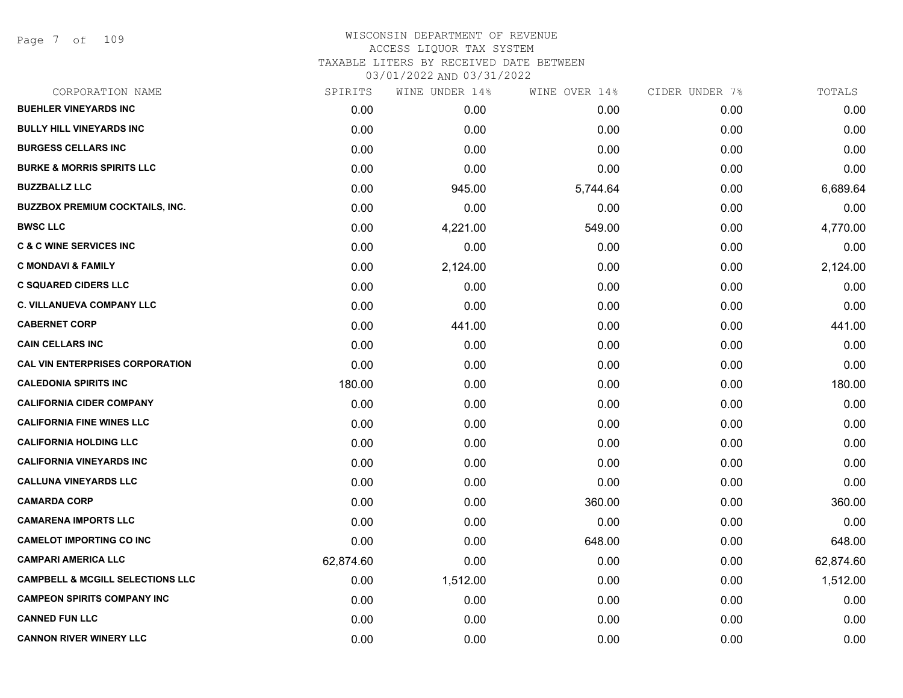WISCONSIN DEPARTMENT OF REVENUE
ACCESS LIQUOR TAX SYSTEM
TAXABLE LITERS BY RECEIVED DATE BETWEEN
03/01/2022 AND 03/31/2022

| CORPORATION NAME | SPIRITS | WINE UNDER 14% | WINE OVER 14% | CIDER UNDER 7% | TOTALS |
|---|---|---|---|---|---|
| BUEHLER VINEYARDS INC | 0.00 | 0.00 | 0.00 | 0.00 | 0.00 |
| BULLY HILL VINEYARDS INC | 0.00 | 0.00 | 0.00 | 0.00 | 0.00 |
| BURGESS CELLARS INC | 0.00 | 0.00 | 0.00 | 0.00 | 0.00 |
| BURKE & MORRIS SPIRITS LLC | 0.00 | 0.00 | 0.00 | 0.00 | 0.00 |
| BUZZBALLZ LLC | 0.00 | 945.00 | 5,744.64 | 0.00 | 6,689.64 |
| BUZZBOX PREMIUM COCKTAILS, INC. | 0.00 | 0.00 | 0.00 | 0.00 | 0.00 |
| BWSC LLC | 0.00 | 4,221.00 | 549.00 | 0.00 | 4,770.00 |
| C & C WINE SERVICES INC | 0.00 | 0.00 | 0.00 | 0.00 | 0.00 |
| C MONDAVI & FAMILY | 0.00 | 2,124.00 | 0.00 | 0.00 | 2,124.00 |
| C SQUARED CIDERS LLC | 0.00 | 0.00 | 0.00 | 0.00 | 0.00 |
| C. VILLANUEVA COMPANY LLC | 0.00 | 0.00 | 0.00 | 0.00 | 0.00 |
| CABERNET CORP | 0.00 | 441.00 | 0.00 | 0.00 | 441.00 |
| CAIN CELLARS INC | 0.00 | 0.00 | 0.00 | 0.00 | 0.00 |
| CAL VIN ENTERPRISES CORPORATION | 0.00 | 0.00 | 0.00 | 0.00 | 0.00 |
| CALEDONIA SPIRITS INC | 180.00 | 0.00 | 0.00 | 0.00 | 180.00 |
| CALIFORNIA CIDER COMPANY | 0.00 | 0.00 | 0.00 | 0.00 | 0.00 |
| CALIFORNIA FINE WINES LLC | 0.00 | 0.00 | 0.00 | 0.00 | 0.00 |
| CALIFORNIA HOLDING LLC | 0.00 | 0.00 | 0.00 | 0.00 | 0.00 |
| CALIFORNIA VINEYARDS INC | 0.00 | 0.00 | 0.00 | 0.00 | 0.00 |
| CALLUNA VINEYARDS LLC | 0.00 | 0.00 | 0.00 | 0.00 | 0.00 |
| CAMARDA CORP | 0.00 | 0.00 | 360.00 | 0.00 | 360.00 |
| CAMARENA IMPORTS LLC | 0.00 | 0.00 | 0.00 | 0.00 | 0.00 |
| CAMELOT IMPORTING CO INC | 0.00 | 0.00 | 648.00 | 0.00 | 648.00 |
| CAMPARI AMERICA LLC | 62,874.60 | 0.00 | 0.00 | 0.00 | 62,874.60 |
| CAMPBELL & MCGILL SELECTIONS LLC | 0.00 | 1,512.00 | 0.00 | 0.00 | 1,512.00 |
| CAMPEON SPIRITS COMPANY INC | 0.00 | 0.00 | 0.00 | 0.00 | 0.00 |
| CANNED FUN LLC | 0.00 | 0.00 | 0.00 | 0.00 | 0.00 |
| CANNON RIVER WINERY LLC | 0.00 | 0.00 | 0.00 | 0.00 | 0.00 |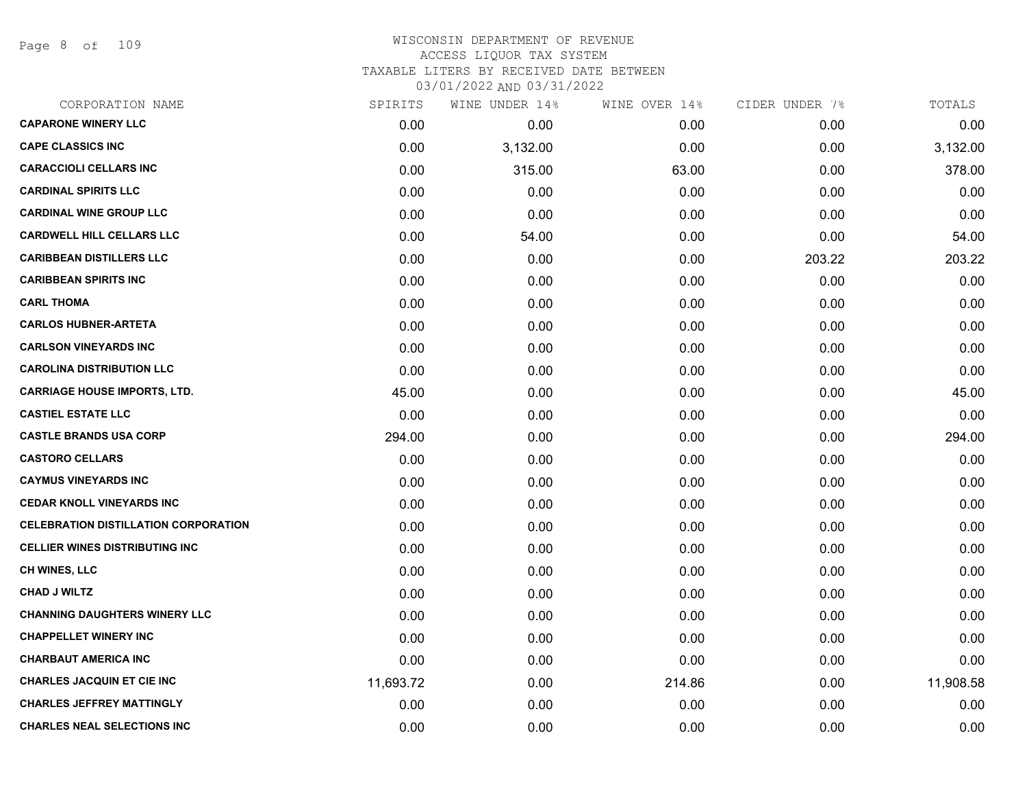WISCONSIN DEPARTMENT OF REVENUE
ACCESS LIQUOR TAX SYSTEM
TAXABLE LITERS BY RECEIVED DATE BETWEEN
03/01/2022 AND 03/31/2022

| CORPORATION NAME | SPIRITS | WINE UNDER 14% | WINE OVER 14% | CIDER UNDER 7% | TOTALS |
|---|---|---|---|---|---|
| CAPARONE WINERY LLC | 0.00 | 0.00 | 0.00 | 0.00 | 0.00 |
| CAPE CLASSICS INC | 0.00 | 3,132.00 | 0.00 | 0.00 | 3,132.00 |
| CARACCIOLI CELLARS INC | 0.00 | 315.00 | 63.00 | 0.00 | 378.00 |
| CARDINAL SPIRITS LLC | 0.00 | 0.00 | 0.00 | 0.00 | 0.00 |
| CARDINAL WINE GROUP LLC | 0.00 | 0.00 | 0.00 | 0.00 | 0.00 |
| CARDWELL HILL CELLARS LLC | 0.00 | 54.00 | 0.00 | 0.00 | 54.00 |
| CARIBBEAN DISTILLERS LLC | 0.00 | 0.00 | 0.00 | 203.22 | 203.22 |
| CARIBBEAN SPIRITS INC | 0.00 | 0.00 | 0.00 | 0.00 | 0.00 |
| CARL THOMA | 0.00 | 0.00 | 0.00 | 0.00 | 0.00 |
| CARLOS HUBNER-ARTETA | 0.00 | 0.00 | 0.00 | 0.00 | 0.00 |
| CARLSON VINEYARDS INC | 0.00 | 0.00 | 0.00 | 0.00 | 0.00 |
| CAROLINA DISTRIBUTION LLC | 0.00 | 0.00 | 0.00 | 0.00 | 0.00 |
| CARRIAGE HOUSE IMPORTS, LTD. | 45.00 | 0.00 | 0.00 | 0.00 | 45.00 |
| CASTIEL ESTATE LLC | 0.00 | 0.00 | 0.00 | 0.00 | 0.00 |
| CASTLE BRANDS USA CORP | 294.00 | 0.00 | 0.00 | 0.00 | 294.00 |
| CASTORO CELLARS | 0.00 | 0.00 | 0.00 | 0.00 | 0.00 |
| CAYMUS VINEYARDS INC | 0.00 | 0.00 | 0.00 | 0.00 | 0.00 |
| CEDAR KNOLL VINEYARDS INC | 0.00 | 0.00 | 0.00 | 0.00 | 0.00 |
| CELEBRATION DISTILLATION CORPORATION | 0.00 | 0.00 | 0.00 | 0.00 | 0.00 |
| CELLIER WINES DISTRIBUTING INC | 0.00 | 0.00 | 0.00 | 0.00 | 0.00 |
| CH WINES, LLC | 0.00 | 0.00 | 0.00 | 0.00 | 0.00 |
| CHAD J WILTZ | 0.00 | 0.00 | 0.00 | 0.00 | 0.00 |
| CHANNING DAUGHTERS WINERY LLC | 0.00 | 0.00 | 0.00 | 0.00 | 0.00 |
| CHAPPELLET WINERY INC | 0.00 | 0.00 | 0.00 | 0.00 | 0.00 |
| CHARBAUT AMERICA INC | 0.00 | 0.00 | 0.00 | 0.00 | 0.00 |
| CHARLES JACQUIN ET CIE INC | 11,693.72 | 0.00 | 214.86 | 0.00 | 11,908.58 |
| CHARLES JEFFREY MATTINGLY | 0.00 | 0.00 | 0.00 | 0.00 | 0.00 |
| CHARLES NEAL SELECTIONS INC | 0.00 | 0.00 | 0.00 | 0.00 | 0.00 |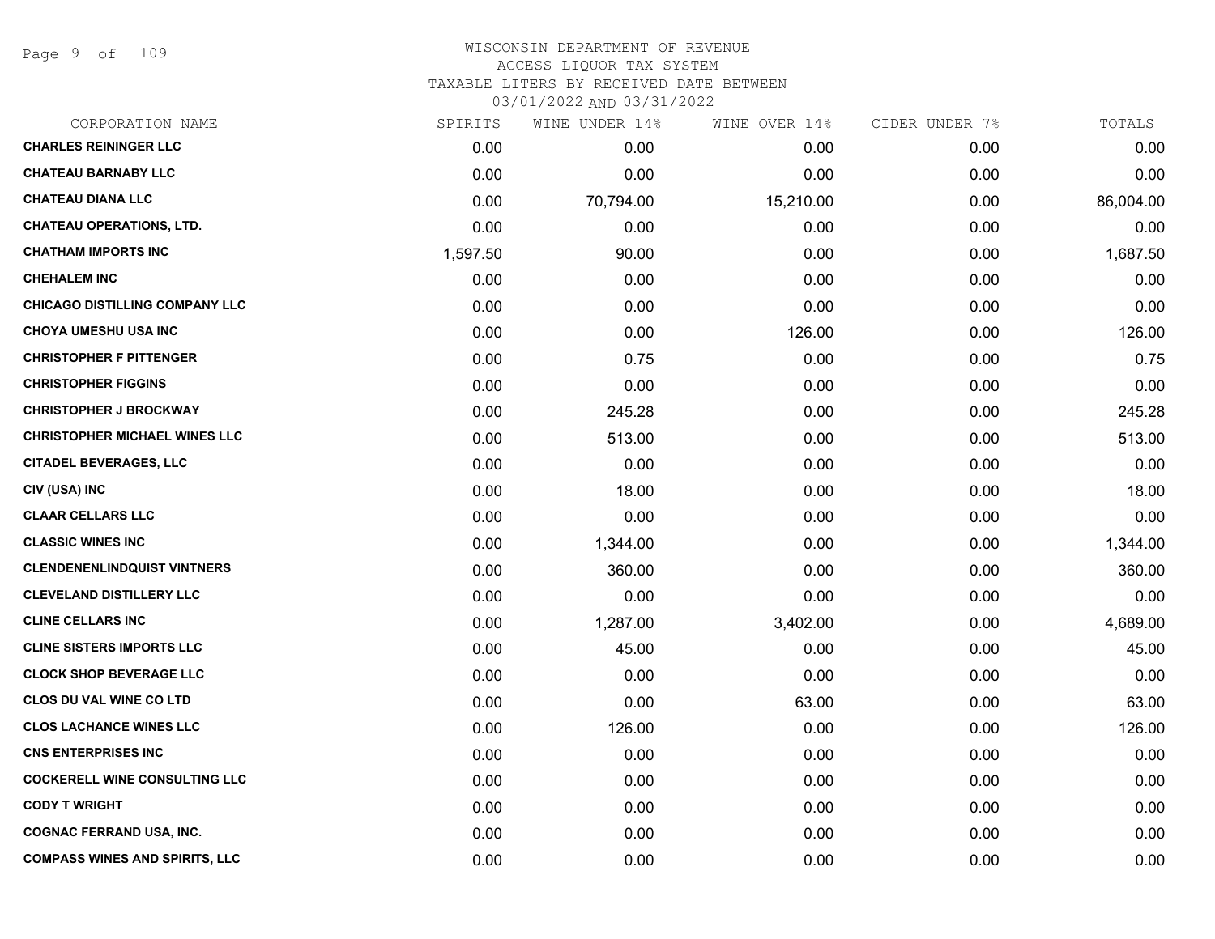# WISCONSIN DEPARTMENT OF REVENUE
## ACCESS LIQUOR TAX SYSTEM
### TAXABLE LITERS BY RECEIVED DATE BETWEEN 03/01/2022 AND 03/31/2022

| CORPORATION NAME | SPIRITS | WINE UNDER 14% | WINE OVER 14% | CIDER UNDER 7% | TOTALS |
|---|---|---|---|---|---|
| CHARLES REININGER LLC | 0.00 | 0.00 | 0.00 | 0.00 | 0.00 |
| CHATEAU BARNABY LLC | 0.00 | 0.00 | 0.00 | 0.00 | 0.00 |
| CHATEAU DIANA LLC | 0.00 | 70,794.00 | 15,210.00 | 0.00 | 86,004.00 |
| CHATEAU OPERATIONS, LTD. | 0.00 | 0.00 | 0.00 | 0.00 | 0.00 |
| CHATHAM IMPORTS INC | 1,597.50 | 90.00 | 0.00 | 0.00 | 1,687.50 |
| CHEHALEM INC | 0.00 | 0.00 | 0.00 | 0.00 | 0.00 |
| CHICAGO DISTILLING COMPANY LLC | 0.00 | 0.00 | 0.00 | 0.00 | 0.00 |
| CHOYA UMESHU USA INC | 0.00 | 0.00 | 126.00 | 0.00 | 126.00 |
| CHRISTOPHER F PITTENGER | 0.00 | 0.75 | 0.00 | 0.00 | 0.75 |
| CHRISTOPHER FIGGINS | 0.00 | 0.00 | 0.00 | 0.00 | 0.00 |
| CHRISTOPHER J BROCKWAY | 0.00 | 245.28 | 0.00 | 0.00 | 245.28 |
| CHRISTOPHER MICHAEL WINES LLC | 0.00 | 513.00 | 0.00 | 0.00 | 513.00 |
| CITADEL BEVERAGES, LLC | 0.00 | 0.00 | 0.00 | 0.00 | 0.00 |
| CIV (USA) INC | 0.00 | 18.00 | 0.00 | 0.00 | 18.00 |
| CLAAR CELLARS LLC | 0.00 | 0.00 | 0.00 | 0.00 | 0.00 |
| CLASSIC WINES INC | 0.00 | 1,344.00 | 0.00 | 0.00 | 1,344.00 |
| CLENDENENLINDQUIST VINTNERS | 0.00 | 360.00 | 0.00 | 0.00 | 360.00 |
| CLEVELAND DISTILLERY LLC | 0.00 | 0.00 | 0.00 | 0.00 | 0.00 |
| CLINE CELLARS INC | 0.00 | 1,287.00 | 3,402.00 | 0.00 | 4,689.00 |
| CLINE SISTERS IMPORTS LLC | 0.00 | 45.00 | 0.00 | 0.00 | 45.00 |
| CLOCK SHOP BEVERAGE LLC | 0.00 | 0.00 | 0.00 | 0.00 | 0.00 |
| CLOS DU VAL WINE CO LTD | 0.00 | 0.00 | 63.00 | 0.00 | 63.00 |
| CLOS LACHANCE WINES LLC | 0.00 | 126.00 | 0.00 | 0.00 | 126.00 |
| CNS ENTERPRISES INC | 0.00 | 0.00 | 0.00 | 0.00 | 0.00 |
| COCKERELL WINE CONSULTING LLC | 0.00 | 0.00 | 0.00 | 0.00 | 0.00 |
| CODY T WRIGHT | 0.00 | 0.00 | 0.00 | 0.00 | 0.00 |
| COGNAC FERRAND USA, INC. | 0.00 | 0.00 | 0.00 | 0.00 | 0.00 |
| COMPASS WINES AND SPIRITS, LLC | 0.00 | 0.00 | 0.00 | 0.00 | 0.00 |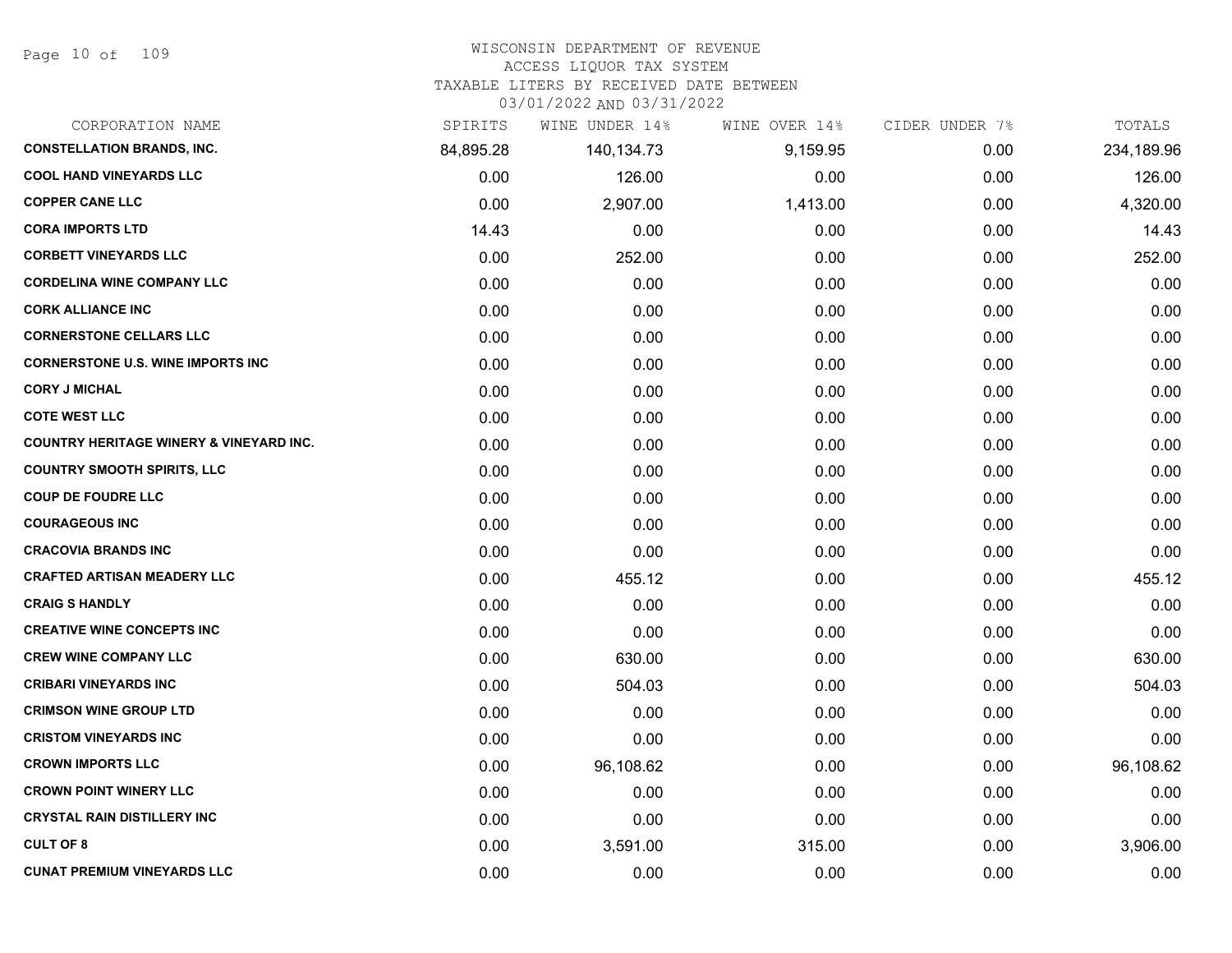# WISCONSIN DEPARTMENT OF REVENUE
## ACCESS LIQUOR TAX SYSTEM
### TAXABLE LITERS BY RECEIVED DATE BETWEEN 03/01/2022 AND 03/31/2022

| CORPORATION NAME | SPIRITS | WINE UNDER 14% | WINE OVER 14% | CIDER UNDER 7% | TOTALS |
|---|---|---|---|---|---|
| CONSTELLATION BRANDS, INC. | 84,895.28 | 140,134.73 | 9,159.95 | 0.00 | 234,189.96 |
| COOL HAND VINEYARDS LLC | 0.00 | 126.00 | 0.00 | 0.00 | 126.00 |
| COPPER CANE LLC | 0.00 | 2,907.00 | 1,413.00 | 0.00 | 4,320.00 |
| CORA IMPORTS LTD | 14.43 | 0.00 | 0.00 | 0.00 | 14.43 |
| CORBETT VINEYARDS LLC | 0.00 | 252.00 | 0.00 | 0.00 | 252.00 |
| CORDELINA WINE COMPANY LLC | 0.00 | 0.00 | 0.00 | 0.00 | 0.00 |
| CORK ALLIANCE INC | 0.00 | 0.00 | 0.00 | 0.00 | 0.00 |
| CORNERSTONE CELLARS LLC | 0.00 | 0.00 | 0.00 | 0.00 | 0.00 |
| CORNERSTONE U.S. WINE IMPORTS INC | 0.00 | 0.00 | 0.00 | 0.00 | 0.00 |
| CORY J MICHAL | 0.00 | 0.00 | 0.00 | 0.00 | 0.00 |
| COTE WEST LLC | 0.00 | 0.00 | 0.00 | 0.00 | 0.00 |
| COUNTRY HERITAGE WINERY & VINEYARD INC. | 0.00 | 0.00 | 0.00 | 0.00 | 0.00 |
| COUNTRY SMOOTH SPIRITS, LLC | 0.00 | 0.00 | 0.00 | 0.00 | 0.00 |
| COUP DE FOUDRE LLC | 0.00 | 0.00 | 0.00 | 0.00 | 0.00 |
| COURAGEOUS INC | 0.00 | 0.00 | 0.00 | 0.00 | 0.00 |
| CRACOVIA BRANDS INC | 0.00 | 0.00 | 0.00 | 0.00 | 0.00 |
| CRAFTED ARTISAN MEADERY LLC | 0.00 | 455.12 | 0.00 | 0.00 | 455.12 |
| CRAIG S HANDLY | 0.00 | 0.00 | 0.00 | 0.00 | 0.00 |
| CREATIVE WINE CONCEPTS INC | 0.00 | 0.00 | 0.00 | 0.00 | 0.00 |
| CREW WINE COMPANY LLC | 0.00 | 630.00 | 0.00 | 0.00 | 630.00 |
| CRIBARI VINEYARDS INC | 0.00 | 504.03 | 0.00 | 0.00 | 504.03 |
| CRIMSON WINE GROUP LTD | 0.00 | 0.00 | 0.00 | 0.00 | 0.00 |
| CRISTOM VINEYARDS INC | 0.00 | 0.00 | 0.00 | 0.00 | 0.00 |
| CROWN IMPORTS LLC | 0.00 | 96,108.62 | 0.00 | 0.00 | 96,108.62 |
| CROWN POINT WINERY LLC | 0.00 | 0.00 | 0.00 | 0.00 | 0.00 |
| CRYSTAL RAIN DISTILLERY INC | 0.00 | 0.00 | 0.00 | 0.00 | 0.00 |
| CULT OF 8 | 0.00 | 3,591.00 | 315.00 | 0.00 | 3,906.00 |
| CUNAT PREMIUM VINEYARDS LLC | 0.00 | 0.00 | 0.00 | 0.00 | 0.00 |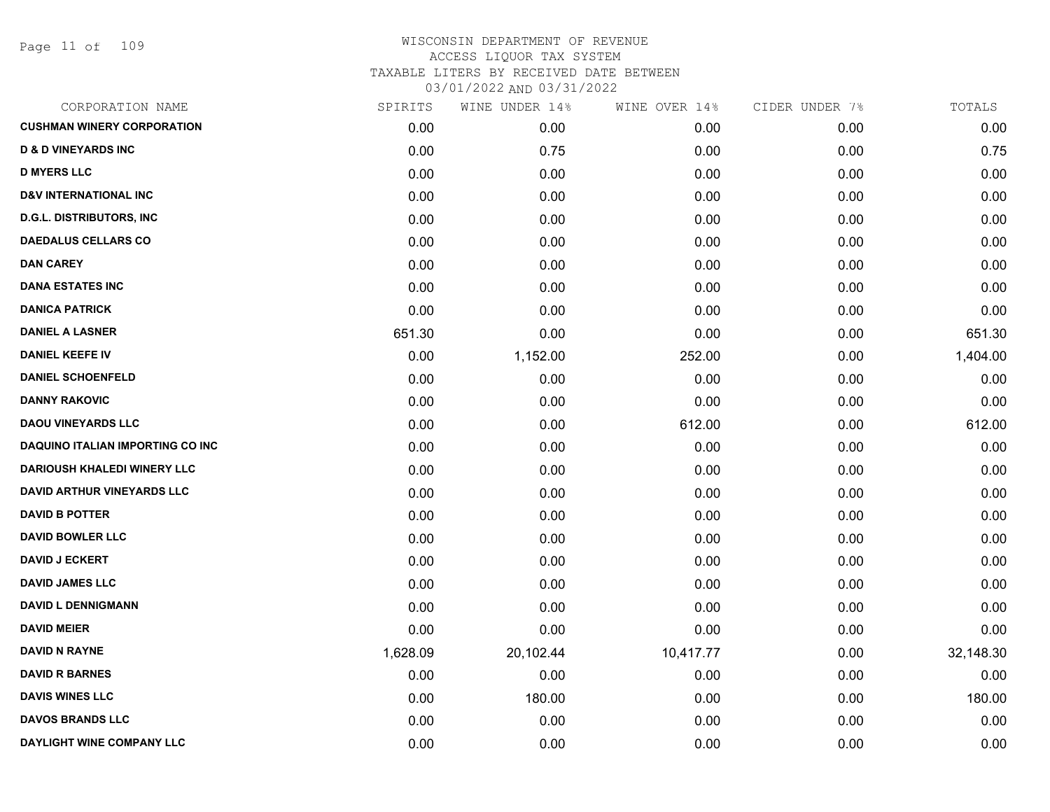WISCONSIN DEPARTMENT OF REVENUE
ACCESS LIQUOR TAX SYSTEM
TAXABLE LITERS BY RECEIVED DATE BETWEEN
03/01/2022 AND 03/31/2022

| CORPORATION NAME | SPIRITS | WINE UNDER 14% | WINE OVER 14% | CIDER UNDER 7% | TOTALS |
|---|---|---|---|---|---|
| CUSHMAN WINERY CORPORATION | 0.00 | 0.00 | 0.00 | 0.00 | 0.00 |
| D & D VINEYARDS INC | 0.00 | 0.75 | 0.00 | 0.00 | 0.75 |
| D MYERS LLC | 0.00 | 0.00 | 0.00 | 0.00 | 0.00 |
| D&V INTERNATIONAL INC | 0.00 | 0.00 | 0.00 | 0.00 | 0.00 |
| D.G.L. DISTRIBUTORS, INC | 0.00 | 0.00 | 0.00 | 0.00 | 0.00 |
| DAEDALUS CELLARS CO | 0.00 | 0.00 | 0.00 | 0.00 | 0.00 |
| DAN CAREY | 0.00 | 0.00 | 0.00 | 0.00 | 0.00 |
| DANA ESTATES INC | 0.00 | 0.00 | 0.00 | 0.00 | 0.00 |
| DANICA PATRICK | 0.00 | 0.00 | 0.00 | 0.00 | 0.00 |
| DANIEL A LASNER | 651.30 | 0.00 | 0.00 | 0.00 | 651.30 |
| DANIEL KEEFE IV | 0.00 | 1,152.00 | 252.00 | 0.00 | 1,404.00 |
| DANIEL SCHOENFELD | 0.00 | 0.00 | 0.00 | 0.00 | 0.00 |
| DANNY RAKOVIC | 0.00 | 0.00 | 0.00 | 0.00 | 0.00 |
| DAOU VINEYARDS LLC | 0.00 | 0.00 | 612.00 | 0.00 | 612.00 |
| DAQUINO ITALIAN IMPORTING CO INC | 0.00 | 0.00 | 0.00 | 0.00 | 0.00 |
| DARIOUSH KHALEDI WINERY LLC | 0.00 | 0.00 | 0.00 | 0.00 | 0.00 |
| DAVID ARTHUR VINEYARDS LLC | 0.00 | 0.00 | 0.00 | 0.00 | 0.00 |
| DAVID B POTTER | 0.00 | 0.00 | 0.00 | 0.00 | 0.00 |
| DAVID BOWLER LLC | 0.00 | 0.00 | 0.00 | 0.00 | 0.00 |
| DAVID J ECKERT | 0.00 | 0.00 | 0.00 | 0.00 | 0.00 |
| DAVID JAMES LLC | 0.00 | 0.00 | 0.00 | 0.00 | 0.00 |
| DAVID L DENNIGMANN | 0.00 | 0.00 | 0.00 | 0.00 | 0.00 |
| DAVID MEIER | 0.00 | 0.00 | 0.00 | 0.00 | 0.00 |
| DAVID N RAYNE | 1,628.09 | 20,102.44 | 10,417.77 | 0.00 | 32,148.30 |
| DAVID R BARNES | 0.00 | 0.00 | 0.00 | 0.00 | 0.00 |
| DAVIS WINES LLC | 0.00 | 180.00 | 0.00 | 0.00 | 180.00 |
| DAVOS BRANDS LLC | 0.00 | 0.00 | 0.00 | 0.00 | 0.00 |
| DAYLIGHT WINE COMPANY LLC | 0.00 | 0.00 | 0.00 | 0.00 | 0.00 |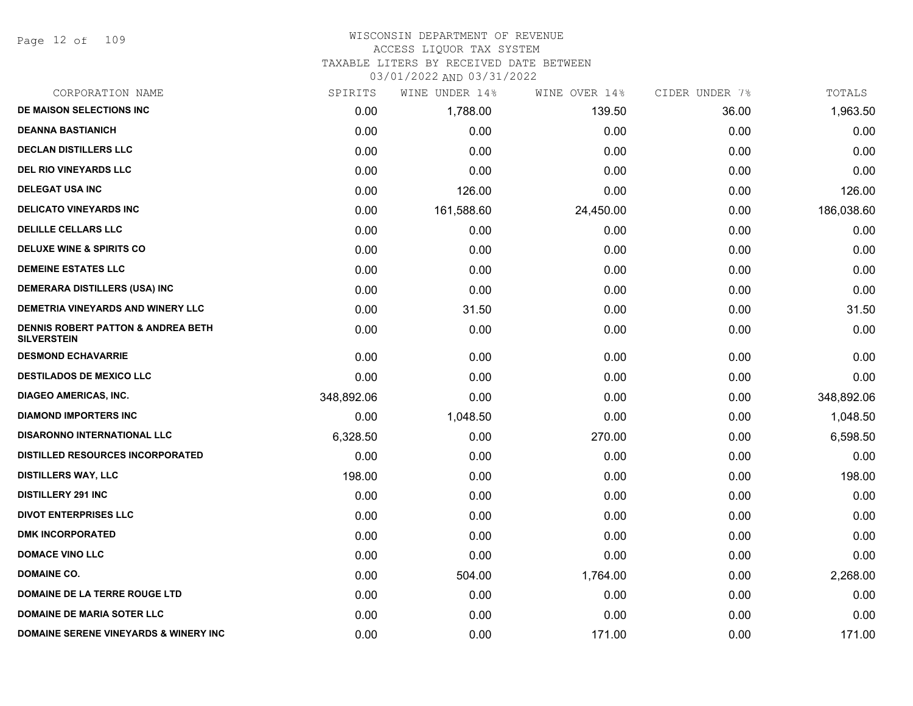WISCONSIN DEPARTMENT OF REVENUE
ACCESS LIQUOR TAX SYSTEM
TAXABLE LITERS BY RECEIVED DATE BETWEEN
03/01/2022 AND 03/31/2022

| CORPORATION NAME | SPIRITS | WINE UNDER 14% | WINE OVER 14% | CIDER UNDER 7% | TOTALS |
|---|---|---|---|---|---|
| **DE MAISON SELECTIONS INC** | 0.00 | 1,788.00 | 139.50 | 36.00 | 1,963.50 |
| **DEANNA BASTIANICH** | 0.00 | 0.00 | 0.00 | 0.00 | 0.00 |
| **DECLAN DISTILLERS LLC** | 0.00 | 0.00 | 0.00 | 0.00 | 0.00 |
| **DEL RIO VINEYARDS LLC** | 0.00 | 0.00 | 0.00 | 0.00 | 0.00 |
| **DELEGAT USA INC** | 0.00 | 126.00 | 0.00 | 0.00 | 126.00 |
| **DELICATO VINEYARDS INC** | 0.00 | 161,588.60 | 24,450.00 | 0.00 | 186,038.60 |
| **DELILLE CELLARS LLC** | 0.00 | 0.00 | 0.00 | 0.00 | 0.00 |
| **DELUXE WINE & SPIRITS CO** | 0.00 | 0.00 | 0.00 | 0.00 | 0.00 |
| **DEMEINE ESTATES LLC** | 0.00 | 0.00 | 0.00 | 0.00 | 0.00 |
| **DEMERARA DISTILLERS (USA) INC** | 0.00 | 0.00 | 0.00 | 0.00 | 0.00 |
| **DEMETRIA VINEYARDS AND WINERY LLC** | 0.00 | 31.50 | 0.00 | 0.00 | 31.50 |
| **DENNIS ROBERT PATTON & ANDREA BETH SILVERSTEIN** | 0.00 | 0.00 | 0.00 | 0.00 | 0.00 |
| **DESMOND ECHAVARRIE** | 0.00 | 0.00 | 0.00 | 0.00 | 0.00 |
| **DESTILADOS DE MEXICO LLC** | 0.00 | 0.00 | 0.00 | 0.00 | 0.00 |
| **DIAGEO AMERICAS, INC.** | 348,892.06 | 0.00 | 0.00 | 0.00 | 348,892.06 |
| **DIAMOND IMPORTERS INC** | 0.00 | 1,048.50 | 0.00 | 0.00 | 1,048.50 |
| **DISARONNO INTERNATIONAL LLC** | 6,328.50 | 0.00 | 270.00 | 0.00 | 6,598.50 |
| **DISTILLED RESOURCES INCORPORATED** | 0.00 | 0.00 | 0.00 | 0.00 | 0.00 |
| **DISTILLERS WAY, LLC** | 198.00 | 0.00 | 0.00 | 0.00 | 198.00 |
| **DISTILLERY 291 INC** | 0.00 | 0.00 | 0.00 | 0.00 | 0.00 |
| **DIVOT ENTERPRISES LLC** | 0.00 | 0.00 | 0.00 | 0.00 | 0.00 |
| **DMK INCORPORATED** | 0.00 | 0.00 | 0.00 | 0.00 | 0.00 |
| **DOMACE VINO LLC** | 0.00 | 0.00 | 0.00 | 0.00 | 0.00 |
| **DOMAINE CO.** | 0.00 | 504.00 | 1,764.00 | 0.00 | 2,268.00 |
| **DOMAINE DE LA TERRE ROUGE LTD** | 0.00 | 0.00 | 0.00 | 0.00 | 0.00 |
| **DOMAINE DE MARIA SOTER LLC** | 0.00 | 0.00 | 0.00 | 0.00 | 0.00 |
| **DOMAINE SERENE VINEYARDS & WINERY INC** | 0.00 | 0.00 | 171.00 | 0.00 | 171.00 |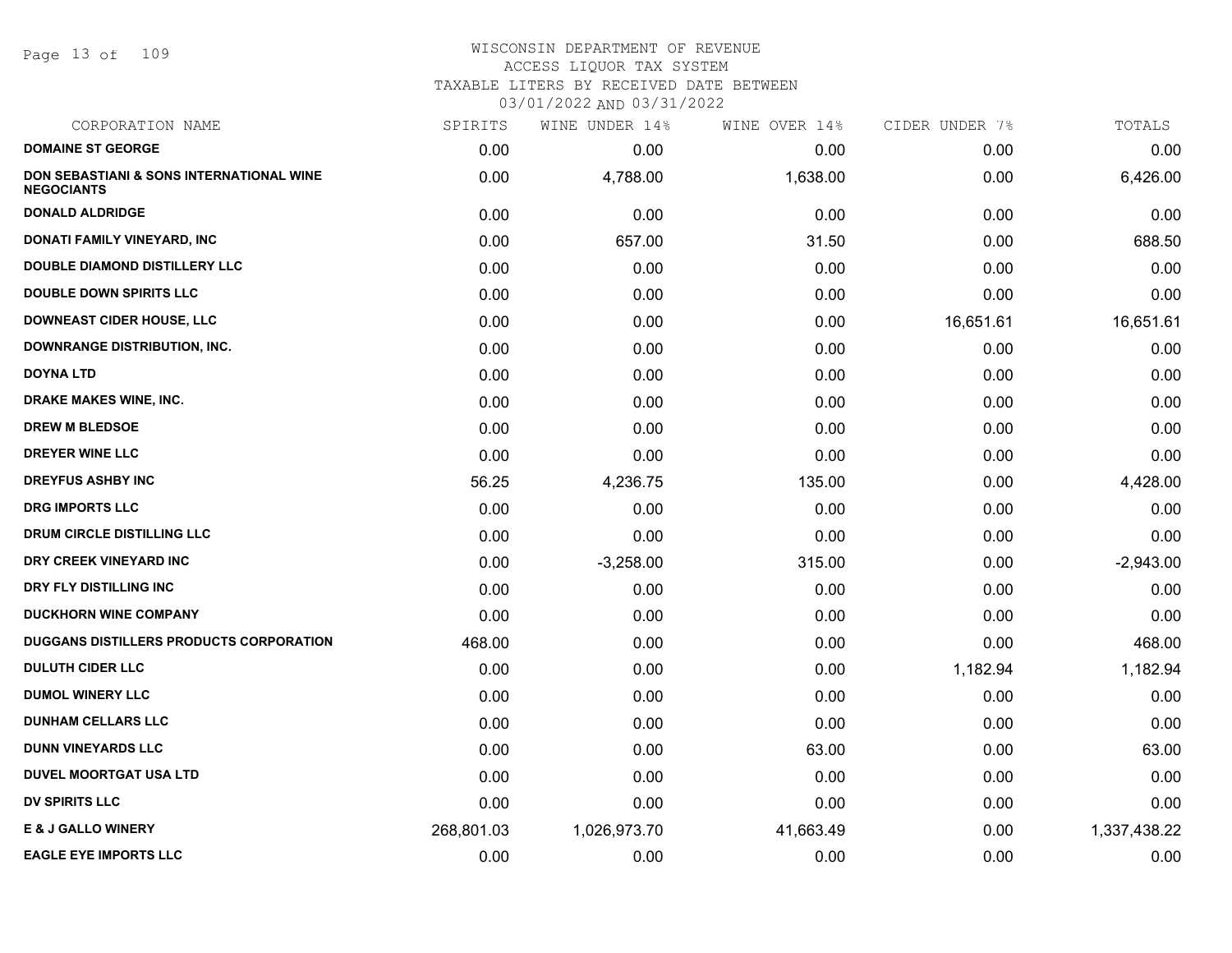WISCONSIN DEPARTMENT OF REVENUE
ACCESS LIQUOR TAX SYSTEM
TAXABLE LITERS BY RECEIVED DATE BETWEEN
03/01/2022 AND 03/31/2022

| CORPORATION NAME | SPIRITS | WINE UNDER 14% | WINE OVER 14% | CIDER UNDER 7% | TOTALS |
|---|---|---|---|---|---|
| **DOMAINE ST GEORGE** | 0.00 | 0.00 | 0.00 | 0.00 | 0.00 |
| **DON SEBASTIANI & SONS INTERNATIONAL WINE NEGOCIANTS** | 0.00 | 4,788.00 | 1,638.00 | 0.00 | 6,426.00 |
| **DONALD ALDRIDGE** | 0.00 | 0.00 | 0.00 | 0.00 | 0.00 |
| **DONATI FAMILY VINEYARD, INC** | 0.00 | 657.00 | 31.50 | 0.00 | 688.50 |
| **DOUBLE DIAMOND DISTILLERY LLC** | 0.00 | 0.00 | 0.00 | 0.00 | 0.00 |
| **DOUBLE DOWN SPIRITS LLC** | 0.00 | 0.00 | 0.00 | 0.00 | 0.00 |
| **DOWNEAST CIDER HOUSE, LLC** | 0.00 | 0.00 | 0.00 | 16,651.61 | 16,651.61 |
| **DOWNRANGE DISTRIBUTION, INC.** | 0.00 | 0.00 | 0.00 | 0.00 | 0.00 |
| **DOYNA LTD** | 0.00 | 0.00 | 0.00 | 0.00 | 0.00 |
| **DRAKE MAKES WINE, INC.** | 0.00 | 0.00 | 0.00 | 0.00 | 0.00 |
| **DREW M BLEDSOE** | 0.00 | 0.00 | 0.00 | 0.00 | 0.00 |
| **DREYER WINE LLC** | 0.00 | 0.00 | 0.00 | 0.00 | 0.00 |
| **DREYFUS ASHBY INC** | 56.25 | 4,236.75 | 135.00 | 0.00 | 4,428.00 |
| **DRG IMPORTS LLC** | 0.00 | 0.00 | 0.00 | 0.00 | 0.00 |
| **DRUM CIRCLE DISTILLING LLC** | 0.00 | 0.00 | 0.00 | 0.00 | 0.00 |
| **DRY CREEK VINEYARD INC** | 0.00 | -3,258.00 | 315.00 | 0.00 | -2,943.00 |
| **DRY FLY DISTILLING INC** | 0.00 | 0.00 | 0.00 | 0.00 | 0.00 |
| **DUCKHORN WINE COMPANY** | 0.00 | 0.00 | 0.00 | 0.00 | 0.00 |
| **DUGGANS DISTILLERS PRODUCTS CORPORATION** | 468.00 | 0.00 | 0.00 | 0.00 | 468.00 |
| **DULUTH CIDER LLC** | 0.00 | 0.00 | 0.00 | 1,182.94 | 1,182.94 |
| **DUMOL WINERY LLC** | 0.00 | 0.00 | 0.00 | 0.00 | 0.00 |
| **DUNHAM CELLARS LLC** | 0.00 | 0.00 | 0.00 | 0.00 | 0.00 |
| **DUNN VINEYARDS LLC** | 0.00 | 0.00 | 63.00 | 0.00 | 63.00 |
| **DUVEL MOORTGAT USA LTD** | 0.00 | 0.00 | 0.00 | 0.00 | 0.00 |
| **DV SPIRITS LLC** | 0.00 | 0.00 | 0.00 | 0.00 | 0.00 |
| **E & J GALLO WINERY** | 268,801.03 | 1,026,973.70 | 41,663.49 | 0.00 | 1,337,438.22 |
| **EAGLE EYE IMPORTS LLC** | 0.00 | 0.00 | 0.00 | 0.00 | 0.00 |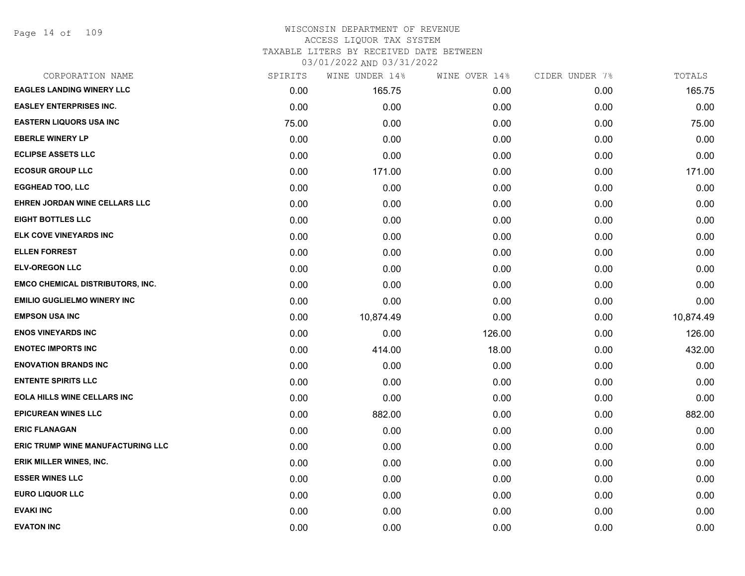# WISCONSIN DEPARTMENT OF REVENUE

ACCESS LIQUOR TAX SYSTEM

TAXABLE LITERS BY RECEIVED DATE BETWEEN

03/01/2022 AND 03/31/2022

| CORPORATION NAME | SPIRITS | WINE UNDER 14% | WINE OVER 14% | CIDER UNDER 7% | TOTALS |
|---|---|---|---|---|---|
| EAGLES LANDING WINERY LLC | 0.00 | 165.75 | 0.00 | 0.00 | 165.75 |
| EASLEY ENTERPRISES INC. | 0.00 | 0.00 | 0.00 | 0.00 | 0.00 |
| EASTERN LIQUORS USA INC | 75.00 | 0.00 | 0.00 | 0.00 | 75.00 |
| EBERLE WINERY LP | 0.00 | 0.00 | 0.00 | 0.00 | 0.00 |
| ECLIPSE ASSETS LLC | 0.00 | 0.00 | 0.00 | 0.00 | 0.00 |
| ECOSUR GROUP LLC | 0.00 | 171.00 | 0.00 | 0.00 | 171.00 |
| EGGHEAD TOO, LLC | 0.00 | 0.00 | 0.00 | 0.00 | 0.00 |
| EHREN JORDAN WINE CELLARS LLC | 0.00 | 0.00 | 0.00 | 0.00 | 0.00 |
| EIGHT BOTTLES LLC | 0.00 | 0.00 | 0.00 | 0.00 | 0.00 |
| ELK COVE VINEYARDS INC | 0.00 | 0.00 | 0.00 | 0.00 | 0.00 |
| ELLEN FORREST | 0.00 | 0.00 | 0.00 | 0.00 | 0.00 |
| ELV-OREGON LLC | 0.00 | 0.00 | 0.00 | 0.00 | 0.00 |
| EMCO CHEMICAL DISTRIBUTORS, INC. | 0.00 | 0.00 | 0.00 | 0.00 | 0.00 |
| EMILIO GUGLIELMO WINERY INC | 0.00 | 0.00 | 0.00 | 0.00 | 0.00 |
| EMPSON USA INC | 0.00 | 10,874.49 | 0.00 | 0.00 | 10,874.49 |
| ENOS VINEYARDS INC | 0.00 | 0.00 | 126.00 | 0.00 | 126.00 |
| ENOTEC IMPORTS INC | 0.00 | 414.00 | 18.00 | 0.00 | 432.00 |
| ENOVATION BRANDS INC | 0.00 | 0.00 | 0.00 | 0.00 | 0.00 |
| ENTENTE SPIRITS LLC | 0.00 | 0.00 | 0.00 | 0.00 | 0.00 |
| EOLA HILLS WINE CELLARS INC | 0.00 | 0.00 | 0.00 | 0.00 | 0.00 |
| EPICUREAN WINES LLC | 0.00 | 882.00 | 0.00 | 0.00 | 882.00 |
| ERIC FLANAGAN | 0.00 | 0.00 | 0.00 | 0.00 | 0.00 |
| ERIC TRUMP WINE MANUFACTURING LLC | 0.00 | 0.00 | 0.00 | 0.00 | 0.00 |
| ERIK MILLER WINES, INC. | 0.00 | 0.00 | 0.00 | 0.00 | 0.00 |
| ESSER WINES LLC | 0.00 | 0.00 | 0.00 | 0.00 | 0.00 |
| EURO LIQUOR LLC | 0.00 | 0.00 | 0.00 | 0.00 | 0.00 |
| EVAKI INC | 0.00 | 0.00 | 0.00 | 0.00 | 0.00 |
| EVATON INC | 0.00 | 0.00 | 0.00 | 0.00 | 0.00 |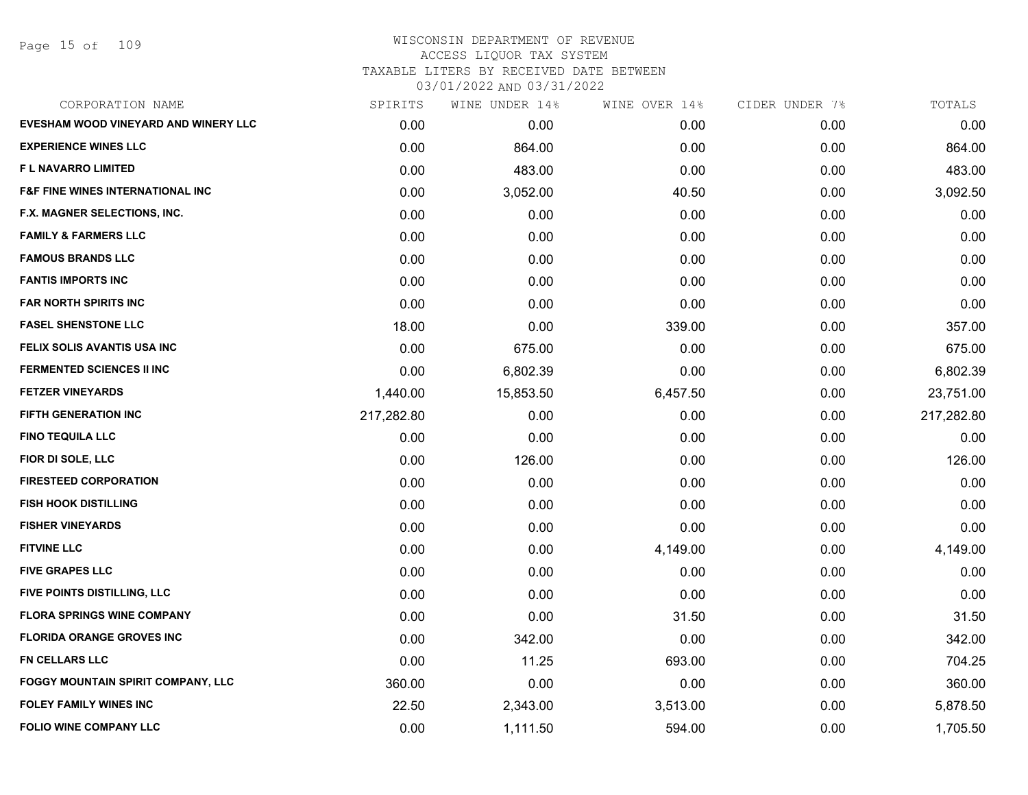WISCONSIN DEPARTMENT OF REVENUE
ACCESS LIQUOR TAX SYSTEM
TAXABLE LITERS BY RECEIVED DATE BETWEEN
03/01/2022 AND 03/31/2022

| CORPORATION NAME | SPIRITS | WINE UNDER 14% | WINE OVER 14% | CIDER UNDER 7% | TOTALS |
|---|---|---|---|---|---|
| EVESHAM WOOD VINEYARD AND WINERY LLC | 0.00 | 0.00 | 0.00 | 0.00 | 0.00 |
| EXPERIENCE WINES LLC | 0.00 | 864.00 | 0.00 | 0.00 | 864.00 |
| F L NAVARRO LIMITED | 0.00 | 483.00 | 0.00 | 0.00 | 483.00 |
| F&F FINE WINES INTERNATIONAL INC | 0.00 | 3,052.00 | 40.50 | 0.00 | 3,092.50 |
| F.X. MAGNER SELECTIONS, INC. | 0.00 | 0.00 | 0.00 | 0.00 | 0.00 |
| FAMILY & FARMERS LLC | 0.00 | 0.00 | 0.00 | 0.00 | 0.00 |
| FAMOUS BRANDS LLC | 0.00 | 0.00 | 0.00 | 0.00 | 0.00 |
| FANTIS IMPORTS INC | 0.00 | 0.00 | 0.00 | 0.00 | 0.00 |
| FAR NORTH SPIRITS INC | 0.00 | 0.00 | 0.00 | 0.00 | 0.00 |
| FASEL SHENSTONE LLC | 18.00 | 0.00 | 339.00 | 0.00 | 357.00 |
| FELIX SOLIS AVANTIS USA INC | 0.00 | 675.00 | 0.00 | 0.00 | 675.00 |
| FERMENTED SCIENCES II INC | 0.00 | 6,802.39 | 0.00 | 0.00 | 6,802.39 |
| FETZER VINEYARDS | 1,440.00 | 15,853.50 | 6,457.50 | 0.00 | 23,751.00 |
| FIFTH GENERATION INC | 217,282.80 | 0.00 | 0.00 | 0.00 | 217,282.80 |
| FINO TEQUILA LLC | 0.00 | 0.00 | 0.00 | 0.00 | 0.00 |
| FIOR DI SOLE, LLC | 0.00 | 126.00 | 0.00 | 0.00 | 126.00 |
| FIRESTEED CORPORATION | 0.00 | 0.00 | 0.00 | 0.00 | 0.00 |
| FISH HOOK DISTILLING | 0.00 | 0.00 | 0.00 | 0.00 | 0.00 |
| FISHER VINEYARDS | 0.00 | 0.00 | 0.00 | 0.00 | 0.00 |
| FITVINE LLC | 0.00 | 0.00 | 4,149.00 | 0.00 | 4,149.00 |
| FIVE GRAPES LLC | 0.00 | 0.00 | 0.00 | 0.00 | 0.00 |
| FIVE POINTS DISTILLING, LLC | 0.00 | 0.00 | 0.00 | 0.00 | 0.00 |
| FLORA SPRINGS WINE COMPANY | 0.00 | 0.00 | 31.50 | 0.00 | 31.50 |
| FLORIDA ORANGE GROVES INC | 0.00 | 342.00 | 0.00 | 0.00 | 342.00 |
| FN CELLARS LLC | 0.00 | 11.25 | 693.00 | 0.00 | 704.25 |
| FOGGY MOUNTAIN SPIRIT COMPANY, LLC | 360.00 | 0.00 | 0.00 | 0.00 | 360.00 |
| FOLEY FAMILY WINES INC | 22.50 | 2,343.00 | 3,513.00 | 0.00 | 5,878.50 |
| FOLIO WINE COMPANY LLC | 0.00 | 1,111.50 | 594.00 | 0.00 | 1,705.50 |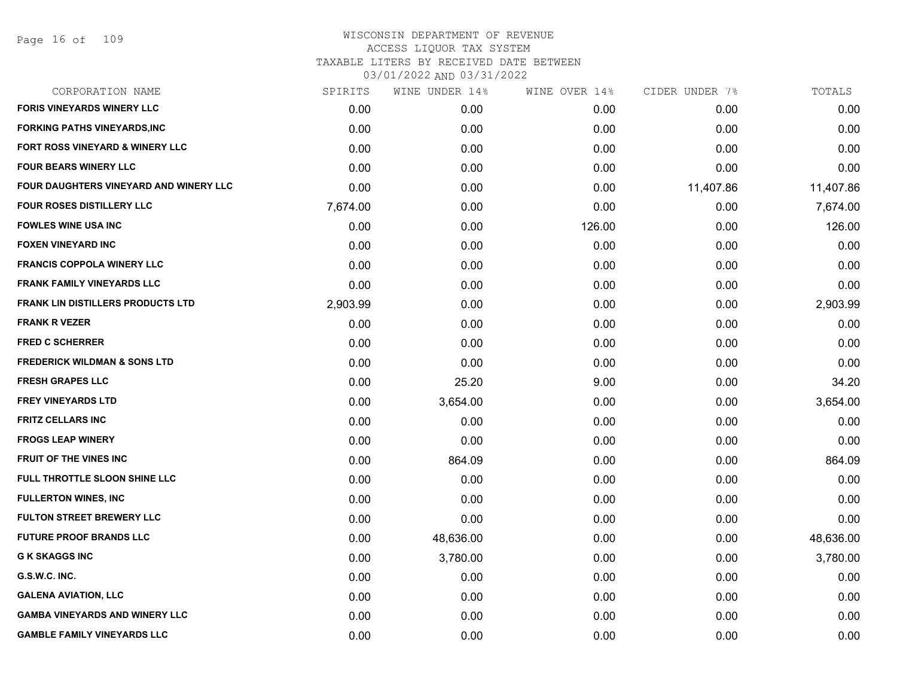# WISCONSIN DEPARTMENT OF REVENUE
ACCESS LIQUOR TAX SYSTEM
TAXABLE LITERS BY RECEIVED DATE BETWEEN
03/01/2022 AND 03/31/2022

| CORPORATION NAME | SPIRITS | WINE UNDER 14% | WINE OVER 14% | CIDER UNDER 7% | TOTALS |
|---|---|---|---|---|---|
| FORIS VINEYARDS WINERY LLC | 0.00 | 0.00 | 0.00 | 0.00 | 0.00 |
| FORKING PATHS VINEYARDS,INC | 0.00 | 0.00 | 0.00 | 0.00 | 0.00 |
| FORT ROSS VINEYARD & WINERY LLC | 0.00 | 0.00 | 0.00 | 0.00 | 0.00 |
| FOUR BEARS WINERY LLC | 0.00 | 0.00 | 0.00 | 0.00 | 0.00 |
| FOUR DAUGHTERS VINEYARD AND WINERY LLC | 0.00 | 0.00 | 0.00 | 11,407.86 | 11,407.86 |
| FOUR ROSES DISTILLERY LLC | 7,674.00 | 0.00 | 0.00 | 0.00 | 7,674.00 |
| FOWLES WINE USA INC | 0.00 | 0.00 | 126.00 | 0.00 | 126.00 |
| FOXEN VINEYARD INC | 0.00 | 0.00 | 0.00 | 0.00 | 0.00 |
| FRANCIS COPPOLA WINERY LLC | 0.00 | 0.00 | 0.00 | 0.00 | 0.00 |
| FRANK FAMILY VINEYARDS LLC | 0.00 | 0.00 | 0.00 | 0.00 | 0.00 |
| FRANK LIN DISTILLERS PRODUCTS LTD | 2,903.99 | 0.00 | 0.00 | 0.00 | 2,903.99 |
| FRANK R VEZER | 0.00 | 0.00 | 0.00 | 0.00 | 0.00 |
| FRED C SCHERRER | 0.00 | 0.00 | 0.00 | 0.00 | 0.00 |
| FREDERICK WILDMAN & SONS LTD | 0.00 | 0.00 | 0.00 | 0.00 | 0.00 |
| FRESH GRAPES LLC | 0.00 | 25.20 | 9.00 | 0.00 | 34.20 |
| FREY VINEYARDS LTD | 0.00 | 3,654.00 | 0.00 | 0.00 | 3,654.00 |
| FRITZ CELLARS INC | 0.00 | 0.00 | 0.00 | 0.00 | 0.00 |
| FROGS LEAP WINERY | 0.00 | 0.00 | 0.00 | 0.00 | 0.00 |
| FRUIT OF THE VINES INC | 0.00 | 864.09 | 0.00 | 0.00 | 864.09 |
| FULL THROTTLE SLOON SHINE LLC | 0.00 | 0.00 | 0.00 | 0.00 | 0.00 |
| FULLERTON WINES, INC | 0.00 | 0.00 | 0.00 | 0.00 | 0.00 |
| FULTON STREET BREWERY LLC | 0.00 | 0.00 | 0.00 | 0.00 | 0.00 |
| FUTURE PROOF BRANDS LLC | 0.00 | 48,636.00 | 0.00 | 0.00 | 48,636.00 |
| G K SKAGGS INC | 0.00 | 3,780.00 | 0.00 | 0.00 | 3,780.00 |
| G.S.W.C. INC. | 0.00 | 0.00 | 0.00 | 0.00 | 0.00 |
| GALENA AVIATION, LLC | 0.00 | 0.00 | 0.00 | 0.00 | 0.00 |
| GAMBA VINEYARDS AND WINERY LLC | 0.00 | 0.00 | 0.00 | 0.00 | 0.00 |
| GAMBLE FAMILY VINEYARDS LLC | 0.00 | 0.00 | 0.00 | 0.00 | 0.00 |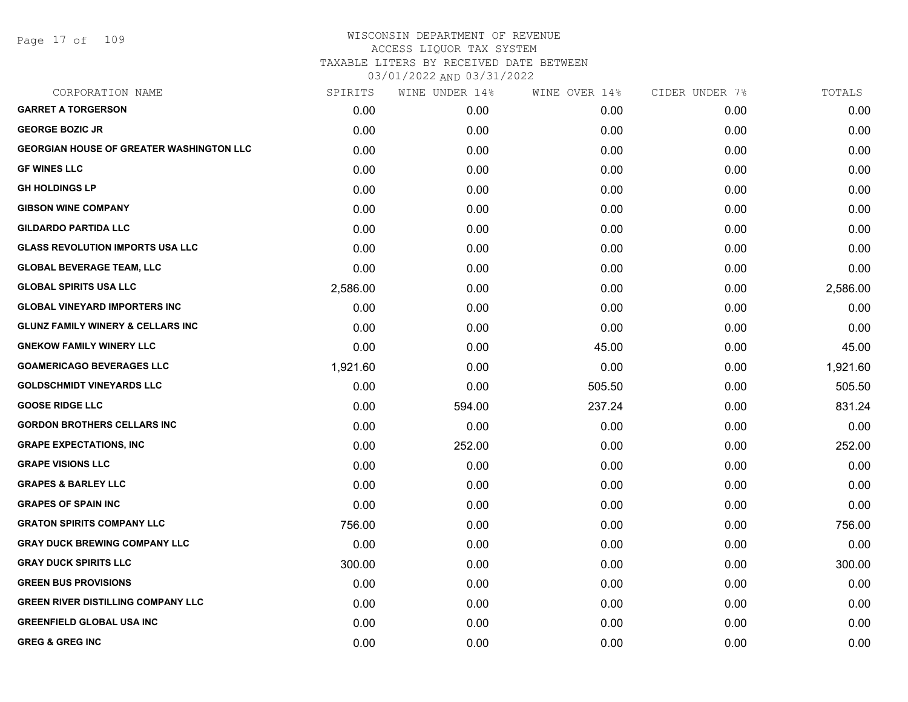# WISCONSIN DEPARTMENT OF REVENUE
## ACCESS LIQUOR TAX SYSTEM
### TAXABLE LITERS BY RECEIVED DATE BETWEEN 03/01/2022 AND 03/31/2022

| CORPORATION NAME | SPIRITS | WINE UNDER 14% | WINE OVER 14% | CIDER UNDER 7% | TOTALS |
|---|---|---|---|---|---|
| GARRET A TORGERSON | 0.00 | 0.00 | 0.00 | 0.00 | 0.00 |
| GEORGE BOZIC JR | 0.00 | 0.00 | 0.00 | 0.00 | 0.00 |
| GEORGIAN HOUSE OF GREATER WASHINGTON LLC | 0.00 | 0.00 | 0.00 | 0.00 | 0.00 |
| GF WINES LLC | 0.00 | 0.00 | 0.00 | 0.00 | 0.00 |
| GH HOLDINGS LP | 0.00 | 0.00 | 0.00 | 0.00 | 0.00 |
| GIBSON WINE COMPANY | 0.00 | 0.00 | 0.00 | 0.00 | 0.00 |
| GILDARDO PARTIDA LLC | 0.00 | 0.00 | 0.00 | 0.00 | 0.00 |
| GLASS REVOLUTION IMPORTS USA LLC | 0.00 | 0.00 | 0.00 | 0.00 | 0.00 |
| GLOBAL BEVERAGE TEAM, LLC | 0.00 | 0.00 | 0.00 | 0.00 | 0.00 |
| GLOBAL SPIRITS USA LLC | 2,586.00 | 0.00 | 0.00 | 0.00 | 2,586.00 |
| GLOBAL VINEYARD IMPORTERS INC | 0.00 | 0.00 | 0.00 | 0.00 | 0.00 |
| GLUNZ FAMILY WINERY & CELLARS INC | 0.00 | 0.00 | 0.00 | 0.00 | 0.00 |
| GNEKOW FAMILY WINERY LLC | 0.00 | 0.00 | 45.00 | 0.00 | 45.00 |
| GOAMERICAGO BEVERAGES LLC | 1,921.60 | 0.00 | 0.00 | 0.00 | 1,921.60 |
| GOLDSCHMIDT VINEYARDS LLC | 0.00 | 0.00 | 505.50 | 0.00 | 505.50 |
| GOOSE RIDGE LLC | 0.00 | 594.00 | 237.24 | 0.00 | 831.24 |
| GORDON BROTHERS CELLARS INC | 0.00 | 0.00 | 0.00 | 0.00 | 0.00 |
| GRAPE EXPECTATIONS, INC | 0.00 | 252.00 | 0.00 | 0.00 | 252.00 |
| GRAPE VISIONS LLC | 0.00 | 0.00 | 0.00 | 0.00 | 0.00 |
| GRAPES & BARLEY LLC | 0.00 | 0.00 | 0.00 | 0.00 | 0.00 |
| GRAPES OF SPAIN INC | 0.00 | 0.00 | 0.00 | 0.00 | 0.00 |
| GRATON SPIRITS COMPANY LLC | 756.00 | 0.00 | 0.00 | 0.00 | 756.00 |
| GRAY DUCK BREWING COMPANY LLC | 0.00 | 0.00 | 0.00 | 0.00 | 0.00 |
| GRAY DUCK SPIRITS LLC | 300.00 | 0.00 | 0.00 | 0.00 | 300.00 |
| GREEN BUS PROVISIONS | 0.00 | 0.00 | 0.00 | 0.00 | 0.00 |
| GREEN RIVER DISTILLING COMPANY LLC | 0.00 | 0.00 | 0.00 | 0.00 | 0.00 |
| GREENFIELD GLOBAL USA INC | 0.00 | 0.00 | 0.00 | 0.00 | 0.00 |
| GREG & GREG INC | 0.00 | 0.00 | 0.00 | 0.00 | 0.00 |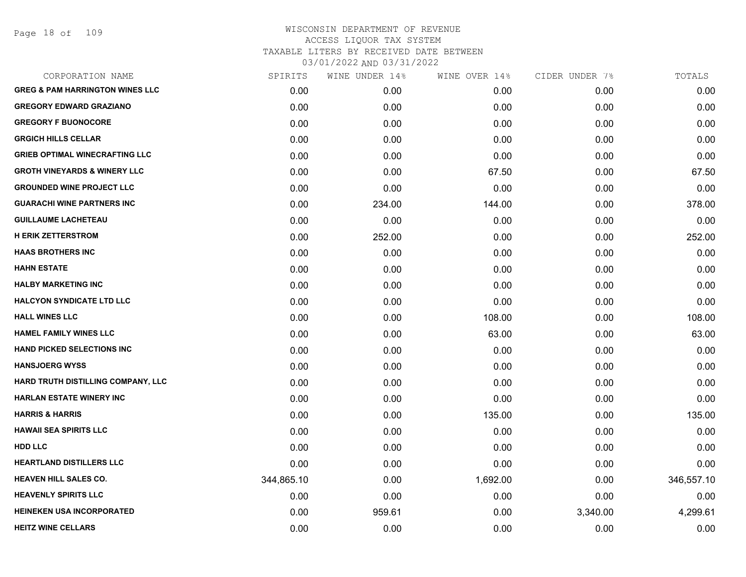WISCONSIN DEPARTMENT OF REVENUE
ACCESS LIQUOR TAX SYSTEM
TAXABLE LITERS BY RECEIVED DATE BETWEEN
03/01/2022 AND 03/31/2022

| CORPORATION NAME | SPIRITS | WINE UNDER 14% | WINE OVER 14% | CIDER UNDER 7% | TOTALS |
|---|---|---|---|---|---|
| GREG & PAM HARRINGTON WINES LLC | 0.00 | 0.00 | 0.00 | 0.00 | 0.00 |
| GREGORY EDWARD GRAZIANO | 0.00 | 0.00 | 0.00 | 0.00 | 0.00 |
| GREGORY F BUONOCORE | 0.00 | 0.00 | 0.00 | 0.00 | 0.00 |
| GRGICH HILLS CELLAR | 0.00 | 0.00 | 0.00 | 0.00 | 0.00 |
| GRIEB OPTIMAL WINECRAFTING LLC | 0.00 | 0.00 | 0.00 | 0.00 | 0.00 |
| GROTH VINEYARDS & WINERY LLC | 0.00 | 0.00 | 67.50 | 0.00 | 67.50 |
| GROUNDED WINE PROJECT LLC | 0.00 | 0.00 | 0.00 | 0.00 | 0.00 |
| GUARACHI WINE PARTNERS INC | 0.00 | 234.00 | 144.00 | 0.00 | 378.00 |
| GUILLAUME LACHETEAU | 0.00 | 0.00 | 0.00 | 0.00 | 0.00 |
| H ERIK ZETTERSTROM | 0.00 | 252.00 | 0.00 | 0.00 | 252.00 |
| HAAS BROTHERS INC | 0.00 | 0.00 | 0.00 | 0.00 | 0.00 |
| HAHN ESTATE | 0.00 | 0.00 | 0.00 | 0.00 | 0.00 |
| HALBY MARKETING INC | 0.00 | 0.00 | 0.00 | 0.00 | 0.00 |
| HALCYON SYNDICATE LTD LLC | 0.00 | 0.00 | 0.00 | 0.00 | 0.00 |
| HALL WINES LLC | 0.00 | 0.00 | 108.00 | 0.00 | 108.00 |
| HAMEL FAMILY WINES LLC | 0.00 | 0.00 | 63.00 | 0.00 | 63.00 |
| HAND PICKED SELECTIONS INC | 0.00 | 0.00 | 0.00 | 0.00 | 0.00 |
| HANSJOERG WYSS | 0.00 | 0.00 | 0.00 | 0.00 | 0.00 |
| HARD TRUTH DISTILLING COMPANY, LLC | 0.00 | 0.00 | 0.00 | 0.00 | 0.00 |
| HARLAN ESTATE WINERY INC | 0.00 | 0.00 | 0.00 | 0.00 | 0.00 |
| HARRIS & HARRIS | 0.00 | 0.00 | 135.00 | 0.00 | 135.00 |
| HAWAII SEA SPIRITS LLC | 0.00 | 0.00 | 0.00 | 0.00 | 0.00 |
| HDD LLC | 0.00 | 0.00 | 0.00 | 0.00 | 0.00 |
| HEARTLAND DISTILLERS LLC | 0.00 | 0.00 | 0.00 | 0.00 | 0.00 |
| HEAVEN HILL SALES CO. | 344,865.10 | 0.00 | 1,692.00 | 0.00 | 346,557.10 |
| HEAVENLY SPIRITS LLC | 0.00 | 0.00 | 0.00 | 0.00 | 0.00 |
| HEINEKEN USA INCORPORATED | 0.00 | 959.61 | 0.00 | 3,340.00 | 4,299.61 |
| HEITZ WINE CELLARS | 0.00 | 0.00 | 0.00 | 0.00 | 0.00 |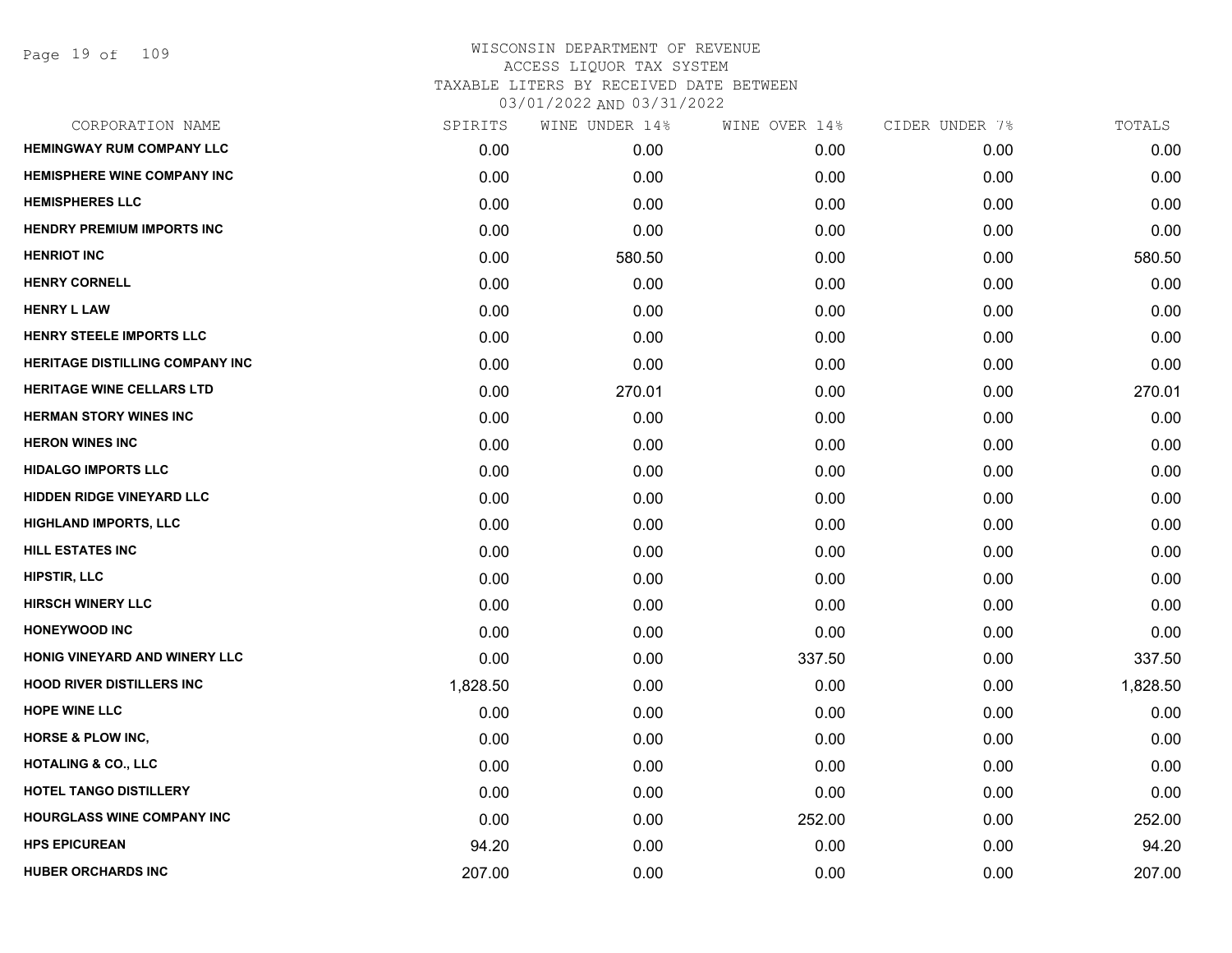WISCONSIN DEPARTMENT OF REVENUE
ACCESS LIQUOR TAX SYSTEM
TAXABLE LITERS BY RECEIVED DATE BETWEEN
03/01/2022 AND 03/31/2022

| CORPORATION NAME | SPIRITS | WINE UNDER 14% | WINE OVER 14% | CIDER UNDER 7% | TOTALS |
|---|---|---|---|---|---|
| HEMINGWAY RUM COMPANY LLC | 0.00 | 0.00 | 0.00 | 0.00 | 0.00 |
| HEMISPHERE WINE COMPANY INC | 0.00 | 0.00 | 0.00 | 0.00 | 0.00 |
| HEMISPHERES LLC | 0.00 | 0.00 | 0.00 | 0.00 | 0.00 |
| HENDRY PREMIUM IMPORTS INC | 0.00 | 0.00 | 0.00 | 0.00 | 0.00 |
| HENRIOT INC | 0.00 | 580.50 | 0.00 | 0.00 | 580.50 |
| HENRY CORNELL | 0.00 | 0.00 | 0.00 | 0.00 | 0.00 |
| HENRY L LAW | 0.00 | 0.00 | 0.00 | 0.00 | 0.00 |
| HENRY STEELE IMPORTS LLC | 0.00 | 0.00 | 0.00 | 0.00 | 0.00 |
| HERITAGE DISTILLING COMPANY INC | 0.00 | 0.00 | 0.00 | 0.00 | 0.00 |
| HERITAGE WINE CELLARS LTD | 0.00 | 270.01 | 0.00 | 0.00 | 270.01 |
| HERMAN STORY WINES INC | 0.00 | 0.00 | 0.00 | 0.00 | 0.00 |
| HERON WINES INC | 0.00 | 0.00 | 0.00 | 0.00 | 0.00 |
| HIDALGO IMPORTS LLC | 0.00 | 0.00 | 0.00 | 0.00 | 0.00 |
| HIDDEN RIDGE VINEYARD LLC | 0.00 | 0.00 | 0.00 | 0.00 | 0.00 |
| HIGHLAND IMPORTS, LLC | 0.00 | 0.00 | 0.00 | 0.00 | 0.00 |
| HILL ESTATES INC | 0.00 | 0.00 | 0.00 | 0.00 | 0.00 |
| HIPSTIR, LLC | 0.00 | 0.00 | 0.00 | 0.00 | 0.00 |
| HIRSCH WINERY LLC | 0.00 | 0.00 | 0.00 | 0.00 | 0.00 |
| HONEYWOOD INC | 0.00 | 0.00 | 0.00 | 0.00 | 0.00 |
| HONIG VINEYARD AND WINERY LLC | 0.00 | 0.00 | 337.50 | 0.00 | 337.50 |
| HOOD RIVER DISTILLERS INC | 1,828.50 | 0.00 | 0.00 | 0.00 | 1,828.50 |
| HOPE WINE LLC | 0.00 | 0.00 | 0.00 | 0.00 | 0.00 |
| HORSE & PLOW INC, | 0.00 | 0.00 | 0.00 | 0.00 | 0.00 |
| HOTALING & CO., LLC | 0.00 | 0.00 | 0.00 | 0.00 | 0.00 |
| HOTEL TANGO DISTILLERY | 0.00 | 0.00 | 0.00 | 0.00 | 0.00 |
| HOURGLASS WINE COMPANY INC | 0.00 | 0.00 | 252.00 | 0.00 | 252.00 |
| HPS EPICUREAN | 94.20 | 0.00 | 0.00 | 0.00 | 94.20 |
| HUBER ORCHARDS INC | 207.00 | 0.00 | 0.00 | 0.00 | 207.00 |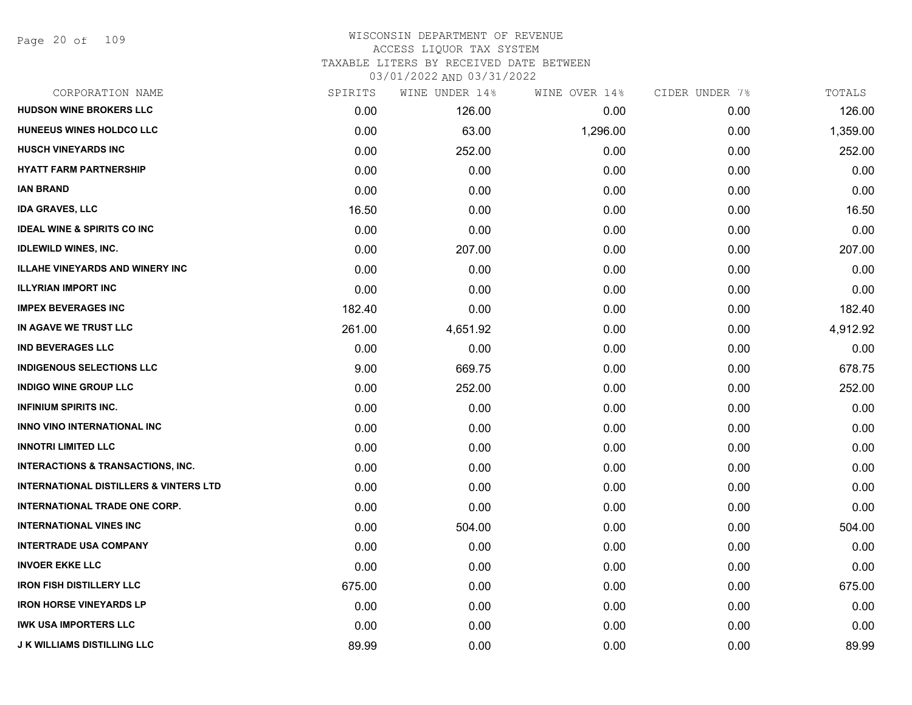# WISCONSIN DEPARTMENT OF REVENUE
## ACCESS LIQUOR TAX SYSTEM
### TAXABLE LITERS BY RECEIVED DATE BETWEEN 03/01/2022 AND 03/31/2022

| CORPORATION NAME | SPIRITS | WINE UNDER 14% | WINE OVER 14% | CIDER UNDER 7% | TOTALS |
|---|---|---|---|---|---|
| HUDSON WINE BROKERS LLC | 0.00 | 126.00 | 0.00 | 0.00 | 126.00 |
| HUNEEUS WINES HOLDCO LLC | 0.00 | 63.00 | 1,296.00 | 0.00 | 1,359.00 |
| HUSCH VINEYARDS INC | 0.00 | 252.00 | 0.00 | 0.00 | 252.00 |
| HYATT FARM PARTNERSHIP | 0.00 | 0.00 | 0.00 | 0.00 | 0.00 |
| IAN BRAND | 0.00 | 0.00 | 0.00 | 0.00 | 0.00 |
| IDA GRAVES, LLC | 16.50 | 0.00 | 0.00 | 0.00 | 16.50 |
| IDEAL WINE & SPIRITS CO INC | 0.00 | 0.00 | 0.00 | 0.00 | 0.00 |
| IDLEWILD WINES, INC. | 0.00 | 207.00 | 0.00 | 0.00 | 207.00 |
| ILLAHE VINEYARDS AND WINERY INC | 0.00 | 0.00 | 0.00 | 0.00 | 0.00 |
| ILLYRIAN IMPORT INC | 0.00 | 0.00 | 0.00 | 0.00 | 0.00 |
| IMPEX BEVERAGES INC | 182.40 | 0.00 | 0.00 | 0.00 | 182.40 |
| IN AGAVE WE TRUST LLC | 261.00 | 4,651.92 | 0.00 | 0.00 | 4,912.92 |
| IND BEVERAGES LLC | 0.00 | 0.00 | 0.00 | 0.00 | 0.00 |
| INDIGENOUS SELECTIONS LLC | 9.00 | 669.75 | 0.00 | 0.00 | 678.75 |
| INDIGO WINE GROUP LLC | 0.00 | 252.00 | 0.00 | 0.00 | 252.00 |
| INFINIUM SPIRITS INC. | 0.00 | 0.00 | 0.00 | 0.00 | 0.00 |
| INNO VINO INTERNATIONAL INC | 0.00 | 0.00 | 0.00 | 0.00 | 0.00 |
| INNOTRI LIMITED LLC | 0.00 | 0.00 | 0.00 | 0.00 | 0.00 |
| INTERACTIONS & TRANSACTIONS, INC. | 0.00 | 0.00 | 0.00 | 0.00 | 0.00 |
| INTERNATIONAL DISTILLERS & VINTERS LTD | 0.00 | 0.00 | 0.00 | 0.00 | 0.00 |
| INTERNATIONAL TRADE ONE CORP. | 0.00 | 0.00 | 0.00 | 0.00 | 0.00 |
| INTERNATIONAL VINES INC | 0.00 | 504.00 | 0.00 | 0.00 | 504.00 |
| INTERTRADE USA COMPANY | 0.00 | 0.00 | 0.00 | 0.00 | 0.00 |
| INVOER EKKE LLC | 0.00 | 0.00 | 0.00 | 0.00 | 0.00 |
| IRON FISH DISTILLERY LLC | 675.00 | 0.00 | 0.00 | 0.00 | 675.00 |
| IRON HORSE VINEYARDS LP | 0.00 | 0.00 | 0.00 | 0.00 | 0.00 |
| IWK USA IMPORTERS LLC | 0.00 | 0.00 | 0.00 | 0.00 | 0.00 |
| J K WILLIAMS DISTILLING LLC | 89.99 | 0.00 | 0.00 | 0.00 | 89.99 |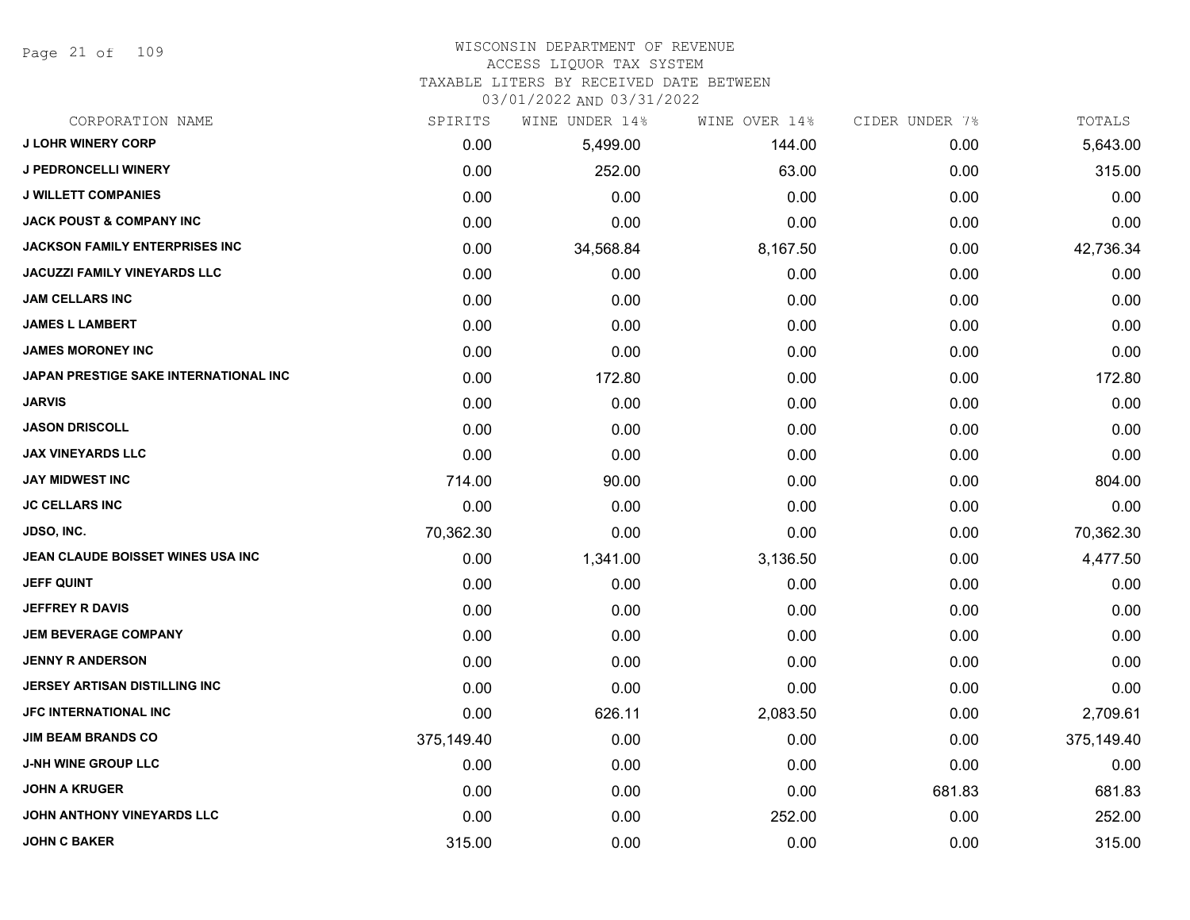# WISCONSIN DEPARTMENT OF REVENUE
## ACCESS LIQUOR TAX SYSTEM
### TAXABLE LITERS BY RECEIVED DATE BETWEEN 03/01/2022 AND 03/31/2022

| CORPORATION NAME | SPIRITS | WINE UNDER 14% | WINE OVER 14% | CIDER UNDER 7% | TOTALS |
|---|---|---|---|---|---|
| J LOHR WINERY CORP | 0.00 | 5,499.00 | 144.00 | 0.00 | 5,643.00 |
| J PEDRONCELLI WINERY | 0.00 | 252.00 | 63.00 | 0.00 | 315.00 |
| J WILLETT COMPANIES | 0.00 | 0.00 | 0.00 | 0.00 | 0.00 |
| JACK POUST & COMPANY INC | 0.00 | 0.00 | 0.00 | 0.00 | 0.00 |
| JACKSON FAMILY ENTERPRISES INC | 0.00 | 34,568.84 | 8,167.50 | 0.00 | 42,736.34 |
| JACUZZI FAMILY VINEYARDS LLC | 0.00 | 0.00 | 0.00 | 0.00 | 0.00 |
| JAM CELLARS INC | 0.00 | 0.00 | 0.00 | 0.00 | 0.00 |
| JAMES L LAMBERT | 0.00 | 0.00 | 0.00 | 0.00 | 0.00 |
| JAMES MORONEY INC | 0.00 | 0.00 | 0.00 | 0.00 | 0.00 |
| JAPAN PRESTIGE SAKE INTERNATIONAL INC | 0.00 | 172.80 | 0.00 | 0.00 | 172.80 |
| JARVIS | 0.00 | 0.00 | 0.00 | 0.00 | 0.00 |
| JASON DRISCOLL | 0.00 | 0.00 | 0.00 | 0.00 | 0.00 |
| JAX VINEYARDS LLC | 0.00 | 0.00 | 0.00 | 0.00 | 0.00 |
| JAY MIDWEST INC | 714.00 | 90.00 | 0.00 | 0.00 | 804.00 |
| JC CELLARS INC | 0.00 | 0.00 | 0.00 | 0.00 | 0.00 |
| JDSO, INC. | 70,362.30 | 0.00 | 0.00 | 0.00 | 70,362.30 |
| JEAN CLAUDE BOISSET WINES USA INC | 0.00 | 1,341.00 | 3,136.50 | 0.00 | 4,477.50 |
| JEFF QUINT | 0.00 | 0.00 | 0.00 | 0.00 | 0.00 |
| JEFFREY R DAVIS | 0.00 | 0.00 | 0.00 | 0.00 | 0.00 |
| JEM BEVERAGE COMPANY | 0.00 | 0.00 | 0.00 | 0.00 | 0.00 |
| JENNY R ANDERSON | 0.00 | 0.00 | 0.00 | 0.00 | 0.00 |
| JERSEY ARTISAN DISTILLING INC | 0.00 | 0.00 | 0.00 | 0.00 | 0.00 |
| JFC INTERNATIONAL INC | 0.00 | 626.11 | 2,083.50 | 0.00 | 2,709.61 |
| JIM BEAM BRANDS CO | 375,149.40 | 0.00 | 0.00 | 0.00 | 375,149.40 |
| J-NH WINE GROUP LLC | 0.00 | 0.00 | 0.00 | 0.00 | 0.00 |
| JOHN A KRUGER | 0.00 | 0.00 | 0.00 | 681.83 | 681.83 |
| JOHN ANTHONY VINEYARDS LLC | 0.00 | 0.00 | 252.00 | 0.00 | 252.00 |
| JOHN C BAKER | 315.00 | 0.00 | 0.00 | 0.00 | 315.00 |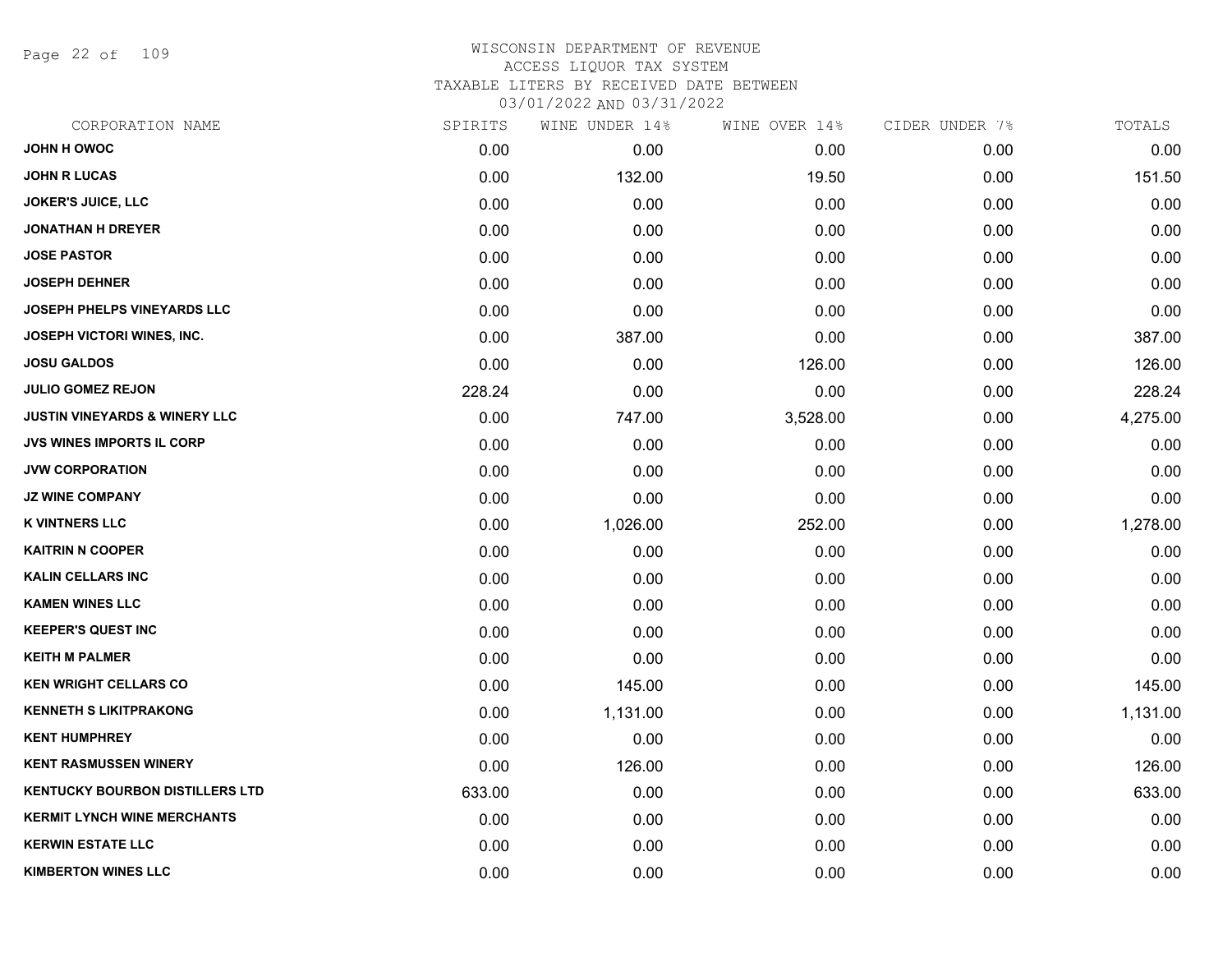# WISCONSIN DEPARTMENT OF REVENUE
ACCESS LIQUOR TAX SYSTEM
TAXABLE LITERS BY RECEIVED DATE BETWEEN
03/01/2022 AND 03/31/2022

| CORPORATION NAME | SPIRITS | WINE UNDER 14% | WINE OVER 14% | CIDER UNDER 7% | TOTALS |
|---|---|---|---|---|---|
| JOHN H OWOC | 0.00 | 0.00 | 0.00 | 0.00 | 0.00 |
| JOHN R LUCAS | 0.00 | 132.00 | 19.50 | 0.00 | 151.50 |
| JOKER'S JUICE, LLC | 0.00 | 0.00 | 0.00 | 0.00 | 0.00 |
| JONATHAN H DREYER | 0.00 | 0.00 | 0.00 | 0.00 | 0.00 |
| JOSE PASTOR | 0.00 | 0.00 | 0.00 | 0.00 | 0.00 |
| JOSEPH DEHNER | 0.00 | 0.00 | 0.00 | 0.00 | 0.00 |
| JOSEPH PHELPS VINEYARDS LLC | 0.00 | 0.00 | 0.00 | 0.00 | 0.00 |
| JOSEPH VICTORI WINES, INC. | 0.00 | 387.00 | 0.00 | 0.00 | 387.00 |
| JOSU GALDOS | 0.00 | 0.00 | 126.00 | 0.00 | 126.00 |
| JULIO GOMEZ REJON | 228.24 | 0.00 | 0.00 | 0.00 | 228.24 |
| JUSTIN VINEYARDS & WINERY LLC | 0.00 | 747.00 | 3,528.00 | 0.00 | 4,275.00 |
| JVS WINES IMPORTS IL CORP | 0.00 | 0.00 | 0.00 | 0.00 | 0.00 |
| JVW CORPORATION | 0.00 | 0.00 | 0.00 | 0.00 | 0.00 |
| JZ WINE COMPANY | 0.00 | 0.00 | 0.00 | 0.00 | 0.00 |
| K VINTNERS LLC | 0.00 | 1,026.00 | 252.00 | 0.00 | 1,278.00 |
| KAITRIN N COOPER | 0.00 | 0.00 | 0.00 | 0.00 | 0.00 |
| KALIN CELLARS INC | 0.00 | 0.00 | 0.00 | 0.00 | 0.00 |
| KAMEN WINES LLC | 0.00 | 0.00 | 0.00 | 0.00 | 0.00 |
| KEEPER'S QUEST INC | 0.00 | 0.00 | 0.00 | 0.00 | 0.00 |
| KEITH M PALMER | 0.00 | 0.00 | 0.00 | 0.00 | 0.00 |
| KEN WRIGHT CELLARS CO | 0.00 | 145.00 | 0.00 | 0.00 | 145.00 |
| KENNETH S LIKITPRAKONG | 0.00 | 1,131.00 | 0.00 | 0.00 | 1,131.00 |
| KENT HUMPHREY | 0.00 | 0.00 | 0.00 | 0.00 | 0.00 |
| KENT RASMUSSEN WINERY | 0.00 | 126.00 | 0.00 | 0.00 | 126.00 |
| KENTUCKY BOURBON DISTILLERS LTD | 633.00 | 0.00 | 0.00 | 0.00 | 633.00 |
| KERMIT LYNCH WINE MERCHANTS | 0.00 | 0.00 | 0.00 | 0.00 | 0.00 |
| KERWIN ESTATE LLC | 0.00 | 0.00 | 0.00 | 0.00 | 0.00 |
| KIMBERTON WINES LLC | 0.00 | 0.00 | 0.00 | 0.00 | 0.00 |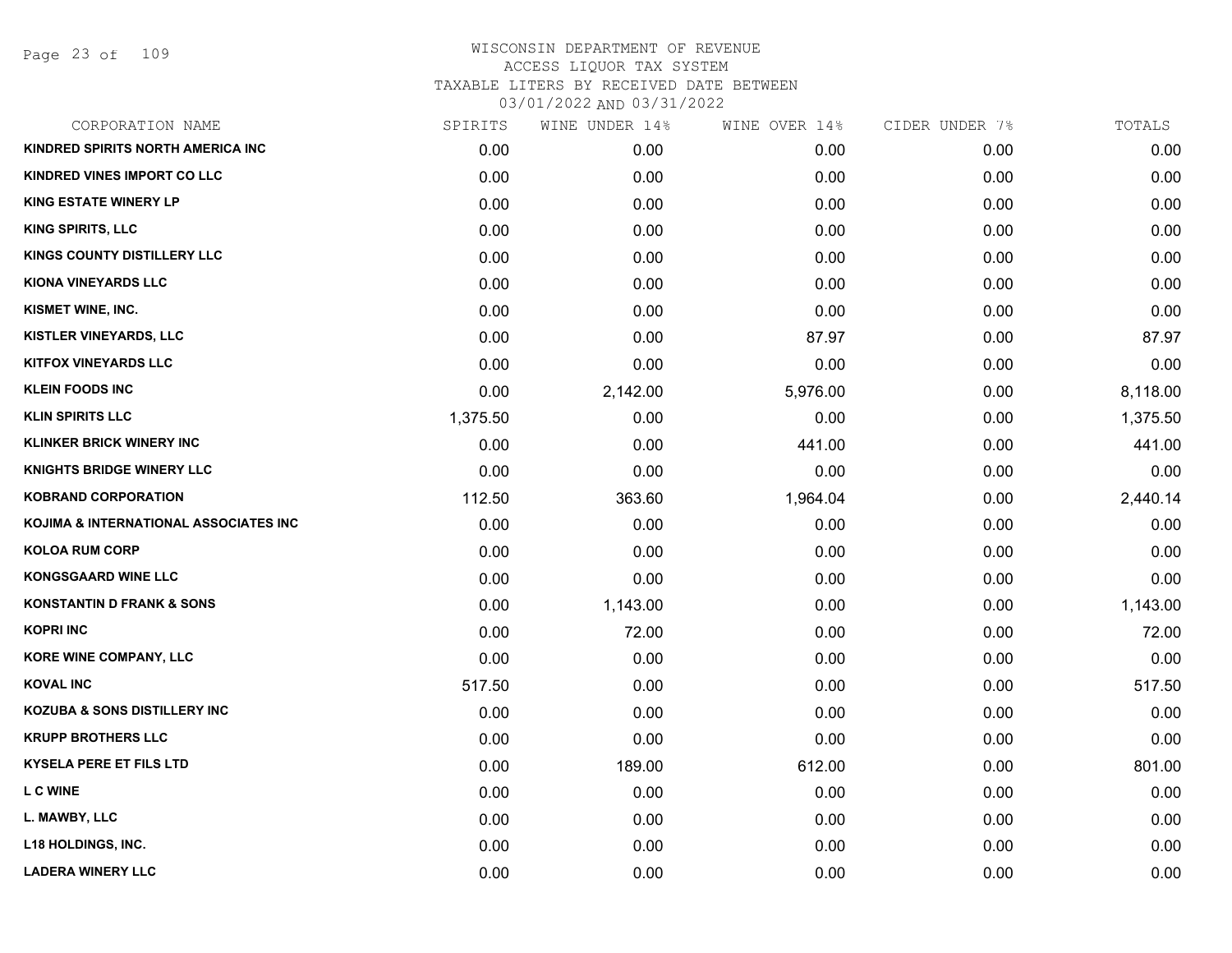# WISCONSIN DEPARTMENT OF REVENUE
## ACCESS LIQUOR TAX SYSTEM
### TAXABLE LITERS BY RECEIVED DATE BETWEEN 03/01/2022 AND 03/31/2022

| CORPORATION NAME | SPIRITS | WINE UNDER 14% | WINE OVER 14% | CIDER UNDER 7% | TOTALS |
|---|---|---|---|---|---|
| KINDRED SPIRITS NORTH AMERICA INC | 0.00 | 0.00 | 0.00 | 0.00 | 0.00 |
| KINDRED VINES IMPORT CO LLC | 0.00 | 0.00 | 0.00 | 0.00 | 0.00 |
| KING ESTATE WINERY LP | 0.00 | 0.00 | 0.00 | 0.00 | 0.00 |
| KING SPIRITS, LLC | 0.00 | 0.00 | 0.00 | 0.00 | 0.00 |
| KINGS COUNTY DISTILLERY LLC | 0.00 | 0.00 | 0.00 | 0.00 | 0.00 |
| KIONA VINEYARDS LLC | 0.00 | 0.00 | 0.00 | 0.00 | 0.00 |
| KISMET WINE, INC. | 0.00 | 0.00 | 0.00 | 0.00 | 0.00 |
| KISTLER VINEYARDS, LLC | 0.00 | 0.00 | 87.97 | 0.00 | 87.97 |
| KITFOX VINEYARDS LLC | 0.00 | 0.00 | 0.00 | 0.00 | 0.00 |
| KLEIN FOODS INC | 0.00 | 2,142.00 | 5,976.00 | 0.00 | 8,118.00 |
| KLIN SPIRITS LLC | 1,375.50 | 0.00 | 0.00 | 0.00 | 1,375.50 |
| KLINKER BRICK WINERY INC | 0.00 | 0.00 | 441.00 | 0.00 | 441.00 |
| KNIGHTS BRIDGE WINERY LLC | 0.00 | 0.00 | 0.00 | 0.00 | 0.00 |
| KOBRAND CORPORATION | 112.50 | 363.60 | 1,964.04 | 0.00 | 2,440.14 |
| KOJIMA & INTERNATIONAL ASSOCIATES INC | 0.00 | 0.00 | 0.00 | 0.00 | 0.00 |
| KOLOA RUM CORP | 0.00 | 0.00 | 0.00 | 0.00 | 0.00 |
| KONGSGAARD WINE LLC | 0.00 | 0.00 | 0.00 | 0.00 | 0.00 |
| KONSTANTIN D FRANK & SONS | 0.00 | 1,143.00 | 0.00 | 0.00 | 1,143.00 |
| KOPRI INC | 0.00 | 72.00 | 0.00 | 0.00 | 72.00 |
| KORE WINE COMPANY, LLC | 0.00 | 0.00 | 0.00 | 0.00 | 0.00 |
| KOVAL INC | 517.50 | 0.00 | 0.00 | 0.00 | 517.50 |
| KOZUBA & SONS DISTILLERY INC | 0.00 | 0.00 | 0.00 | 0.00 | 0.00 |
| KRUPP BROTHERS LLC | 0.00 | 0.00 | 0.00 | 0.00 | 0.00 |
| KYSELA PERE ET FILS LTD | 0.00 | 189.00 | 612.00 | 0.00 | 801.00 |
| L C WINE | 0.00 | 0.00 | 0.00 | 0.00 | 0.00 |
| L. MAWBY, LLC | 0.00 | 0.00 | 0.00 | 0.00 | 0.00 |
| L18 HOLDINGS, INC. | 0.00 | 0.00 | 0.00 | 0.00 | 0.00 |
| LADERA WINERY LLC | 0.00 | 0.00 | 0.00 | 0.00 | 0.00 |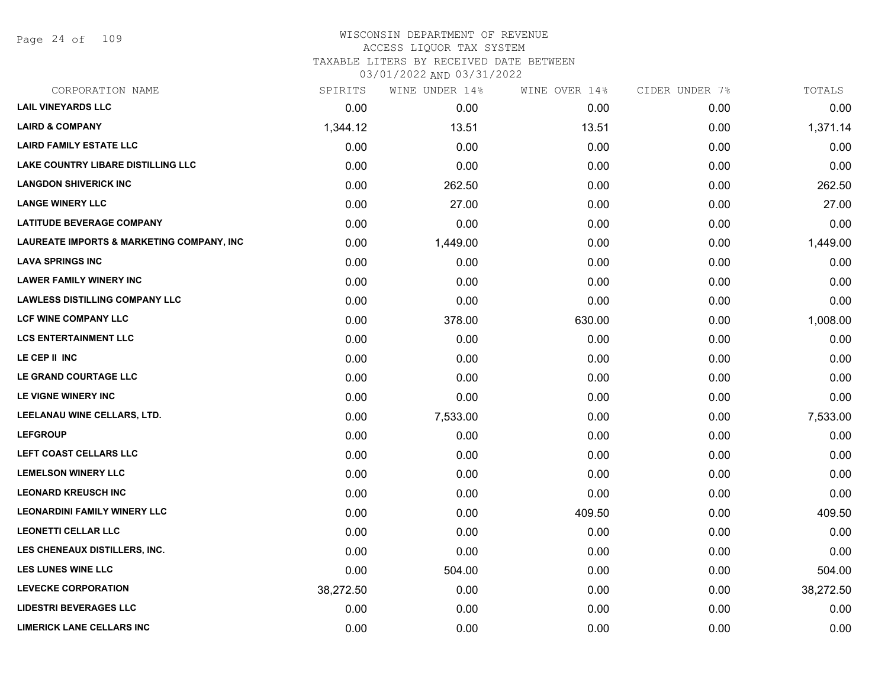# WISCONSIN DEPARTMENT OF REVENUE
## ACCESS LIQUOR TAX SYSTEM
### TAXABLE LITERS BY RECEIVED DATE BETWEEN 03/01/2022 AND 03/31/2022

| CORPORATION NAME | SPIRITS | WINE UNDER 14% | WINE OVER 14% | CIDER UNDER 7% | TOTALS |
|---|---|---|---|---|---|
| LAIL VINEYARDS LLC | 0.00 | 0.00 | 0.00 | 0.00 | 0.00 |
| LAIRD & COMPANY | 1,344.12 | 13.51 | 13.51 | 0.00 | 1,371.14 |
| LAIRD FAMILY ESTATE LLC | 0.00 | 0.00 | 0.00 | 0.00 | 0.00 |
| LAKE COUNTRY LIBARE DISTILLING LLC | 0.00 | 0.00 | 0.00 | 0.00 | 0.00 |
| LANGDON SHIVERICK INC | 0.00 | 262.50 | 0.00 | 0.00 | 262.50 |
| LANGE WINERY LLC | 0.00 | 27.00 | 0.00 | 0.00 | 27.00 |
| LATITUDE BEVERAGE COMPANY | 0.00 | 0.00 | 0.00 | 0.00 | 0.00 |
| LAUREATE IMPORTS & MARKETING COMPANY, INC | 0.00 | 1,449.00 | 0.00 | 0.00 | 1,449.00 |
| LAVA SPRINGS INC | 0.00 | 0.00 | 0.00 | 0.00 | 0.00 |
| LAWER FAMILY WINERY INC | 0.00 | 0.00 | 0.00 | 0.00 | 0.00 |
| LAWLESS DISTILLING COMPANY LLC | 0.00 | 0.00 | 0.00 | 0.00 | 0.00 |
| LCF WINE COMPANY LLC | 0.00 | 378.00 | 630.00 | 0.00 | 1,008.00 |
| LCS ENTERTAINMENT LLC | 0.00 | 0.00 | 0.00 | 0.00 | 0.00 |
| LE CEP II INC | 0.00 | 0.00 | 0.00 | 0.00 | 0.00 |
| LE GRAND COURTAGE LLC | 0.00 | 0.00 | 0.00 | 0.00 | 0.00 |
| LE VIGNE WINERY INC | 0.00 | 0.00 | 0.00 | 0.00 | 0.00 |
| LEELANAU WINE CELLARS, LTD. | 0.00 | 7,533.00 | 0.00 | 0.00 | 7,533.00 |
| LEFGROUP | 0.00 | 0.00 | 0.00 | 0.00 | 0.00 |
| LEFT COAST CELLARS LLC | 0.00 | 0.00 | 0.00 | 0.00 | 0.00 |
| LEMELSON WINERY LLC | 0.00 | 0.00 | 0.00 | 0.00 | 0.00 |
| LEONARD KREUSCH INC | 0.00 | 0.00 | 0.00 | 0.00 | 0.00 |
| LEONARDINI FAMILY WINERY LLC | 0.00 | 0.00 | 409.50 | 0.00 | 409.50 |
| LEONETTI CELLAR LLC | 0.00 | 0.00 | 0.00 | 0.00 | 0.00 |
| LES CHENEAUX DISTILLERS, INC. | 0.00 | 0.00 | 0.00 | 0.00 | 0.00 |
| LES LUNES WINE LLC | 0.00 | 504.00 | 0.00 | 0.00 | 504.00 |
| LEVECKE CORPORATION | 38,272.50 | 0.00 | 0.00 | 0.00 | 38,272.50 |
| LIDESTRI BEVERAGES LLC | 0.00 | 0.00 | 0.00 | 0.00 | 0.00 |
| LIMERICK LANE CELLARS INC | 0.00 | 0.00 | 0.00 | 0.00 | 0.00 |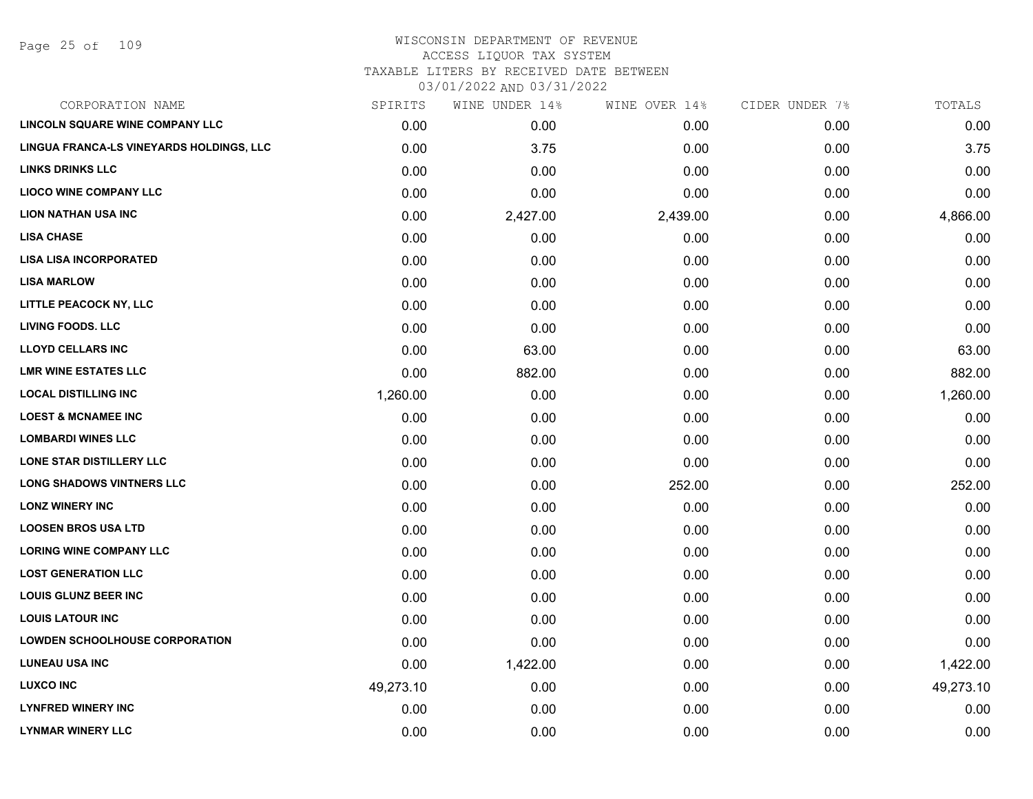# WISCONSIN DEPARTMENT OF REVENUE
ACCESS LIQUOR TAX SYSTEM
TAXABLE LITERS BY RECEIVED DATE BETWEEN
03/01/2022 AND 03/31/2022

| CORPORATION NAME | SPIRITS | WINE UNDER 14% | WINE OVER 14% | CIDER UNDER 7% | TOTALS |
|---|---|---|---|---|---|
| LINCOLN SQUARE WINE COMPANY LLC | 0.00 | 0.00 | 0.00 | 0.00 | 0.00 |
| LINGUA FRANCA-LS VINEYARDS HOLDINGS, LLC | 0.00 | 3.75 | 0.00 | 0.00 | 3.75 |
| LINKS DRINKS LLC | 0.00 | 0.00 | 0.00 | 0.00 | 0.00 |
| LIOCO WINE COMPANY LLC | 0.00 | 0.00 | 0.00 | 0.00 | 0.00 |
| LION NATHAN USA INC | 0.00 | 2,427.00 | 2,439.00 | 0.00 | 4,866.00 |
| LISA CHASE | 0.00 | 0.00 | 0.00 | 0.00 | 0.00 |
| LISA LISA INCORPORATED | 0.00 | 0.00 | 0.00 | 0.00 | 0.00 |
| LISA MARLOW | 0.00 | 0.00 | 0.00 | 0.00 | 0.00 |
| LITTLE PEACOCK NY, LLC | 0.00 | 0.00 | 0.00 | 0.00 | 0.00 |
| LIVING FOODS. LLC | 0.00 | 0.00 | 0.00 | 0.00 | 0.00 |
| LLOYD CELLARS INC | 0.00 | 63.00 | 0.00 | 0.00 | 63.00 |
| LMR WINE ESTATES LLC | 0.00 | 882.00 | 0.00 | 0.00 | 882.00 |
| LOCAL DISTILLING INC | 1,260.00 | 0.00 | 0.00 | 0.00 | 1,260.00 |
| LOEST & MCNAMEE INC | 0.00 | 0.00 | 0.00 | 0.00 | 0.00 |
| LOMBARDI WINES LLC | 0.00 | 0.00 | 0.00 | 0.00 | 0.00 |
| LONE STAR DISTILLERY LLC | 0.00 | 0.00 | 0.00 | 0.00 | 0.00 |
| LONG SHADOWS VINTNERS LLC | 0.00 | 0.00 | 252.00 | 0.00 | 252.00 |
| LONZ WINERY INC | 0.00 | 0.00 | 0.00 | 0.00 | 0.00 |
| LOOSEN BROS USA LTD | 0.00 | 0.00 | 0.00 | 0.00 | 0.00 |
| LORING WINE COMPANY LLC | 0.00 | 0.00 | 0.00 | 0.00 | 0.00 |
| LOST GENERATION LLC | 0.00 | 0.00 | 0.00 | 0.00 | 0.00 |
| LOUIS GLUNZ BEER INC | 0.00 | 0.00 | 0.00 | 0.00 | 0.00 |
| LOUIS LATOUR INC | 0.00 | 0.00 | 0.00 | 0.00 | 0.00 |
| LOWDEN SCHOOLHOUSE CORPORATION | 0.00 | 0.00 | 0.00 | 0.00 | 0.00 |
| LUNEAU USA INC | 0.00 | 1,422.00 | 0.00 | 0.00 | 1,422.00 |
| LUXCO INC | 49,273.10 | 0.00 | 0.00 | 0.00 | 49,273.10 |
| LYNFRED WINERY INC | 0.00 | 0.00 | 0.00 | 0.00 | 0.00 |
| LYNMAR WINERY LLC | 0.00 | 0.00 | 0.00 | 0.00 | 0.00 |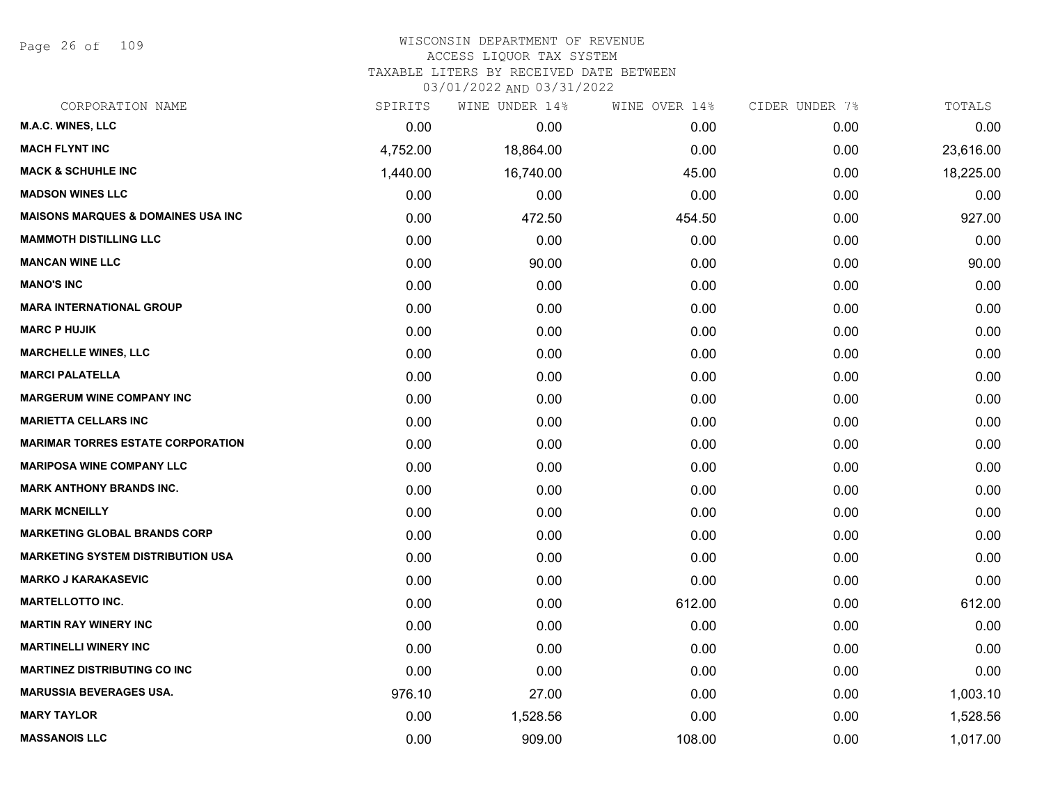WISCONSIN DEPARTMENT OF REVENUE
ACCESS LIQUOR TAX SYSTEM
TAXABLE LITERS BY RECEIVED DATE BETWEEN
03/01/2022 AND 03/31/2022

| CORPORATION NAME | SPIRITS | WINE UNDER 14% | WINE OVER 14% | CIDER UNDER 7% | TOTALS |
|---|---|---|---|---|---|
| M.A.C. WINES, LLC | 0.00 | 0.00 | 0.00 | 0.00 | 0.00 |
| MACH FLYNT INC | 4,752.00 | 18,864.00 | 0.00 | 0.00 | 23,616.00 |
| MACK & SCHUHLE INC | 1,440.00 | 16,740.00 | 45.00 | 0.00 | 18,225.00 |
| MADSON WINES LLC | 0.00 | 0.00 | 0.00 | 0.00 | 0.00 |
| MAISONS MARQUES & DOMAINES USA INC | 0.00 | 472.50 | 454.50 | 0.00 | 927.00 |
| MAMMOTH DISTILLING LLC | 0.00 | 0.00 | 0.00 | 0.00 | 0.00 |
| MANCAN WINE LLC | 0.00 | 90.00 | 0.00 | 0.00 | 90.00 |
| MANO'S INC | 0.00 | 0.00 | 0.00 | 0.00 | 0.00 |
| MARA INTERNATIONAL GROUP | 0.00 | 0.00 | 0.00 | 0.00 | 0.00 |
| MARC P HUJIK | 0.00 | 0.00 | 0.00 | 0.00 | 0.00 |
| MARCHELLE WINES, LLC | 0.00 | 0.00 | 0.00 | 0.00 | 0.00 |
| MARCI PALATELLA | 0.00 | 0.00 | 0.00 | 0.00 | 0.00 |
| MARGERUM WINE COMPANY INC | 0.00 | 0.00 | 0.00 | 0.00 | 0.00 |
| MARIETTA CELLARS INC | 0.00 | 0.00 | 0.00 | 0.00 | 0.00 |
| MARIMAR TORRES ESTATE CORPORATION | 0.00 | 0.00 | 0.00 | 0.00 | 0.00 |
| MARIPOSA WINE COMPANY LLC | 0.00 | 0.00 | 0.00 | 0.00 | 0.00 |
| MARK ANTHONY BRANDS INC. | 0.00 | 0.00 | 0.00 | 0.00 | 0.00 |
| MARK MCNEILLY | 0.00 | 0.00 | 0.00 | 0.00 | 0.00 |
| MARKETING GLOBAL BRANDS CORP | 0.00 | 0.00 | 0.00 | 0.00 | 0.00 |
| MARKETING SYSTEM DISTRIBUTION USA | 0.00 | 0.00 | 0.00 | 0.00 | 0.00 |
| MARKO J KARAKASEVIC | 0.00 | 0.00 | 0.00 | 0.00 | 0.00 |
| MARTELLOTTO INC. | 0.00 | 0.00 | 612.00 | 0.00 | 612.00 |
| MARTIN RAY WINERY INC | 0.00 | 0.00 | 0.00 | 0.00 | 0.00 |
| MARTINELLI WINERY INC | 0.00 | 0.00 | 0.00 | 0.00 | 0.00 |
| MARTINEZ DISTRIBUTING CO INC | 0.00 | 0.00 | 0.00 | 0.00 | 0.00 |
| MARUSSIA BEVERAGES USA. | 976.10 | 27.00 | 0.00 | 0.00 | 1,003.10 |
| MARY TAYLOR | 0.00 | 1,528.56 | 0.00 | 0.00 | 1,528.56 |
| MASSANOIS LLC | 0.00 | 909.00 | 108.00 | 0.00 | 1,017.00 |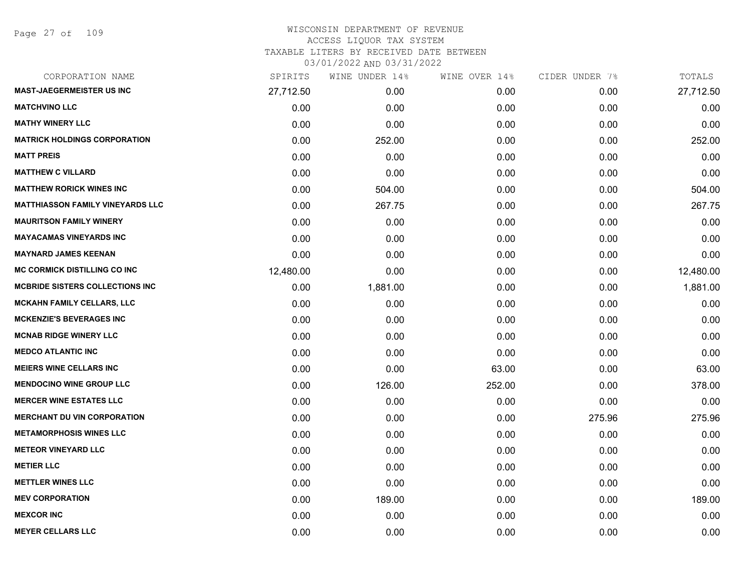# WISCONSIN DEPARTMENT OF REVENUE
## ACCESS LIQUOR TAX SYSTEM
## TAXABLE LITERS BY RECEIVED DATE BETWEEN 03/01/2022 AND 03/31/2022

| CORPORATION NAME | SPIRITS | WINE UNDER 14% | WINE OVER 14% | CIDER UNDER 7% | TOTALS |
|---|---|---|---|---|---|
| MAST-JAEGERMEISTER US INC | 27,712.50 | 0.00 | 0.00 | 0.00 | 27,712.50 |
| MATCHVINO LLC | 0.00 | 0.00 | 0.00 | 0.00 | 0.00 |
| MATHY WINERY LLC | 0.00 | 0.00 | 0.00 | 0.00 | 0.00 |
| MATRICK HOLDINGS CORPORATION | 0.00 | 252.00 | 0.00 | 0.00 | 252.00 |
| MATT PREIS | 0.00 | 0.00 | 0.00 | 0.00 | 0.00 |
| MATTHEW C VILLARD | 0.00 | 0.00 | 0.00 | 0.00 | 0.00 |
| MATTHEW RORICK WINES INC | 0.00 | 504.00 | 0.00 | 0.00 | 504.00 |
| MATTHIASSON FAMILY VINEYARDS LLC | 0.00 | 267.75 | 0.00 | 0.00 | 267.75 |
| MAURITSON FAMILY WINERY | 0.00 | 0.00 | 0.00 | 0.00 | 0.00 |
| MAYACAMAS VINEYARDS INC | 0.00 | 0.00 | 0.00 | 0.00 | 0.00 |
| MAYNARD JAMES KEENAN | 0.00 | 0.00 | 0.00 | 0.00 | 0.00 |
| MC CORMICK DISTILLING CO INC | 12,480.00 | 0.00 | 0.00 | 0.00 | 12,480.00 |
| MCBRIDE SISTERS COLLECTIONS INC | 0.00 | 1,881.00 | 0.00 | 0.00 | 1,881.00 |
| MCKAHN FAMILY CELLARS, LLC | 0.00 | 0.00 | 0.00 | 0.00 | 0.00 |
| MCKENZIE'S BEVERAGES INC | 0.00 | 0.00 | 0.00 | 0.00 | 0.00 |
| MCNAB RIDGE WINERY LLC | 0.00 | 0.00 | 0.00 | 0.00 | 0.00 |
| MEDCO ATLANTIC INC | 0.00 | 0.00 | 0.00 | 0.00 | 0.00 |
| MEIERS WINE CELLARS INC | 0.00 | 0.00 | 63.00 | 0.00 | 63.00 |
| MENDOCINO WINE GROUP LLC | 0.00 | 126.00 | 252.00 | 0.00 | 378.00 |
| MERCER WINE ESTATES LLC | 0.00 | 0.00 | 0.00 | 0.00 | 0.00 |
| MERCHANT DU VIN CORPORATION | 0.00 | 0.00 | 0.00 | 275.96 | 275.96 |
| METAMORPHOSIS WINES LLC | 0.00 | 0.00 | 0.00 | 0.00 | 0.00 |
| METEOR VINEYARD LLC | 0.00 | 0.00 | 0.00 | 0.00 | 0.00 |
| METIER LLC | 0.00 | 0.00 | 0.00 | 0.00 | 0.00 |
| METTLER WINES LLC | 0.00 | 0.00 | 0.00 | 0.00 | 0.00 |
| MEV CORPORATION | 0.00 | 189.00 | 0.00 | 0.00 | 189.00 |
| MEXCOR INC | 0.00 | 0.00 | 0.00 | 0.00 | 0.00 |
| MEYER CELLARS LLC | 0.00 | 0.00 | 0.00 | 0.00 | 0.00 |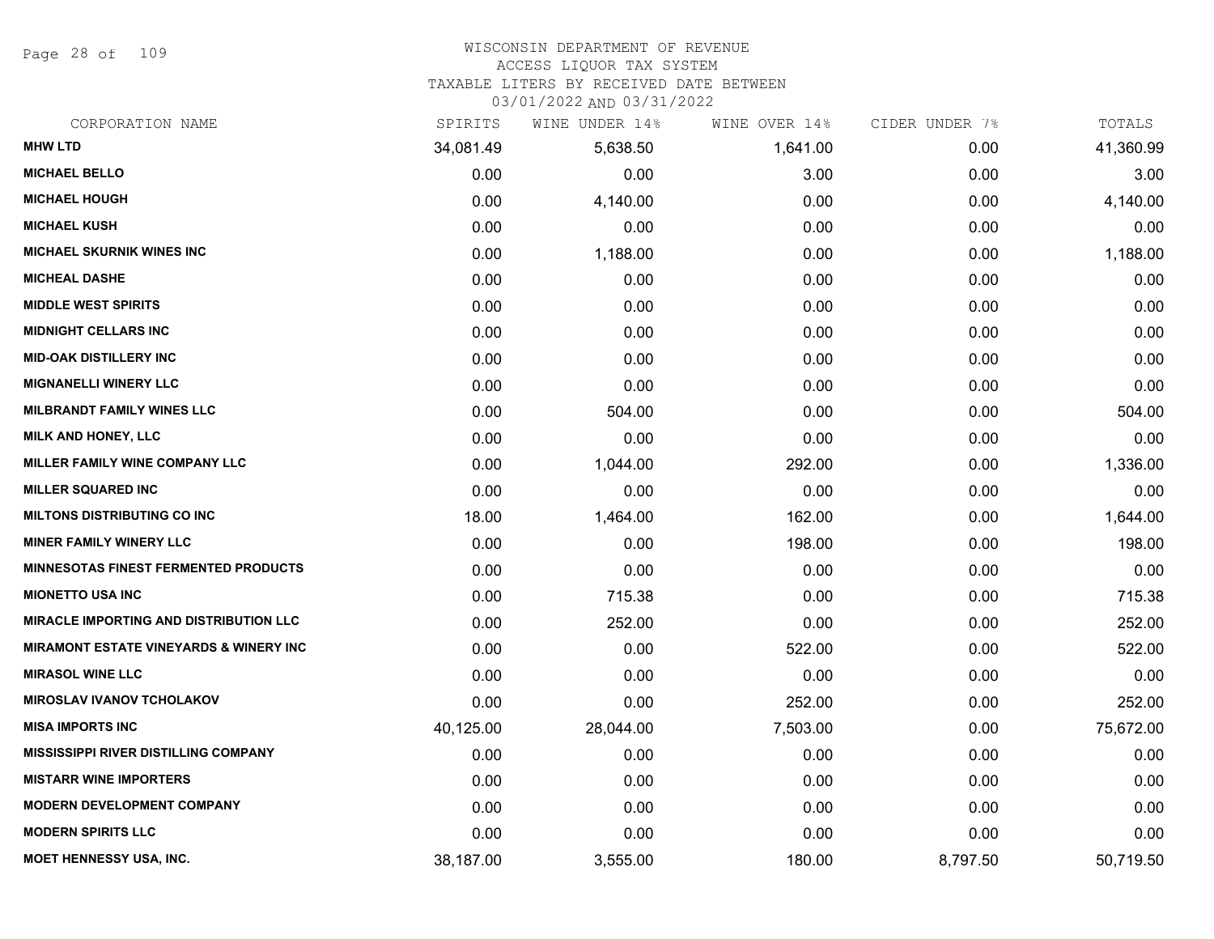WISCONSIN DEPARTMENT OF REVENUE
ACCESS LIQUOR TAX SYSTEM
TAXABLE LITERS BY RECEIVED DATE BETWEEN
03/01/2022 AND 03/31/2022

| CORPORATION NAME | SPIRITS | WINE UNDER 14% | WINE OVER 14% | CIDER UNDER 7% | TOTALS |
|---|---|---|---|---|---|
| MHW LTD | 34,081.49 | 5,638.50 | 1,641.00 | 0.00 | 41,360.99 |
| MICHAEL BELLO | 0.00 | 0.00 | 3.00 | 0.00 | 3.00 |
| MICHAEL HOUGH | 0.00 | 4,140.00 | 0.00 | 0.00 | 4,140.00 |
| MICHAEL KUSH | 0.00 | 0.00 | 0.00 | 0.00 | 0.00 |
| MICHAEL SKURNIK WINES INC | 0.00 | 1,188.00 | 0.00 | 0.00 | 1,188.00 |
| MICHEAL DASHE | 0.00 | 0.00 | 0.00 | 0.00 | 0.00 |
| MIDDLE WEST SPIRITS | 0.00 | 0.00 | 0.00 | 0.00 | 0.00 |
| MIDNIGHT CELLARS INC | 0.00 | 0.00 | 0.00 | 0.00 | 0.00 |
| MID-OAK DISTILLERY INC | 0.00 | 0.00 | 0.00 | 0.00 | 0.00 |
| MIGNANELLI WINERY LLC | 0.00 | 0.00 | 0.00 | 0.00 | 0.00 |
| MILBRANDT FAMILY WINES LLC | 0.00 | 504.00 | 0.00 | 0.00 | 504.00 |
| MILK AND HONEY, LLC | 0.00 | 0.00 | 0.00 | 0.00 | 0.00 |
| MILLER FAMILY WINE COMPANY LLC | 0.00 | 1,044.00 | 292.00 | 0.00 | 1,336.00 |
| MILLER SQUARED INC | 0.00 | 0.00 | 0.00 | 0.00 | 0.00 |
| MILTONS DISTRIBUTING CO INC | 18.00 | 1,464.00 | 162.00 | 0.00 | 1,644.00 |
| MINER FAMILY WINERY LLC | 0.00 | 0.00 | 198.00 | 0.00 | 198.00 |
| MINNESOTAS FINEST FERMENTED PRODUCTS | 0.00 | 0.00 | 0.00 | 0.00 | 0.00 |
| MIONETTO USA INC | 0.00 | 715.38 | 0.00 | 0.00 | 715.38 |
| MIRACLE IMPORTING AND DISTRIBUTION LLC | 0.00 | 252.00 | 0.00 | 0.00 | 252.00 |
| MIRAMONT ESTATE VINEYARDS & WINERY INC | 0.00 | 0.00 | 522.00 | 0.00 | 522.00 |
| MIRASOL WINE LLC | 0.00 | 0.00 | 0.00 | 0.00 | 0.00 |
| MIROSLAV IVANOV TCHOLAKOV | 0.00 | 0.00 | 252.00 | 0.00 | 252.00 |
| MISA IMPORTS INC | 40,125.00 | 28,044.00 | 7,503.00 | 0.00 | 75,672.00 |
| MISSISSIPPI RIVER DISTILLING COMPANY | 0.00 | 0.00 | 0.00 | 0.00 | 0.00 |
| MISTARR WINE IMPORTERS | 0.00 | 0.00 | 0.00 | 0.00 | 0.00 |
| MODERN DEVELOPMENT COMPANY | 0.00 | 0.00 | 0.00 | 0.00 | 0.00 |
| MODERN SPIRITS LLC | 0.00 | 0.00 | 0.00 | 0.00 | 0.00 |
| MOET HENNESSY USA, INC. | 38,187.00 | 3,555.00 | 180.00 | 8,797.50 | 50,719.50 |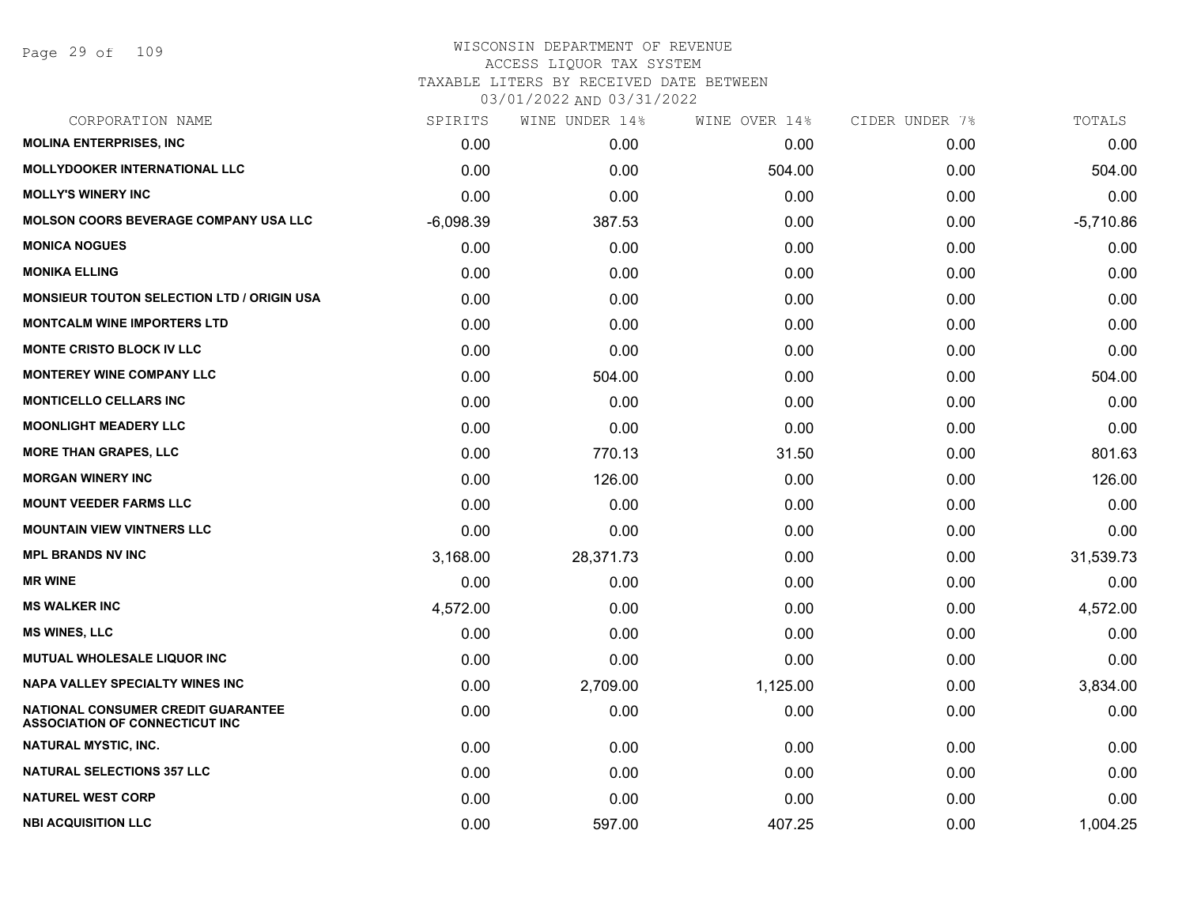# WISCONSIN DEPARTMENT OF REVENUE
## ACCESS LIQUOR TAX SYSTEM
### TAXABLE LITERS BY RECEIVED DATE BETWEEN 03/01/2022 AND 03/31/2022

| CORPORATION NAME | SPIRITS | WINE UNDER 14% | WINE OVER 14% | CIDER UNDER 7% | TOTALS |
|---|---|---|---|---|---|
| MOLINA ENTERPRISES, INC | 0.00 | 0.00 | 0.00 | 0.00 | 0.00 |
| MOLLYDOOKER INTERNATIONAL LLC | 0.00 | 0.00 | 504.00 | 0.00 | 504.00 |
| MOLLY'S WINERY INC | 0.00 | 0.00 | 0.00 | 0.00 | 0.00 |
| MOLSON COORS BEVERAGE COMPANY USA LLC | -6,098.39 | 387.53 | 0.00 | 0.00 | -5,710.86 |
| MONICA NOGUES | 0.00 | 0.00 | 0.00 | 0.00 | 0.00 |
| MONIKA ELLING | 0.00 | 0.00 | 0.00 | 0.00 | 0.00 |
| MONSIEUR TOUTON SELECTION LTD / ORIGIN USA | 0.00 | 0.00 | 0.00 | 0.00 | 0.00 |
| MONTCALM WINE IMPORTERS LTD | 0.00 | 0.00 | 0.00 | 0.00 | 0.00 |
| MONTE CRISTO BLOCK IV LLC | 0.00 | 0.00 | 0.00 | 0.00 | 0.00 |
| MONTEREY WINE COMPANY LLC | 0.00 | 504.00 | 0.00 | 0.00 | 504.00 |
| MONTICELLO CELLARS INC | 0.00 | 0.00 | 0.00 | 0.00 | 0.00 |
| MOONLIGHT MEADERY LLC | 0.00 | 0.00 | 0.00 | 0.00 | 0.00 |
| MORE THAN GRAPES, LLC | 0.00 | 770.13 | 31.50 | 0.00 | 801.63 |
| MORGAN WINERY INC | 0.00 | 126.00 | 0.00 | 0.00 | 126.00 |
| MOUNT VEEDER FARMS LLC | 0.00 | 0.00 | 0.00 | 0.00 | 0.00 |
| MOUNTAIN VIEW VINTNERS LLC | 0.00 | 0.00 | 0.00 | 0.00 | 0.00 |
| MPL BRANDS NV INC | 3,168.00 | 28,371.73 | 0.00 | 0.00 | 31,539.73 |
| MR WINE | 0.00 | 0.00 | 0.00 | 0.00 | 0.00 |
| MS WALKER INC | 4,572.00 | 0.00 | 0.00 | 0.00 | 4,572.00 |
| MS WINES, LLC | 0.00 | 0.00 | 0.00 | 0.00 | 0.00 |
| MUTUAL WHOLESALE LIQUOR INC | 0.00 | 0.00 | 0.00 | 0.00 | 0.00 |
| NAPA VALLEY SPECIALTY WINES INC | 0.00 | 2,709.00 | 1,125.00 | 0.00 | 3,834.00 |
| NATIONAL CONSUMER CREDIT GUARANTEE ASSOCIATION OF CONNECTICUT INC | 0.00 | 0.00 | 0.00 | 0.00 | 0.00 |
| NATURAL MYSTIC, INC. | 0.00 | 0.00 | 0.00 | 0.00 | 0.00 |
| NATURAL SELECTIONS 357 LLC | 0.00 | 0.00 | 0.00 | 0.00 | 0.00 |
| NATUREL WEST CORP | 0.00 | 0.00 | 0.00 | 0.00 | 0.00 |
| NBI ACQUISITION LLC | 0.00 | 597.00 | 407.25 | 0.00 | 1,004.25 |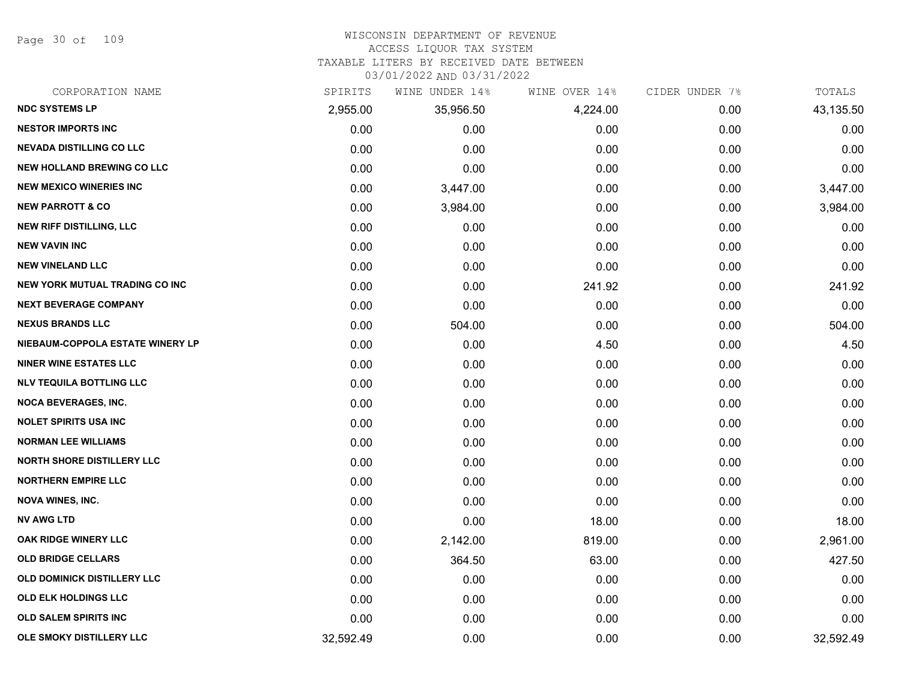# WISCONSIN DEPARTMENT OF REVENUE
ACCESS LIQUOR TAX SYSTEM
TAXABLE LITERS BY RECEIVED DATE BETWEEN
03/01/2022 AND 03/31/2022

| CORPORATION NAME | SPIRITS | WINE UNDER 14% | WINE OVER 14% | CIDER UNDER 7% | TOTALS |
|---|---|---|---|---|---|
| NDC SYSTEMS LP | 2,955.00 | 35,956.50 | 4,224.00 | 0.00 | 43,135.50 |
| NESTOR IMPORTS INC | 0.00 | 0.00 | 0.00 | 0.00 | 0.00 |
| NEVADA DISTILLING CO LLC | 0.00 | 0.00 | 0.00 | 0.00 | 0.00 |
| NEW HOLLAND BREWING CO LLC | 0.00 | 0.00 | 0.00 | 0.00 | 0.00 |
| NEW MEXICO WINERIES INC | 0.00 | 3,447.00 | 0.00 | 0.00 | 3,447.00 |
| NEW PARROTT & CO | 0.00 | 3,984.00 | 0.00 | 0.00 | 3,984.00 |
| NEW RIFF DISTILLING, LLC | 0.00 | 0.00 | 0.00 | 0.00 | 0.00 |
| NEW VAVIN INC | 0.00 | 0.00 | 0.00 | 0.00 | 0.00 |
| NEW VINELAND LLC | 0.00 | 0.00 | 0.00 | 0.00 | 0.00 |
| NEW YORK MUTUAL TRADING CO INC | 0.00 | 0.00 | 241.92 | 0.00 | 241.92 |
| NEXT BEVERAGE COMPANY | 0.00 | 0.00 | 0.00 | 0.00 | 0.00 |
| NEXUS BRANDS LLC | 0.00 | 504.00 | 0.00 | 0.00 | 504.00 |
| NIEBAUM-COPPOLA ESTATE WINERY LP | 0.00 | 0.00 | 4.50 | 0.00 | 4.50 |
| NINER WINE ESTATES LLC | 0.00 | 0.00 | 0.00 | 0.00 | 0.00 |
| NLV TEQUILA BOTTLING LLC | 0.00 | 0.00 | 0.00 | 0.00 | 0.00 |
| NOCA BEVERAGES, INC. | 0.00 | 0.00 | 0.00 | 0.00 | 0.00 |
| NOLET SPIRITS USA INC | 0.00 | 0.00 | 0.00 | 0.00 | 0.00 |
| NORMAN LEE WILLIAMS | 0.00 | 0.00 | 0.00 | 0.00 | 0.00 |
| NORTH SHORE DISTILLERY LLC | 0.00 | 0.00 | 0.00 | 0.00 | 0.00 |
| NORTHERN EMPIRE LLC | 0.00 | 0.00 | 0.00 | 0.00 | 0.00 |
| NOVA WINES, INC. | 0.00 | 0.00 | 0.00 | 0.00 | 0.00 |
| NV AWG LTD | 0.00 | 0.00 | 18.00 | 0.00 | 18.00 |
| OAK RIDGE WINERY LLC | 0.00 | 2,142.00 | 819.00 | 0.00 | 2,961.00 |
| OLD BRIDGE CELLARS | 0.00 | 364.50 | 63.00 | 0.00 | 427.50 |
| OLD DOMINICK DISTILLERY LLC | 0.00 | 0.00 | 0.00 | 0.00 | 0.00 |
| OLD ELK HOLDINGS LLC | 0.00 | 0.00 | 0.00 | 0.00 | 0.00 |
| OLD SALEM SPIRITS INC | 0.00 | 0.00 | 0.00 | 0.00 | 0.00 |
| OLE SMOKY DISTILLERY LLC | 32,592.49 | 0.00 | 0.00 | 0.00 | 32,592.49 |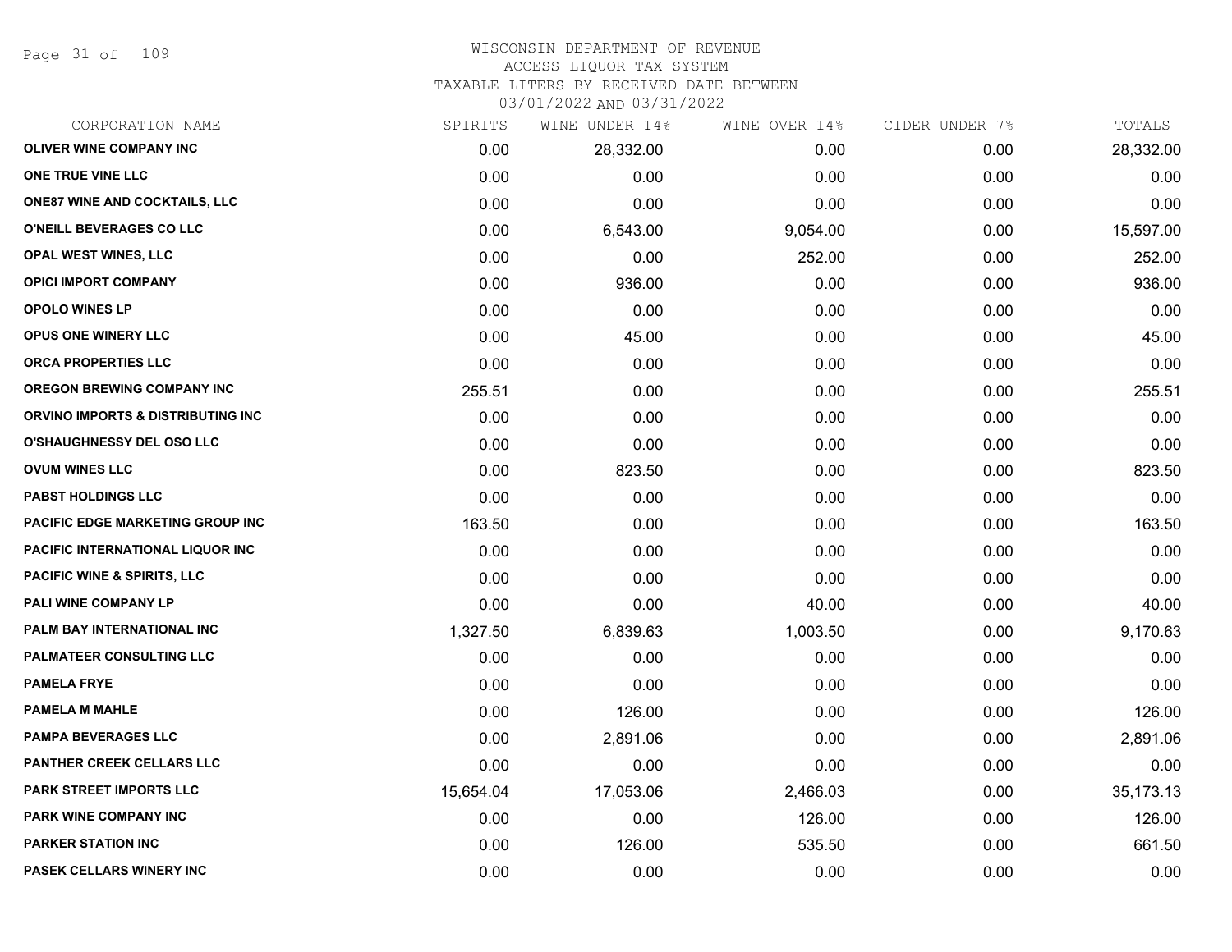# WISCONSIN DEPARTMENT OF REVENUE
## ACCESS LIQUOR TAX SYSTEM
## TAXABLE LITERS BY RECEIVED DATE BETWEEN 03/01/2022 AND 03/31/2022

| CORPORATION NAME | SPIRITS | WINE UNDER 14% | WINE OVER 14% | CIDER UNDER 7% | TOTALS |
|---|---|---|---|---|---|
| OLIVER WINE COMPANY INC | 0.00 | 28,332.00 | 0.00 | 0.00 | 28,332.00 |
| ONE TRUE VINE LLC | 0.00 | 0.00 | 0.00 | 0.00 | 0.00 |
| ONE87 WINE AND COCKTAILS, LLC | 0.00 | 0.00 | 0.00 | 0.00 | 0.00 |
| O'NEILL BEVERAGES CO LLC | 0.00 | 6,543.00 | 9,054.00 | 0.00 | 15,597.00 |
| OPAL WEST WINES, LLC | 0.00 | 0.00 | 252.00 | 0.00 | 252.00 |
| OPICI IMPORT COMPANY | 0.00 | 936.00 | 0.00 | 0.00 | 936.00 |
| OPOLO WINES LP | 0.00 | 0.00 | 0.00 | 0.00 | 0.00 |
| OPUS ONE WINERY LLC | 0.00 | 45.00 | 0.00 | 0.00 | 45.00 |
| ORCA PROPERTIES LLC | 0.00 | 0.00 | 0.00 | 0.00 | 0.00 |
| OREGON BREWING COMPANY INC | 255.51 | 0.00 | 0.00 | 0.00 | 255.51 |
| ORVINO IMPORTS & DISTRIBUTING INC | 0.00 | 0.00 | 0.00 | 0.00 | 0.00 |
| O'SHAUGHNESSY DEL OSO LLC | 0.00 | 0.00 | 0.00 | 0.00 | 0.00 |
| OVUM WINES LLC | 0.00 | 823.50 | 0.00 | 0.00 | 823.50 |
| PABST HOLDINGS LLC | 0.00 | 0.00 | 0.00 | 0.00 | 0.00 |
| PACIFIC EDGE MARKETING GROUP INC | 163.50 | 0.00 | 0.00 | 0.00 | 163.50 |
| PACIFIC INTERNATIONAL LIQUOR INC | 0.00 | 0.00 | 0.00 | 0.00 | 0.00 |
| PACIFIC WINE & SPIRITS, LLC | 0.00 | 0.00 | 0.00 | 0.00 | 0.00 |
| PALI WINE COMPANY LP | 0.00 | 0.00 | 40.00 | 0.00 | 40.00 |
| PALM BAY INTERNATIONAL INC | 1,327.50 | 6,839.63 | 1,003.50 | 0.00 | 9,170.63 |
| PALMATEER CONSULTING LLC | 0.00 | 0.00 | 0.00 | 0.00 | 0.00 |
| PAMELA FRYE | 0.00 | 0.00 | 0.00 | 0.00 | 0.00 |
| PAMELA M MAHLE | 0.00 | 126.00 | 0.00 | 0.00 | 126.00 |
| PAMPA BEVERAGES LLC | 0.00 | 2,891.06 | 0.00 | 0.00 | 2,891.06 |
| PANTHER CREEK CELLARS LLC | 0.00 | 0.00 | 0.00 | 0.00 | 0.00 |
| PARK STREET IMPORTS LLC | 15,654.04 | 17,053.06 | 2,466.03 | 0.00 | 35,173.13 |
| PARK WINE COMPANY INC | 0.00 | 0.00 | 126.00 | 0.00 | 126.00 |
| PARKER STATION INC | 0.00 | 126.00 | 535.50 | 0.00 | 661.50 |
| PASEK CELLARS WINERY INC | 0.00 | 0.00 | 0.00 | 0.00 | 0.00 |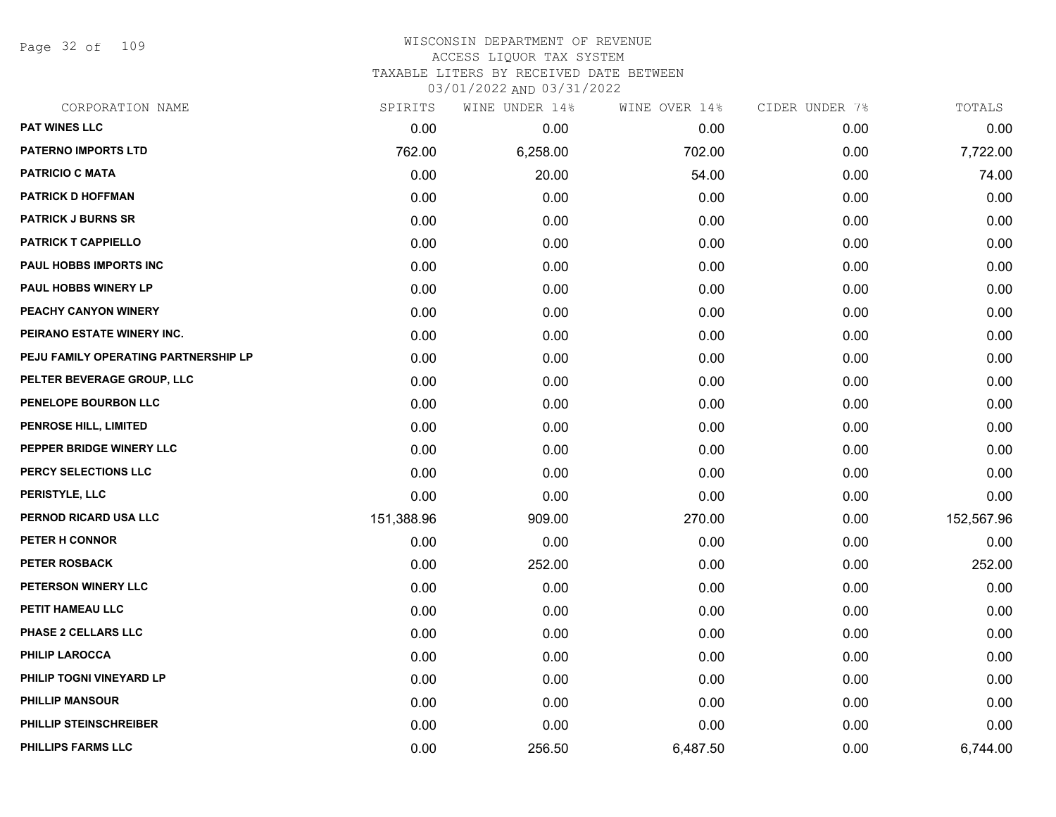# WISCONSIN DEPARTMENT OF REVENUE
## ACCESS LIQUOR TAX SYSTEM
### TAXABLE LITERS BY RECEIVED DATE BETWEEN 03/01/2022 AND 03/31/2022

| CORPORATION NAME | SPIRITS | WINE UNDER 14% | WINE OVER 14% | CIDER UNDER 7% | TOTALS |
|---|---|---|---|---|---|
| PAT WINES LLC | 0.00 | 0.00 | 0.00 | 0.00 | 0.00 |
| PATERNO IMPORTS LTD | 762.00 | 6,258.00 | 702.00 | 0.00 | 7,722.00 |
| PATRICIO C MATA | 0.00 | 20.00 | 54.00 | 0.00 | 74.00 |
| PATRICK D HOFFMAN | 0.00 | 0.00 | 0.00 | 0.00 | 0.00 |
| PATRICK J BURNS SR | 0.00 | 0.00 | 0.00 | 0.00 | 0.00 |
| PATRICK T CAPPIELLO | 0.00 | 0.00 | 0.00 | 0.00 | 0.00 |
| PAUL HOBBS IMPORTS INC | 0.00 | 0.00 | 0.00 | 0.00 | 0.00 |
| PAUL HOBBS WINERY LP | 0.00 | 0.00 | 0.00 | 0.00 | 0.00 |
| PEACHY CANYON WINERY | 0.00 | 0.00 | 0.00 | 0.00 | 0.00 |
| PEIRANO ESTATE WINERY INC. | 0.00 | 0.00 | 0.00 | 0.00 | 0.00 |
| PEJU FAMILY OPERATING PARTNERSHIP LP | 0.00 | 0.00 | 0.00 | 0.00 | 0.00 |
| PELTER BEVERAGE GROUP, LLC | 0.00 | 0.00 | 0.00 | 0.00 | 0.00 |
| PENELOPE BOURBON LLC | 0.00 | 0.00 | 0.00 | 0.00 | 0.00 |
| PENROSE HILL, LIMITED | 0.00 | 0.00 | 0.00 | 0.00 | 0.00 |
| PEPPER BRIDGE WINERY LLC | 0.00 | 0.00 | 0.00 | 0.00 | 0.00 |
| PERCY SELECTIONS LLC | 0.00 | 0.00 | 0.00 | 0.00 | 0.00 |
| PERISTYLE, LLC | 0.00 | 0.00 | 0.00 | 0.00 | 0.00 |
| PERNOD RICARD USA LLC | 151,388.96 | 909.00 | 270.00 | 0.00 | 152,567.96 |
| PETER H CONNOR | 0.00 | 0.00 | 0.00 | 0.00 | 0.00 |
| PETER ROSBACK | 0.00 | 252.00 | 0.00 | 0.00 | 252.00 |
| PETERSON WINERY LLC | 0.00 | 0.00 | 0.00 | 0.00 | 0.00 |
| PETIT HAMEAU LLC | 0.00 | 0.00 | 0.00 | 0.00 | 0.00 |
| PHASE 2 CELLARS LLC | 0.00 | 0.00 | 0.00 | 0.00 | 0.00 |
| PHILIP LAROCCA | 0.00 | 0.00 | 0.00 | 0.00 | 0.00 |
| PHILIP TOGNI VINEYARD LP | 0.00 | 0.00 | 0.00 | 0.00 | 0.00 |
| PHILLIP MANSOUR | 0.00 | 0.00 | 0.00 | 0.00 | 0.00 |
| PHILLIP STEINSCHREIBER | 0.00 | 0.00 | 0.00 | 0.00 | 0.00 |
| PHILLIPS FARMS LLC | 0.00 | 256.50 | 6,487.50 | 0.00 | 6,744.00 |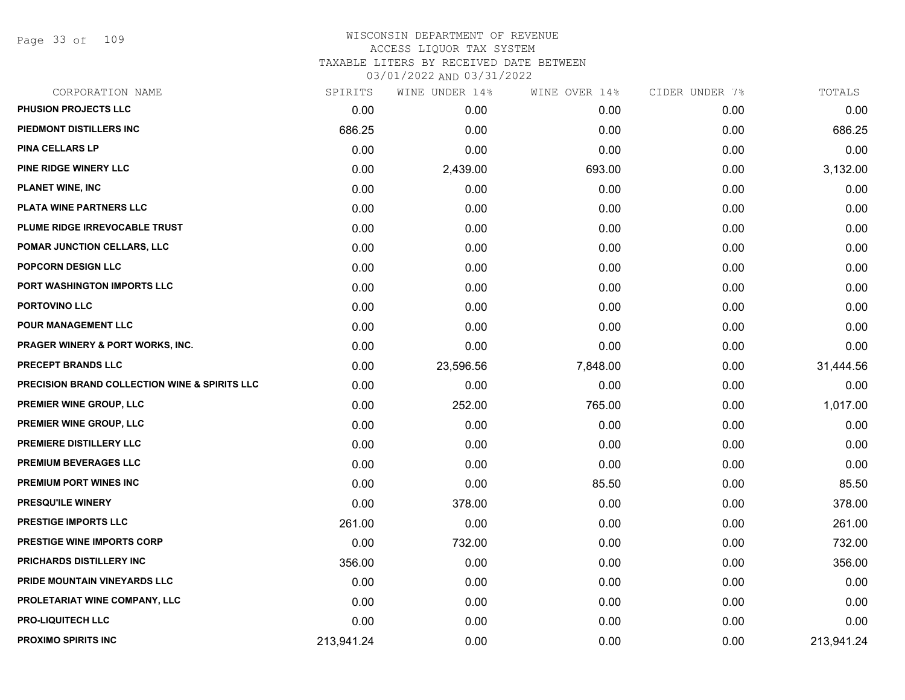# WISCONSIN DEPARTMENT OF REVENUE
## ACCESS LIQUOR TAX SYSTEM
### TAXABLE LITERS BY RECEIVED DATE BETWEEN 03/01/2022 AND 03/31/2022

| CORPORATION NAME | SPIRITS | WINE UNDER 14% | WINE OVER 14% | CIDER UNDER 7% | TOTALS |
|---|---|---|---|---|---|
| PHUSION PROJECTS LLC | 0.00 | 0.00 | 0.00 | 0.00 | 0.00 |
| PIEDMONT DISTILLERS INC | 686.25 | 0.00 | 0.00 | 0.00 | 686.25 |
| PINA CELLARS LP | 0.00 | 0.00 | 0.00 | 0.00 | 0.00 |
| PINE RIDGE WINERY LLC | 0.00 | 2,439.00 | 693.00 | 0.00 | 3,132.00 |
| PLANET WINE, INC | 0.00 | 0.00 | 0.00 | 0.00 | 0.00 |
| PLATA WINE PARTNERS LLC | 0.00 | 0.00 | 0.00 | 0.00 | 0.00 |
| PLUME RIDGE IRREVOCABLE TRUST | 0.00 | 0.00 | 0.00 | 0.00 | 0.00 |
| POMAR JUNCTION CELLARS, LLC | 0.00 | 0.00 | 0.00 | 0.00 | 0.00 |
| POPCORN DESIGN LLC | 0.00 | 0.00 | 0.00 | 0.00 | 0.00 |
| PORT WASHINGTON IMPORTS LLC | 0.00 | 0.00 | 0.00 | 0.00 | 0.00 |
| PORTOVINO LLC | 0.00 | 0.00 | 0.00 | 0.00 | 0.00 |
| POUR MANAGEMENT LLC | 0.00 | 0.00 | 0.00 | 0.00 | 0.00 |
| PRAGER WINERY & PORT WORKS, INC. | 0.00 | 0.00 | 0.00 | 0.00 | 0.00 |
| PRECEPT BRANDS LLC | 0.00 | 23,596.56 | 7,848.00 | 0.00 | 31,444.56 |
| PRECISION BRAND COLLECTION WINE & SPIRITS LLC | 0.00 | 0.00 | 0.00 | 0.00 | 0.00 |
| PREMIER WINE GROUP, LLC | 0.00 | 252.00 | 765.00 | 0.00 | 1,017.00 |
| PREMIER WINE GROUP, LLC | 0.00 | 0.00 | 0.00 | 0.00 | 0.00 |
| PREMIERE DISTILLERY LLC | 0.00 | 0.00 | 0.00 | 0.00 | 0.00 |
| PREMIUM BEVERAGES LLC | 0.00 | 0.00 | 0.00 | 0.00 | 0.00 |
| PREMIUM PORT WINES INC | 0.00 | 0.00 | 85.50 | 0.00 | 85.50 |
| PRESQU'ILE WINERY | 0.00 | 378.00 | 0.00 | 0.00 | 378.00 |
| PRESTIGE IMPORTS LLC | 261.00 | 0.00 | 0.00 | 0.00 | 261.00 |
| PRESTIGE WINE IMPORTS CORP | 0.00 | 732.00 | 0.00 | 0.00 | 732.00 |
| PRICHARDS DISTILLERY INC | 356.00 | 0.00 | 0.00 | 0.00 | 356.00 |
| PRIDE MOUNTAIN VINEYARDS LLC | 0.00 | 0.00 | 0.00 | 0.00 | 0.00 |
| PROLETARIAT WINE COMPANY, LLC | 0.00 | 0.00 | 0.00 | 0.00 | 0.00 |
| PRO-LIQUITECH LLC | 0.00 | 0.00 | 0.00 | 0.00 | 0.00 |
| PROXIMO SPIRITS INC | 213,941.24 | 0.00 | 0.00 | 0.00 | 213,941.24 |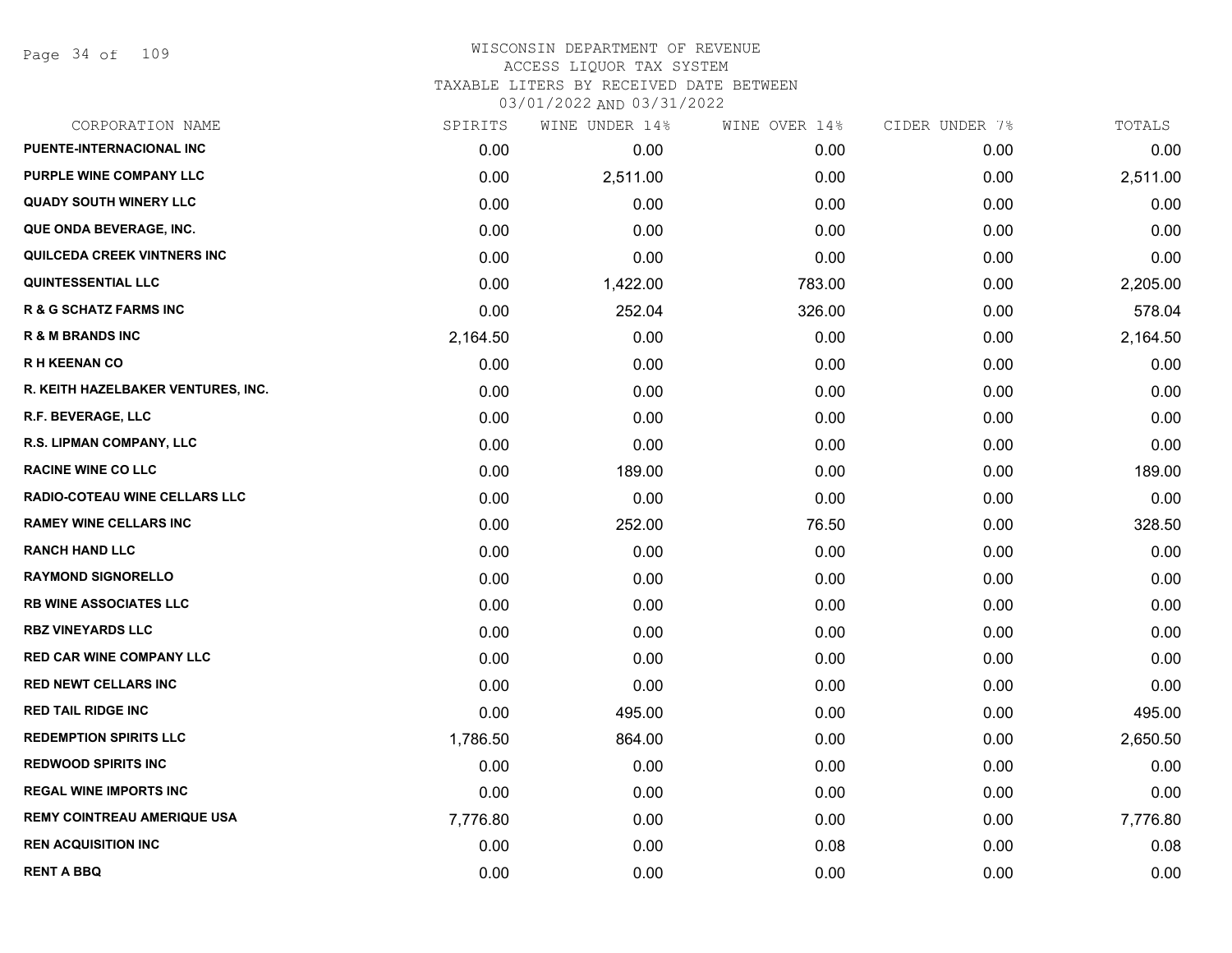WISCONSIN DEPARTMENT OF REVENUE
ACCESS LIQUOR TAX SYSTEM
TAXABLE LITERS BY RECEIVED DATE BETWEEN
03/01/2022 AND 03/31/2022

| CORPORATION NAME | SPIRITS | WINE UNDER 14% | WINE OVER 14% | CIDER UNDER 7% | TOTALS |
|---|---|---|---|---|---|
| PUENTE-INTERNACIONAL INC | 0.00 | 0.00 | 0.00 | 0.00 | 0.00 |
| PURPLE WINE COMPANY LLC | 0.00 | 2,511.00 | 0.00 | 0.00 | 2,511.00 |
| QUADY SOUTH WINERY LLC | 0.00 | 0.00 | 0.00 | 0.00 | 0.00 |
| QUE ONDA BEVERAGE, INC. | 0.00 | 0.00 | 0.00 | 0.00 | 0.00 |
| QUILCEDA CREEK VINTNERS INC | 0.00 | 0.00 | 0.00 | 0.00 | 0.00 |
| QUINTESSENTIAL LLC | 0.00 | 1,422.00 | 783.00 | 0.00 | 2,205.00 |
| R & G SCHATZ FARMS INC | 0.00 | 252.04 | 326.00 | 0.00 | 578.04 |
| R & M BRANDS INC | 2,164.50 | 0.00 | 0.00 | 0.00 | 2,164.50 |
| R H KEENAN CO | 0.00 | 0.00 | 0.00 | 0.00 | 0.00 |
| R. KEITH HAZELBAKER VENTURES, INC. | 0.00 | 0.00 | 0.00 | 0.00 | 0.00 |
| R.F. BEVERAGE, LLC | 0.00 | 0.00 | 0.00 | 0.00 | 0.00 |
| R.S. LIPMAN COMPANY, LLC | 0.00 | 0.00 | 0.00 | 0.00 | 0.00 |
| RACINE WINE CO LLC | 0.00 | 189.00 | 0.00 | 0.00 | 189.00 |
| RADIO-COTEAU WINE CELLARS LLC | 0.00 | 0.00 | 0.00 | 0.00 | 0.00 |
| RAMEY WINE CELLARS INC | 0.00 | 252.00 | 76.50 | 0.00 | 328.50 |
| RANCH HAND LLC | 0.00 | 0.00 | 0.00 | 0.00 | 0.00 |
| RAYMOND SIGNORELLO | 0.00 | 0.00 | 0.00 | 0.00 | 0.00 |
| RB WINE ASSOCIATES LLC | 0.00 | 0.00 | 0.00 | 0.00 | 0.00 |
| RBZ VINEYARDS LLC | 0.00 | 0.00 | 0.00 | 0.00 | 0.00 |
| RED CAR WINE COMPANY LLC | 0.00 | 0.00 | 0.00 | 0.00 | 0.00 |
| RED NEWT CELLARS INC | 0.00 | 0.00 | 0.00 | 0.00 | 0.00 |
| RED TAIL RIDGE INC | 0.00 | 495.00 | 0.00 | 0.00 | 495.00 |
| REDEMPTION SPIRITS LLC | 1,786.50 | 864.00 | 0.00 | 0.00 | 2,650.50 |
| REDWOOD SPIRITS INC | 0.00 | 0.00 | 0.00 | 0.00 | 0.00 |
| REGAL WINE IMPORTS INC | 0.00 | 0.00 | 0.00 | 0.00 | 0.00 |
| REMY COINTREAU AMERIQUE USA | 7,776.80 | 0.00 | 0.00 | 0.00 | 7,776.80 |
| REN ACQUISITION INC | 0.00 | 0.00 | 0.08 | 0.00 | 0.08 |
| RENT A BBQ | 0.00 | 0.00 | 0.00 | 0.00 | 0.00 |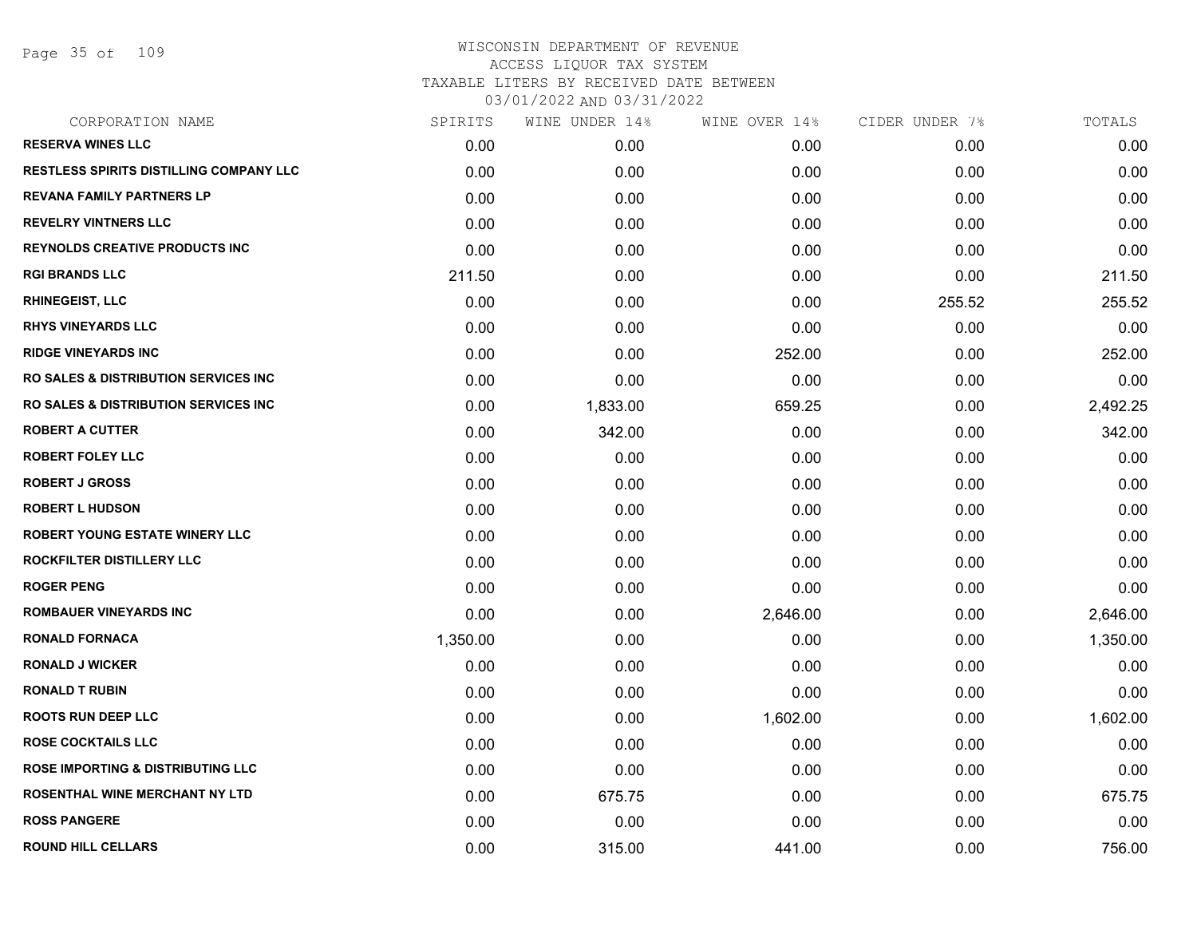WISCONSIN DEPARTMENT OF REVENUE
ACCESS LIQUOR TAX SYSTEM
TAXABLE LITERS BY RECEIVED DATE BETWEEN
03/01/2022 AND 03/31/2022

| CORPORATION NAME | SPIRITS | WINE UNDER 14% | WINE OVER 14% | CIDER UNDER 7% | TOTALS |
|---|---|---|---|---|---|
| RESERVA WINES LLC | 0.00 | 0.00 | 0.00 | 0.00 | 0.00 |
| RESTLESS SPIRITS DISTILLING COMPANY LLC | 0.00 | 0.00 | 0.00 | 0.00 | 0.00 |
| REVANA FAMILY PARTNERS LP | 0.00 | 0.00 | 0.00 | 0.00 | 0.00 |
| REVELRY VINTNERS LLC | 0.00 | 0.00 | 0.00 | 0.00 | 0.00 |
| REYNOLDS CREATIVE PRODUCTS INC | 0.00 | 0.00 | 0.00 | 0.00 | 0.00 |
| RGI BRANDS LLC | 211.50 | 0.00 | 0.00 | 0.00 | 211.50 |
| RHINEGEIST, LLC | 0.00 | 0.00 | 0.00 | 255.52 | 255.52 |
| RHYS VINEYARDS LLC | 0.00 | 0.00 | 0.00 | 0.00 | 0.00 |
| RIDGE VINEYARDS INC | 0.00 | 0.00 | 252.00 | 0.00 | 252.00 |
| RO SALES & DISTRIBUTION SERVICES INC | 0.00 | 0.00 | 0.00 | 0.00 | 0.00 |
| RO SALES & DISTRIBUTION SERVICES INC | 0.00 | 1,833.00 | 659.25 | 0.00 | 2,492.25 |
| ROBERT A CUTTER | 0.00 | 342.00 | 0.00 | 0.00 | 342.00 |
| ROBERT FOLEY LLC | 0.00 | 0.00 | 0.00 | 0.00 | 0.00 |
| ROBERT J GROSS | 0.00 | 0.00 | 0.00 | 0.00 | 0.00 |
| ROBERT L HUDSON | 0.00 | 0.00 | 0.00 | 0.00 | 0.00 |
| ROBERT YOUNG ESTATE WINERY LLC | 0.00 | 0.00 | 0.00 | 0.00 | 0.00 |
| ROCKFILTER DISTILLERY LLC | 0.00 | 0.00 | 0.00 | 0.00 | 0.00 |
| ROGER PENG | 0.00 | 0.00 | 0.00 | 0.00 | 0.00 |
| ROMBAUER VINEYARDS INC | 0.00 | 0.00 | 2,646.00 | 0.00 | 2,646.00 |
| RONALD FORNACA | 1,350.00 | 0.00 | 0.00 | 0.00 | 1,350.00 |
| RONALD J WICKER | 0.00 | 0.00 | 0.00 | 0.00 | 0.00 |
| RONALD T RUBIN | 0.00 | 0.00 | 0.00 | 0.00 | 0.00 |
| ROOTS RUN DEEP LLC | 0.00 | 0.00 | 1,602.00 | 0.00 | 1,602.00 |
| ROSE COCKTAILS LLC | 0.00 | 0.00 | 0.00 | 0.00 | 0.00 |
| ROSE IMPORTING & DISTRIBUTING LLC | 0.00 | 0.00 | 0.00 | 0.00 | 0.00 |
| ROSENTHAL WINE MERCHANT NY LTD | 0.00 | 675.75 | 0.00 | 0.00 | 675.75 |
| ROSS PANGERE | 0.00 | 0.00 | 0.00 | 0.00 | 0.00 |
| ROUND HILL CELLARS | 0.00 | 315.00 | 441.00 | 0.00 | 756.00 |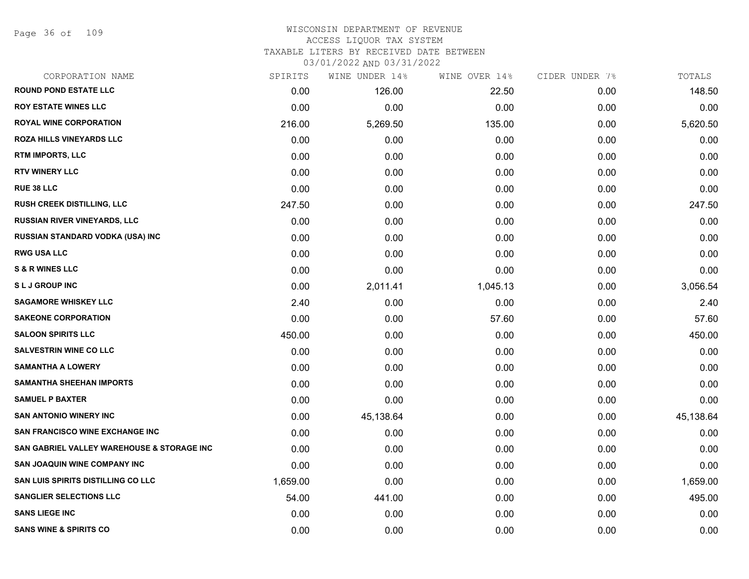# WISCONSIN DEPARTMENT OF REVENUE
## ACCESS LIQUOR TAX SYSTEM
### TAXABLE LITERS BY RECEIVED DATE BETWEEN 03/01/2022 AND 03/31/2022

| CORPORATION NAME | SPIRITS | WINE UNDER 14% | WINE OVER 14% | CIDER UNDER 7% | TOTALS |
|---|---|---|---|---|---|
| ROUND POND ESTATE LLC | 0.00 | 126.00 | 22.50 | 0.00 | 148.50 |
| ROY ESTATE WINES LLC | 0.00 | 0.00 | 0.00 | 0.00 | 0.00 |
| ROYAL WINE CORPORATION | 216.00 | 5,269.50 | 135.00 | 0.00 | 5,620.50 |
| ROZA HILLS VINEYARDS LLC | 0.00 | 0.00 | 0.00 | 0.00 | 0.00 |
| RTM IMPORTS, LLC | 0.00 | 0.00 | 0.00 | 0.00 | 0.00 |
| RTV WINERY LLC | 0.00 | 0.00 | 0.00 | 0.00 | 0.00 |
| RUE 38 LLC | 0.00 | 0.00 | 0.00 | 0.00 | 0.00 |
| RUSH CREEK DISTILLING, LLC | 247.50 | 0.00 | 0.00 | 0.00 | 247.50 |
| RUSSIAN RIVER VINEYARDS, LLC | 0.00 | 0.00 | 0.00 | 0.00 | 0.00 |
| RUSSIAN STANDARD VODKA (USA) INC | 0.00 | 0.00 | 0.00 | 0.00 | 0.00 |
| RWG USA LLC | 0.00 | 0.00 | 0.00 | 0.00 | 0.00 |
| S & R WINES LLC | 0.00 | 0.00 | 0.00 | 0.00 | 0.00 |
| S L J GROUP INC | 0.00 | 2,011.41 | 1,045.13 | 0.00 | 3,056.54 |
| SAGAMORE WHISKEY LLC | 2.40 | 0.00 | 0.00 | 0.00 | 2.40 |
| SAKEONE CORPORATION | 0.00 | 0.00 | 57.60 | 0.00 | 57.60 |
| SALOON SPIRITS LLC | 450.00 | 0.00 | 0.00 | 0.00 | 450.00 |
| SALVESTRIN WINE CO LLC | 0.00 | 0.00 | 0.00 | 0.00 | 0.00 |
| SAMANTHA A LOWERY | 0.00 | 0.00 | 0.00 | 0.00 | 0.00 |
| SAMANTHA SHEEHAN IMPORTS | 0.00 | 0.00 | 0.00 | 0.00 | 0.00 |
| SAMUEL P BAXTER | 0.00 | 0.00 | 0.00 | 0.00 | 0.00 |
| SAN ANTONIO WINERY INC | 0.00 | 45,138.64 | 0.00 | 0.00 | 45,138.64 |
| SAN FRANCISCO WINE EXCHANGE INC | 0.00 | 0.00 | 0.00 | 0.00 | 0.00 |
| SAN GABRIEL VALLEY WAREHOUSE & STORAGE INC | 0.00 | 0.00 | 0.00 | 0.00 | 0.00 |
| SAN JOAQUIN WINE COMPANY INC | 0.00 | 0.00 | 0.00 | 0.00 | 0.00 |
| SAN LUIS SPIRITS DISTILLING CO LLC | 1,659.00 | 0.00 | 0.00 | 0.00 | 1,659.00 |
| SANGLIER SELECTIONS LLC | 54.00 | 441.00 | 0.00 | 0.00 | 495.00 |
| SANS LIEGE INC | 0.00 | 0.00 | 0.00 | 0.00 | 0.00 |
| SANS WINE & SPIRITS CO | 0.00 | 0.00 | 0.00 | 0.00 | 0.00 |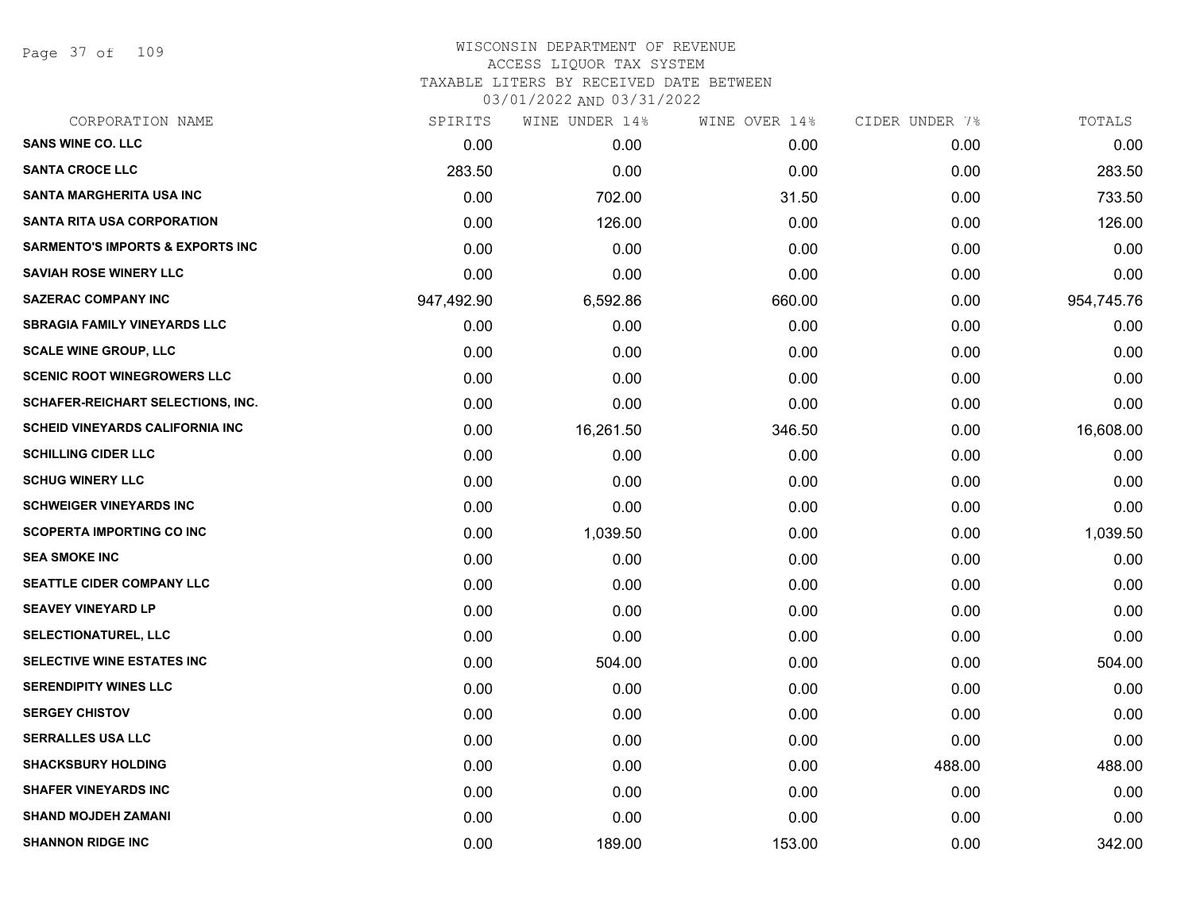# WISCONSIN DEPARTMENT OF REVENUE
ACCESS LIQUOR TAX SYSTEM
TAXABLE LITERS BY RECEIVED DATE BETWEEN
03/01/2022 AND 03/31/2022

| CORPORATION NAME | SPIRITS | WINE UNDER 14% | WINE OVER 14% | CIDER UNDER 7% | TOTALS |
|---|---|---|---|---|---|
| SANS WINE CO. LLC | 0.00 | 0.00 | 0.00 | 0.00 | 0.00 |
| SANTA CROCE LLC | 283.50 | 0.00 | 0.00 | 0.00 | 283.50 |
| SANTA MARGHERITA USA INC | 0.00 | 702.00 | 31.50 | 0.00 | 733.50 |
| SANTA RITA USA CORPORATION | 0.00 | 126.00 | 0.00 | 0.00 | 126.00 |
| SARMENTO'S IMPORTS & EXPORTS INC | 0.00 | 0.00 | 0.00 | 0.00 | 0.00 |
| SAVIAH ROSE WINERY LLC | 0.00 | 0.00 | 0.00 | 0.00 | 0.00 |
| SAZERAC COMPANY INC | 947,492.90 | 6,592.86 | 660.00 | 0.00 | 954,745.76 |
| SBRAGIA FAMILY VINEYARDS LLC | 0.00 | 0.00 | 0.00 | 0.00 | 0.00 |
| SCALE WINE GROUP, LLC | 0.00 | 0.00 | 0.00 | 0.00 | 0.00 |
| SCENIC ROOT WINEGROWERS LLC | 0.00 | 0.00 | 0.00 | 0.00 | 0.00 |
| SCHAFER-REICHART SELECTIONS, INC. | 0.00 | 0.00 | 0.00 | 0.00 | 0.00 |
| SCHEID VINEYARDS CALIFORNIA INC | 0.00 | 16,261.50 | 346.50 | 0.00 | 16,608.00 |
| SCHILLING CIDER LLC | 0.00 | 0.00 | 0.00 | 0.00 | 0.00 |
| SCHUG WINERY LLC | 0.00 | 0.00 | 0.00 | 0.00 | 0.00 |
| SCHWEIGER VINEYARDS INC | 0.00 | 0.00 | 0.00 | 0.00 | 0.00 |
| SCOPERTA IMPORTING CO INC | 0.00 | 1,039.50 | 0.00 | 0.00 | 1,039.50 |
| SEA SMOKE INC | 0.00 | 0.00 | 0.00 | 0.00 | 0.00 |
| SEATTLE CIDER COMPANY LLC | 0.00 | 0.00 | 0.00 | 0.00 | 0.00 |
| SEAVEY VINEYARD LP | 0.00 | 0.00 | 0.00 | 0.00 | 0.00 |
| SELECTIONATUREL, LLC | 0.00 | 0.00 | 0.00 | 0.00 | 0.00 |
| SELECTIVE WINE ESTATES INC | 0.00 | 504.00 | 0.00 | 0.00 | 504.00 |
| SERENDIPITY WINES LLC | 0.00 | 0.00 | 0.00 | 0.00 | 0.00 |
| SERGEY CHISTOV | 0.00 | 0.00 | 0.00 | 0.00 | 0.00 |
| SERRALLES USA LLC | 0.00 | 0.00 | 0.00 | 0.00 | 0.00 |
| SHACKSBURY HOLDING | 0.00 | 0.00 | 0.00 | 488.00 | 488.00 |
| SHAFER VINEYARDS INC | 0.00 | 0.00 | 0.00 | 0.00 | 0.00 |
| SHAND MOJDEH ZAMANI | 0.00 | 0.00 | 0.00 | 0.00 | 0.00 |
| SHANNON RIDGE INC | 0.00 | 189.00 | 153.00 | 0.00 | 342.00 |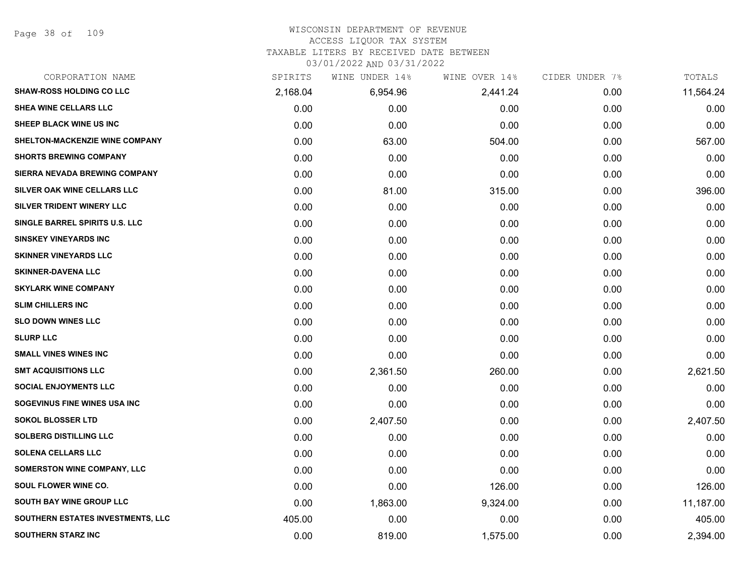WISCONSIN DEPARTMENT OF REVENUE
ACCESS LIQUOR TAX SYSTEM
TAXABLE LITERS BY RECEIVED DATE BETWEEN
03/01/2022 AND 03/31/2022

| CORPORATION NAME | SPIRITS | WINE UNDER 14% | WINE OVER 14% | CIDER UNDER 7% | TOTALS |
|---|---|---|---|---|---|
| SHAW-ROSS HOLDING CO LLC | 2,168.04 | 6,954.96 | 2,441.24 | 0.00 | 11,564.24 |
| SHEA WINE CELLARS LLC | 0.00 | 0.00 | 0.00 | 0.00 | 0.00 |
| SHEEP BLACK WINE US INC | 0.00 | 0.00 | 0.00 | 0.00 | 0.00 |
| SHELTON-MACKENZIE WINE COMPANY | 0.00 | 63.00 | 504.00 | 0.00 | 567.00 |
| SHORTS BREWING COMPANY | 0.00 | 0.00 | 0.00 | 0.00 | 0.00 |
| SIERRA NEVADA BREWING COMPANY | 0.00 | 0.00 | 0.00 | 0.00 | 0.00 |
| SILVER OAK WINE CELLARS LLC | 0.00 | 81.00 | 315.00 | 0.00 | 396.00 |
| SILVER TRIDENT WINERY LLC | 0.00 | 0.00 | 0.00 | 0.00 | 0.00 |
| SINGLE BARREL SPIRITS U.S. LLC | 0.00 | 0.00 | 0.00 | 0.00 | 0.00 |
| SINSKEY VINEYARDS INC | 0.00 | 0.00 | 0.00 | 0.00 | 0.00 |
| SKINNER VINEYARDS LLC | 0.00 | 0.00 | 0.00 | 0.00 | 0.00 |
| SKINNER-DAVENA LLC | 0.00 | 0.00 | 0.00 | 0.00 | 0.00 |
| SKYLARK WINE COMPANY | 0.00 | 0.00 | 0.00 | 0.00 | 0.00 |
| SLIM CHILLERS INC | 0.00 | 0.00 | 0.00 | 0.00 | 0.00 |
| SLO DOWN WINES LLC | 0.00 | 0.00 | 0.00 | 0.00 | 0.00 |
| SLURP LLC | 0.00 | 0.00 | 0.00 | 0.00 | 0.00 |
| SMALL VINES WINES INC | 0.00 | 0.00 | 0.00 | 0.00 | 0.00 |
| SMT ACQUISITIONS LLC | 0.00 | 2,361.50 | 260.00 | 0.00 | 2,621.50 |
| SOCIAL ENJOYMENTS LLC | 0.00 | 0.00 | 0.00 | 0.00 | 0.00 |
| SOGEVINUS FINE WINES USA INC | 0.00 | 0.00 | 0.00 | 0.00 | 0.00 |
| SOKOL BLOSSER LTD | 0.00 | 2,407.50 | 0.00 | 0.00 | 2,407.50 |
| SOLBERG DISTILLING LLC | 0.00 | 0.00 | 0.00 | 0.00 | 0.00 |
| SOLENA CELLARS LLC | 0.00 | 0.00 | 0.00 | 0.00 | 0.00 |
| SOMERSTON WINE COMPANY, LLC | 0.00 | 0.00 | 0.00 | 0.00 | 0.00 |
| SOUL FLOWER WINE CO. | 0.00 | 0.00 | 126.00 | 0.00 | 126.00 |
| SOUTH BAY WINE GROUP LLC | 0.00 | 1,863.00 | 9,324.00 | 0.00 | 11,187.00 |
| SOUTHERN ESTATES INVESTMENTS, LLC | 405.00 | 0.00 | 0.00 | 0.00 | 405.00 |
| SOUTHERN STARZ INC | 0.00 | 819.00 | 1,575.00 | 0.00 | 2,394.00 |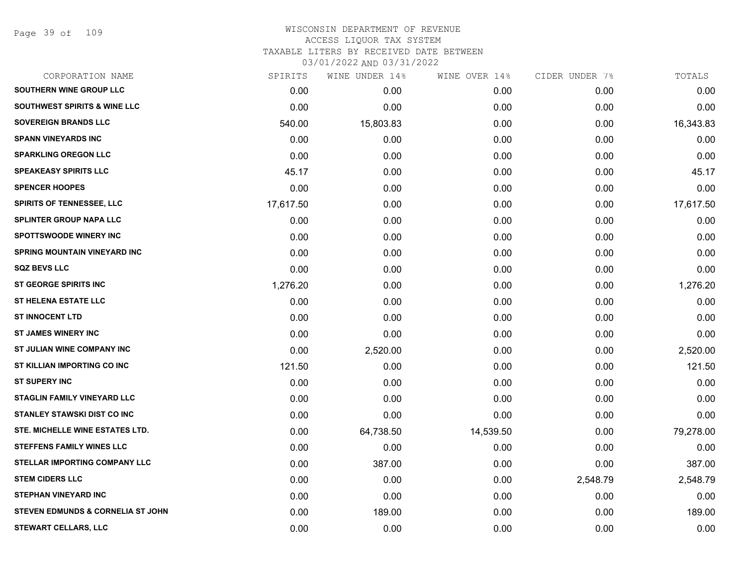# WISCONSIN DEPARTMENT OF REVENUE
## ACCESS LIQUOR TAX SYSTEM
### TAXABLE LITERS BY RECEIVED DATE BETWEEN 03/01/2022 AND 03/31/2022

| CORPORATION NAME | SPIRITS | WINE UNDER 14% | WINE OVER 14% | CIDER UNDER 7% | TOTALS |
|---|---|---|---|---|---|
| SOUTHERN WINE GROUP LLC | 0.00 | 0.00 | 0.00 | 0.00 | 0.00 |
| SOUTHWEST SPIRITS & WINE LLC | 0.00 | 0.00 | 0.00 | 0.00 | 0.00 |
| SOVEREIGN BRANDS LLC | 540.00 | 15,803.83 | 0.00 | 0.00 | 16,343.83 |
| SPANN VINEYARDS INC | 0.00 | 0.00 | 0.00 | 0.00 | 0.00 |
| SPARKLING OREGON LLC | 0.00 | 0.00 | 0.00 | 0.00 | 0.00 |
| SPEAKEASY SPIRITS LLC | 45.17 | 0.00 | 0.00 | 0.00 | 45.17 |
| SPENCER HOOPES | 0.00 | 0.00 | 0.00 | 0.00 | 0.00 |
| SPIRITS OF TENNESSEE, LLC | 17,617.50 | 0.00 | 0.00 | 0.00 | 17,617.50 |
| SPLINTER GROUP NAPA LLC | 0.00 | 0.00 | 0.00 | 0.00 | 0.00 |
| SPOTTSWOODE WINERY INC | 0.00 | 0.00 | 0.00 | 0.00 | 0.00 |
| SPRING MOUNTAIN VINEYARD INC | 0.00 | 0.00 | 0.00 | 0.00 | 0.00 |
| SQZ BEVS LLC | 0.00 | 0.00 | 0.00 | 0.00 | 0.00 |
| ST GEORGE SPIRITS INC | 1,276.20 | 0.00 | 0.00 | 0.00 | 1,276.20 |
| ST HELENA ESTATE LLC | 0.00 | 0.00 | 0.00 | 0.00 | 0.00 |
| ST INNOCENT LTD | 0.00 | 0.00 | 0.00 | 0.00 | 0.00 |
| ST JAMES WINERY INC | 0.00 | 0.00 | 0.00 | 0.00 | 0.00 |
| ST JULIAN WINE COMPANY INC | 0.00 | 2,520.00 | 0.00 | 0.00 | 2,520.00 |
| ST KILLIAN IMPORTING CO INC | 121.50 | 0.00 | 0.00 | 0.00 | 121.50 |
| ST SUPERY INC | 0.00 | 0.00 | 0.00 | 0.00 | 0.00 |
| STAGLIN FAMILY VINEYARD LLC | 0.00 | 0.00 | 0.00 | 0.00 | 0.00 |
| STANLEY STAWSKI DIST CO INC | 0.00 | 0.00 | 0.00 | 0.00 | 0.00 |
| STE. MICHELLE WINE ESTATES LTD. | 0.00 | 64,738.50 | 14,539.50 | 0.00 | 79,278.00 |
| STEFFENS FAMILY WINES LLC | 0.00 | 0.00 | 0.00 | 0.00 | 0.00 |
| STELLAR IMPORTING COMPANY LLC | 0.00 | 387.00 | 0.00 | 0.00 | 387.00 |
| STEM CIDERS LLC | 0.00 | 0.00 | 0.00 | 2,548.79 | 2,548.79 |
| STEPHAN VINEYARD INC | 0.00 | 0.00 | 0.00 | 0.00 | 0.00 |
| STEVEN EDMUNDS & CORNELIA ST JOHN | 0.00 | 189.00 | 0.00 | 0.00 | 189.00 |
| STEWART CELLARS, LLC | 0.00 | 0.00 | 0.00 | 0.00 | 0.00 |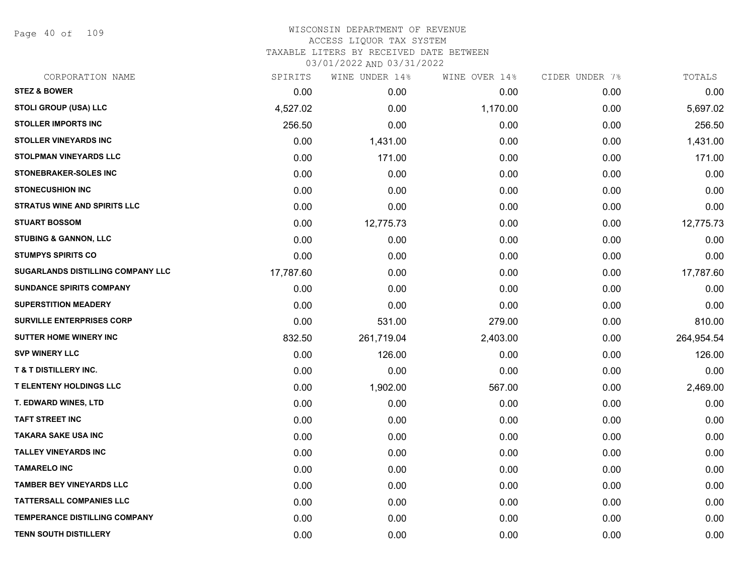# WISCONSIN DEPARTMENT OF REVENUE
## ACCESS LIQUOR TAX SYSTEM
### TAXABLE LITERS BY RECEIVED DATE BETWEEN 03/01/2022 AND 03/31/2022

| CORPORATION NAME | SPIRITS | WINE UNDER 14% | WINE OVER 14% | CIDER UNDER 7% | TOTALS |
|---|---|---|---|---|---|
| STEZ & BOWER | 0.00 | 0.00 | 0.00 | 0.00 | 0.00 |
| STOLI GROUP (USA) LLC | 4,527.02 | 0.00 | 1,170.00 | 0.00 | 5,697.02 |
| STOLLER IMPORTS INC | 256.50 | 0.00 | 0.00 | 0.00 | 256.50 |
| STOLLER VINEYARDS INC | 0.00 | 1,431.00 | 0.00 | 0.00 | 1,431.00 |
| STOLPMAN VINEYARDS LLC | 0.00 | 171.00 | 0.00 | 0.00 | 171.00 |
| STONEBRAKER-SOLES INC | 0.00 | 0.00 | 0.00 | 0.00 | 0.00 |
| STONECUSHION INC | 0.00 | 0.00 | 0.00 | 0.00 | 0.00 |
| STRATUS WINE AND SPIRITS LLC | 0.00 | 0.00 | 0.00 | 0.00 | 0.00 |
| STUART BOSSOM | 0.00 | 12,775.73 | 0.00 | 0.00 | 12,775.73 |
| STUBING & GANNON, LLC | 0.00 | 0.00 | 0.00 | 0.00 | 0.00 |
| STUMPYS SPIRITS CO | 0.00 | 0.00 | 0.00 | 0.00 | 0.00 |
| SUGARLANDS DISTILLING COMPANY LLC | 17,787.60 | 0.00 | 0.00 | 0.00 | 17,787.60 |
| SUNDANCE SPIRITS COMPANY | 0.00 | 0.00 | 0.00 | 0.00 | 0.00 |
| SUPERSTITION MEADERY | 0.00 | 0.00 | 0.00 | 0.00 | 0.00 |
| SURVILLE ENTERPRISES CORP | 0.00 | 531.00 | 279.00 | 0.00 | 810.00 |
| SUTTER HOME WINERY INC | 832.50 | 261,719.04 | 2,403.00 | 0.00 | 264,954.54 |
| SVP WINERY LLC | 0.00 | 126.00 | 0.00 | 0.00 | 126.00 |
| T & T DISTILLERY INC. | 0.00 | 0.00 | 0.00 | 0.00 | 0.00 |
| T ELENTENY HOLDINGS LLC | 0.00 | 1,902.00 | 567.00 | 0.00 | 2,469.00 |
| T. EDWARD WINES, LTD | 0.00 | 0.00 | 0.00 | 0.00 | 0.00 |
| TAFT STREET INC | 0.00 | 0.00 | 0.00 | 0.00 | 0.00 |
| TAKARA SAKE USA INC | 0.00 | 0.00 | 0.00 | 0.00 | 0.00 |
| TALLEY VINEYARDS INC | 0.00 | 0.00 | 0.00 | 0.00 | 0.00 |
| TAMARELO INC | 0.00 | 0.00 | 0.00 | 0.00 | 0.00 |
| TAMBER BEY VINEYARDS LLC | 0.00 | 0.00 | 0.00 | 0.00 | 0.00 |
| TATTERSALL COMPANIES LLC | 0.00 | 0.00 | 0.00 | 0.00 | 0.00 |
| TEMPERANCE DISTILLING COMPANY | 0.00 | 0.00 | 0.00 | 0.00 | 0.00 |
| TENN SOUTH DISTILLERY | 0.00 | 0.00 | 0.00 | 0.00 | 0.00 |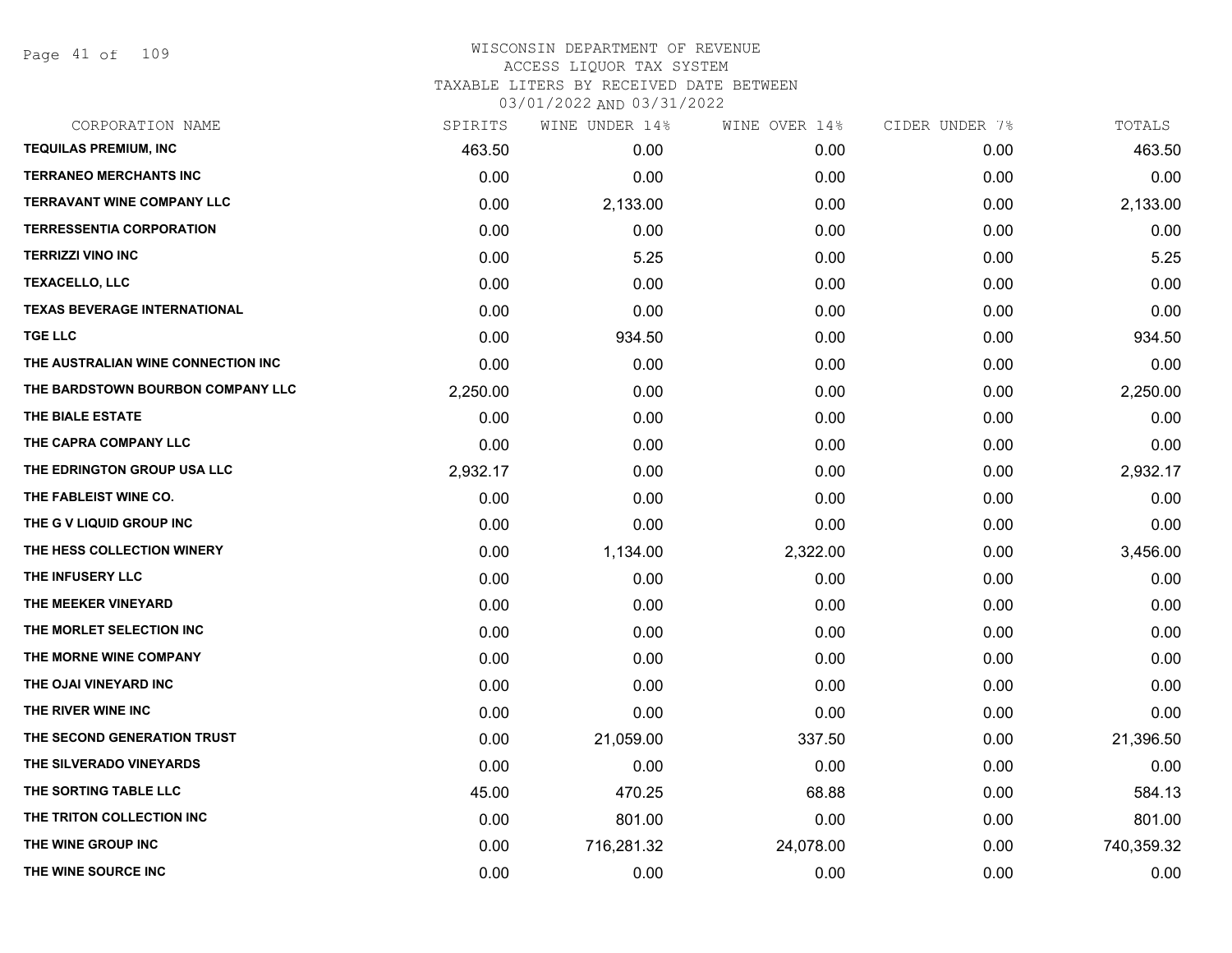# WISCONSIN DEPARTMENT OF REVENUE
ACCESS LIQUOR TAX SYSTEM
TAXABLE LITERS BY RECEIVED DATE BETWEEN
03/01/2022 AND 03/31/2022

| CORPORATION NAME | SPIRITS | WINE UNDER 14% | WINE OVER 14% | CIDER UNDER 7% | TOTALS |
|---|---|---|---|---|---|
| TEQUILAS PREMIUM, INC | 463.50 | 0.00 | 0.00 | 0.00 | 463.50 |
| TERRANEO MERCHANTS INC | 0.00 | 0.00 | 0.00 | 0.00 | 0.00 |
| TERRAVANT WINE COMPANY LLC | 0.00 | 2,133.00 | 0.00 | 0.00 | 2,133.00 |
| TERRESSENTIA CORPORATION | 0.00 | 0.00 | 0.00 | 0.00 | 0.00 |
| TERRIZZI VINO INC | 0.00 | 5.25 | 0.00 | 0.00 | 5.25 |
| TEXACELLO, LLC | 0.00 | 0.00 | 0.00 | 0.00 | 0.00 |
| TEXAS BEVERAGE INTERNATIONAL | 0.00 | 0.00 | 0.00 | 0.00 | 0.00 |
| TGE LLC | 0.00 | 934.50 | 0.00 | 0.00 | 934.50 |
| THE AUSTRALIAN WINE CONNECTION INC | 0.00 | 0.00 | 0.00 | 0.00 | 0.00 |
| THE BARDSTOWN BOURBON COMPANY LLC | 2,250.00 | 0.00 | 0.00 | 0.00 | 2,250.00 |
| THE BIALE ESTATE | 0.00 | 0.00 | 0.00 | 0.00 | 0.00 |
| THE CAPRA COMPANY LLC | 0.00 | 0.00 | 0.00 | 0.00 | 0.00 |
| THE EDRINGTON GROUP USA LLC | 2,932.17 | 0.00 | 0.00 | 0.00 | 2,932.17 |
| THE FABLEIST WINE CO. | 0.00 | 0.00 | 0.00 | 0.00 | 0.00 |
| THE G V LIQUID GROUP INC | 0.00 | 0.00 | 0.00 | 0.00 | 0.00 |
| THE HESS COLLECTION WINERY | 0.00 | 1,134.00 | 2,322.00 | 0.00 | 3,456.00 |
| THE INFUSERY LLC | 0.00 | 0.00 | 0.00 | 0.00 | 0.00 |
| THE MEEKER VINEYARD | 0.00 | 0.00 | 0.00 | 0.00 | 0.00 |
| THE MORLET SELECTION INC | 0.00 | 0.00 | 0.00 | 0.00 | 0.00 |
| THE MORNE WINE COMPANY | 0.00 | 0.00 | 0.00 | 0.00 | 0.00 |
| THE OJAI VINEYARD INC | 0.00 | 0.00 | 0.00 | 0.00 | 0.00 |
| THE RIVER WINE INC | 0.00 | 0.00 | 0.00 | 0.00 | 0.00 |
| THE SECOND GENERATION TRUST | 0.00 | 21,059.00 | 337.50 | 0.00 | 21,396.50 |
| THE SILVERADO VINEYARDS | 0.00 | 0.00 | 0.00 | 0.00 | 0.00 |
| THE SORTING TABLE LLC | 45.00 | 470.25 | 68.88 | 0.00 | 584.13 |
| THE TRITON COLLECTION INC | 0.00 | 801.00 | 0.00 | 0.00 | 801.00 |
| THE WINE GROUP INC | 0.00 | 716,281.32 | 24,078.00 | 0.00 | 740,359.32 |
| THE WINE SOURCE INC | 0.00 | 0.00 | 0.00 | 0.00 | 0.00 |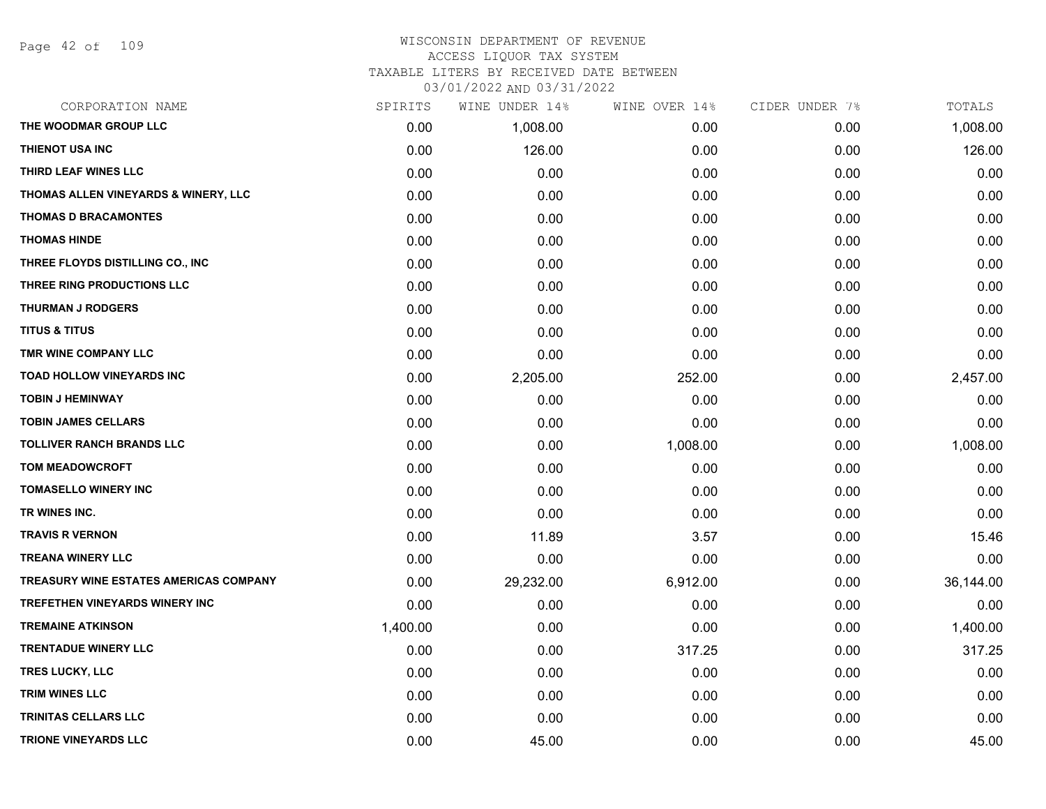# WISCONSIN DEPARTMENT OF REVENUE
## ACCESS LIQUOR TAX SYSTEM
### TAXABLE LITERS BY RECEIVED DATE BETWEEN 03/01/2022 AND 03/31/2022

| CORPORATION NAME | SPIRITS | WINE UNDER 14% | WINE OVER 14% | CIDER UNDER 7% | TOTALS |
|---|---|---|---|---|---|
| THE WOODMAR GROUP LLC | 0.00 | 1,008.00 | 0.00 | 0.00 | 1,008.00 |
| THIENOT USA INC | 0.00 | 126.00 | 0.00 | 0.00 | 126.00 |
| THIRD LEAF WINES LLC | 0.00 | 0.00 | 0.00 | 0.00 | 0.00 |
| THOMAS ALLEN VINEYARDS & WINERY, LLC | 0.00 | 0.00 | 0.00 | 0.00 | 0.00 |
| THOMAS D BRACAMONTES | 0.00 | 0.00 | 0.00 | 0.00 | 0.00 |
| THOMAS HINDE | 0.00 | 0.00 | 0.00 | 0.00 | 0.00 |
| THREE FLOYDS DISTILLING CO., INC | 0.00 | 0.00 | 0.00 | 0.00 | 0.00 |
| THREE RING PRODUCTIONS LLC | 0.00 | 0.00 | 0.00 | 0.00 | 0.00 |
| THURMAN J RODGERS | 0.00 | 0.00 | 0.00 | 0.00 | 0.00 |
| TITUS & TITUS | 0.00 | 0.00 | 0.00 | 0.00 | 0.00 |
| TMR WINE COMPANY LLC | 0.00 | 0.00 | 0.00 | 0.00 | 0.00 |
| TOAD HOLLOW VINEYARDS INC | 0.00 | 2,205.00 | 252.00 | 0.00 | 2,457.00 |
| TOBIN J HEMINWAY | 0.00 | 0.00 | 0.00 | 0.00 | 0.00 |
| TOBIN JAMES CELLARS | 0.00 | 0.00 | 0.00 | 0.00 | 0.00 |
| TOLLIVER RANCH BRANDS LLC | 0.00 | 0.00 | 1,008.00 | 0.00 | 1,008.00 |
| TOM MEADOWCROFT | 0.00 | 0.00 | 0.00 | 0.00 | 0.00 |
| TOMASELLO WINERY INC | 0.00 | 0.00 | 0.00 | 0.00 | 0.00 |
| TR WINES INC. | 0.00 | 0.00 | 0.00 | 0.00 | 0.00 |
| TRAVIS R VERNON | 0.00 | 11.89 | 3.57 | 0.00 | 15.46 |
| TREANA WINERY LLC | 0.00 | 0.00 | 0.00 | 0.00 | 0.00 |
| TREASURY WINE ESTATES AMERICAS COMPANY | 0.00 | 29,232.00 | 6,912.00 | 0.00 | 36,144.00 |
| TREFETHEN VINEYARDS WINERY INC | 0.00 | 0.00 | 0.00 | 0.00 | 0.00 |
| TREMAINE ATKINSON | 1,400.00 | 0.00 | 0.00 | 0.00 | 1,400.00 |
| TRENTADUE WINERY LLC | 0.00 | 0.00 | 317.25 | 0.00 | 317.25 |
| TRES LUCKY, LLC | 0.00 | 0.00 | 0.00 | 0.00 | 0.00 |
| TRIM WINES LLC | 0.00 | 0.00 | 0.00 | 0.00 | 0.00 |
| TRINITAS CELLARS LLC | 0.00 | 0.00 | 0.00 | 0.00 | 0.00 |
| TRIONE VINEYARDS LLC | 0.00 | 45.00 | 0.00 | 0.00 | 45.00 |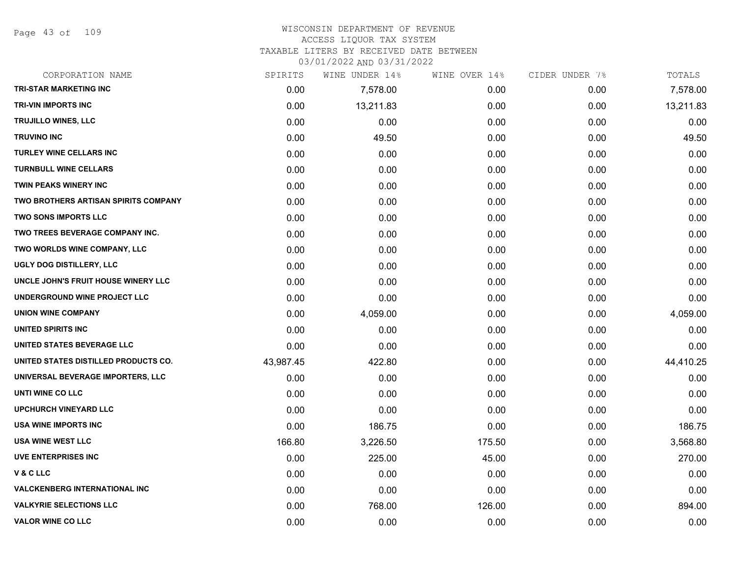WISCONSIN DEPARTMENT OF REVENUE
ACCESS LIQUOR TAX SYSTEM
TAXABLE LITERS BY RECEIVED DATE BETWEEN
03/01/2022 AND 03/31/2022

| CORPORATION NAME | SPIRITS | WINE UNDER 14% | WINE OVER 14% | CIDER UNDER 7% | TOTALS |
|---|---|---|---|---|---|
| TRI-STAR MARKETING INC | 0.00 | 7,578.00 | 0.00 | 0.00 | 7,578.00 |
| TRI-VIN IMPORTS INC | 0.00 | 13,211.83 | 0.00 | 0.00 | 13,211.83 |
| TRUJILLO WINES, LLC | 0.00 | 0.00 | 0.00 | 0.00 | 0.00 |
| TRUVINO INC | 0.00 | 49.50 | 0.00 | 0.00 | 49.50 |
| TURLEY WINE CELLARS INC | 0.00 | 0.00 | 0.00 | 0.00 | 0.00 |
| TURNBULL WINE CELLARS | 0.00 | 0.00 | 0.00 | 0.00 | 0.00 |
| TWIN PEAKS WINERY INC | 0.00 | 0.00 | 0.00 | 0.00 | 0.00 |
| TWO BROTHERS ARTISAN SPIRITS COMPANY | 0.00 | 0.00 | 0.00 | 0.00 | 0.00 |
| TWO SONS IMPORTS LLC | 0.00 | 0.00 | 0.00 | 0.00 | 0.00 |
| TWO TREES BEVERAGE COMPANY INC. | 0.00 | 0.00 | 0.00 | 0.00 | 0.00 |
| TWO WORLDS WINE COMPANY, LLC | 0.00 | 0.00 | 0.00 | 0.00 | 0.00 |
| UGLY DOG DISTILLERY, LLC | 0.00 | 0.00 | 0.00 | 0.00 | 0.00 |
| UNCLE JOHN'S FRUIT HOUSE WINERY LLC | 0.00 | 0.00 | 0.00 | 0.00 | 0.00 |
| UNDERGROUND WINE PROJECT LLC | 0.00 | 0.00 | 0.00 | 0.00 | 0.00 |
| UNION WINE COMPANY | 0.00 | 4,059.00 | 0.00 | 0.00 | 4,059.00 |
| UNITED SPIRITS INC | 0.00 | 0.00 | 0.00 | 0.00 | 0.00 |
| UNITED STATES BEVERAGE LLC | 0.00 | 0.00 | 0.00 | 0.00 | 0.00 |
| UNITED STATES DISTILLED PRODUCTS CO. | 43,987.45 | 422.80 | 0.00 | 0.00 | 44,410.25 |
| UNIVERSAL BEVERAGE IMPORTERS, LLC | 0.00 | 0.00 | 0.00 | 0.00 | 0.00 |
| UNTI WINE CO LLC | 0.00 | 0.00 | 0.00 | 0.00 | 0.00 |
| UPCHURCH VINEYARD LLC | 0.00 | 0.00 | 0.00 | 0.00 | 0.00 |
| USA WINE IMPORTS INC | 0.00 | 186.75 | 0.00 | 0.00 | 186.75 |
| USA WINE WEST LLC | 166.80 | 3,226.50 | 175.50 | 0.00 | 3,568.80 |
| UVE ENTERPRISES INC | 0.00 | 225.00 | 45.00 | 0.00 | 270.00 |
| V & C LLC | 0.00 | 0.00 | 0.00 | 0.00 | 0.00 |
| VALCKENBERG INTERNATIONAL INC | 0.00 | 0.00 | 0.00 | 0.00 | 0.00 |
| VALKYRIE SELECTIONS LLC | 0.00 | 768.00 | 126.00 | 0.00 | 894.00 |
| VALOR WINE CO LLC | 0.00 | 0.00 | 0.00 | 0.00 | 0.00 |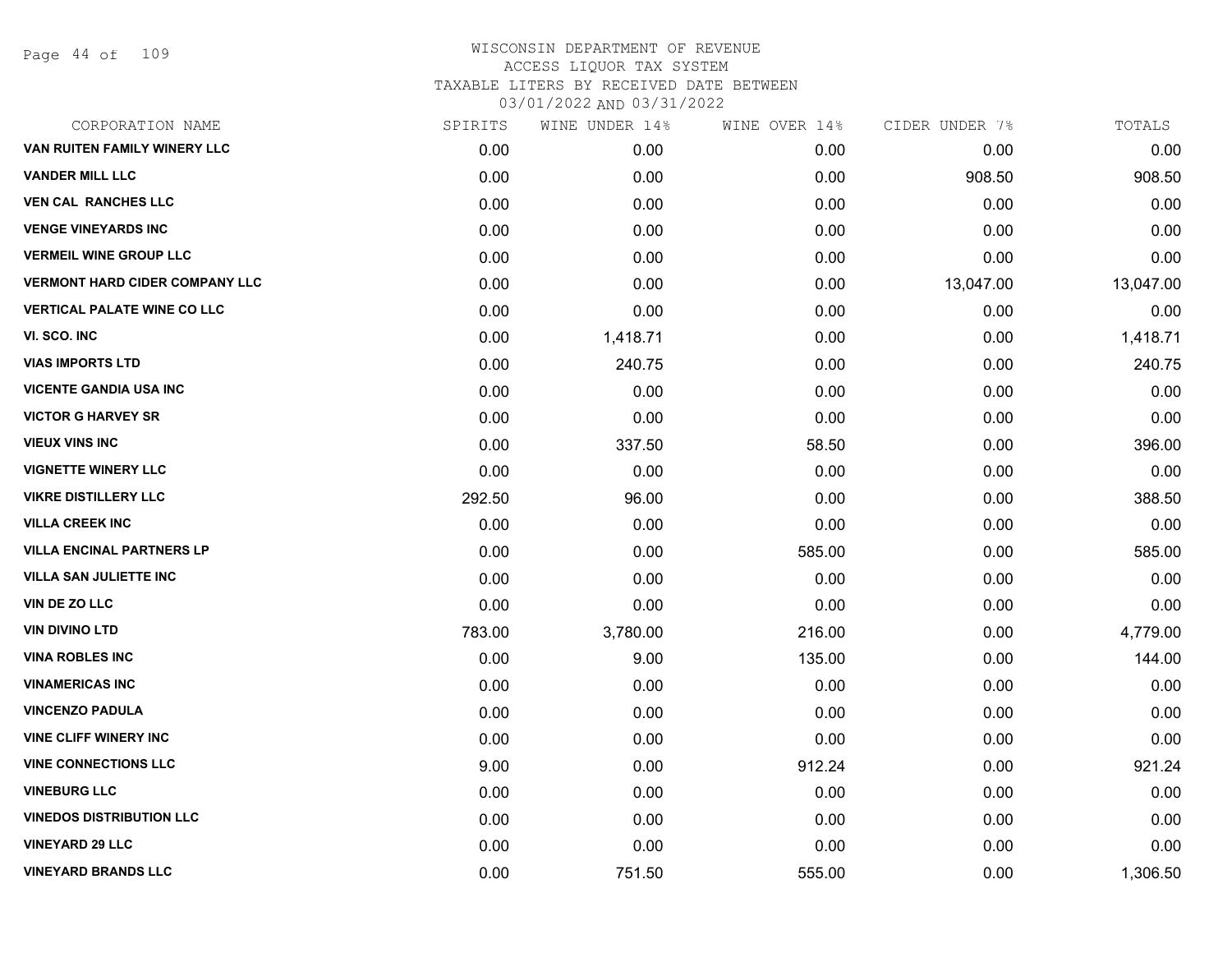WISCONSIN DEPARTMENT OF REVENUE
ACCESS LIQUOR TAX SYSTEM
TAXABLE LITERS BY RECEIVED DATE BETWEEN
03/01/2022 AND 03/31/2022

| CORPORATION NAME | SPIRITS | WINE UNDER 14% | WINE OVER 14% | CIDER UNDER 7% | TOTALS |
|---|---|---|---|---|---|
| VAN RUITEN FAMILY WINERY LLC | 0.00 | 0.00 | 0.00 | 0.00 | 0.00 |
| VANDER MILL LLC | 0.00 | 0.00 | 0.00 | 908.50 | 908.50 |
| VEN CAL RANCHES LLC | 0.00 | 0.00 | 0.00 | 0.00 | 0.00 |
| VENGE VINEYARDS INC | 0.00 | 0.00 | 0.00 | 0.00 | 0.00 |
| VERMEIL WINE GROUP LLC | 0.00 | 0.00 | 0.00 | 0.00 | 0.00 |
| VERMONT HARD CIDER COMPANY LLC | 0.00 | 0.00 | 0.00 | 13,047.00 | 13,047.00 |
| VERTICAL PALATE WINE CO LLC | 0.00 | 0.00 | 0.00 | 0.00 | 0.00 |
| VI. SCO. INC | 0.00 | 1,418.71 | 0.00 | 0.00 | 1,418.71 |
| VIAS IMPORTS LTD | 0.00 | 240.75 | 0.00 | 0.00 | 240.75 |
| VICENTE GANDIA USA INC | 0.00 | 0.00 | 0.00 | 0.00 | 0.00 |
| VICTOR G HARVEY SR | 0.00 | 0.00 | 0.00 | 0.00 | 0.00 |
| VIEUX VINS INC | 0.00 | 337.50 | 58.50 | 0.00 | 396.00 |
| VIGNETTE WINERY LLC | 0.00 | 0.00 | 0.00 | 0.00 | 0.00 |
| VIKRE DISTILLERY LLC | 292.50 | 96.00 | 0.00 | 0.00 | 388.50 |
| VILLA CREEK INC | 0.00 | 0.00 | 0.00 | 0.00 | 0.00 |
| VILLA ENCINAL PARTNERS LP | 0.00 | 0.00 | 585.00 | 0.00 | 585.00 |
| VILLA SAN JULIETTE INC | 0.00 | 0.00 | 0.00 | 0.00 | 0.00 |
| VIN DE ZO LLC | 0.00 | 0.00 | 0.00 | 0.00 | 0.00 |
| VIN DIVINO LTD | 783.00 | 3,780.00 | 216.00 | 0.00 | 4,779.00 |
| VINA ROBLES INC | 0.00 | 9.00 | 135.00 | 0.00 | 144.00 |
| VINAMERICAS INC | 0.00 | 0.00 | 0.00 | 0.00 | 0.00 |
| VINCENZO PADULA | 0.00 | 0.00 | 0.00 | 0.00 | 0.00 |
| VINE CLIFF WINERY INC | 0.00 | 0.00 | 0.00 | 0.00 | 0.00 |
| VINE CONNECTIONS LLC | 9.00 | 0.00 | 912.24 | 0.00 | 921.24 |
| VINEBURG LLC | 0.00 | 0.00 | 0.00 | 0.00 | 0.00 |
| VINEDOS DISTRIBUTION LLC | 0.00 | 0.00 | 0.00 | 0.00 | 0.00 |
| VINEYARD 29 LLC | 0.00 | 0.00 | 0.00 | 0.00 | 0.00 |
| VINEYARD BRANDS LLC | 0.00 | 751.50 | 555.00 | 0.00 | 1,306.50 |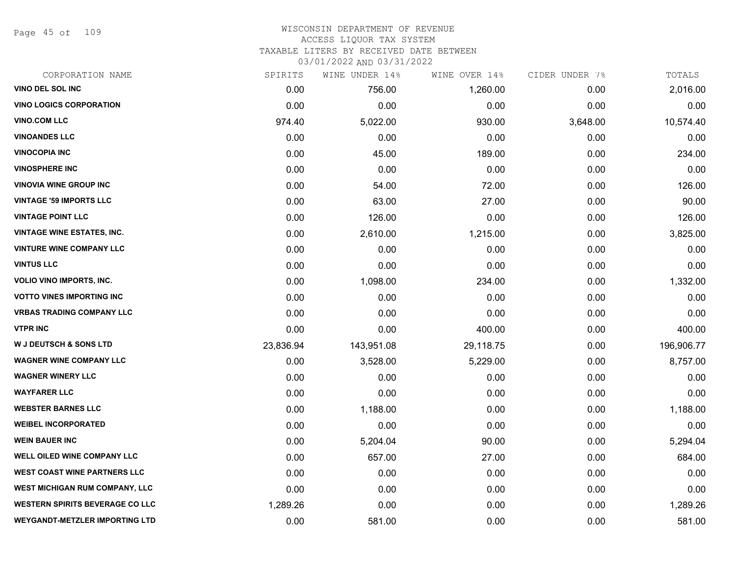# WISCONSIN DEPARTMENT OF REVENUE
## ACCESS LIQUOR TAX SYSTEM
## TAXABLE LITERS BY RECEIVED DATE BETWEEN 03/01/2022 AND 03/31/2022

| CORPORATION NAME | SPIRITS | WINE UNDER 14% | WINE OVER 14% | CIDER UNDER 7% | TOTALS |
|---|---|---|---|---|---|
| VINO DEL SOL INC | 0.00 | 756.00 | 1,260.00 | 0.00 | 2,016.00 |
| VINO LOGICS CORPORATION | 0.00 | 0.00 | 0.00 | 0.00 | 0.00 |
| VINO.COM LLC | 974.40 | 5,022.00 | 930.00 | 3,648.00 | 10,574.40 |
| VINOANDES LLC | 0.00 | 0.00 | 0.00 | 0.00 | 0.00 |
| VINOCOPIA INC | 0.00 | 45.00 | 189.00 | 0.00 | 234.00 |
| VINOSPHERE INC | 0.00 | 0.00 | 0.00 | 0.00 | 0.00 |
| VINOVIA WINE GROUP INC | 0.00 | 54.00 | 72.00 | 0.00 | 126.00 |
| VINTAGE '59 IMPORTS LLC | 0.00 | 63.00 | 27.00 | 0.00 | 90.00 |
| VINTAGE POINT LLC | 0.00 | 126.00 | 0.00 | 0.00 | 126.00 |
| VINTAGE WINE ESTATES, INC. | 0.00 | 2,610.00 | 1,215.00 | 0.00 | 3,825.00 |
| VINTURE WINE COMPANY LLC | 0.00 | 0.00 | 0.00 | 0.00 | 0.00 |
| VINTUS LLC | 0.00 | 0.00 | 0.00 | 0.00 | 0.00 |
| VOLIO VINO IMPORTS, INC. | 0.00 | 1,098.00 | 234.00 | 0.00 | 1,332.00 |
| VOTTO VINES IMPORTING INC | 0.00 | 0.00 | 0.00 | 0.00 | 0.00 |
| VRBAS TRADING COMPANY LLC | 0.00 | 0.00 | 0.00 | 0.00 | 0.00 |
| VTPR INC | 0.00 | 0.00 | 400.00 | 0.00 | 400.00 |
| W J DEUTSCH & SONS LTD | 23,836.94 | 143,951.08 | 29,118.75 | 0.00 | 196,906.77 |
| WAGNER WINE COMPANY LLC | 0.00 | 3,528.00 | 5,229.00 | 0.00 | 8,757.00 |
| WAGNER WINERY LLC | 0.00 | 0.00 | 0.00 | 0.00 | 0.00 |
| WAYFARER LLC | 0.00 | 0.00 | 0.00 | 0.00 | 0.00 |
| WEBSTER BARNES LLC | 0.00 | 1,188.00 | 0.00 | 0.00 | 1,188.00 |
| WEIBEL INCORPORATED | 0.00 | 0.00 | 0.00 | 0.00 | 0.00 |
| WEIN BAUER INC | 0.00 | 5,204.04 | 90.00 | 0.00 | 5,294.04 |
| WELL OILED WINE COMPANY LLC | 0.00 | 657.00 | 27.00 | 0.00 | 684.00 |
| WEST COAST WINE PARTNERS LLC | 0.00 | 0.00 | 0.00 | 0.00 | 0.00 |
| WEST MICHIGAN RUM COMPANY, LLC | 0.00 | 0.00 | 0.00 | 0.00 | 0.00 |
| WESTERN SPIRITS BEVERAGE CO LLC | 1,289.26 | 0.00 | 0.00 | 0.00 | 1,289.26 |
| WEYGANDT-METZLER IMPORTING LTD | 0.00 | 581.00 | 0.00 | 0.00 | 581.00 |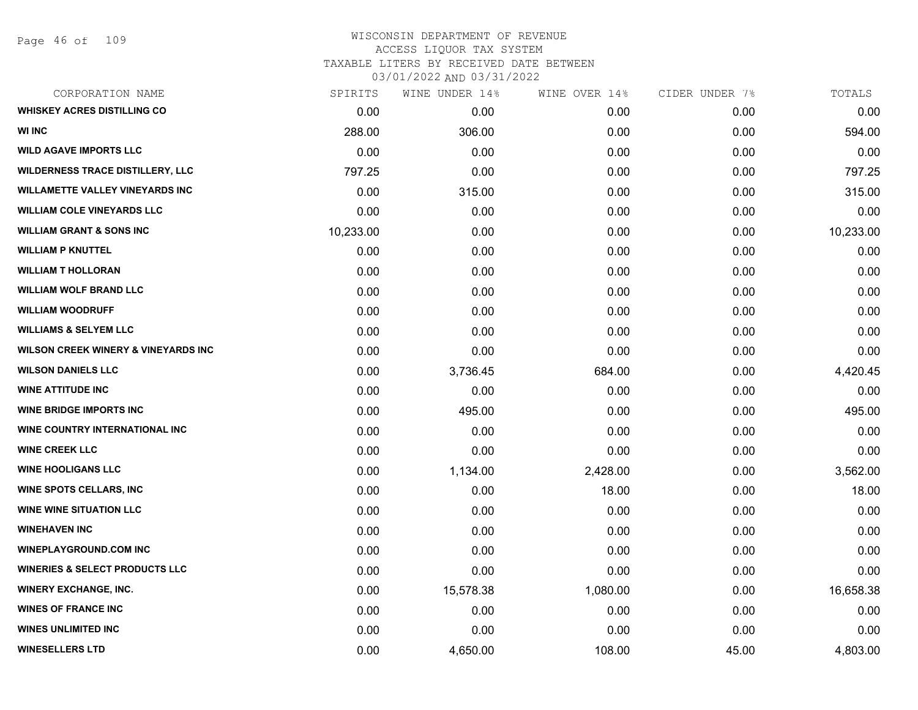WISCONSIN DEPARTMENT OF REVENUE
ACCESS LIQUOR TAX SYSTEM
TAXABLE LITERS BY RECEIVED DATE BETWEEN
03/01/2022 AND 03/31/2022

| CORPORATION NAME | SPIRITS | WINE UNDER 14% | WINE OVER 14% | CIDER UNDER 7% | TOTALS |
|---|---|---|---|---|---|
| WHISKEY ACRES DISTILLING CO | 0.00 | 0.00 | 0.00 | 0.00 | 0.00 |
| WI INC | 288.00 | 306.00 | 0.00 | 0.00 | 594.00 |
| WILD AGAVE IMPORTS LLC | 0.00 | 0.00 | 0.00 | 0.00 | 0.00 |
| WILDERNESS TRACE DISTILLERY, LLC | 797.25 | 0.00 | 0.00 | 0.00 | 797.25 |
| WILLAMETTE VALLEY VINEYARDS INC | 0.00 | 315.00 | 0.00 | 0.00 | 315.00 |
| WILLIAM COLE VINEYARDS LLC | 0.00 | 0.00 | 0.00 | 0.00 | 0.00 |
| WILLIAM GRANT & SONS INC | 10,233.00 | 0.00 | 0.00 | 0.00 | 10,233.00 |
| WILLIAM P KNUTTEL | 0.00 | 0.00 | 0.00 | 0.00 | 0.00 |
| WILLIAM T HOLLORAN | 0.00 | 0.00 | 0.00 | 0.00 | 0.00 |
| WILLIAM WOLF BRAND LLC | 0.00 | 0.00 | 0.00 | 0.00 | 0.00 |
| WILLIAM WOODRUFF | 0.00 | 0.00 | 0.00 | 0.00 | 0.00 |
| WILLIAMS & SELYEM LLC | 0.00 | 0.00 | 0.00 | 0.00 | 0.00 |
| WILSON CREEK WINERY & VINEYARDS INC | 0.00 | 0.00 | 0.00 | 0.00 | 0.00 |
| WILSON DANIELS LLC | 0.00 | 3,736.45 | 684.00 | 0.00 | 4,420.45 |
| WINE ATTITUDE INC | 0.00 | 0.00 | 0.00 | 0.00 | 0.00 |
| WINE BRIDGE IMPORTS INC | 0.00 | 495.00 | 0.00 | 0.00 | 495.00 |
| WINE COUNTRY INTERNATIONAL INC | 0.00 | 0.00 | 0.00 | 0.00 | 0.00 |
| WINE CREEK LLC | 0.00 | 0.00 | 0.00 | 0.00 | 0.00 |
| WINE HOOLIGANS LLC | 0.00 | 1,134.00 | 2,428.00 | 0.00 | 3,562.00 |
| WINE SPOTS CELLARS, INC | 0.00 | 0.00 | 18.00 | 0.00 | 18.00 |
| WINE WINE SITUATION LLC | 0.00 | 0.00 | 0.00 | 0.00 | 0.00 |
| WINEHAVEN INC | 0.00 | 0.00 | 0.00 | 0.00 | 0.00 |
| WINEPLAYGROUND.COM INC | 0.00 | 0.00 | 0.00 | 0.00 | 0.00 |
| WINERIES & SELECT PRODUCTS LLC | 0.00 | 0.00 | 0.00 | 0.00 | 0.00 |
| WINERY EXCHANGE, INC. | 0.00 | 15,578.38 | 1,080.00 | 0.00 | 16,658.38 |
| WINES OF FRANCE INC | 0.00 | 0.00 | 0.00 | 0.00 | 0.00 |
| WINES UNLIMITED INC | 0.00 | 0.00 | 0.00 | 0.00 | 0.00 |
| WINESELLERS LTD | 0.00 | 4,650.00 | 108.00 | 45.00 | 4,803.00 |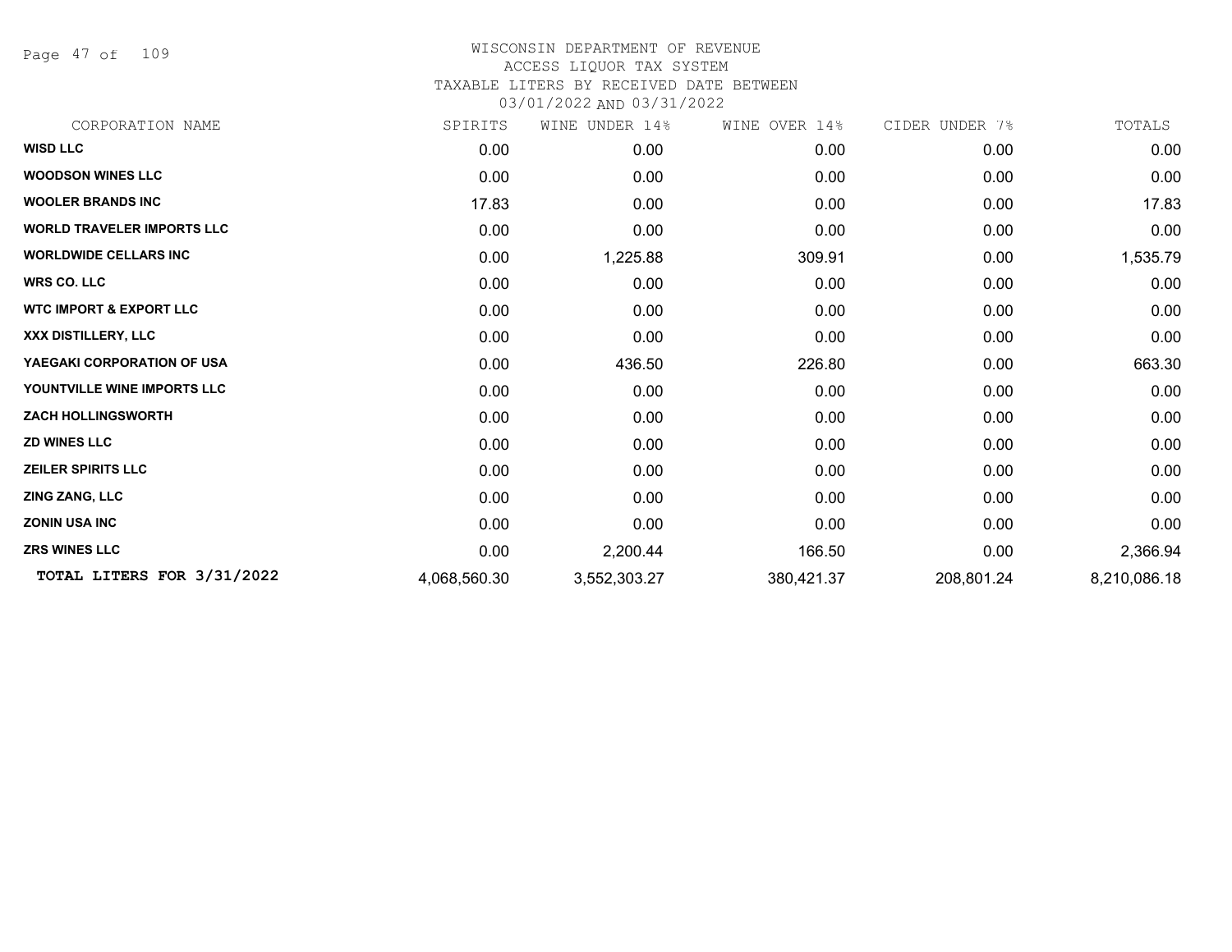# WISCONSIN DEPARTMENT OF REVENUE
## ACCESS LIQUOR TAX SYSTEM
## TAXABLE LITERS BY RECEIVED DATE BETWEEN 03/01/2022 AND 03/31/2022

| CORPORATION NAME | SPIRITS | WINE UNDER 14% | WINE OVER 14% | CIDER UNDER 7% | TOTALS |
|---|---|---|---|---|---|
| **WISD LLC** | 0.00 | 0.00 | 0.00 | 0.00 | 0.00 |
| **WOODSON WINES LLC** | 0.00 | 0.00 | 0.00 | 0.00 | 0.00 |
| **WOOLER BRANDS INC** | 17.83 | 0.00 | 0.00 | 0.00 | 17.83 |
| **WORLD TRAVELER IMPORTS LLC** | 0.00 | 0.00 | 0.00 | 0.00 | 0.00 |
| **WORLDWIDE CELLARS INC** | 0.00 | 1,225.88 | 309.91 | 0.00 | 1,535.79 |
| **WRS CO. LLC** | 0.00 | 0.00 | 0.00 | 0.00 | 0.00 |
| **WTC IMPORT & EXPORT LLC** | 0.00 | 0.00 | 0.00 | 0.00 | 0.00 |
| **XXX DISTILLERY, LLC** | 0.00 | 0.00 | 0.00 | 0.00 | 0.00 |
| **YAEGAKI CORPORATION OF USA** | 0.00 | 436.50 | 226.80 | 0.00 | 663.30 |
| **YOUNTVILLE WINE IMPORTS LLC** | 0.00 | 0.00 | 0.00 | 0.00 | 0.00 |
| **ZACH HOLLINGSWORTH** | 0.00 | 0.00 | 0.00 | 0.00 | 0.00 |
| **ZD WINES LLC** | 0.00 | 0.00 | 0.00 | 0.00 | 0.00 |
| **ZEILER SPIRITS LLC** | 0.00 | 0.00 | 0.00 | 0.00 | 0.00 |
| **ZING ZANG, LLC** | 0.00 | 0.00 | 0.00 | 0.00 | 0.00 |
| **ZONIN USA INC** | 0.00 | 0.00 | 0.00 | 0.00 | 0.00 |
| **ZRS WINES LLC** | 0.00 | 2,200.44 | 166.50 | 0.00 | 2,366.94 |
| **TOTAL LITERS FOR 3/31/2022** | 4,068,560.30 | 3,552,303.27 | 380,421.37 | 208,801.24 | 8,210,086.18 |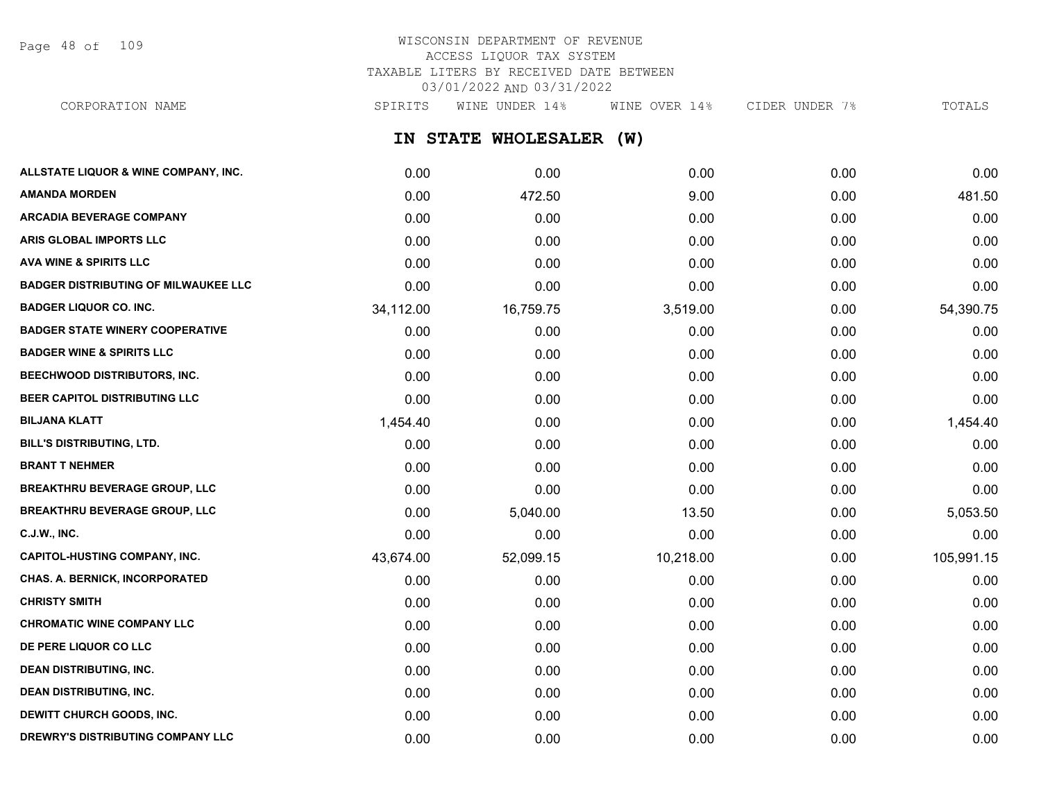WISCONSIN DEPARTMENT OF REVENUE
ACCESS LIQUOR TAX SYSTEM
TAXABLE LITERS BY RECEIVED DATE BETWEEN
03/01/2022 AND 03/31/2022

## IN STATE WHOLESALER (W)

| CORPORATION NAME | SPIRITS | WINE UNDER 14% | WINE OVER 14% | CIDER UNDER 7% | TOTALS |
|---|---|---|---|---|---|
| ALLSTATE LIQUOR & WINE COMPANY, INC. | 0.00 | 0.00 | 0.00 | 0.00 | 0.00 |
| AMANDA MORDEN | 0.00 | 472.50 | 9.00 | 0.00 | 481.50 |
| ARCADIA BEVERAGE COMPANY | 0.00 | 0.00 | 0.00 | 0.00 | 0.00 |
| ARIS GLOBAL IMPORTS LLC | 0.00 | 0.00 | 0.00 | 0.00 | 0.00 |
| AVA WINE & SPIRITS LLC | 0.00 | 0.00 | 0.00 | 0.00 | 0.00 |
| BADGER DISTRIBUTING OF MILWAUKEE LLC | 0.00 | 0.00 | 0.00 | 0.00 | 0.00 |
| BADGER LIQUOR CO. INC. | 34,112.00 | 16,759.75 | 3,519.00 | 0.00 | 54,390.75 |
| BADGER STATE WINERY COOPERATIVE | 0.00 | 0.00 | 0.00 | 0.00 | 0.00 |
| BADGER WINE & SPIRITS LLC | 0.00 | 0.00 | 0.00 | 0.00 | 0.00 |
| BEECHWOOD DISTRIBUTORS, INC. | 0.00 | 0.00 | 0.00 | 0.00 | 0.00 |
| BEER CAPITOL DISTRIBUTING LLC | 0.00 | 0.00 | 0.00 | 0.00 | 0.00 |
| BILJANA KLATT | 1,454.40 | 0.00 | 0.00 | 0.00 | 1,454.40 |
| BILL'S DISTRIBUTING, LTD. | 0.00 | 0.00 | 0.00 | 0.00 | 0.00 |
| BRANT T NEHMER | 0.00 | 0.00 | 0.00 | 0.00 | 0.00 |
| BREAKTHRU BEVERAGE GROUP, LLC | 0.00 | 0.00 | 0.00 | 0.00 | 0.00 |
| BREAKTHRU BEVERAGE GROUP, LLC | 0.00 | 5,040.00 | 13.50 | 0.00 | 5,053.50 |
| C.J.W., INC. | 0.00 | 0.00 | 0.00 | 0.00 | 0.00 |
| CAPITOL-HUSTING COMPANY, INC. | 43,674.00 | 52,099.15 | 10,218.00 | 0.00 | 105,991.15 |
| CHAS. A. BERNICK, INCORPORATED | 0.00 | 0.00 | 0.00 | 0.00 | 0.00 |
| CHRISTY SMITH | 0.00 | 0.00 | 0.00 | 0.00 | 0.00 |
| CHROMATIC WINE COMPANY LLC | 0.00 | 0.00 | 0.00 | 0.00 | 0.00 |
| DE PERE LIQUOR CO LLC | 0.00 | 0.00 | 0.00 | 0.00 | 0.00 |
| DEAN DISTRIBUTING, INC. | 0.00 | 0.00 | 0.00 | 0.00 | 0.00 |
| DEAN DISTRIBUTING, INC. | 0.00 | 0.00 | 0.00 | 0.00 | 0.00 |
| DEWITT CHURCH GOODS, INC. | 0.00 | 0.00 | 0.00 | 0.00 | 0.00 |
| DREWRY'S DISTRIBUTING COMPANY LLC | 0.00 | 0.00 | 0.00 | 0.00 | 0.00 |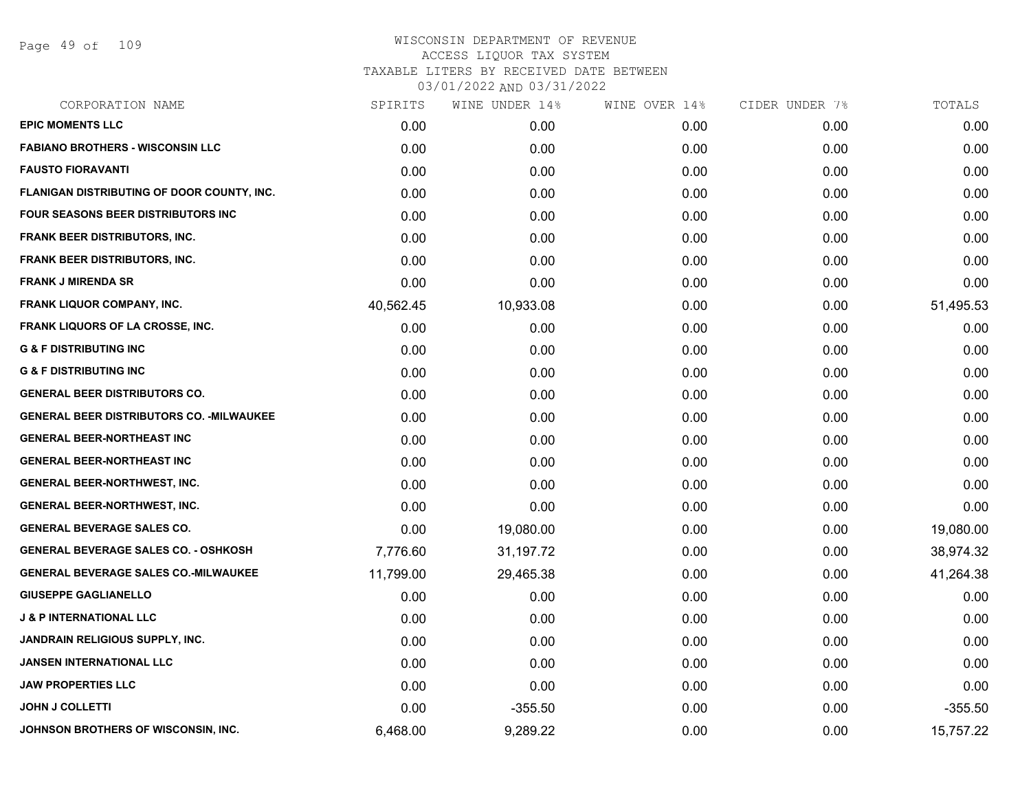# WISCONSIN DEPARTMENT OF REVENUE
## ACCESS LIQUOR TAX SYSTEM
## TAXABLE LITERS BY RECEIVED DATE BETWEEN
## 03/01/2022 AND 03/31/2022

| CORPORATION NAME | SPIRITS | WINE UNDER 14% | WINE OVER 14% | CIDER UNDER 7% | TOTALS |
|---|---|---|---|---|---|
| EPIC MOMENTS LLC | 0.00 | 0.00 | 0.00 | 0.00 | 0.00 |
| FABIANO BROTHERS - WISCONSIN LLC | 0.00 | 0.00 | 0.00 | 0.00 | 0.00 |
| FAUSTO FIORAVANTI | 0.00 | 0.00 | 0.00 | 0.00 | 0.00 |
| FLANIGAN DISTRIBUTING OF DOOR COUNTY, INC. | 0.00 | 0.00 | 0.00 | 0.00 | 0.00 |
| FOUR SEASONS BEER DISTRIBUTORS INC | 0.00 | 0.00 | 0.00 | 0.00 | 0.00 |
| FRANK BEER DISTRIBUTORS, INC. | 0.00 | 0.00 | 0.00 | 0.00 | 0.00 |
| FRANK BEER DISTRIBUTORS, INC. | 0.00 | 0.00 | 0.00 | 0.00 | 0.00 |
| FRANK J MIRENDA SR | 0.00 | 0.00 | 0.00 | 0.00 | 0.00 |
| FRANK LIQUOR COMPANY, INC. | 40,562.45 | 10,933.08 | 0.00 | 0.00 | 51,495.53 |
| FRANK LIQUORS OF LA CROSSE, INC. | 0.00 | 0.00 | 0.00 | 0.00 | 0.00 |
| G & F DISTRIBUTING INC | 0.00 | 0.00 | 0.00 | 0.00 | 0.00 |
| G & F DISTRIBUTING INC | 0.00 | 0.00 | 0.00 | 0.00 | 0.00 |
| GENERAL BEER DISTRIBUTORS CO. | 0.00 | 0.00 | 0.00 | 0.00 | 0.00 |
| GENERAL BEER DISTRIBUTORS CO. -MILWAUKEE | 0.00 | 0.00 | 0.00 | 0.00 | 0.00 |
| GENERAL BEER-NORTHEAST INC | 0.00 | 0.00 | 0.00 | 0.00 | 0.00 |
| GENERAL BEER-NORTHEAST INC | 0.00 | 0.00 | 0.00 | 0.00 | 0.00 |
| GENERAL BEER-NORTHWEST, INC. | 0.00 | 0.00 | 0.00 | 0.00 | 0.00 |
| GENERAL BEER-NORTHWEST, INC. | 0.00 | 0.00 | 0.00 | 0.00 | 0.00 |
| GENERAL BEVERAGE SALES CO. | 0.00 | 19,080.00 | 0.00 | 0.00 | 19,080.00 |
| GENERAL BEVERAGE SALES CO. - OSHKOSH | 7,776.60 | 31,197.72 | 0.00 | 0.00 | 38,974.32 |
| GENERAL BEVERAGE SALES CO.-MILWAUKEE | 11,799.00 | 29,465.38 | 0.00 | 0.00 | 41,264.38 |
| GIUSEPPE GAGLIANELLO | 0.00 | 0.00 | 0.00 | 0.00 | 0.00 |
| J & P INTERNATIONAL LLC | 0.00 | 0.00 | 0.00 | 0.00 | 0.00 |
| JANDRAIN RELIGIOUS SUPPLY, INC. | 0.00 | 0.00 | 0.00 | 0.00 | 0.00 |
| JANSEN INTERNATIONAL LLC | 0.00 | 0.00 | 0.00 | 0.00 | 0.00 |
| JAW PROPERTIES LLC | 0.00 | 0.00 | 0.00 | 0.00 | 0.00 |
| JOHN J COLLETTI | 0.00 | -355.50 | 0.00 | 0.00 | -355.50 |
| JOHNSON BROTHERS OF WISCONSIN, INC. | 6,468.00 | 9,289.22 | 0.00 | 0.00 | 15,757.22 |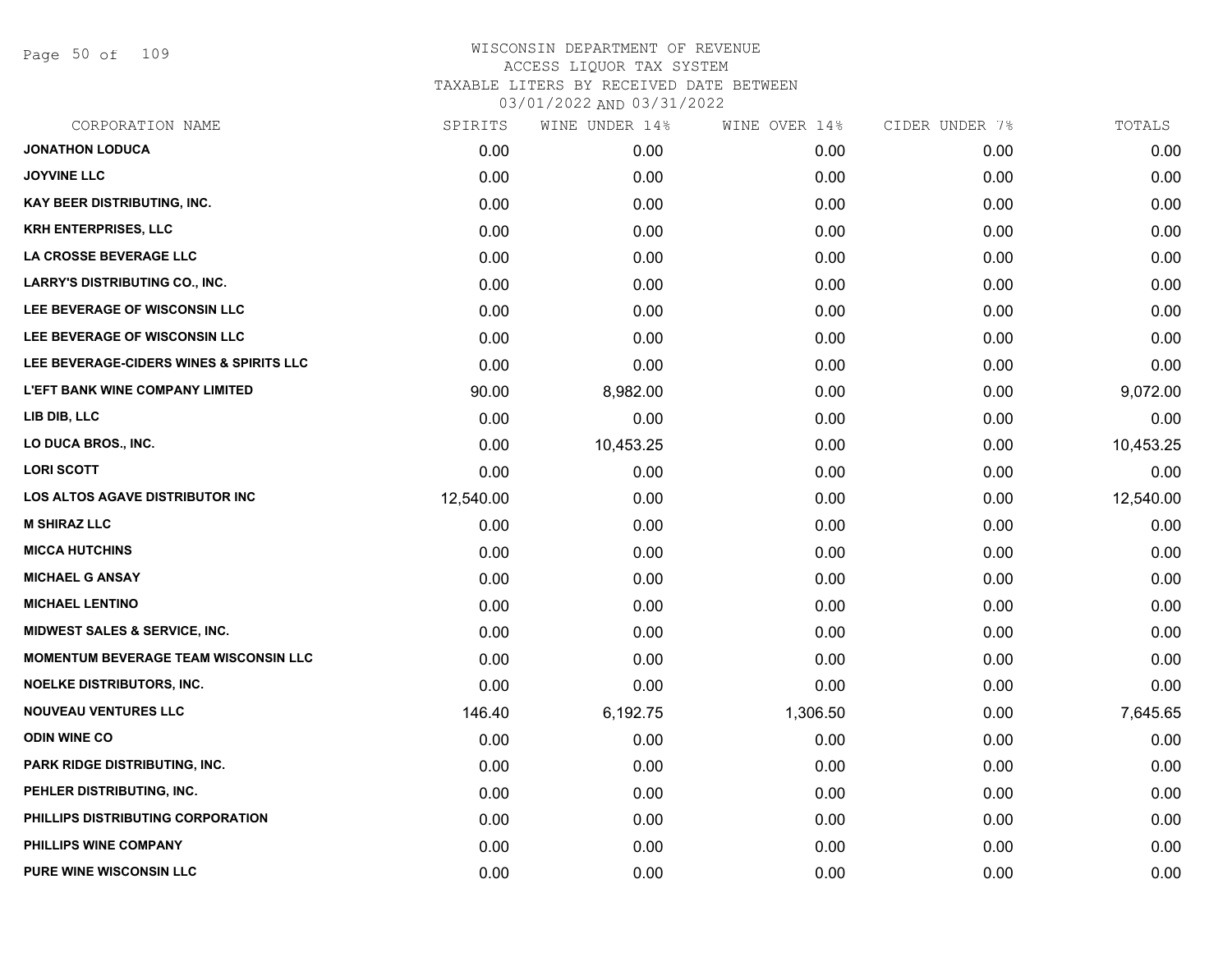# WISCONSIN DEPARTMENT OF REVENUE
## ACCESS LIQUOR TAX SYSTEM
## TAXABLE LITERS BY RECEIVED DATE BETWEEN
## 03/01/2022 AND 03/31/2022

| CORPORATION NAME | SPIRITS | WINE UNDER 14% | WINE OVER 14% | CIDER UNDER 7% | TOTALS |
|---|---|---|---|---|---|
| JONATHON LODUCA | 0.00 | 0.00 | 0.00 | 0.00 | 0.00 |
| JOYVINE LLC | 0.00 | 0.00 | 0.00 | 0.00 | 0.00 |
| KAY BEER DISTRIBUTING, INC. | 0.00 | 0.00 | 0.00 | 0.00 | 0.00 |
| KRH ENTERPRISES, LLC | 0.00 | 0.00 | 0.00 | 0.00 | 0.00 |
| LA CROSSE BEVERAGE LLC | 0.00 | 0.00 | 0.00 | 0.00 | 0.00 |
| LARRY'S DISTRIBUTING CO., INC. | 0.00 | 0.00 | 0.00 | 0.00 | 0.00 |
| LEE BEVERAGE OF WISCONSIN LLC | 0.00 | 0.00 | 0.00 | 0.00 | 0.00 |
| LEE BEVERAGE OF WISCONSIN LLC | 0.00 | 0.00 | 0.00 | 0.00 | 0.00 |
| LEE BEVERAGE-CIDERS WINES & SPIRITS LLC | 0.00 | 0.00 | 0.00 | 0.00 | 0.00 |
| L'EFT BANK WINE COMPANY LIMITED | 90.00 | 8,982.00 | 0.00 | 0.00 | 9,072.00 |
| LIB DIB, LLC | 0.00 | 0.00 | 0.00 | 0.00 | 0.00 |
| LO DUCA BROS., INC. | 0.00 | 10,453.25 | 0.00 | 0.00 | 10,453.25 |
| LORI SCOTT | 0.00 | 0.00 | 0.00 | 0.00 | 0.00 |
| LOS ALTOS AGAVE DISTRIBUTOR INC | 12,540.00 | 0.00 | 0.00 | 0.00 | 12,540.00 |
| M SHIRAZ LLC | 0.00 | 0.00 | 0.00 | 0.00 | 0.00 |
| MICCA HUTCHINS | 0.00 | 0.00 | 0.00 | 0.00 | 0.00 |
| MICHAEL G ANSAY | 0.00 | 0.00 | 0.00 | 0.00 | 0.00 |
| MICHAEL LENTINO | 0.00 | 0.00 | 0.00 | 0.00 | 0.00 |
| MIDWEST SALES & SERVICE, INC. | 0.00 | 0.00 | 0.00 | 0.00 | 0.00 |
| MOMENTUM BEVERAGE TEAM WISCONSIN LLC | 0.00 | 0.00 | 0.00 | 0.00 | 0.00 |
| NOELKE DISTRIBUTORS, INC. | 0.00 | 0.00 | 0.00 | 0.00 | 0.00 |
| NOUVEAU VENTURES LLC | 146.40 | 6,192.75 | 1,306.50 | 0.00 | 7,645.65 |
| ODIN WINE CO | 0.00 | 0.00 | 0.00 | 0.00 | 0.00 |
| PARK RIDGE DISTRIBUTING, INC. | 0.00 | 0.00 | 0.00 | 0.00 | 0.00 |
| PEHLER DISTRIBUTING, INC. | 0.00 | 0.00 | 0.00 | 0.00 | 0.00 |
| PHILLIPS DISTRIBUTING CORPORATION | 0.00 | 0.00 | 0.00 | 0.00 | 0.00 |
| PHILLIPS WINE COMPANY | 0.00 | 0.00 | 0.00 | 0.00 | 0.00 |
| PURE WINE WISCONSIN LLC | 0.00 | 0.00 | 0.00 | 0.00 | 0.00 |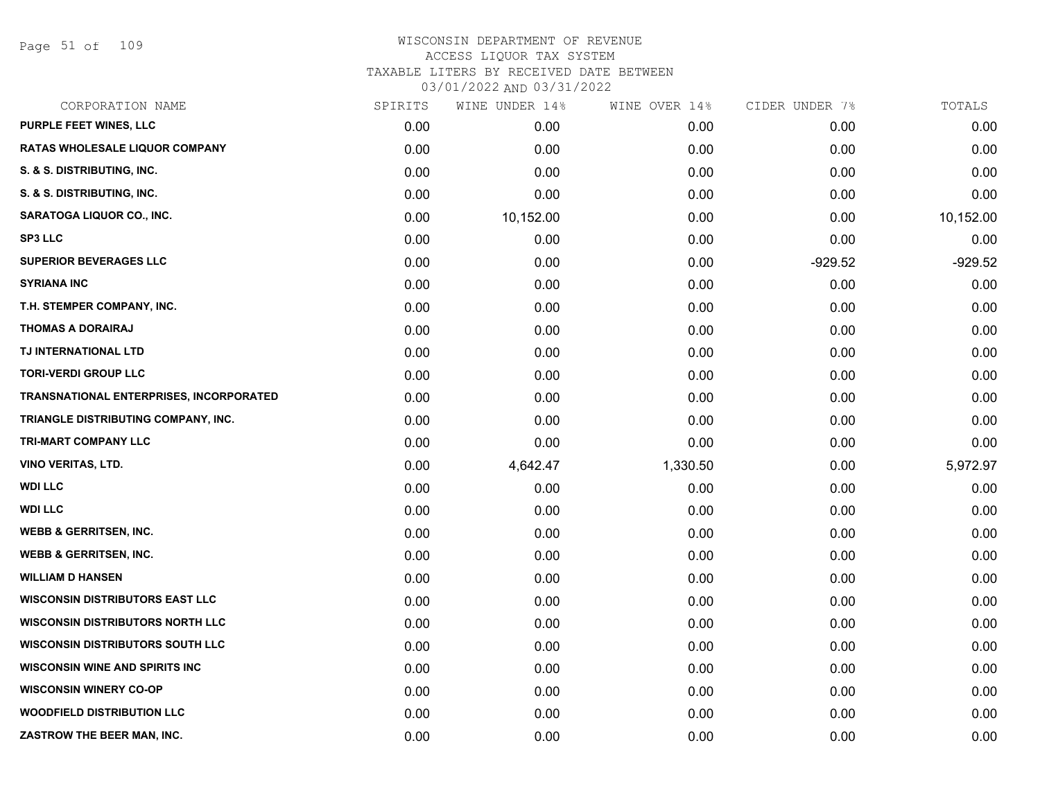# WISCONSIN DEPARTMENT OF REVENUE
## ACCESS LIQUOR TAX SYSTEM
### TAXABLE LITERS BY RECEIVED DATE BETWEEN 03/01/2022 AND 03/31/2022

| CORPORATION NAME | SPIRITS | WINE UNDER 14% | WINE OVER 14% | CIDER UNDER 7% | TOTALS |
|---|---|---|---|---|---|
| PURPLE FEET WINES, LLC | 0.00 | 0.00 | 0.00 | 0.00 | 0.00 |
| RATAS WHOLESALE LIQUOR COMPANY | 0.00 | 0.00 | 0.00 | 0.00 | 0.00 |
| S. & S. DISTRIBUTING, INC. | 0.00 | 0.00 | 0.00 | 0.00 | 0.00 |
| S. & S. DISTRIBUTING, INC. | 0.00 | 0.00 | 0.00 | 0.00 | 0.00 |
| SARATOGA LIQUOR CO., INC. | 0.00 | 10,152.00 | 0.00 | 0.00 | 10,152.00 |
| SP3 LLC | 0.00 | 0.00 | 0.00 | 0.00 | 0.00 |
| SUPERIOR BEVERAGES LLC | 0.00 | 0.00 | 0.00 | -929.52 | -929.52 |
| SYRIANA INC | 0.00 | 0.00 | 0.00 | 0.00 | 0.00 |
| T.H. STEMPER COMPANY, INC. | 0.00 | 0.00 | 0.00 | 0.00 | 0.00 |
| THOMAS A DORAIRAJ | 0.00 | 0.00 | 0.00 | 0.00 | 0.00 |
| TJ INTERNATIONAL LTD | 0.00 | 0.00 | 0.00 | 0.00 | 0.00 |
| TORI-VERDI GROUP LLC | 0.00 | 0.00 | 0.00 | 0.00 | 0.00 |
| TRANSNATIONAL ENTERPRISES, INCORPORATED | 0.00 | 0.00 | 0.00 | 0.00 | 0.00 |
| TRIANGLE DISTRIBUTING COMPANY, INC. | 0.00 | 0.00 | 0.00 | 0.00 | 0.00 |
| TRI-MART COMPANY LLC | 0.00 | 0.00 | 0.00 | 0.00 | 0.00 |
| VINO VERITAS, LTD. | 0.00 | 4,642.47 | 1,330.50 | 0.00 | 5,972.97 |
| WDI LLC | 0.00 | 0.00 | 0.00 | 0.00 | 0.00 |
| WDI LLC | 0.00 | 0.00 | 0.00 | 0.00 | 0.00 |
| WEBB & GERRITSEN, INC. | 0.00 | 0.00 | 0.00 | 0.00 | 0.00 |
| WEBB & GERRITSEN, INC. | 0.00 | 0.00 | 0.00 | 0.00 | 0.00 |
| WILLIAM D HANSEN | 0.00 | 0.00 | 0.00 | 0.00 | 0.00 |
| WISCONSIN DISTRIBUTORS EAST LLC | 0.00 | 0.00 | 0.00 | 0.00 | 0.00 |
| WISCONSIN DISTRIBUTORS NORTH LLC | 0.00 | 0.00 | 0.00 | 0.00 | 0.00 |
| WISCONSIN DISTRIBUTORS SOUTH LLC | 0.00 | 0.00 | 0.00 | 0.00 | 0.00 |
| WISCONSIN WINE AND SPIRITS INC | 0.00 | 0.00 | 0.00 | 0.00 | 0.00 |
| WISCONSIN WINERY CO-OP | 0.00 | 0.00 | 0.00 | 0.00 | 0.00 |
| WOODFIELD DISTRIBUTION LLC | 0.00 | 0.00 | 0.00 | 0.00 | 0.00 |
| ZASTROW THE BEER MAN, INC. | 0.00 | 0.00 | 0.00 | 0.00 | 0.00 |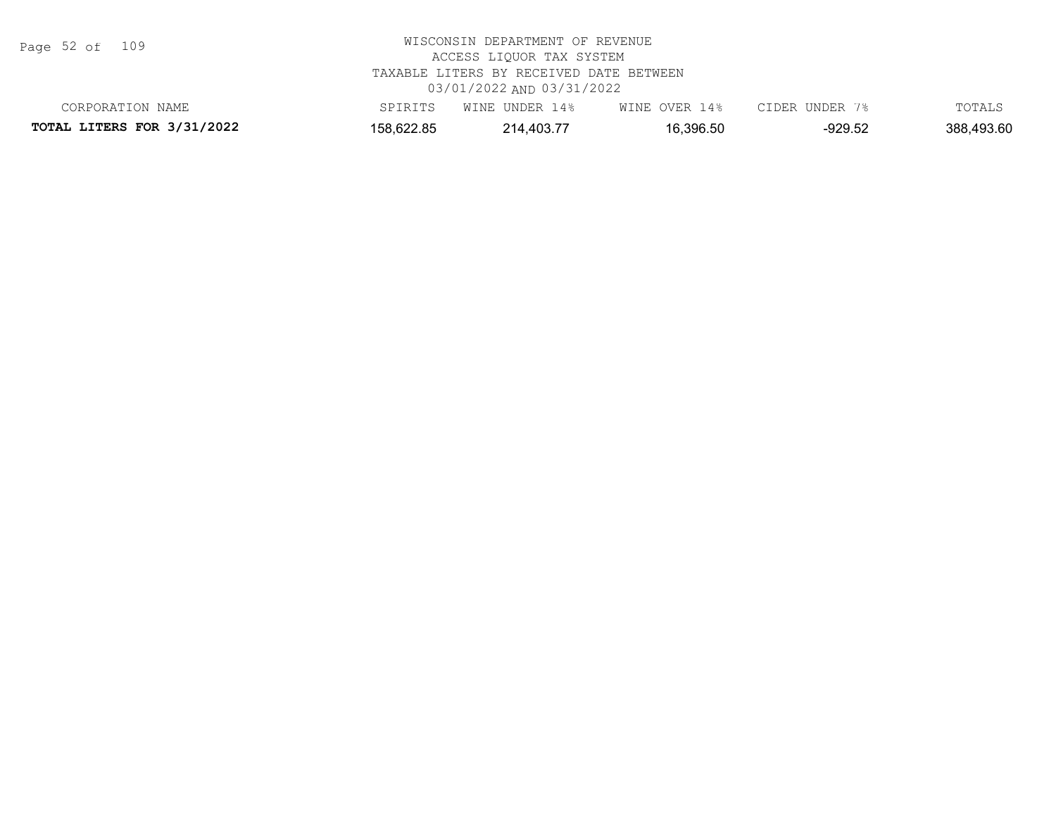WISCONSIN DEPARTMENT OF REVENUE
ACCESS LIQUOR TAX SYSTEM
TAXABLE LITERS BY RECEIVED DATE BETWEEN
03/01/2022 AND 03/31/2022

| CORPORATION NAME | SPIRITS | WINE UNDER 14% | WINE OVER 14% | CIDER UNDER 7% | TOTALS |
|---|---|---|---|---|---|
| **TOTAL LITERS FOR 3/31/2022** | 158,622.85 | 214,403.77 | 16,396.50 | -929.52 | 388,493.60 |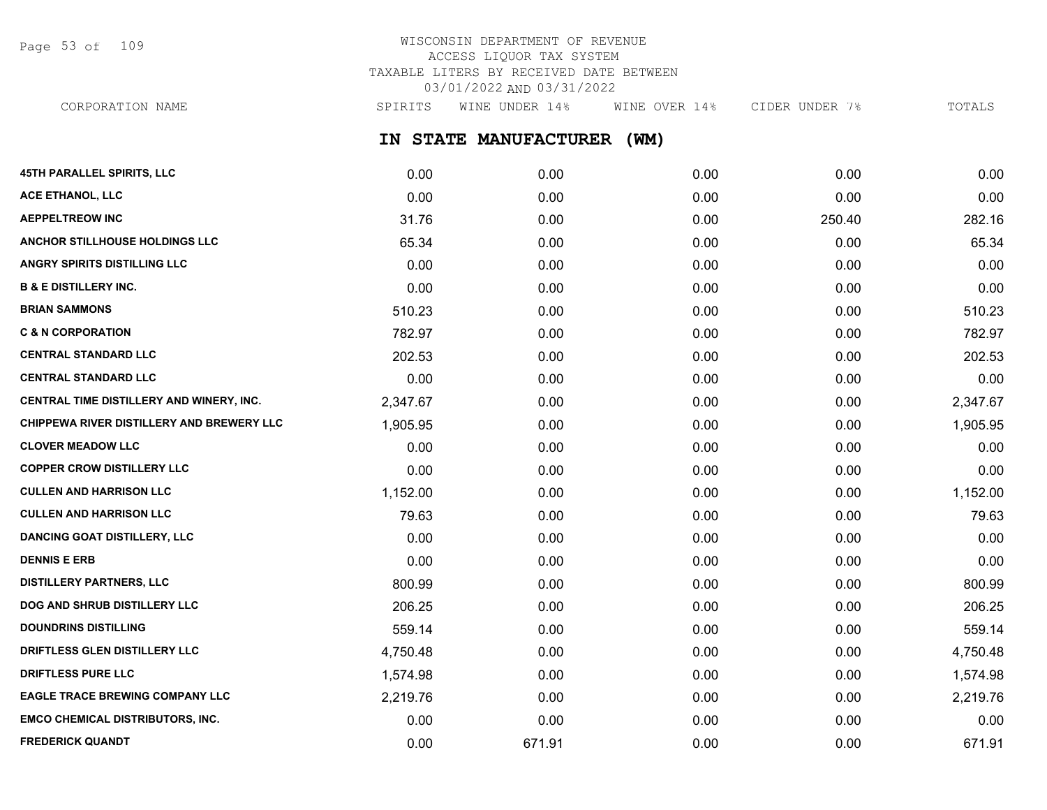# WISCONSIN DEPARTMENT OF REVENUE
## ACCESS LIQUOR TAX SYSTEM
### TAXABLE LITERS BY RECEIVED DATE BETWEEN 03/01/2022 AND 03/31/2022

## IN STATE MANUFACTURER (WM)

| CORPORATION NAME | SPIRITS | WINE UNDER 14% | WINE OVER 14% | CIDER UNDER 7% | TOTALS |
|---|---|---|---|---|---|
| 45TH PARALLEL SPIRITS, LLC | 0.00 | 0.00 | 0.00 | 0.00 | 0.00 |
| ACE ETHANOL, LLC | 0.00 | 0.00 | 0.00 | 0.00 | 0.00 |
| AEPPELTREOW INC | 31.76 | 0.00 | 0.00 | 250.40 | 282.16 |
| ANCHOR STILLHOUSE HOLDINGS LLC | 65.34 | 0.00 | 0.00 | 0.00 | 65.34 |
| ANGRY SPIRITS DISTILLING LLC | 0.00 | 0.00 | 0.00 | 0.00 | 0.00 |
| B & E DISTILLERY INC. | 0.00 | 0.00 | 0.00 | 0.00 | 0.00 |
| BRIAN SAMMONS | 510.23 | 0.00 | 0.00 | 0.00 | 510.23 |
| C & N CORPORATION | 782.97 | 0.00 | 0.00 | 0.00 | 782.97 |
| CENTRAL STANDARD LLC | 202.53 | 0.00 | 0.00 | 0.00 | 202.53 |
| CENTRAL STANDARD LLC | 0.00 | 0.00 | 0.00 | 0.00 | 0.00 |
| CENTRAL TIME DISTILLERY AND WINERY, INC. | 2,347.67 | 0.00 | 0.00 | 0.00 | 2,347.67 |
| CHIPPEWA RIVER DISTILLERY AND BREWERY LLC | 1,905.95 | 0.00 | 0.00 | 0.00 | 1,905.95 |
| CLOVER MEADOW LLC | 0.00 | 0.00 | 0.00 | 0.00 | 0.00 |
| COPPER CROW DISTILLERY LLC | 0.00 | 0.00 | 0.00 | 0.00 | 0.00 |
| CULLEN AND HARRISON LLC | 1,152.00 | 0.00 | 0.00 | 0.00 | 1,152.00 |
| CULLEN AND HARRISON LLC | 79.63 | 0.00 | 0.00 | 0.00 | 79.63 |
| DANCING GOAT DISTILLERY, LLC | 0.00 | 0.00 | 0.00 | 0.00 | 0.00 |
| DENNIS E ERB | 0.00 | 0.00 | 0.00 | 0.00 | 0.00 |
| DISTILLERY PARTNERS, LLC | 800.99 | 0.00 | 0.00 | 0.00 | 800.99 |
| DOG AND SHRUB DISTILLERY LLC | 206.25 | 0.00 | 0.00 | 0.00 | 206.25 |
| DOUNDRINS DISTILLING | 559.14 | 0.00 | 0.00 | 0.00 | 559.14 |
| DRIFTLESS GLEN DISTILLERY LLC | 4,750.48 | 0.00 | 0.00 | 0.00 | 4,750.48 |
| DRIFTLESS PURE LLC | 1,574.98 | 0.00 | 0.00 | 0.00 | 1,574.98 |
| EAGLE TRACE BREWING COMPANY LLC | 2,219.76 | 0.00 | 0.00 | 0.00 | 2,219.76 |
| EMCO CHEMICAL DISTRIBUTORS, INC. | 0.00 | 0.00 | 0.00 | 0.00 | 0.00 |
| FREDERICK QUANDT | 0.00 | 671.91 | 0.00 | 0.00 | 671.91 |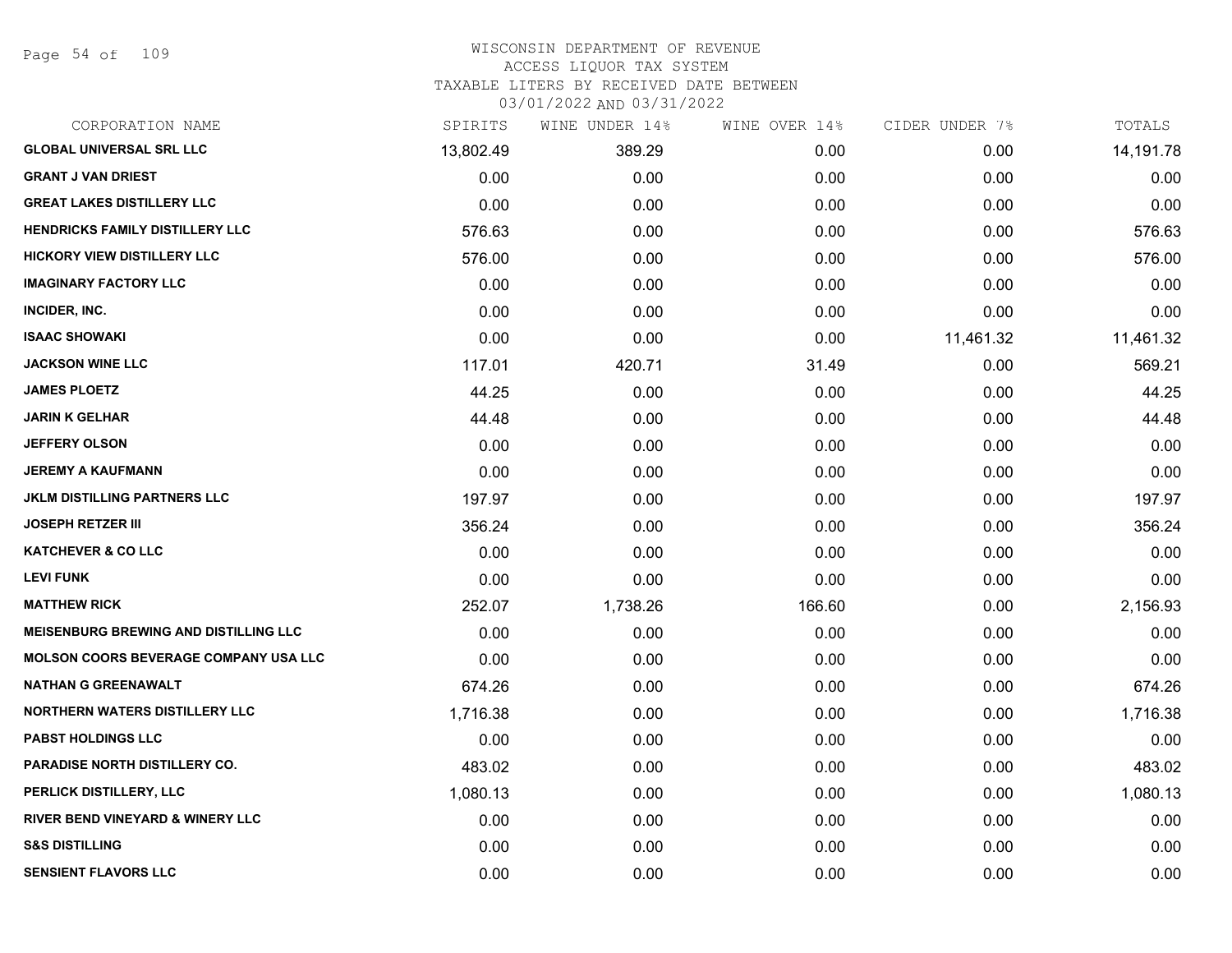WISCONSIN DEPARTMENT OF REVENUE
ACCESS LIQUOR TAX SYSTEM
TAXABLE LITERS BY RECEIVED DATE BETWEEN
03/01/2022 AND 03/31/2022

| CORPORATION NAME | SPIRITS | WINE UNDER 14% | WINE OVER 14% | CIDER UNDER 7% | TOTALS |
|---|---|---|---|---|---|
| GLOBAL UNIVERSAL SRL LLC | 13,802.49 | 389.29 | 0.00 | 0.00 | 14,191.78 |
| GRANT J VAN DRIEST | 0.00 | 0.00 | 0.00 | 0.00 | 0.00 |
| GREAT LAKES DISTILLERY LLC | 0.00 | 0.00 | 0.00 | 0.00 | 0.00 |
| HENDRICKS FAMILY DISTILLERY LLC | 576.63 | 0.00 | 0.00 | 0.00 | 576.63 |
| HICKORY VIEW DISTILLERY LLC | 576.00 | 0.00 | 0.00 | 0.00 | 576.00 |
| IMAGINARY FACTORY LLC | 0.00 | 0.00 | 0.00 | 0.00 | 0.00 |
| INCIDER, INC. | 0.00 | 0.00 | 0.00 | 0.00 | 0.00 |
| ISAAC SHOWAKI | 0.00 | 0.00 | 0.00 | 11,461.32 | 11,461.32 |
| JACKSON WINE LLC | 117.01 | 420.71 | 31.49 | 0.00 | 569.21 |
| JAMES PLOETZ | 44.25 | 0.00 | 0.00 | 0.00 | 44.25 |
| JARIN K GELHAR | 44.48 | 0.00 | 0.00 | 0.00 | 44.48 |
| JEFFERY OLSON | 0.00 | 0.00 | 0.00 | 0.00 | 0.00 |
| JEREMY A KAUFMANN | 0.00 | 0.00 | 0.00 | 0.00 | 0.00 |
| JKLM DISTILLING PARTNERS LLC | 197.97 | 0.00 | 0.00 | 0.00 | 197.97 |
| JOSEPH RETZER III | 356.24 | 0.00 | 0.00 | 0.00 | 356.24 |
| KATCHEVER & CO LLC | 0.00 | 0.00 | 0.00 | 0.00 | 0.00 |
| LEVI FUNK | 0.00 | 0.00 | 0.00 | 0.00 | 0.00 |
| MATTHEW RICK | 252.07 | 1,738.26 | 166.60 | 0.00 | 2,156.93 |
| MEISENBURG BREWING AND DISTILLING LLC | 0.00 | 0.00 | 0.00 | 0.00 | 0.00 |
| MOLSON COORS BEVERAGE COMPANY USA LLC | 0.00 | 0.00 | 0.00 | 0.00 | 0.00 |
| NATHAN G GREENAWALT | 674.26 | 0.00 | 0.00 | 0.00 | 674.26 |
| NORTHERN WATERS DISTILLERY LLC | 1,716.38 | 0.00 | 0.00 | 0.00 | 1,716.38 |
| PABST HOLDINGS LLC | 0.00 | 0.00 | 0.00 | 0.00 | 0.00 |
| PARADISE NORTH DISTILLERY CO. | 483.02 | 0.00 | 0.00 | 0.00 | 483.02 |
| PERLICK DISTILLERY, LLC | 1,080.13 | 0.00 | 0.00 | 0.00 | 1,080.13 |
| RIVER BEND VINEYARD & WINERY LLC | 0.00 | 0.00 | 0.00 | 0.00 | 0.00 |
| S&S DISTILLING | 0.00 | 0.00 | 0.00 | 0.00 | 0.00 |
| SENSIENT FLAVORS LLC | 0.00 | 0.00 | 0.00 | 0.00 | 0.00 |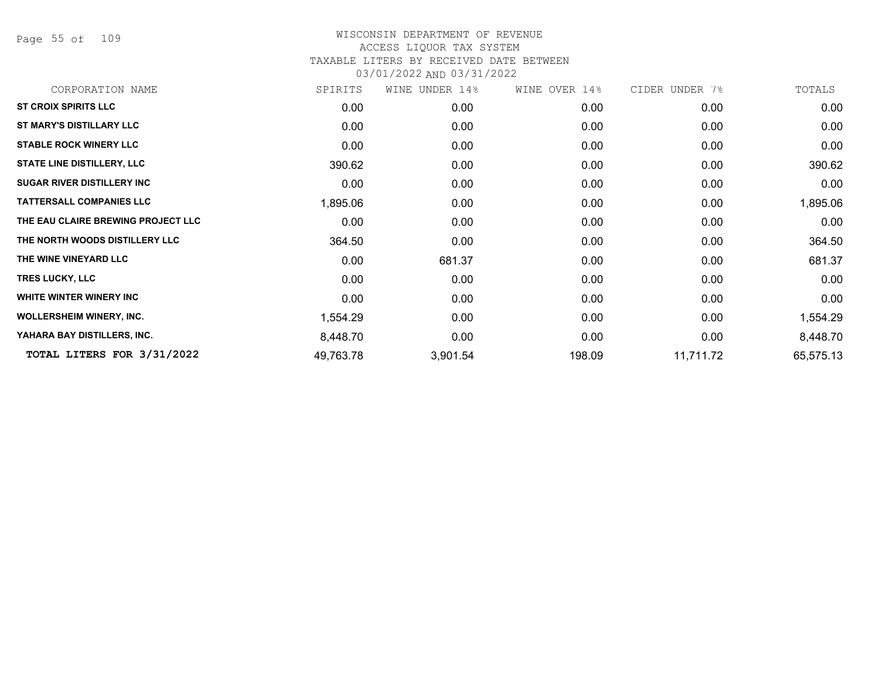# WISCONSIN DEPARTMENT OF REVENUE
ACCESS LIQUOR TAX SYSTEM
TAXABLE LITERS BY RECEIVED DATE BETWEEN
03/01/2022 AND 03/31/2022

| CORPORATION NAME | SPIRITS | WINE UNDER 14% | WINE OVER 14% | CIDER UNDER 7% | TOTALS |
|---|---|---|---|---|---|
| **ST CROIX SPIRITS LLC** | 0.00 | 0.00 | 0.00 | 0.00 | 0.00 |
| **ST MARY'S DISTILLARY LLC** | 0.00 | 0.00 | 0.00 | 0.00 | 0.00 |
| **STABLE ROCK WINERY LLC** | 0.00 | 0.00 | 0.00 | 0.00 | 0.00 |
| **STATE LINE DISTILLERY, LLC** | 390.62 | 0.00 | 0.00 | 0.00 | 390.62 |
| **SUGAR RIVER DISTILLERY INC** | 0.00 | 0.00 | 0.00 | 0.00 | 0.00 |
| **TATTERSALL COMPANIES LLC** | 1,895.06 | 0.00 | 0.00 | 0.00 | 1,895.06 |
| **THE EAU CLAIRE BREWING PROJECT LLC** | 0.00 | 0.00 | 0.00 | 0.00 | 0.00 |
| **THE NORTH WOODS DISTILLERY LLC** | 364.50 | 0.00 | 0.00 | 0.00 | 364.50 |
| **THE WINE VINEYARD LLC** | 0.00 | 681.37 | 0.00 | 0.00 | 681.37 |
| **TRES LUCKY, LLC** | 0.00 | 0.00 | 0.00 | 0.00 | 0.00 |
| **WHITE WINTER WINERY INC** | 0.00 | 0.00 | 0.00 | 0.00 | 0.00 |
| **WOLLERSHEIM WINERY, INC.** | 1,554.29 | 0.00 | 0.00 | 0.00 | 1,554.29 |
| **YAHARA BAY DISTILLERS, INC.** | 8,448.70 | 0.00 | 0.00 | 0.00 | 8,448.70 |
| **TOTAL LITERS FOR 3/31/2022** | 49,763.78 | 3,901.54 | 198.09 | 11,711.72 | 65,575.13 |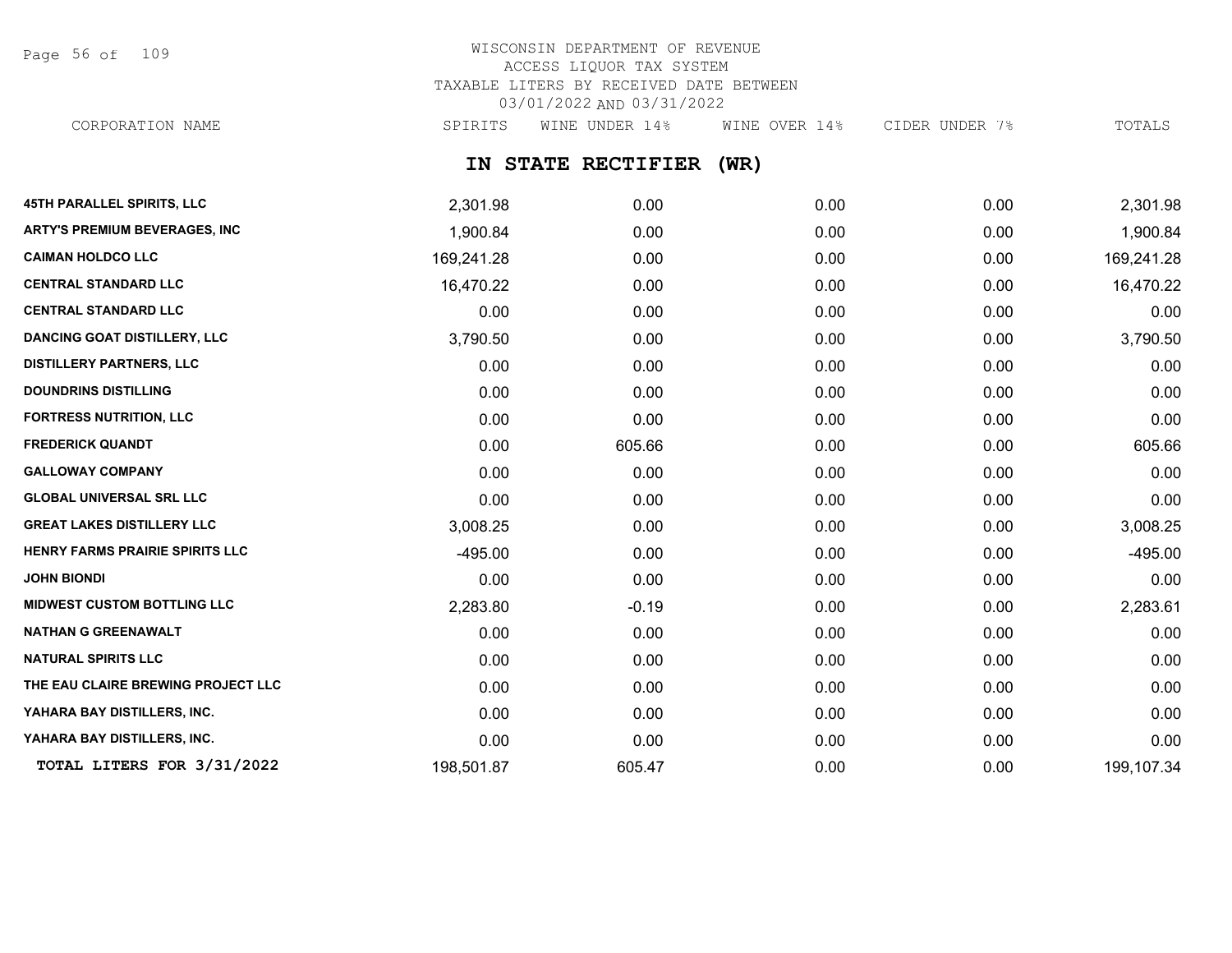# WISCONSIN DEPARTMENT OF REVENUE
## ACCESS LIQUOR TAX SYSTEM
## TAXABLE LITERS BY RECEIVED DATE BETWEEN 03/01/2022 AND 03/31/2022

### IN STATE RECTIFIER (WR)

| CORPORATION NAME | SPIRITS | WINE UNDER 14% | WINE OVER 14% | CIDER UNDER 7% | TOTALS |
|---|---|---|---|---|---|
| **45TH PARALLEL SPIRITS, LLC** | 2,301.98 | 0.00 | 0.00 | 0.00 | 2,301.98 |
| **ARTY'S PREMIUM BEVERAGES, INC** | 1,900.84 | 0.00 | 0.00 | 0.00 | 1,900.84 |
| **CAIMAN HOLDCO LLC** | 169,241.28 | 0.00 | 0.00 | 0.00 | 169,241.28 |
| **CENTRAL STANDARD LLC** | 16,470.22 | 0.00 | 0.00 | 0.00 | 16,470.22 |
| **CENTRAL STANDARD LLC** | 0.00 | 0.00 | 0.00 | 0.00 | 0.00 |
| **DANCING GOAT DISTILLERY, LLC** | 3,790.50 | 0.00 | 0.00 | 0.00 | 3,790.50 |
| **DISTILLERY PARTNERS, LLC** | 0.00 | 0.00 | 0.00 | 0.00 | 0.00 |
| **DOUNDRINS DISTILLING** | 0.00 | 0.00 | 0.00 | 0.00 | 0.00 |
| **FORTRESS NUTRITION, LLC** | 0.00 | 0.00 | 0.00 | 0.00 | 0.00 |
| **FREDERICK QUANDT** | 0.00 | 605.66 | 0.00 | 0.00 | 605.66 |
| **GALLOWAY COMPANY** | 0.00 | 0.00 | 0.00 | 0.00 | 0.00 |
| **GLOBAL UNIVERSAL SRL LLC** | 0.00 | 0.00 | 0.00 | 0.00 | 0.00 |
| **GREAT LAKES DISTILLERY LLC** | 3,008.25 | 0.00 | 0.00 | 0.00 | 3,008.25 |
| **HENRY FARMS PRAIRIE SPIRITS LLC** | -495.00 | 0.00 | 0.00 | 0.00 | -495.00 |
| **JOHN BIONDI** | 0.00 | 0.00 | 0.00 | 0.00 | 0.00 |
| **MIDWEST CUSTOM BOTTLING LLC** | 2,283.80 | -0.19 | 0.00 | 0.00 | 2,283.61 |
| **NATHAN G GREENAWALT** | 0.00 | 0.00 | 0.00 | 0.00 | 0.00 |
| **NATURAL SPIRITS LLC** | 0.00 | 0.00 | 0.00 | 0.00 | 0.00 |
| **THE EAU CLAIRE BREWING PROJECT LLC** | 0.00 | 0.00 | 0.00 | 0.00 | 0.00 |
| **YAHARA BAY DISTILLERS, INC.** | 0.00 | 0.00 | 0.00 | 0.00 | 0.00 |
| **YAHARA BAY DISTILLERS, INC.** | 0.00 | 0.00 | 0.00 | 0.00 | 0.00 |
| **TOTAL LITERS FOR 3/31/2022** | 198,501.87 | 605.47 | 0.00 | 0.00 | 199,107.34 |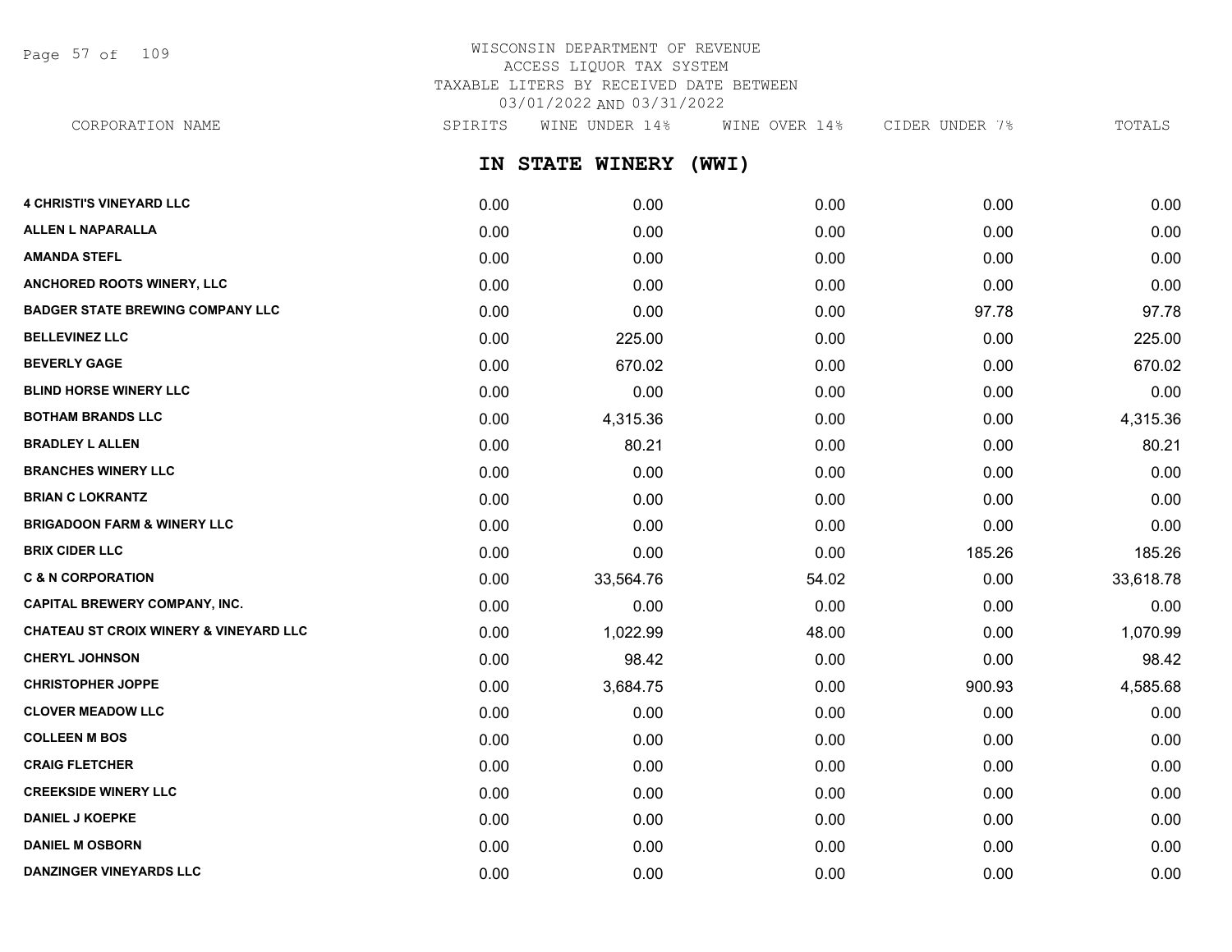# WISCONSIN DEPARTMENT OF REVENUE
## ACCESS LIQUOR TAX SYSTEM
## TAXABLE LITERS BY RECEIVED DATE BETWEEN 03/01/2022 AND 03/31/2022

## IN STATE WINERY (WWI)

| CORPORATION NAME | SPIRITS | WINE UNDER 14% | WINE OVER 14% | CIDER UNDER 7% | TOTALS |
|---|---|---|---|---|---|
| 4 CHRISTI'S VINEYARD LLC | 0.00 | 0.00 | 0.00 | 0.00 | 0.00 |
| ALLEN L NAPARALLA | 0.00 | 0.00 | 0.00 | 0.00 | 0.00 |
| AMANDA STEFL | 0.00 | 0.00 | 0.00 | 0.00 | 0.00 |
| ANCHORED ROOTS WINERY, LLC | 0.00 | 0.00 | 0.00 | 0.00 | 0.00 |
| BADGER STATE BREWING COMPANY LLC | 0.00 | 0.00 | 0.00 | 97.78 | 97.78 |
| BELLEVINEZ LLC | 0.00 | 225.00 | 0.00 | 0.00 | 225.00 |
| BEVERLY GAGE | 0.00 | 670.02 | 0.00 | 0.00 | 670.02 |
| BLIND HORSE WINERY LLC | 0.00 | 0.00 | 0.00 | 0.00 | 0.00 |
| BOTHAM BRANDS LLC | 0.00 | 4,315.36 | 0.00 | 0.00 | 4,315.36 |
| BRADLEY L ALLEN | 0.00 | 80.21 | 0.00 | 0.00 | 80.21 |
| BRANCHES WINERY LLC | 0.00 | 0.00 | 0.00 | 0.00 | 0.00 |
| BRIAN C LOKRANTZ | 0.00 | 0.00 | 0.00 | 0.00 | 0.00 |
| BRIGADOON FARM & WINERY LLC | 0.00 | 0.00 | 0.00 | 0.00 | 0.00 |
| BRIX CIDER LLC | 0.00 | 0.00 | 0.00 | 185.26 | 185.26 |
| C & N CORPORATION | 0.00 | 33,564.76 | 54.02 | 0.00 | 33,618.78 |
| CAPITAL BREWERY COMPANY, INC. | 0.00 | 0.00 | 0.00 | 0.00 | 0.00 |
| CHATEAU ST CROIX WINERY & VINEYARD LLC | 0.00 | 1,022.99 | 48.00 | 0.00 | 1,070.99 |
| CHERYL JOHNSON | 0.00 | 98.42 | 0.00 | 0.00 | 98.42 |
| CHRISTOPHER JOPPE | 0.00 | 3,684.75 | 0.00 | 900.93 | 4,585.68 |
| CLOVER MEADOW LLC | 0.00 | 0.00 | 0.00 | 0.00 | 0.00 |
| COLLEEN M BOS | 0.00 | 0.00 | 0.00 | 0.00 | 0.00 |
| CRAIG FLETCHER | 0.00 | 0.00 | 0.00 | 0.00 | 0.00 |
| CREEKSIDE WINERY LLC | 0.00 | 0.00 | 0.00 | 0.00 | 0.00 |
| DANIEL J KOEPKE | 0.00 | 0.00 | 0.00 | 0.00 | 0.00 |
| DANIEL M OSBORN | 0.00 | 0.00 | 0.00 | 0.00 | 0.00 |
| DANZINGER VINEYARDS LLC | 0.00 | 0.00 | 0.00 | 0.00 | 0.00 |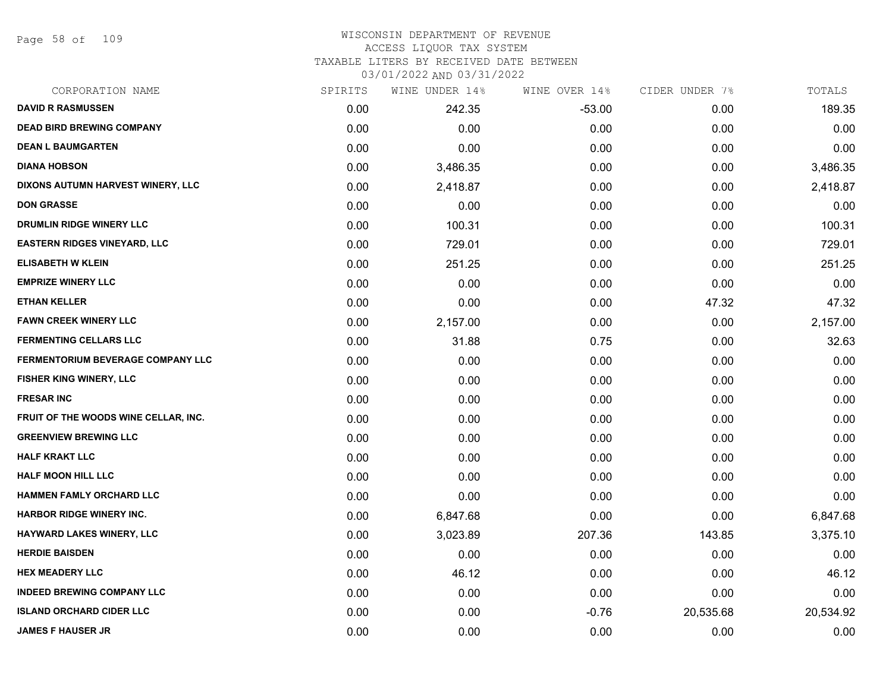# WISCONSIN DEPARTMENT OF REVENUE
## ACCESS LIQUOR TAX SYSTEM
### TAXABLE LITERS BY RECEIVED DATE BETWEEN 03/01/2022 AND 03/31/2022

| CORPORATION NAME | SPIRITS | WINE UNDER 14% | WINE OVER 14% | CIDER UNDER 7% | TOTALS |
|---|---|---|---|---|---|
| DAVID R RASMUSSEN | 0.00 | 242.35 | -53.00 | 0.00 | 189.35 |
| DEAD BIRD BREWING COMPANY | 0.00 | 0.00 | 0.00 | 0.00 | 0.00 |
| DEAN L BAUMGARTEN | 0.00 | 0.00 | 0.00 | 0.00 | 0.00 |
| DIANA HOBSON | 0.00 | 3,486.35 | 0.00 | 0.00 | 3,486.35 |
| DIXONS AUTUMN HARVEST WINERY, LLC | 0.00 | 2,418.87 | 0.00 | 0.00 | 2,418.87 |
| DON GRASSE | 0.00 | 0.00 | 0.00 | 0.00 | 0.00 |
| DRUMLIN RIDGE WINERY LLC | 0.00 | 100.31 | 0.00 | 0.00 | 100.31 |
| EASTERN RIDGES VINEYARD, LLC | 0.00 | 729.01 | 0.00 | 0.00 | 729.01 |
| ELISABETH W KLEIN | 0.00 | 251.25 | 0.00 | 0.00 | 251.25 |
| EMPRIZE WINERY LLC | 0.00 | 0.00 | 0.00 | 0.00 | 0.00 |
| ETHAN KELLER | 0.00 | 0.00 | 0.00 | 47.32 | 47.32 |
| FAWN CREEK WINERY LLC | 0.00 | 2,157.00 | 0.00 | 0.00 | 2,157.00 |
| FERMENTING CELLARS LLC | 0.00 | 31.88 | 0.75 | 0.00 | 32.63 |
| FERMENTORIUM BEVERAGE COMPANY LLC | 0.00 | 0.00 | 0.00 | 0.00 | 0.00 |
| FISHER KING WINERY, LLC | 0.00 | 0.00 | 0.00 | 0.00 | 0.00 |
| FRESAR INC | 0.00 | 0.00 | 0.00 | 0.00 | 0.00 |
| FRUIT OF THE WOODS WINE CELLAR, INC. | 0.00 | 0.00 | 0.00 | 0.00 | 0.00 |
| GREENVIEW BREWING LLC | 0.00 | 0.00 | 0.00 | 0.00 | 0.00 |
| HALF KRAKT LLC | 0.00 | 0.00 | 0.00 | 0.00 | 0.00 |
| HALF MOON HILL LLC | 0.00 | 0.00 | 0.00 | 0.00 | 0.00 |
| HAMMEN FAMLY ORCHARD LLC | 0.00 | 0.00 | 0.00 | 0.00 | 0.00 |
| HARBOR RIDGE WINERY INC. | 0.00 | 6,847.68 | 0.00 | 0.00 | 6,847.68 |
| HAYWARD LAKES WINERY, LLC | 0.00 | 3,023.89 | 207.36 | 143.85 | 3,375.10 |
| HERDIE BAISDEN | 0.00 | 0.00 | 0.00 | 0.00 | 0.00 |
| HEX MEADERY LLC | 0.00 | 46.12 | 0.00 | 0.00 | 46.12 |
| INDEED BREWING COMPANY LLC | 0.00 | 0.00 | 0.00 | 0.00 | 0.00 |
| ISLAND ORCHARD CIDER LLC | 0.00 | 0.00 | -0.76 | 20,535.68 | 20,534.92 |
| JAMES F HAUSER JR | 0.00 | 0.00 | 0.00 | 0.00 | 0.00 |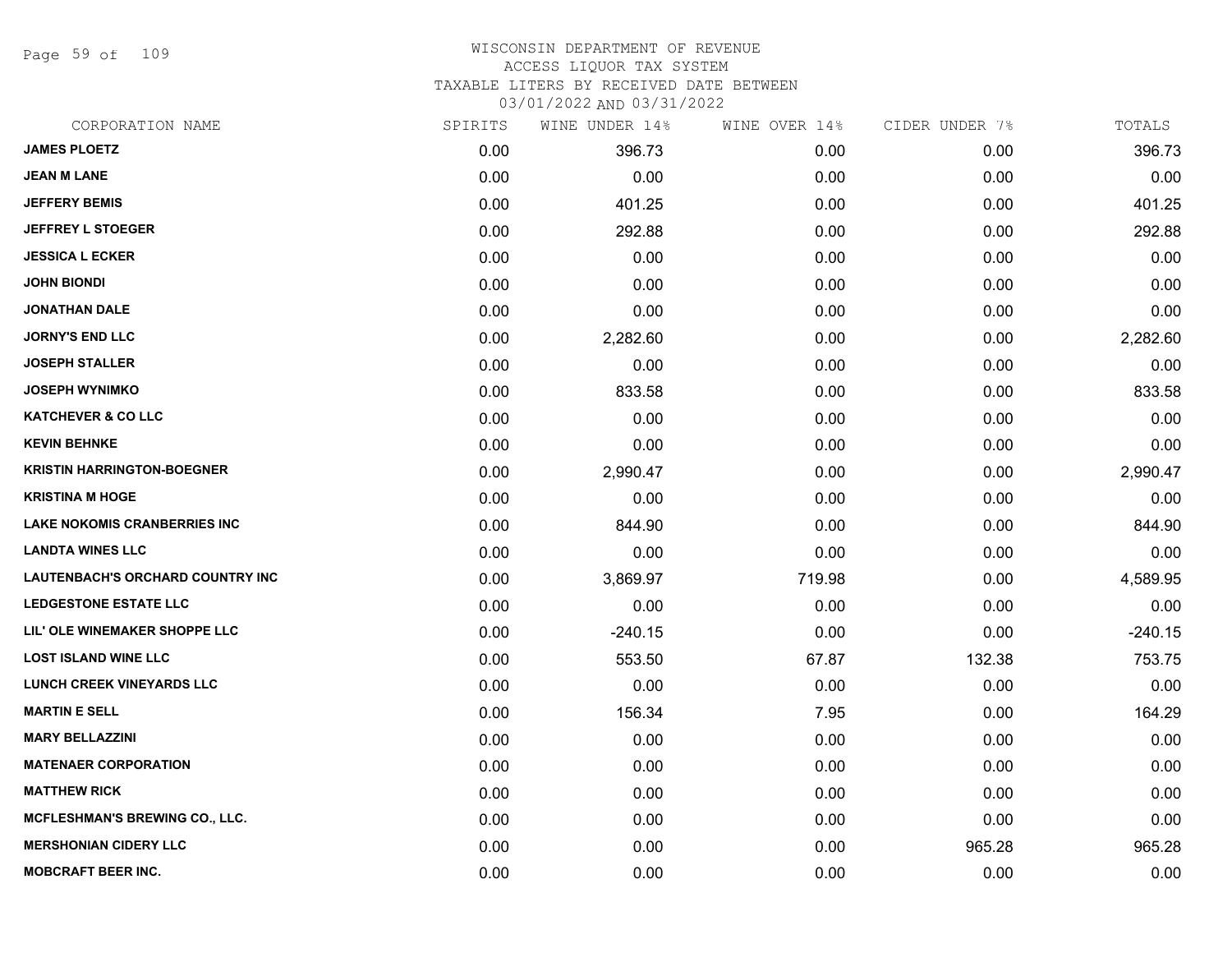# WISCONSIN DEPARTMENT OF REVENUE
## ACCESS LIQUOR TAX SYSTEM
## TAXABLE LITERS BY RECEIVED DATE BETWEEN
## 03/01/2022 AND 03/31/2022

| CORPORATION NAME | SPIRITS | WINE UNDER 14% | WINE OVER 14% | CIDER UNDER 7% | TOTALS |
|---|---|---|---|---|---|
| JAMES PLOETZ | 0.00 | 396.73 | 0.00 | 0.00 | 396.73 |
| JEAN M LANE | 0.00 | 0.00 | 0.00 | 0.00 | 0.00 |
| JEFFERY BEMIS | 0.00 | 401.25 | 0.00 | 0.00 | 401.25 |
| JEFFREY L STOEGER | 0.00 | 292.88 | 0.00 | 0.00 | 292.88 |
| JESSICA L ECKER | 0.00 | 0.00 | 0.00 | 0.00 | 0.00 |
| JOHN BIONDI | 0.00 | 0.00 | 0.00 | 0.00 | 0.00 |
| JONATHAN DALE | 0.00 | 0.00 | 0.00 | 0.00 | 0.00 |
| JORNY'S END LLC | 0.00 | 2,282.60 | 0.00 | 0.00 | 2,282.60 |
| JOSEPH STALLER | 0.00 | 0.00 | 0.00 | 0.00 | 0.00 |
| JOSEPH WYNIMKO | 0.00 | 833.58 | 0.00 | 0.00 | 833.58 |
| KATCHEVER & CO LLC | 0.00 | 0.00 | 0.00 | 0.00 | 0.00 |
| KEVIN BEHNKE | 0.00 | 0.00 | 0.00 | 0.00 | 0.00 |
| KRISTIN HARRINGTON-BOEGNER | 0.00 | 2,990.47 | 0.00 | 0.00 | 2,990.47 |
| KRISTINA M HOGE | 0.00 | 0.00 | 0.00 | 0.00 | 0.00 |
| LAKE NOKOMIS CRANBERRIES INC | 0.00 | 844.90 | 0.00 | 0.00 | 844.90 |
| LANDTA WINES LLC | 0.00 | 0.00 | 0.00 | 0.00 | 0.00 |
| LAUTENBACH'S ORCHARD COUNTRY INC | 0.00 | 3,869.97 | 719.98 | 0.00 | 4,589.95 |
| LEDGESTONE ESTATE LLC | 0.00 | 0.00 | 0.00 | 0.00 | 0.00 |
| LIL' OLE WINEMAKER SHOPPE LLC | 0.00 | -240.15 | 0.00 | 0.00 | -240.15 |
| LOST ISLAND WINE LLC | 0.00 | 553.50 | 67.87 | 132.38 | 753.75 |
| LUNCH CREEK VINEYARDS LLC | 0.00 | 0.00 | 0.00 | 0.00 | 0.00 |
| MARTIN E SELL | 0.00 | 156.34 | 7.95 | 0.00 | 164.29 |
| MARY BELLAZZINI | 0.00 | 0.00 | 0.00 | 0.00 | 0.00 |
| MATENAER CORPORATION | 0.00 | 0.00 | 0.00 | 0.00 | 0.00 |
| MATTHEW RICK | 0.00 | 0.00 | 0.00 | 0.00 | 0.00 |
| MCFLESHMAN'S BREWING CO., LLC. | 0.00 | 0.00 | 0.00 | 0.00 | 0.00 |
| MERSHONIAN CIDERY LLC | 0.00 | 0.00 | 0.00 | 965.28 | 965.28 |
| MOBCRAFT BEER INC. | 0.00 | 0.00 | 0.00 | 0.00 | 0.00 |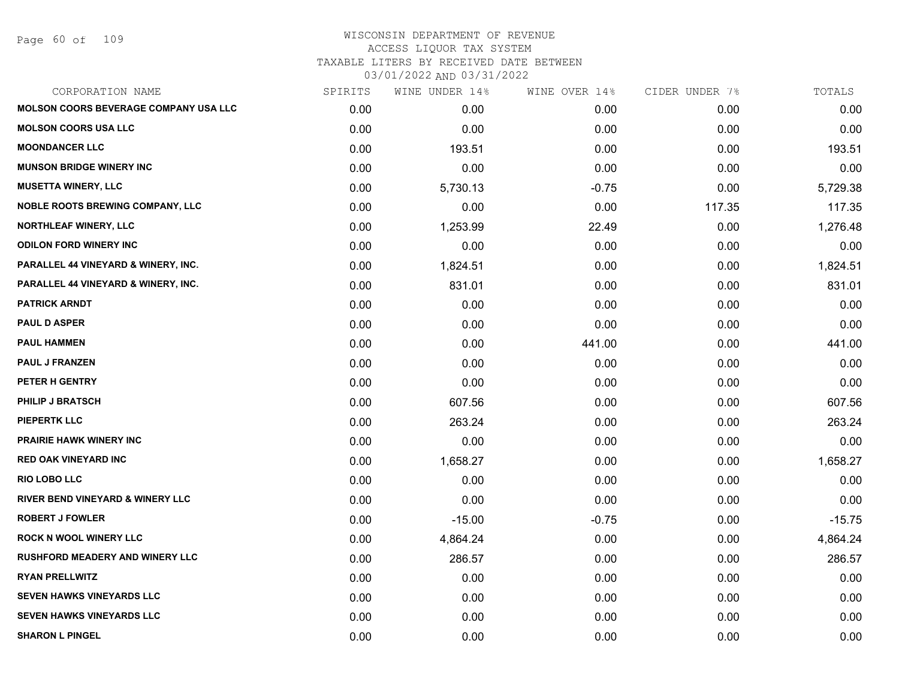WISCONSIN DEPARTMENT OF REVENUE
ACCESS LIQUOR TAX SYSTEM
TAXABLE LITERS BY RECEIVED DATE BETWEEN
03/01/2022 AND 03/31/2022

| CORPORATION NAME | SPIRITS | WINE UNDER 14% | WINE OVER 14% | CIDER UNDER 7% | TOTALS |
|---|---|---|---|---|---|
| MOLSON COORS BEVERAGE COMPANY USA LLC | 0.00 | 0.00 | 0.00 | 0.00 | 0.00 |
| MOLSON COORS USA LLC | 0.00 | 0.00 | 0.00 | 0.00 | 0.00 |
| MOONDANCER LLC | 0.00 | 193.51 | 0.00 | 0.00 | 193.51 |
| MUNSON BRIDGE WINERY INC | 0.00 | 0.00 | 0.00 | 0.00 | 0.00 |
| MUSETTA WINERY, LLC | 0.00 | 5,730.13 | -0.75 | 0.00 | 5,729.38 |
| NOBLE ROOTS BREWING COMPANY, LLC | 0.00 | 0.00 | 0.00 | 117.35 | 117.35 |
| NORTHLEAF WINERY, LLC | 0.00 | 1,253.99 | 22.49 | 0.00 | 1,276.48 |
| ODILON FORD WINERY INC | 0.00 | 0.00 | 0.00 | 0.00 | 0.00 |
| PARALLEL 44 VINEYARD & WINERY, INC. | 0.00 | 1,824.51 | 0.00 | 0.00 | 1,824.51 |
| PARALLEL 44 VINEYARD & WINERY, INC. | 0.00 | 831.01 | 0.00 | 0.00 | 831.01 |
| PATRICK ARNDT | 0.00 | 0.00 | 0.00 | 0.00 | 0.00 |
| PAUL D ASPER | 0.00 | 0.00 | 0.00 | 0.00 | 0.00 |
| PAUL HAMMEN | 0.00 | 0.00 | 441.00 | 0.00 | 441.00 |
| PAUL J FRANZEN | 0.00 | 0.00 | 0.00 | 0.00 | 0.00 |
| PETER H GENTRY | 0.00 | 0.00 | 0.00 | 0.00 | 0.00 |
| PHILIP J BRATSCH | 0.00 | 607.56 | 0.00 | 0.00 | 607.56 |
| PIEPERTK LLC | 0.00 | 263.24 | 0.00 | 0.00 | 263.24 |
| PRAIRIE HAWK WINERY INC | 0.00 | 0.00 | 0.00 | 0.00 | 0.00 |
| RED OAK VINEYARD INC | 0.00 | 1,658.27 | 0.00 | 0.00 | 1,658.27 |
| RIO LOBO LLC | 0.00 | 0.00 | 0.00 | 0.00 | 0.00 |
| RIVER BEND VINEYARD & WINERY LLC | 0.00 | 0.00 | 0.00 | 0.00 | 0.00 |
| ROBERT J FOWLER | 0.00 | -15.00 | -0.75 | 0.00 | -15.75 |
| ROCK N WOOL WINERY LLC | 0.00 | 4,864.24 | 0.00 | 0.00 | 4,864.24 |
| RUSHFORD MEADERY AND WINERY LLC | 0.00 | 286.57 | 0.00 | 0.00 | 286.57 |
| RYAN PRELLWITZ | 0.00 | 0.00 | 0.00 | 0.00 | 0.00 |
| SEVEN HAWKS VINEYARDS LLC | 0.00 | 0.00 | 0.00 | 0.00 | 0.00 |
| SEVEN HAWKS VINEYARDS LLC | 0.00 | 0.00 | 0.00 | 0.00 | 0.00 |
| SHARON L PINGEL | 0.00 | 0.00 | 0.00 | 0.00 | 0.00 |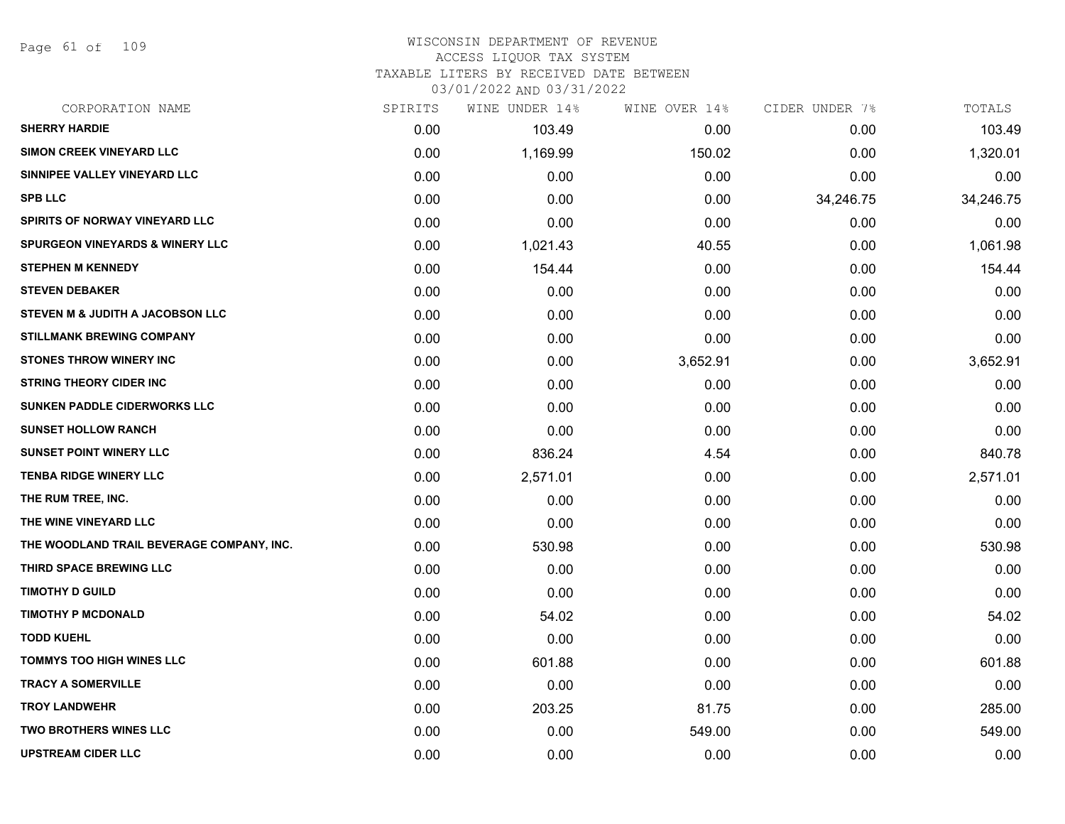WISCONSIN DEPARTMENT OF REVENUE
ACCESS LIQUOR TAX SYSTEM
TAXABLE LITERS BY RECEIVED DATE BETWEEN
03/01/2022 AND 03/31/2022

| CORPORATION NAME | SPIRITS | WINE UNDER 14% | WINE OVER 14% | CIDER UNDER 7% | TOTALS |
|---|---|---|---|---|---|
| **SHERRY HARDIE** | 0.00 | 103.49 | 0.00 | 0.00 | 103.49 |
| **SIMON CREEK VINEYARD LLC** | 0.00 | 1,169.99 | 150.02 | 0.00 | 1,320.01 |
| **SINNIPEE VALLEY VINEYARD LLC** | 0.00 | 0.00 | 0.00 | 0.00 | 0.00 |
| **SPB LLC** | 0.00 | 0.00 | 0.00 | 34,246.75 | 34,246.75 |
| **SPIRITS OF NORWAY VINEYARD LLC** | 0.00 | 0.00 | 0.00 | 0.00 | 0.00 |
| **SPURGEON VINEYARDS & WINERY LLC** | 0.00 | 1,021.43 | 40.55 | 0.00 | 1,061.98 |
| **STEPHEN M KENNEDY** | 0.00 | 154.44 | 0.00 | 0.00 | 154.44 |
| **STEVEN DEBAKER** | 0.00 | 0.00 | 0.00 | 0.00 | 0.00 |
| **STEVEN M & JUDITH A JACOBSON LLC** | 0.00 | 0.00 | 0.00 | 0.00 | 0.00 |
| **STILLMANK BREWING COMPANY** | 0.00 | 0.00 | 0.00 | 0.00 | 0.00 |
| **STONES THROW WINERY INC** | 0.00 | 0.00 | 3,652.91 | 0.00 | 3,652.91 |
| **STRING THEORY CIDER INC** | 0.00 | 0.00 | 0.00 | 0.00 | 0.00 |
| **SUNKEN PADDLE CIDERWORKS LLC** | 0.00 | 0.00 | 0.00 | 0.00 | 0.00 |
| **SUNSET HOLLOW RANCH** | 0.00 | 0.00 | 0.00 | 0.00 | 0.00 |
| **SUNSET POINT WINERY LLC** | 0.00 | 836.24 | 4.54 | 0.00 | 840.78 |
| **TENBA RIDGE WINERY LLC** | 0.00 | 2,571.01 | 0.00 | 0.00 | 2,571.01 |
| **THE RUM TREE, INC.** | 0.00 | 0.00 | 0.00 | 0.00 | 0.00 |
| **THE WINE VINEYARD LLC** | 0.00 | 0.00 | 0.00 | 0.00 | 0.00 |
| **THE WOODLAND TRAIL BEVERAGE COMPANY, INC.** | 0.00 | 530.98 | 0.00 | 0.00 | 530.98 |
| **THIRD SPACE BREWING LLC** | 0.00 | 0.00 | 0.00 | 0.00 | 0.00 |
| **TIMOTHY D GUILD** | 0.00 | 0.00 | 0.00 | 0.00 | 0.00 |
| **TIMOTHY P MCDONALD** | 0.00 | 54.02 | 0.00 | 0.00 | 54.02 |
| **TODD KUEHL** | 0.00 | 0.00 | 0.00 | 0.00 | 0.00 |
| **TOMMYS TOO HIGH WINES LLC** | 0.00 | 601.88 | 0.00 | 0.00 | 601.88 |
| **TRACY A SOMERVILLE** | 0.00 | 0.00 | 0.00 | 0.00 | 0.00 |
| **TROY LANDWEHR** | 0.00 | 203.25 | 81.75 | 0.00 | 285.00 |
| **TWO BROTHERS WINES LLC** | 0.00 | 0.00 | 549.00 | 0.00 | 549.00 |
| **UPSTREAM CIDER LLC** | 0.00 | 0.00 | 0.00 | 0.00 | 0.00 |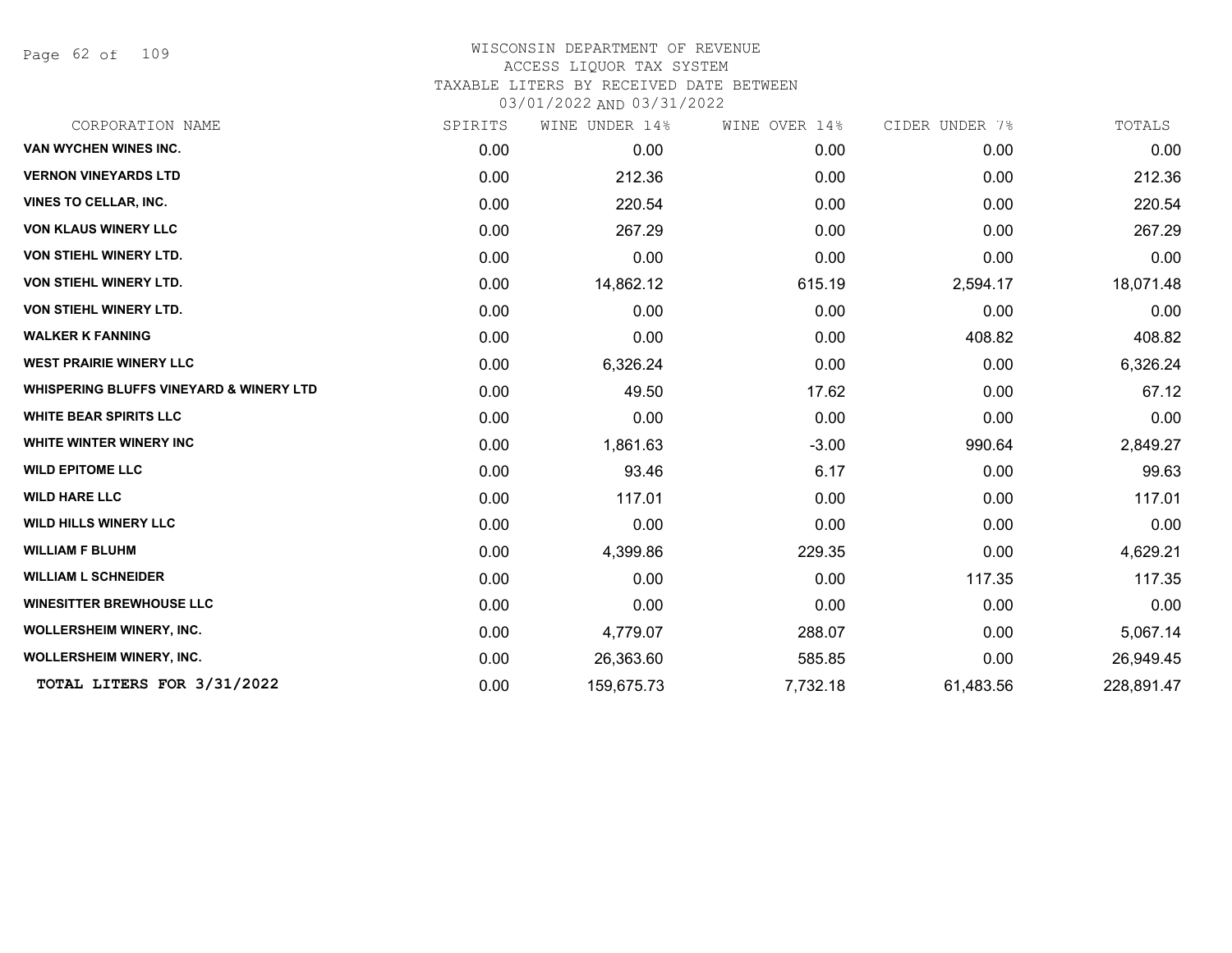WISCONSIN DEPARTMENT OF REVENUE
ACCESS LIQUOR TAX SYSTEM
TAXABLE LITERS BY RECEIVED DATE BETWEEN
03/01/2022 AND 03/31/2022

| CORPORATION NAME | SPIRITS | WINE UNDER 14% | WINE OVER 14% | CIDER UNDER 7% | TOTALS |
|---|---|---|---|---|---|
| VAN WYCHEN WINES INC. | 0.00 | 0.00 | 0.00 | 0.00 | 0.00 |
| VERNON VINEYARDS LTD | 0.00 | 212.36 | 0.00 | 0.00 | 212.36 |
| VINES TO CELLAR, INC. | 0.00 | 220.54 | 0.00 | 0.00 | 220.54 |
| VON KLAUS WINERY LLC | 0.00 | 267.29 | 0.00 | 0.00 | 267.29 |
| VON STIEHL WINERY LTD. | 0.00 | 0.00 | 0.00 | 0.00 | 0.00 |
| VON STIEHL WINERY LTD. | 0.00 | 14,862.12 | 615.19 | 2,594.17 | 18,071.48 |
| VON STIEHL WINERY LTD. | 0.00 | 0.00 | 0.00 | 0.00 | 0.00 |
| WALKER K FANNING | 0.00 | 0.00 | 0.00 | 408.82 | 408.82 |
| WEST PRAIRIE WINERY LLC | 0.00 | 6,326.24 | 0.00 | 0.00 | 6,326.24 |
| WHISPERING BLUFFS VINEYARD & WINERY LTD | 0.00 | 49.50 | 17.62 | 0.00 | 67.12 |
| WHITE BEAR SPIRITS LLC | 0.00 | 0.00 | 0.00 | 0.00 | 0.00 |
| WHITE WINTER WINERY INC | 0.00 | 1,861.63 | -3.00 | 990.64 | 2,849.27 |
| WILD EPITOME LLC | 0.00 | 93.46 | 6.17 | 0.00 | 99.63 |
| WILD HARE LLC | 0.00 | 117.01 | 0.00 | 0.00 | 117.01 |
| WILD HILLS WINERY LLC | 0.00 | 0.00 | 0.00 | 0.00 | 0.00 |
| WILLIAM F BLUHM | 0.00 | 4,399.86 | 229.35 | 0.00 | 4,629.21 |
| WILLIAM L SCHNEIDER | 0.00 | 0.00 | 0.00 | 117.35 | 117.35 |
| WINESITTER BREWHOUSE LLC | 0.00 | 0.00 | 0.00 | 0.00 | 0.00 |
| WOLLERSHEIM WINERY, INC. | 0.00 | 4,779.07 | 288.07 | 0.00 | 5,067.14 |
| WOLLERSHEIM WINERY, INC. | 0.00 | 26,363.60 | 585.85 | 0.00 | 26,949.45 |
| TOTAL LITERS FOR 3/31/2022 | 0.00 | 159,675.73 | 7,732.18 | 61,483.56 | 228,891.47 |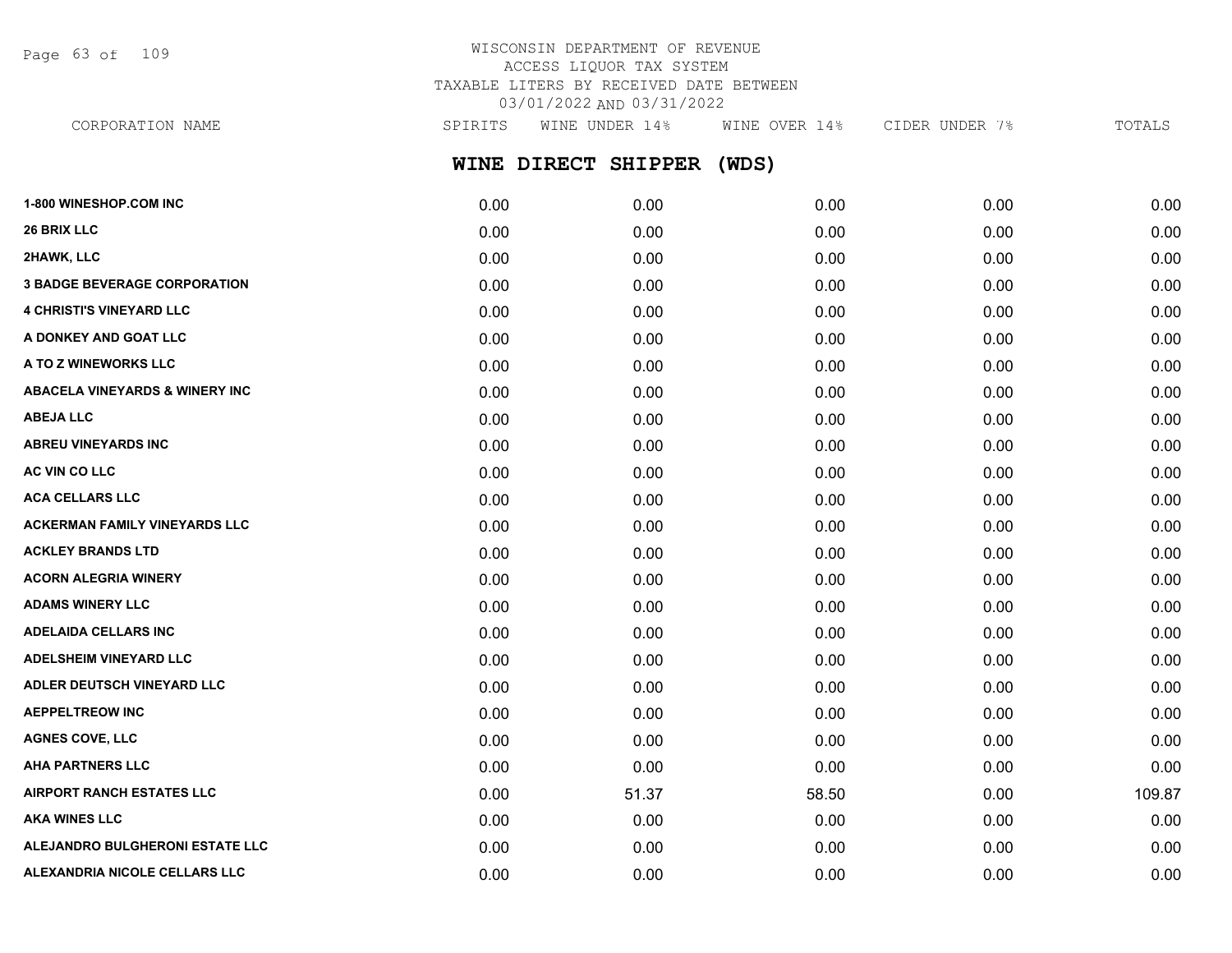WISCONSIN DEPARTMENT OF REVENUE
ACCESS LIQUOR TAX SYSTEM
TAXABLE LITERS BY RECEIVED DATE BETWEEN
03/01/2022 AND 03/31/2022

## WINE DIRECT SHIPPER (WDS)

| CORPORATION NAME | SPIRITS | WINE UNDER 14% | WINE OVER 14% | CIDER UNDER 7% | TOTALS |
|---|---|---|---|---|---|
| 1-800 WINESHOP.COM INC | 0.00 | 0.00 | 0.00 | 0.00 | 0.00 |
| 26 BRIX LLC | 0.00 | 0.00 | 0.00 | 0.00 | 0.00 |
| 2HAWK, LLC | 0.00 | 0.00 | 0.00 | 0.00 | 0.00 |
| 3 BADGE BEVERAGE CORPORATION | 0.00 | 0.00 | 0.00 | 0.00 | 0.00 |
| 4 CHRISTI'S VINEYARD LLC | 0.00 | 0.00 | 0.00 | 0.00 | 0.00 |
| A DONKEY AND GOAT LLC | 0.00 | 0.00 | 0.00 | 0.00 | 0.00 |
| A TO Z WINEWORKS LLC | 0.00 | 0.00 | 0.00 | 0.00 | 0.00 |
| ABACELA VINEYARDS & WINERY INC | 0.00 | 0.00 | 0.00 | 0.00 | 0.00 |
| ABEJA LLC | 0.00 | 0.00 | 0.00 | 0.00 | 0.00 |
| ABREU VINEYARDS INC | 0.00 | 0.00 | 0.00 | 0.00 | 0.00 |
| AC VIN CO LLC | 0.00 | 0.00 | 0.00 | 0.00 | 0.00 |
| ACA CELLARS LLC | 0.00 | 0.00 | 0.00 | 0.00 | 0.00 |
| ACKERMAN FAMILY VINEYARDS LLC | 0.00 | 0.00 | 0.00 | 0.00 | 0.00 |
| ACKLEY BRANDS LTD | 0.00 | 0.00 | 0.00 | 0.00 | 0.00 |
| ACORN ALEGRIA WINERY | 0.00 | 0.00 | 0.00 | 0.00 | 0.00 |
| ADAMS WINERY LLC | 0.00 | 0.00 | 0.00 | 0.00 | 0.00 |
| ADELAIDA CELLARS INC | 0.00 | 0.00 | 0.00 | 0.00 | 0.00 |
| ADELSHEIM VINEYARD LLC | 0.00 | 0.00 | 0.00 | 0.00 | 0.00 |
| ADLER DEUTSCH VINEYARD LLC | 0.00 | 0.00 | 0.00 | 0.00 | 0.00 |
| AEPPELTREOW INC | 0.00 | 0.00 | 0.00 | 0.00 | 0.00 |
| AGNES COVE, LLC | 0.00 | 0.00 | 0.00 | 0.00 | 0.00 |
| AHA PARTNERS LLC | 0.00 | 0.00 | 0.00 | 0.00 | 0.00 |
| AIRPORT RANCH ESTATES LLC | 0.00 | 51.37 | 58.50 | 0.00 | 109.87 |
| AKA WINES LLC | 0.00 | 0.00 | 0.00 | 0.00 | 0.00 |
| ALEJANDRO BULGHERONI ESTATE LLC | 0.00 | 0.00 | 0.00 | 0.00 | 0.00 |
| ALEXANDRIA NICOLE CELLARS LLC | 0.00 | 0.00 | 0.00 | 0.00 | 0.00 |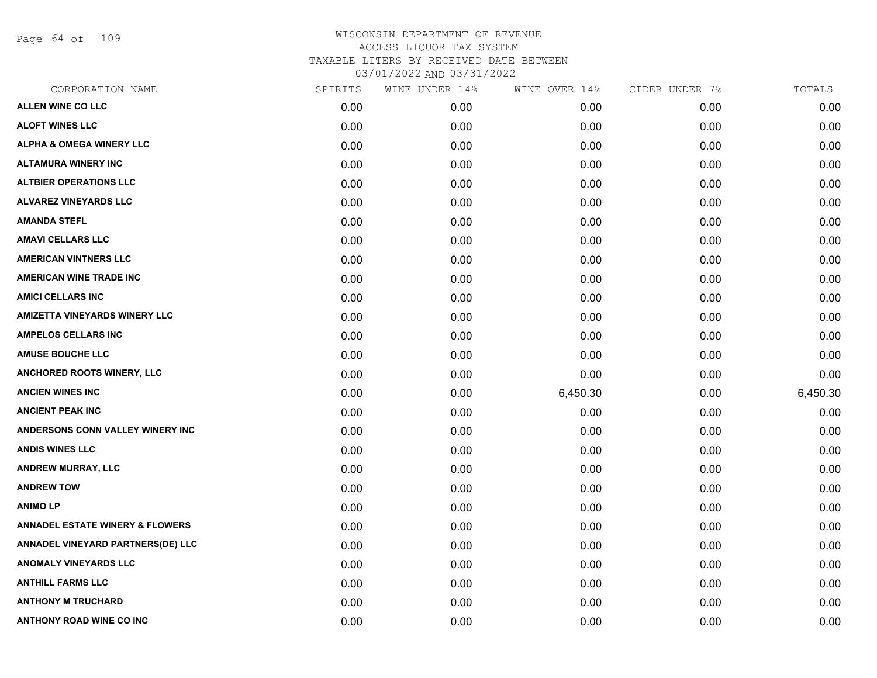# WISCONSIN DEPARTMENT OF REVENUE
## ACCESS LIQUOR TAX SYSTEM
## TAXABLE LITERS BY RECEIVED DATE BETWEEN 03/01/2022 AND 03/31/2022

| CORPORATION NAME | SPIRITS | WINE UNDER 14% | WINE OVER 14% | CIDER UNDER 7% | TOTALS |
|---|---|---|---|---|---|
| ALLEN WINE CO LLC | 0.00 | 0.00 | 0.00 | 0.00 | 0.00 |
| ALOFT WINES LLC | 0.00 | 0.00 | 0.00 | 0.00 | 0.00 |
| ALPHA & OMEGA WINERY LLC | 0.00 | 0.00 | 0.00 | 0.00 | 0.00 |
| ALTAMURA WINERY INC | 0.00 | 0.00 | 0.00 | 0.00 | 0.00 |
| ALTBIER OPERATIONS LLC | 0.00 | 0.00 | 0.00 | 0.00 | 0.00 |
| ALVAREZ VINEYARDS LLC | 0.00 | 0.00 | 0.00 | 0.00 | 0.00 |
| AMANDA STEFL | 0.00 | 0.00 | 0.00 | 0.00 | 0.00 |
| AMAVI CELLARS LLC | 0.00 | 0.00 | 0.00 | 0.00 | 0.00 |
| AMERICAN VINTNERS LLC | 0.00 | 0.00 | 0.00 | 0.00 | 0.00 |
| AMERICAN WINE TRADE INC | 0.00 | 0.00 | 0.00 | 0.00 | 0.00 |
| AMICI CELLARS INC | 0.00 | 0.00 | 0.00 | 0.00 | 0.00 |
| AMIZETTA VINEYARDS WINERY LLC | 0.00 | 0.00 | 0.00 | 0.00 | 0.00 |
| AMPELOS CELLARS INC | 0.00 | 0.00 | 0.00 | 0.00 | 0.00 |
| AMUSE BOUCHE LLC | 0.00 | 0.00 | 0.00 | 0.00 | 0.00 |
| ANCHORED ROOTS WINERY, LLC | 0.00 | 0.00 | 0.00 | 0.00 | 0.00 |
| ANCIEN WINES INC | 0.00 | 0.00 | 6,450.30 | 0.00 | 6,450.30 |
| ANCIENT PEAK INC | 0.00 | 0.00 | 0.00 | 0.00 | 0.00 |
| ANDERSONS CONN VALLEY WINERY INC | 0.00 | 0.00 | 0.00 | 0.00 | 0.00 |
| ANDIS WINES LLC | 0.00 | 0.00 | 0.00 | 0.00 | 0.00 |
| ANDREW MURRAY, LLC | 0.00 | 0.00 | 0.00 | 0.00 | 0.00 |
| ANDREW TOW | 0.00 | 0.00 | 0.00 | 0.00 | 0.00 |
| ANIMO LP | 0.00 | 0.00 | 0.00 | 0.00 | 0.00 |
| ANNADEL ESTATE WINERY & FLOWERS | 0.00 | 0.00 | 0.00 | 0.00 | 0.00 |
| ANNADEL VINEYARD PARTNERS(DE) LLC | 0.00 | 0.00 | 0.00 | 0.00 | 0.00 |
| ANOMALY VINEYARDS LLC | 0.00 | 0.00 | 0.00 | 0.00 | 0.00 |
| ANTHILL FARMS LLC | 0.00 | 0.00 | 0.00 | 0.00 | 0.00 |
| ANTHONY M TRUCHARD | 0.00 | 0.00 | 0.00 | 0.00 | 0.00 |
| ANTHONY ROAD WINE CO INC | 0.00 | 0.00 | 0.00 | 0.00 | 0.00 |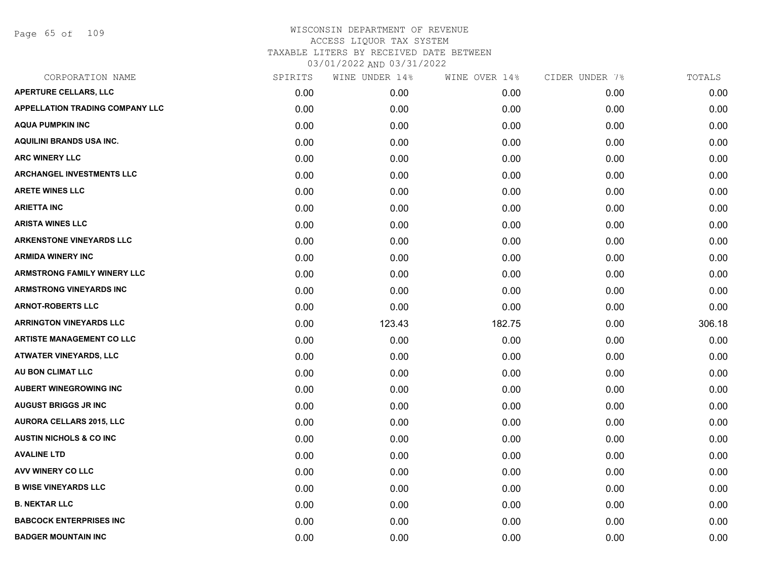# WISCONSIN DEPARTMENT OF REVENUE
## ACCESS LIQUOR TAX SYSTEM
### TAXABLE LITERS BY RECEIVED DATE BETWEEN 03/01/2022 AND 03/31/2022

| CORPORATION NAME | SPIRITS | WINE UNDER 14% | WINE OVER 14% | CIDER UNDER 7% | TOTALS |
|---|---|---|---|---|---|
| APERTURE CELLARS, LLC | 0.00 | 0.00 | 0.00 | 0.00 | 0.00 |
| APPELLATION TRADING COMPANY LLC | 0.00 | 0.00 | 0.00 | 0.00 | 0.00 |
| AQUA PUMPKIN INC | 0.00 | 0.00 | 0.00 | 0.00 | 0.00 |
| AQUILINI BRANDS USA INC. | 0.00 | 0.00 | 0.00 | 0.00 | 0.00 |
| ARC WINERY LLC | 0.00 | 0.00 | 0.00 | 0.00 | 0.00 |
| ARCHANGEL INVESTMENTS LLC | 0.00 | 0.00 | 0.00 | 0.00 | 0.00 |
| ARETE WINES LLC | 0.00 | 0.00 | 0.00 | 0.00 | 0.00 |
| ARIETTA INC | 0.00 | 0.00 | 0.00 | 0.00 | 0.00 |
| ARISTA WINES LLC | 0.00 | 0.00 | 0.00 | 0.00 | 0.00 |
| ARKENSTONE VINEYARDS LLC | 0.00 | 0.00 | 0.00 | 0.00 | 0.00 |
| ARMIDA WINERY INC | 0.00 | 0.00 | 0.00 | 0.00 | 0.00 |
| ARMSTRONG FAMILY WINERY LLC | 0.00 | 0.00 | 0.00 | 0.00 | 0.00 |
| ARMSTRONG VINEYARDS INC | 0.00 | 0.00 | 0.00 | 0.00 | 0.00 |
| ARNOT-ROBERTS LLC | 0.00 | 0.00 | 0.00 | 0.00 | 0.00 |
| ARRINGTON VINEYARDS LLC | 0.00 | 123.43 | 182.75 | 0.00 | 306.18 |
| ARTISTE MANAGEMENT CO LLC | 0.00 | 0.00 | 0.00 | 0.00 | 0.00 |
| ATWATER VINEYARDS, LLC | 0.00 | 0.00 | 0.00 | 0.00 | 0.00 |
| AU BON CLIMAT LLC | 0.00 | 0.00 | 0.00 | 0.00 | 0.00 |
| AUBERT WINEGROWING INC | 0.00 | 0.00 | 0.00 | 0.00 | 0.00 |
| AUGUST BRIGGS JR INC | 0.00 | 0.00 | 0.00 | 0.00 | 0.00 |
| AURORA CELLARS 2015, LLC | 0.00 | 0.00 | 0.00 | 0.00 | 0.00 |
| AUSTIN NICHOLS & CO INC | 0.00 | 0.00 | 0.00 | 0.00 | 0.00 |
| AVALINE LTD | 0.00 | 0.00 | 0.00 | 0.00 | 0.00 |
| AVV WINERY CO LLC | 0.00 | 0.00 | 0.00 | 0.00 | 0.00 |
| B WISE VINEYARDS LLC | 0.00 | 0.00 | 0.00 | 0.00 | 0.00 |
| B. NEKTAR LLC | 0.00 | 0.00 | 0.00 | 0.00 | 0.00 |
| BABCOCK ENTERPRISES INC | 0.00 | 0.00 | 0.00 | 0.00 | 0.00 |
| BADGER MOUNTAIN INC | 0.00 | 0.00 | 0.00 | 0.00 | 0.00 |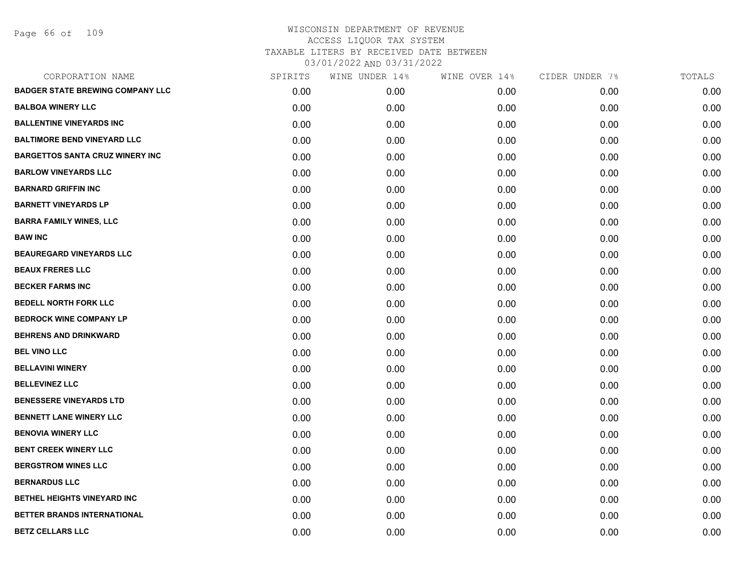WISCONSIN DEPARTMENT OF REVENUE
ACCESS LIQUOR TAX SYSTEM
TAXABLE LITERS BY RECEIVED DATE BETWEEN
03/01/2022 AND 03/31/2022

| CORPORATION NAME | SPIRITS | WINE UNDER 14% | WINE OVER 14% | CIDER UNDER 7% | TOTALS |
|---|---|---|---|---|---|
| BADGER STATE BREWING COMPANY LLC | 0.00 | 0.00 | 0.00 | 0.00 | 0.00 |
| BALBOA WINERY LLC | 0.00 | 0.00 | 0.00 | 0.00 | 0.00 |
| BALLENTINE VINEYARDS INC | 0.00 | 0.00 | 0.00 | 0.00 | 0.00 |
| BALTIMORE BEND VINEYARD LLC | 0.00 | 0.00 | 0.00 | 0.00 | 0.00 |
| BARGETTOS SANTA CRUZ WINERY INC | 0.00 | 0.00 | 0.00 | 0.00 | 0.00 |
| BARLOW VINEYARDS LLC | 0.00 | 0.00 | 0.00 | 0.00 | 0.00 |
| BARNARD GRIFFIN INC | 0.00 | 0.00 | 0.00 | 0.00 | 0.00 |
| BARNETT VINEYARDS LP | 0.00 | 0.00 | 0.00 | 0.00 | 0.00 |
| BARRA FAMILY WINES, LLC | 0.00 | 0.00 | 0.00 | 0.00 | 0.00 |
| BAW INC | 0.00 | 0.00 | 0.00 | 0.00 | 0.00 |
| BEAUREGARD VINEYARDS LLC | 0.00 | 0.00 | 0.00 | 0.00 | 0.00 |
| BEAUX FRERES LLC | 0.00 | 0.00 | 0.00 | 0.00 | 0.00 |
| BECKER FARMS INC | 0.00 | 0.00 | 0.00 | 0.00 | 0.00 |
| BEDELL NORTH FORK LLC | 0.00 | 0.00 | 0.00 | 0.00 | 0.00 |
| BEDROCK WINE COMPANY LP | 0.00 | 0.00 | 0.00 | 0.00 | 0.00 |
| BEHRENS AND DRINKWARD | 0.00 | 0.00 | 0.00 | 0.00 | 0.00 |
| BEL VINO LLC | 0.00 | 0.00 | 0.00 | 0.00 | 0.00 |
| BELLAVINI WINERY | 0.00 | 0.00 | 0.00 | 0.00 | 0.00 |
| BELLEVINEZ LLC | 0.00 | 0.00 | 0.00 | 0.00 | 0.00 |
| BENESSERE VINEYARDS LTD | 0.00 | 0.00 | 0.00 | 0.00 | 0.00 |
| BENNETT LANE WINERY LLC | 0.00 | 0.00 | 0.00 | 0.00 | 0.00 |
| BENOVIA WINERY LLC | 0.00 | 0.00 | 0.00 | 0.00 | 0.00 |
| BENT CREEK WINERY LLC | 0.00 | 0.00 | 0.00 | 0.00 | 0.00 |
| BERGSTROM WINES LLC | 0.00 | 0.00 | 0.00 | 0.00 | 0.00 |
| BERNARDUS LLC | 0.00 | 0.00 | 0.00 | 0.00 | 0.00 |
| BETHEL HEIGHTS VINEYARD INC | 0.00 | 0.00 | 0.00 | 0.00 | 0.00 |
| BETTER BRANDS INTERNATIONAL | 0.00 | 0.00 | 0.00 | 0.00 | 0.00 |
| BETZ CELLARS LLC | 0.00 | 0.00 | 0.00 | 0.00 | 0.00 |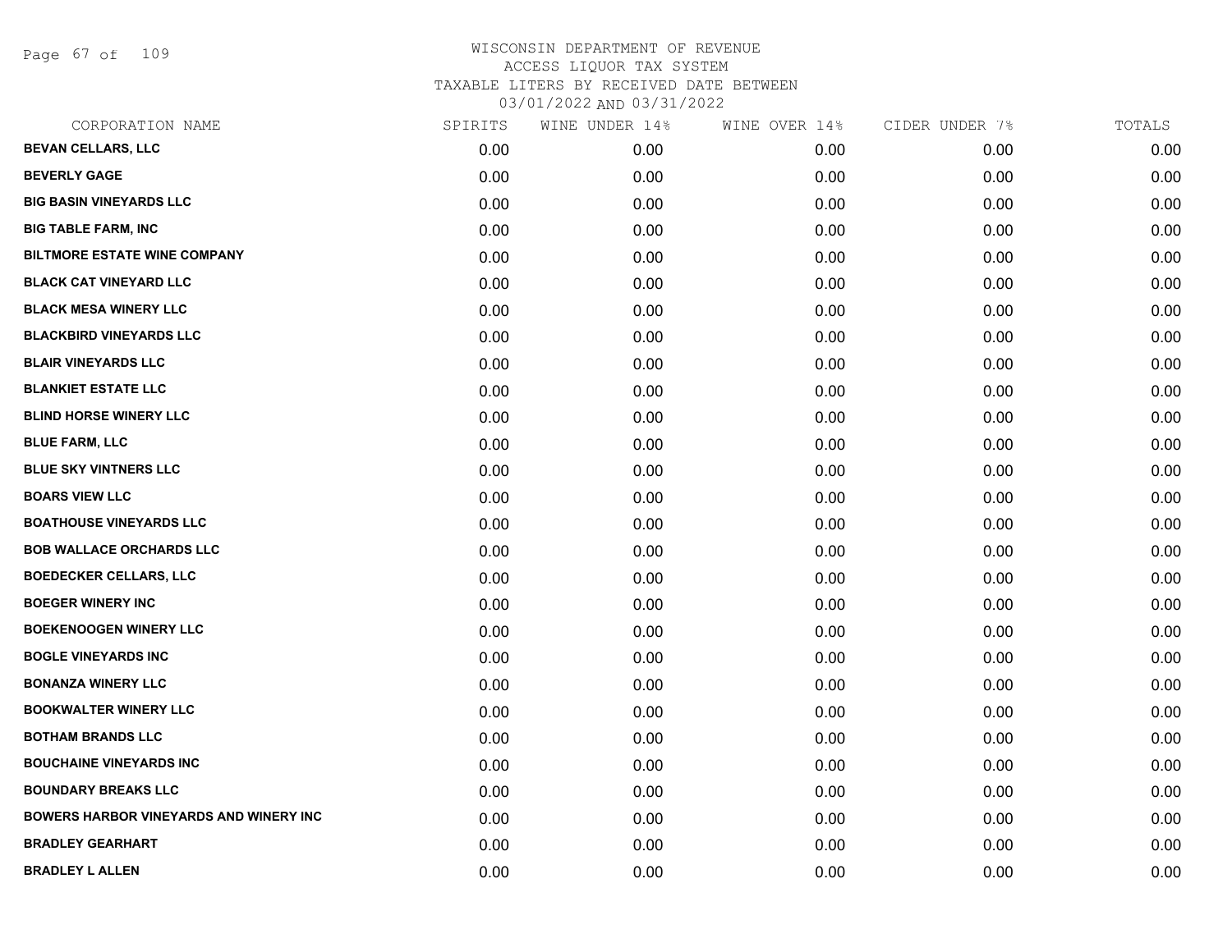# WISCONSIN DEPARTMENT OF REVENUE
ACCESS LIQUOR TAX SYSTEM
TAXABLE LITERS BY RECEIVED DATE BETWEEN
03/01/2022 AND 03/31/2022

| CORPORATION NAME | SPIRITS | WINE UNDER 14% | WINE OVER 14% | CIDER UNDER 7% | TOTALS |
|---|---|---|---|---|---|
| BEVAN CELLARS, LLC | 0.00 | 0.00 | 0.00 | 0.00 | 0.00 |
| BEVERLY GAGE | 0.00 | 0.00 | 0.00 | 0.00 | 0.00 |
| BIG BASIN VINEYARDS LLC | 0.00 | 0.00 | 0.00 | 0.00 | 0.00 |
| BIG TABLE FARM, INC | 0.00 | 0.00 | 0.00 | 0.00 | 0.00 |
| BILTMORE ESTATE WINE COMPANY | 0.00 | 0.00 | 0.00 | 0.00 | 0.00 |
| BLACK CAT VINEYARD LLC | 0.00 | 0.00 | 0.00 | 0.00 | 0.00 |
| BLACK MESA WINERY LLC | 0.00 | 0.00 | 0.00 | 0.00 | 0.00 |
| BLACKBIRD VINEYARDS LLC | 0.00 | 0.00 | 0.00 | 0.00 | 0.00 |
| BLAIR VINEYARDS LLC | 0.00 | 0.00 | 0.00 | 0.00 | 0.00 |
| BLANKIET ESTATE LLC | 0.00 | 0.00 | 0.00 | 0.00 | 0.00 |
| BLIND HORSE WINERY LLC | 0.00 | 0.00 | 0.00 | 0.00 | 0.00 |
| BLUE FARM, LLC | 0.00 | 0.00 | 0.00 | 0.00 | 0.00 |
| BLUE SKY VINTNERS LLC | 0.00 | 0.00 | 0.00 | 0.00 | 0.00 |
| BOARS VIEW LLC | 0.00 | 0.00 | 0.00 | 0.00 | 0.00 |
| BOATHOUSE VINEYARDS LLC | 0.00 | 0.00 | 0.00 | 0.00 | 0.00 |
| BOB WALLACE ORCHARDS LLC | 0.00 | 0.00 | 0.00 | 0.00 | 0.00 |
| BOEDECKER CELLARS, LLC | 0.00 | 0.00 | 0.00 | 0.00 | 0.00 |
| BOEGER WINERY INC | 0.00 | 0.00 | 0.00 | 0.00 | 0.00 |
| BOEKENOOGEN WINERY LLC | 0.00 | 0.00 | 0.00 | 0.00 | 0.00 |
| BOGLE VINEYARDS INC | 0.00 | 0.00 | 0.00 | 0.00 | 0.00 |
| BONANZA WINERY LLC | 0.00 | 0.00 | 0.00 | 0.00 | 0.00 |
| BOOKWALTER WINERY LLC | 0.00 | 0.00 | 0.00 | 0.00 | 0.00 |
| BOTHAM BRANDS LLC | 0.00 | 0.00 | 0.00 | 0.00 | 0.00 |
| BOUCHAINE VINEYARDS INC | 0.00 | 0.00 | 0.00 | 0.00 | 0.00 |
| BOUNDARY BREAKS LLC | 0.00 | 0.00 | 0.00 | 0.00 | 0.00 |
| BOWERS HARBOR VINEYARDS AND WINERY INC | 0.00 | 0.00 | 0.00 | 0.00 | 0.00 |
| BRADLEY GEARHART | 0.00 | 0.00 | 0.00 | 0.00 | 0.00 |
| BRADLEY L ALLEN | 0.00 | 0.00 | 0.00 | 0.00 | 0.00 |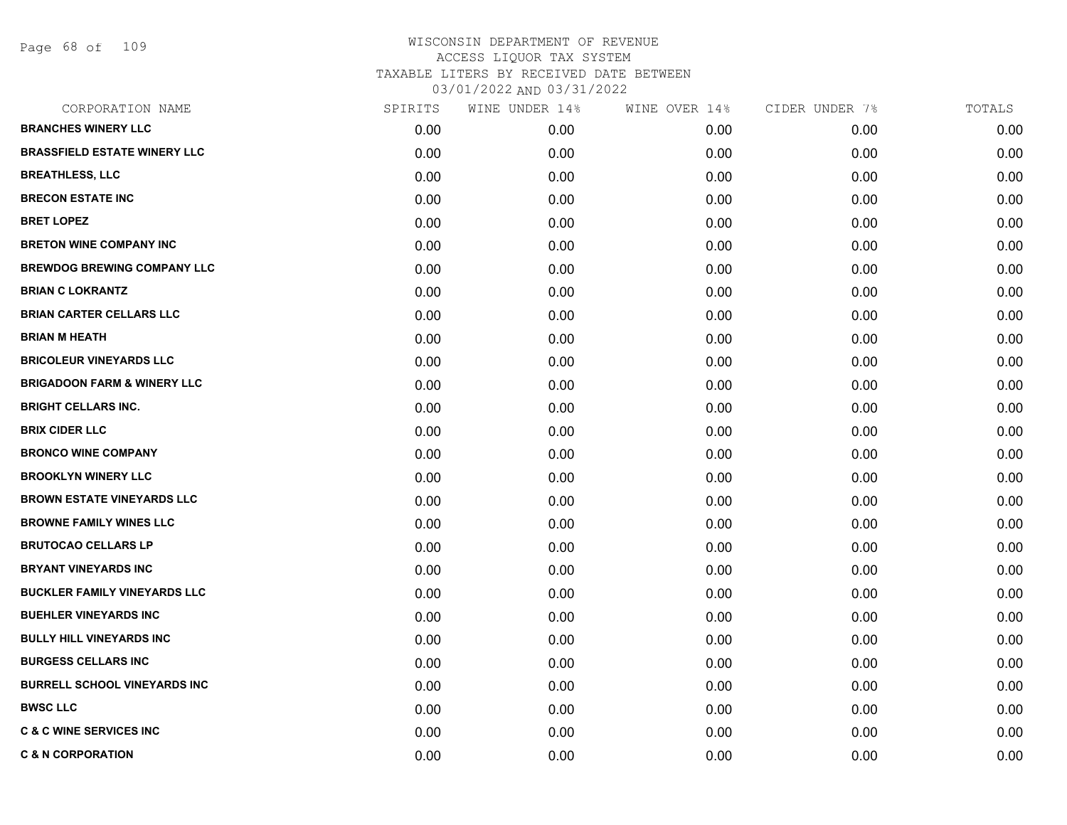# WISCONSIN DEPARTMENT OF REVENUE
## ACCESS LIQUOR TAX SYSTEM
## TAXABLE LITERS BY RECEIVED DATE BETWEEN
## 03/01/2022 AND 03/31/2022

| CORPORATION NAME | SPIRITS | WINE UNDER 14% | WINE OVER 14% | CIDER UNDER 7% | TOTALS |
|---|---|---|---|---|---|
| BRANCHES WINERY LLC | 0.00 | 0.00 | 0.00 | 0.00 | 0.00 |
| BRASSFIELD ESTATE WINERY LLC | 0.00 | 0.00 | 0.00 | 0.00 | 0.00 |
| BREATHLESS, LLC | 0.00 | 0.00 | 0.00 | 0.00 | 0.00 |
| BRECON ESTATE INC | 0.00 | 0.00 | 0.00 | 0.00 | 0.00 |
| BRET LOPEZ | 0.00 | 0.00 | 0.00 | 0.00 | 0.00 |
| BRETON WINE COMPANY INC | 0.00 | 0.00 | 0.00 | 0.00 | 0.00 |
| BREWDOG BREWING COMPANY LLC | 0.00 | 0.00 | 0.00 | 0.00 | 0.00 |
| BRIAN C LOKRANTZ | 0.00 | 0.00 | 0.00 | 0.00 | 0.00 |
| BRIAN CARTER CELLARS LLC | 0.00 | 0.00 | 0.00 | 0.00 | 0.00 |
| BRIAN M HEATH | 0.00 | 0.00 | 0.00 | 0.00 | 0.00 |
| BRICOLEUR VINEYARDS LLC | 0.00 | 0.00 | 0.00 | 0.00 | 0.00 |
| BRIGADOON FARM & WINERY LLC | 0.00 | 0.00 | 0.00 | 0.00 | 0.00 |
| BRIGHT CELLARS INC. | 0.00 | 0.00 | 0.00 | 0.00 | 0.00 |
| BRIX CIDER LLC | 0.00 | 0.00 | 0.00 | 0.00 | 0.00 |
| BRONCO WINE COMPANY | 0.00 | 0.00 | 0.00 | 0.00 | 0.00 |
| BROOKLYN WINERY LLC | 0.00 | 0.00 | 0.00 | 0.00 | 0.00 |
| BROWN ESTATE VINEYARDS LLC | 0.00 | 0.00 | 0.00 | 0.00 | 0.00 |
| BROWNE FAMILY WINES LLC | 0.00 | 0.00 | 0.00 | 0.00 | 0.00 |
| BRUTOCAO CELLARS LP | 0.00 | 0.00 | 0.00 | 0.00 | 0.00 |
| BRYANT VINEYARDS INC | 0.00 | 0.00 | 0.00 | 0.00 | 0.00 |
| BUCKLER FAMILY VINEYARDS LLC | 0.00 | 0.00 | 0.00 | 0.00 | 0.00 |
| BUEHLER VINEYARDS INC | 0.00 | 0.00 | 0.00 | 0.00 | 0.00 |
| BULLY HILL VINEYARDS INC | 0.00 | 0.00 | 0.00 | 0.00 | 0.00 |
| BURGESS CELLARS INC | 0.00 | 0.00 | 0.00 | 0.00 | 0.00 |
| BURRELL SCHOOL VINEYARDS INC | 0.00 | 0.00 | 0.00 | 0.00 | 0.00 |
| BWSC LLC | 0.00 | 0.00 | 0.00 | 0.00 | 0.00 |
| C & C WINE SERVICES INC | 0.00 | 0.00 | 0.00 | 0.00 | 0.00 |
| C & N CORPORATION | 0.00 | 0.00 | 0.00 | 0.00 | 0.00 |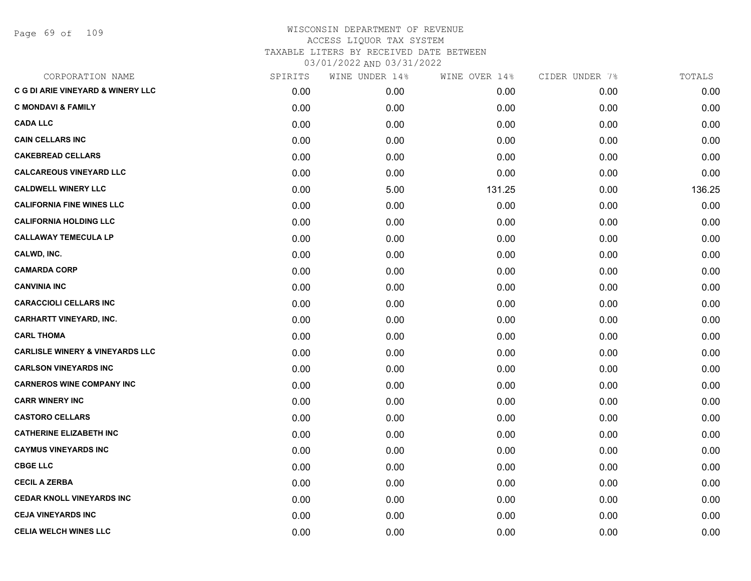# WISCONSIN DEPARTMENT OF REVENUE
## ACCESS LIQUOR TAX SYSTEM
### TAXABLE LITERS BY RECEIVED DATE BETWEEN 03/01/2022 AND 03/31/2022

| CORPORATION NAME | SPIRITS | WINE UNDER 14% | WINE OVER 14% | CIDER UNDER 7% | TOTALS |
|---|---|---|---|---|---|
| C G DI ARIE VINEYARD & WINERY LLC | 0.00 | 0.00 | 0.00 | 0.00 | 0.00 |
| C MONDAVI & FAMILY | 0.00 | 0.00 | 0.00 | 0.00 | 0.00 |
| CADA LLC | 0.00 | 0.00 | 0.00 | 0.00 | 0.00 |
| CAIN CELLARS INC | 0.00 | 0.00 | 0.00 | 0.00 | 0.00 |
| CAKEBREAD CELLARS | 0.00 | 0.00 | 0.00 | 0.00 | 0.00 |
| CALCAREOUS VINEYARD LLC | 0.00 | 0.00 | 0.00 | 0.00 | 0.00 |
| CALDWELL WINERY LLC | 0.00 | 5.00 | 131.25 | 0.00 | 136.25 |
| CALIFORNIA FINE WINES LLC | 0.00 | 0.00 | 0.00 | 0.00 | 0.00 |
| CALIFORNIA HOLDING LLC | 0.00 | 0.00 | 0.00 | 0.00 | 0.00 |
| CALLAWAY TEMECULA LP | 0.00 | 0.00 | 0.00 | 0.00 | 0.00 |
| CALWD, INC. | 0.00 | 0.00 | 0.00 | 0.00 | 0.00 |
| CAMARDA CORP | 0.00 | 0.00 | 0.00 | 0.00 | 0.00 |
| CANVINIA INC | 0.00 | 0.00 | 0.00 | 0.00 | 0.00 |
| CARACCIOLI CELLARS INC | 0.00 | 0.00 | 0.00 | 0.00 | 0.00 |
| CARHARTT VINEYARD, INC. | 0.00 | 0.00 | 0.00 | 0.00 | 0.00 |
| CARL THOMA | 0.00 | 0.00 | 0.00 | 0.00 | 0.00 |
| CARLISLE WINERY & VINEYARDS LLC | 0.00 | 0.00 | 0.00 | 0.00 | 0.00 |
| CARLSON VINEYARDS INC | 0.00 | 0.00 | 0.00 | 0.00 | 0.00 |
| CARNEROS WINE COMPANY INC | 0.00 | 0.00 | 0.00 | 0.00 | 0.00 |
| CARR WINERY INC | 0.00 | 0.00 | 0.00 | 0.00 | 0.00 |
| CASTORO CELLARS | 0.00 | 0.00 | 0.00 | 0.00 | 0.00 |
| CATHERINE ELIZABETH INC | 0.00 | 0.00 | 0.00 | 0.00 | 0.00 |
| CAYMUS VINEYARDS INC | 0.00 | 0.00 | 0.00 | 0.00 | 0.00 |
| CBGE LLC | 0.00 | 0.00 | 0.00 | 0.00 | 0.00 |
| CECIL A ZERBA | 0.00 | 0.00 | 0.00 | 0.00 | 0.00 |
| CEDAR KNOLL VINEYARDS INC | 0.00 | 0.00 | 0.00 | 0.00 | 0.00 |
| CEJA VINEYARDS INC | 0.00 | 0.00 | 0.00 | 0.00 | 0.00 |
| CELIA WELCH WINES LLC | 0.00 | 0.00 | 0.00 | 0.00 | 0.00 |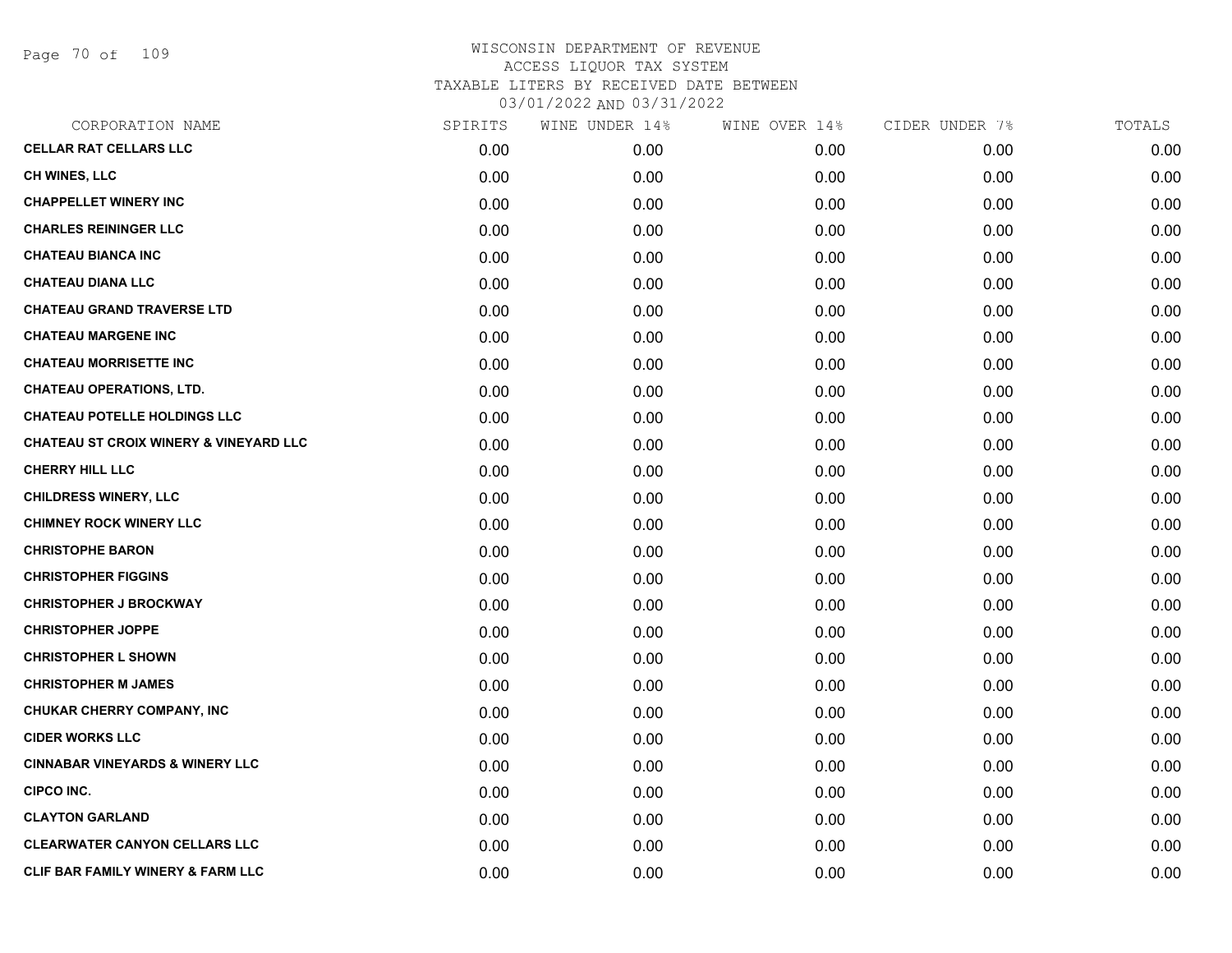WISCONSIN DEPARTMENT OF REVENUE
ACCESS LIQUOR TAX SYSTEM
TAXABLE LITERS BY RECEIVED DATE BETWEEN
03/01/2022 AND 03/31/2022

| CORPORATION NAME | SPIRITS | WINE UNDER 14% | WINE OVER 14% | CIDER UNDER 7% | TOTALS |
|---|---|---|---|---|---|
| CELLAR RAT CELLARS LLC | 0.00 | 0.00 | 0.00 | 0.00 | 0.00 |
| CH WINES, LLC | 0.00 | 0.00 | 0.00 | 0.00 | 0.00 |
| CHAPPELLET WINERY INC | 0.00 | 0.00 | 0.00 | 0.00 | 0.00 |
| CHARLES REININGER LLC | 0.00 | 0.00 | 0.00 | 0.00 | 0.00 |
| CHATEAU BIANCA INC | 0.00 | 0.00 | 0.00 | 0.00 | 0.00 |
| CHATEAU DIANA LLC | 0.00 | 0.00 | 0.00 | 0.00 | 0.00 |
| CHATEAU GRAND TRAVERSE LTD | 0.00 | 0.00 | 0.00 | 0.00 | 0.00 |
| CHATEAU MARGENE INC | 0.00 | 0.00 | 0.00 | 0.00 | 0.00 |
| CHATEAU MORRISETTE INC | 0.00 | 0.00 | 0.00 | 0.00 | 0.00 |
| CHATEAU OPERATIONS, LTD. | 0.00 | 0.00 | 0.00 | 0.00 | 0.00 |
| CHATEAU POTELLE HOLDINGS LLC | 0.00 | 0.00 | 0.00 | 0.00 | 0.00 |
| CHATEAU ST CROIX WINERY & VINEYARD LLC | 0.00 | 0.00 | 0.00 | 0.00 | 0.00 |
| CHERRY HILL LLC | 0.00 | 0.00 | 0.00 | 0.00 | 0.00 |
| CHILDRESS WINERY, LLC | 0.00 | 0.00 | 0.00 | 0.00 | 0.00 |
| CHIMNEY ROCK WINERY LLC | 0.00 | 0.00 | 0.00 | 0.00 | 0.00 |
| CHRISTOPHE BARON | 0.00 | 0.00 | 0.00 | 0.00 | 0.00 |
| CHRISTOPHER FIGGINS | 0.00 | 0.00 | 0.00 | 0.00 | 0.00 |
| CHRISTOPHER J BROCKWAY | 0.00 | 0.00 | 0.00 | 0.00 | 0.00 |
| CHRISTOPHER JOPPE | 0.00 | 0.00 | 0.00 | 0.00 | 0.00 |
| CHRISTOPHER L SHOWN | 0.00 | 0.00 | 0.00 | 0.00 | 0.00 |
| CHRISTOPHER M JAMES | 0.00 | 0.00 | 0.00 | 0.00 | 0.00 |
| CHUKAR CHERRY COMPANY, INC | 0.00 | 0.00 | 0.00 | 0.00 | 0.00 |
| CIDER WORKS LLC | 0.00 | 0.00 | 0.00 | 0.00 | 0.00 |
| CINNABAR VINEYARDS & WINERY LLC | 0.00 | 0.00 | 0.00 | 0.00 | 0.00 |
| CIPCO INC. | 0.00 | 0.00 | 0.00 | 0.00 | 0.00 |
| CLAYTON GARLAND | 0.00 | 0.00 | 0.00 | 0.00 | 0.00 |
| CLEARWATER CANYON CELLARS LLC | 0.00 | 0.00 | 0.00 | 0.00 | 0.00 |
| CLIF BAR FAMILY WINERY & FARM LLC | 0.00 | 0.00 | 0.00 | 0.00 | 0.00 |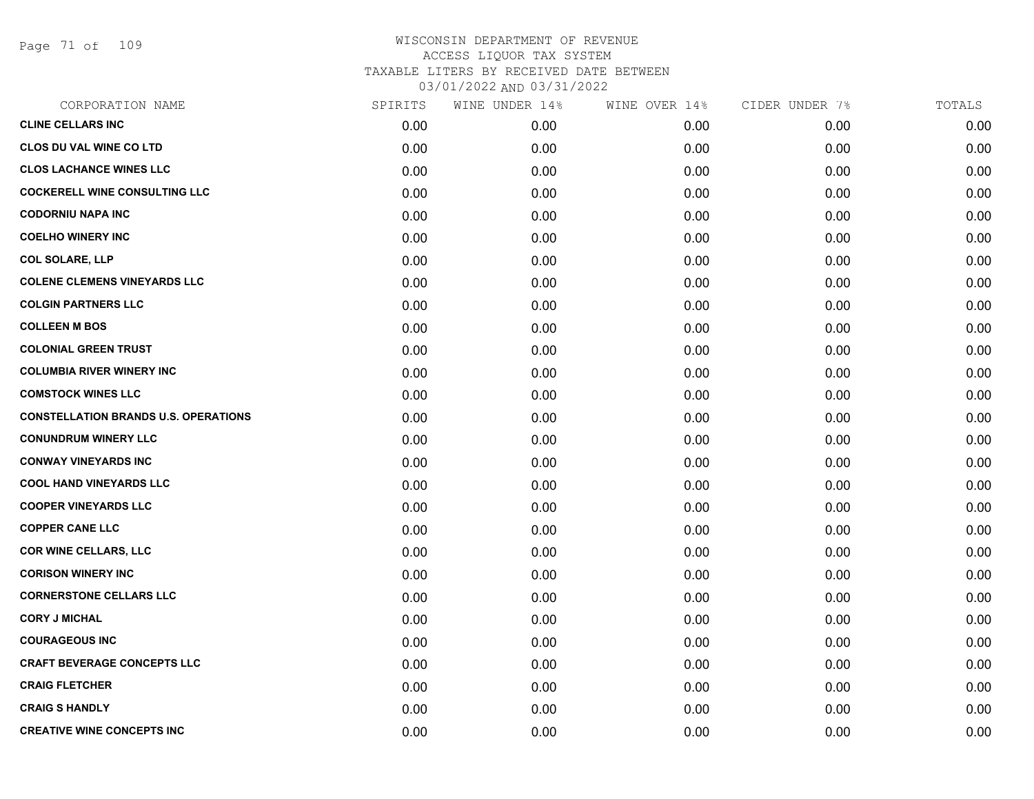WISCONSIN DEPARTMENT OF REVENUE
ACCESS LIQUOR TAX SYSTEM
TAXABLE LITERS BY RECEIVED DATE BETWEEN
03/01/2022 AND 03/31/2022

| CORPORATION NAME | SPIRITS | WINE UNDER 14% | WINE OVER 14% | CIDER UNDER 7% | TOTALS |
|---|---|---|---|---|---|
| CLINE CELLARS INC | 0.00 | 0.00 | 0.00 | 0.00 | 0.00 |
| CLOS DU VAL WINE CO LTD | 0.00 | 0.00 | 0.00 | 0.00 | 0.00 |
| CLOS LACHANCE WINES LLC | 0.00 | 0.00 | 0.00 | 0.00 | 0.00 |
| COCKERELL WINE CONSULTING LLC | 0.00 | 0.00 | 0.00 | 0.00 | 0.00 |
| CODORNIU NAPA INC | 0.00 | 0.00 | 0.00 | 0.00 | 0.00 |
| COELHO WINERY INC | 0.00 | 0.00 | 0.00 | 0.00 | 0.00 |
| COL SOLARE, LLP | 0.00 | 0.00 | 0.00 | 0.00 | 0.00 |
| COLENE CLEMENS VINEYARDS LLC | 0.00 | 0.00 | 0.00 | 0.00 | 0.00 |
| COLGIN PARTNERS LLC | 0.00 | 0.00 | 0.00 | 0.00 | 0.00 |
| COLLEEN M BOS | 0.00 | 0.00 | 0.00 | 0.00 | 0.00 |
| COLONIAL GREEN TRUST | 0.00 | 0.00 | 0.00 | 0.00 | 0.00 |
| COLUMBIA RIVER WINERY INC | 0.00 | 0.00 | 0.00 | 0.00 | 0.00 |
| COMSTOCK WINES LLC | 0.00 | 0.00 | 0.00 | 0.00 | 0.00 |
| CONSTELLATION BRANDS U.S. OPERATIONS | 0.00 | 0.00 | 0.00 | 0.00 | 0.00 |
| CONUNDRUM WINERY LLC | 0.00 | 0.00 | 0.00 | 0.00 | 0.00 |
| CONWAY VINEYARDS INC | 0.00 | 0.00 | 0.00 | 0.00 | 0.00 |
| COOL HAND VINEYARDS LLC | 0.00 | 0.00 | 0.00 | 0.00 | 0.00 |
| COOPER VINEYARDS LLC | 0.00 | 0.00 | 0.00 | 0.00 | 0.00 |
| COPPER CANE LLC | 0.00 | 0.00 | 0.00 | 0.00 | 0.00 |
| COR WINE CELLARS, LLC | 0.00 | 0.00 | 0.00 | 0.00 | 0.00 |
| CORISON WINERY INC | 0.00 | 0.00 | 0.00 | 0.00 | 0.00 |
| CORNERSTONE CELLARS LLC | 0.00 | 0.00 | 0.00 | 0.00 | 0.00 |
| CORY J MICHAL | 0.00 | 0.00 | 0.00 | 0.00 | 0.00 |
| COURAGEOUS INC | 0.00 | 0.00 | 0.00 | 0.00 | 0.00 |
| CRAFT BEVERAGE CONCEPTS LLC | 0.00 | 0.00 | 0.00 | 0.00 | 0.00 |
| CRAIG FLETCHER | 0.00 | 0.00 | 0.00 | 0.00 | 0.00 |
| CRAIG S HANDLY | 0.00 | 0.00 | 0.00 | 0.00 | 0.00 |
| CREATIVE WINE CONCEPTS INC | 0.00 | 0.00 | 0.00 | 0.00 | 0.00 |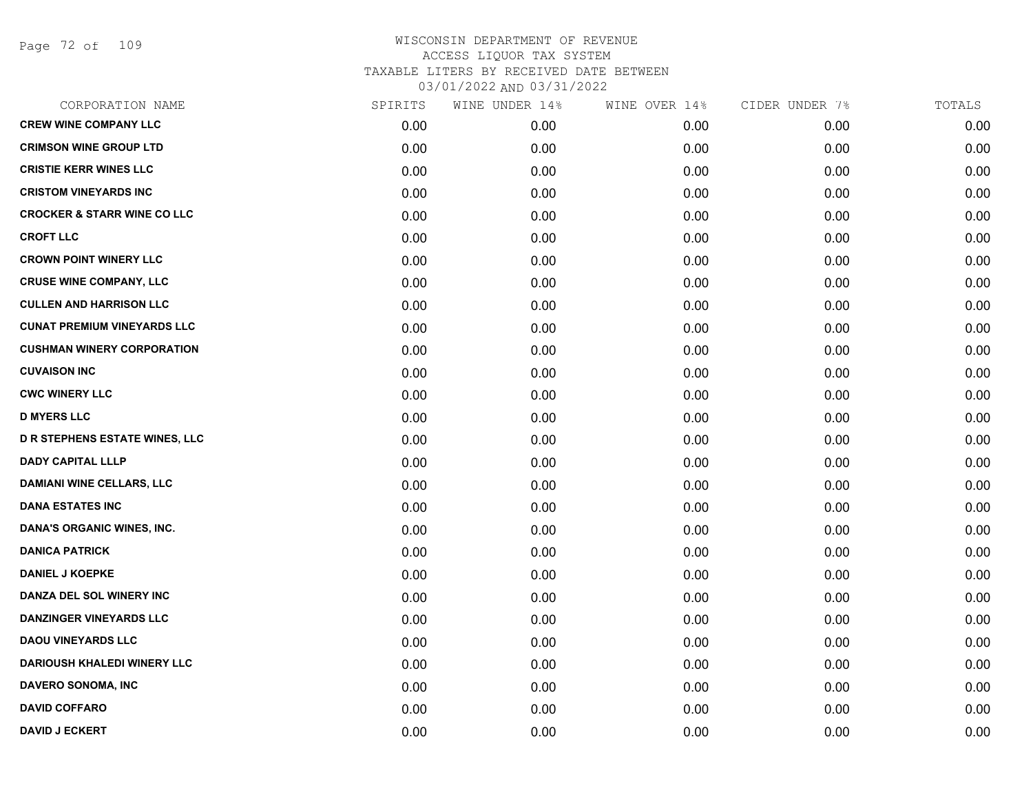# WISCONSIN DEPARTMENT OF REVENUE
## ACCESS LIQUOR TAX SYSTEM
## TAXABLE LITERS BY RECEIVED DATE BETWEEN
## 03/01/2022 AND 03/31/2022

| CORPORATION NAME | SPIRITS | WINE UNDER 14% | WINE OVER 14% | CIDER UNDER 7% | TOTALS |
|---|---|---|---|---|---|
| **CREW WINE COMPANY LLC** | 0.00 | 0.00 | 0.00 | 0.00 | 0.00 |
| **CRIMSON WINE GROUP LTD** | 0.00 | 0.00 | 0.00 | 0.00 | 0.00 |
| **CRISTIE KERR WINES LLC** | 0.00 | 0.00 | 0.00 | 0.00 | 0.00 |
| **CRISTOM VINEYARDS INC** | 0.00 | 0.00 | 0.00 | 0.00 | 0.00 |
| **CROCKER & STARR WINE CO LLC** | 0.00 | 0.00 | 0.00 | 0.00 | 0.00 |
| **CROFT LLC** | 0.00 | 0.00 | 0.00 | 0.00 | 0.00 |
| **CROWN POINT WINERY LLC** | 0.00 | 0.00 | 0.00 | 0.00 | 0.00 |
| **CRUSE WINE COMPANY, LLC** | 0.00 | 0.00 | 0.00 | 0.00 | 0.00 |
| **CULLEN AND HARRISON LLC** | 0.00 | 0.00 | 0.00 | 0.00 | 0.00 |
| **CUNAT PREMIUM VINEYARDS LLC** | 0.00 | 0.00 | 0.00 | 0.00 | 0.00 |
| **CUSHMAN WINERY CORPORATION** | 0.00 | 0.00 | 0.00 | 0.00 | 0.00 |
| **CUVAISON INC** | 0.00 | 0.00 | 0.00 | 0.00 | 0.00 |
| **CWC WINERY LLC** | 0.00 | 0.00 | 0.00 | 0.00 | 0.00 |
| **D MYERS LLC** | 0.00 | 0.00 | 0.00 | 0.00 | 0.00 |
| **D R STEPHENS ESTATE WINES, LLC** | 0.00 | 0.00 | 0.00 | 0.00 | 0.00 |
| **DADY CAPITAL LLLP** | 0.00 | 0.00 | 0.00 | 0.00 | 0.00 |
| **DAMIANI WINE CELLARS, LLC** | 0.00 | 0.00 | 0.00 | 0.00 | 0.00 |
| **DANA ESTATES INC** | 0.00 | 0.00 | 0.00 | 0.00 | 0.00 |
| **DANA'S ORGANIC WINES, INC.** | 0.00 | 0.00 | 0.00 | 0.00 | 0.00 |
| **DANICA PATRICK** | 0.00 | 0.00 | 0.00 | 0.00 | 0.00 |
| **DANIEL J KOEPKE** | 0.00 | 0.00 | 0.00 | 0.00 | 0.00 |
| **DANZA DEL SOL WINERY INC** | 0.00 | 0.00 | 0.00 | 0.00 | 0.00 |
| **DANZINGER VINEYARDS LLC** | 0.00 | 0.00 | 0.00 | 0.00 | 0.00 |
| **DAOU VINEYARDS LLC** | 0.00 | 0.00 | 0.00 | 0.00 | 0.00 |
| **DARIOUSH KHALEDI WINERY LLC** | 0.00 | 0.00 | 0.00 | 0.00 | 0.00 |
| **DAVERO SONOMA, INC** | 0.00 | 0.00 | 0.00 | 0.00 | 0.00 |
| **DAVID COFFARO** | 0.00 | 0.00 | 0.00 | 0.00 | 0.00 |
| **DAVID J ECKERT** | 0.00 | 0.00 | 0.00 | 0.00 | 0.00 |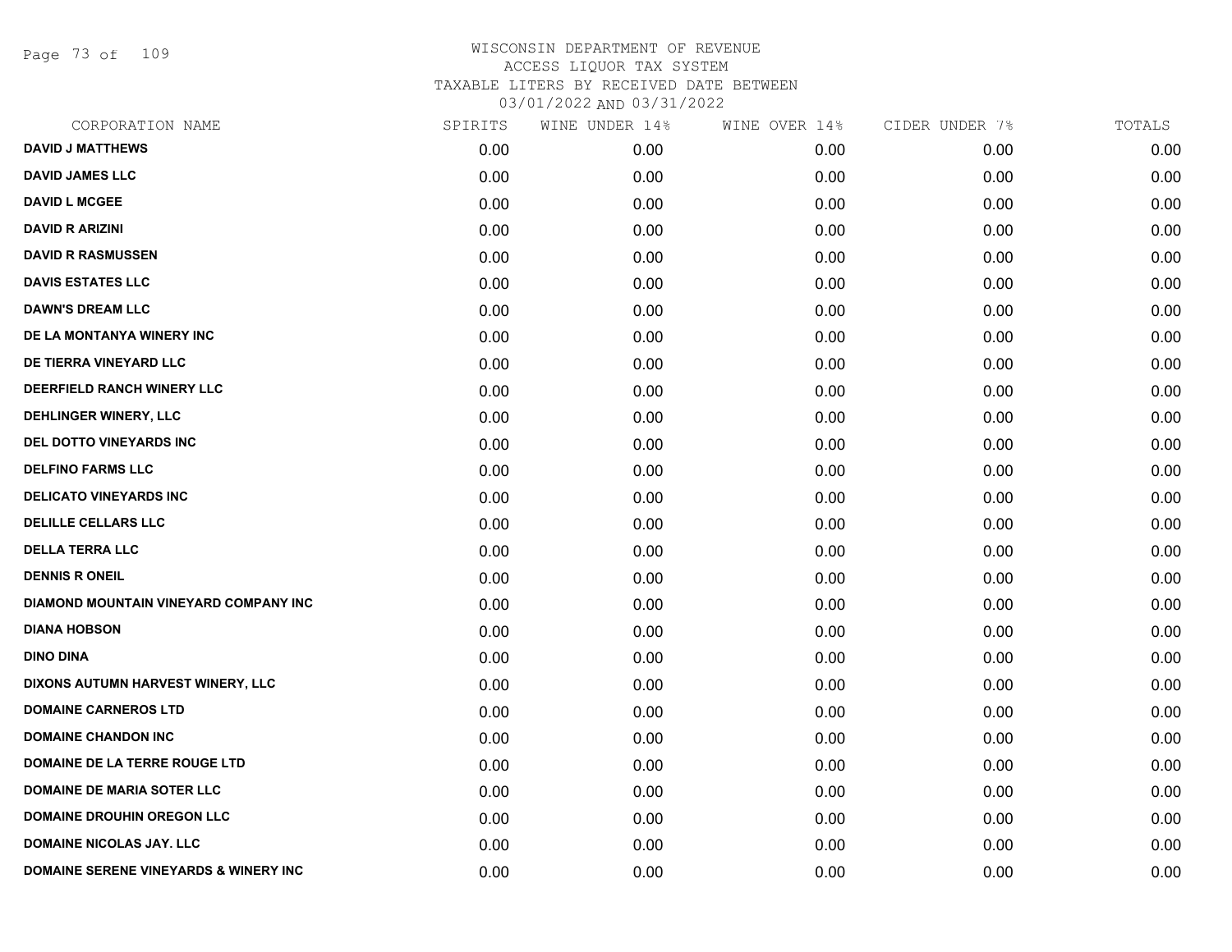WISCONSIN DEPARTMENT OF REVENUE
ACCESS LIQUOR TAX SYSTEM
TAXABLE LITERS BY RECEIVED DATE BETWEEN
03/01/2022 AND 03/31/2022

| CORPORATION NAME | SPIRITS | WINE UNDER 14% | WINE OVER 14% | CIDER UNDER 7% | TOTALS |
|---|---|---|---|---|---|
| DAVID J MATTHEWS | 0.00 | 0.00 | 0.00 | 0.00 | 0.00 |
| DAVID JAMES LLC | 0.00 | 0.00 | 0.00 | 0.00 | 0.00 |
| DAVID L MCGEE | 0.00 | 0.00 | 0.00 | 0.00 | 0.00 |
| DAVID R ARIZINI | 0.00 | 0.00 | 0.00 | 0.00 | 0.00 |
| DAVID R RASMUSSEN | 0.00 | 0.00 | 0.00 | 0.00 | 0.00 |
| DAVIS ESTATES LLC | 0.00 | 0.00 | 0.00 | 0.00 | 0.00 |
| DAWN'S DREAM LLC | 0.00 | 0.00 | 0.00 | 0.00 | 0.00 |
| DE LA MONTANYA WINERY INC | 0.00 | 0.00 | 0.00 | 0.00 | 0.00 |
| DE TIERRA VINEYARD LLC | 0.00 | 0.00 | 0.00 | 0.00 | 0.00 |
| DEERFIELD RANCH WINERY LLC | 0.00 | 0.00 | 0.00 | 0.00 | 0.00 |
| DEHLINGER WINERY, LLC | 0.00 | 0.00 | 0.00 | 0.00 | 0.00 |
| DEL DOTTO VINEYARDS INC | 0.00 | 0.00 | 0.00 | 0.00 | 0.00 |
| DELFINO FARMS LLC | 0.00 | 0.00 | 0.00 | 0.00 | 0.00 |
| DELICATO VINEYARDS INC | 0.00 | 0.00 | 0.00 | 0.00 | 0.00 |
| DELILLE CELLARS LLC | 0.00 | 0.00 | 0.00 | 0.00 | 0.00 |
| DELLA TERRA LLC | 0.00 | 0.00 | 0.00 | 0.00 | 0.00 |
| DENNIS R ONEIL | 0.00 | 0.00 | 0.00 | 0.00 | 0.00 |
| DIAMOND MOUNTAIN VINEYARD COMPANY INC | 0.00 | 0.00 | 0.00 | 0.00 | 0.00 |
| DIANA HOBSON | 0.00 | 0.00 | 0.00 | 0.00 | 0.00 |
| DINO DINA | 0.00 | 0.00 | 0.00 | 0.00 | 0.00 |
| DIXONS AUTUMN HARVEST WINERY, LLC | 0.00 | 0.00 | 0.00 | 0.00 | 0.00 |
| DOMAINE CARNEROS LTD | 0.00 | 0.00 | 0.00 | 0.00 | 0.00 |
| DOMAINE CHANDON INC | 0.00 | 0.00 | 0.00 | 0.00 | 0.00 |
| DOMAINE DE LA TERRE ROUGE LTD | 0.00 | 0.00 | 0.00 | 0.00 | 0.00 |
| DOMAINE DE MARIA SOTER LLC | 0.00 | 0.00 | 0.00 | 0.00 | 0.00 |
| DOMAINE DROUHIN OREGON LLC | 0.00 | 0.00 | 0.00 | 0.00 | 0.00 |
| DOMAINE NICOLAS JAY. LLC | 0.00 | 0.00 | 0.00 | 0.00 | 0.00 |
| DOMAINE SERENE VINEYARDS & WINERY INC | 0.00 | 0.00 | 0.00 | 0.00 | 0.00 |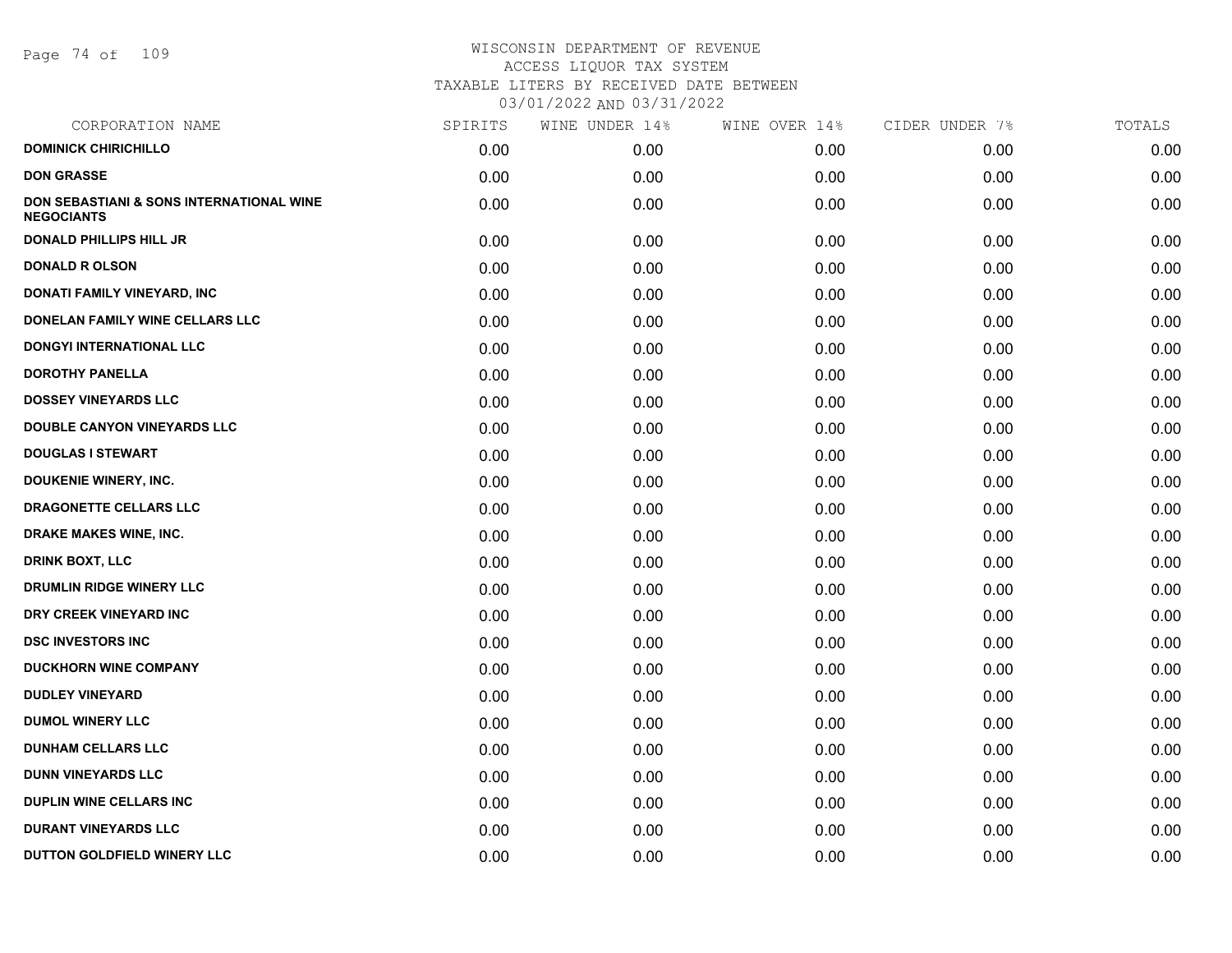# WISCONSIN DEPARTMENT OF REVENUE
## ACCESS LIQUOR TAX SYSTEM
### TAXABLE LITERS BY RECEIVED DATE BETWEEN 03/01/2022 AND 03/31/2022

| CORPORATION NAME | SPIRITS | WINE UNDER 14% | WINE OVER 14% | CIDER UNDER 7% | TOTALS |
|---|---|---|---|---|---|
| **DOMINICK CHIRICHILLO** | 0.00 | 0.00 | 0.00 | 0.00 | 0.00 |
| **DON GRASSE** | 0.00 | 0.00 | 0.00 | 0.00 | 0.00 |
| **DON SEBASTIANI & SONS INTERNATIONAL WINE NEGOCIANTS** | 0.00 | 0.00 | 0.00 | 0.00 | 0.00 |
| **DONALD PHILLIPS HILL JR** | 0.00 | 0.00 | 0.00 | 0.00 | 0.00 |
| **DONALD R OLSON** | 0.00 | 0.00 | 0.00 | 0.00 | 0.00 |
| **DONATI FAMILY VINEYARD, INC** | 0.00 | 0.00 | 0.00 | 0.00 | 0.00 |
| **DONELAN FAMILY WINE CELLARS LLC** | 0.00 | 0.00 | 0.00 | 0.00 | 0.00 |
| **DONGYI INTERNATIONAL LLC** | 0.00 | 0.00 | 0.00 | 0.00 | 0.00 |
| **DOROTHY PANELLA** | 0.00 | 0.00 | 0.00 | 0.00 | 0.00 |
| **DOSSEY VINEYARDS LLC** | 0.00 | 0.00 | 0.00 | 0.00 | 0.00 |
| **DOUBLE CANYON VINEYARDS LLC** | 0.00 | 0.00 | 0.00 | 0.00 | 0.00 |
| **DOUGLAS I STEWART** | 0.00 | 0.00 | 0.00 | 0.00 | 0.00 |
| **DOUKENIE WINERY, INC.** | 0.00 | 0.00 | 0.00 | 0.00 | 0.00 |
| **DRAGONETTE CELLARS LLC** | 0.00 | 0.00 | 0.00 | 0.00 | 0.00 |
| **DRAKE MAKES WINE, INC.** | 0.00 | 0.00 | 0.00 | 0.00 | 0.00 |
| **DRINK BOXT, LLC** | 0.00 | 0.00 | 0.00 | 0.00 | 0.00 |
| **DRUMLIN RIDGE WINERY LLC** | 0.00 | 0.00 | 0.00 | 0.00 | 0.00 |
| **DRY CREEK VINEYARD INC** | 0.00 | 0.00 | 0.00 | 0.00 | 0.00 |
| **DSC INVESTORS INC** | 0.00 | 0.00 | 0.00 | 0.00 | 0.00 |
| **DUCKHORN WINE COMPANY** | 0.00 | 0.00 | 0.00 | 0.00 | 0.00 |
| **DUDLEY VINEYARD** | 0.00 | 0.00 | 0.00 | 0.00 | 0.00 |
| **DUMOL WINERY LLC** | 0.00 | 0.00 | 0.00 | 0.00 | 0.00 |
| **DUNHAM CELLARS LLC** | 0.00 | 0.00 | 0.00 | 0.00 | 0.00 |
| **DUNN VINEYARDS LLC** | 0.00 | 0.00 | 0.00 | 0.00 | 0.00 |
| **DUPLIN WINE CELLARS INC** | 0.00 | 0.00 | 0.00 | 0.00 | 0.00 |
| **DURANT VINEYARDS LLC** | 0.00 | 0.00 | 0.00 | 0.00 | 0.00 |
| **DUTTON GOLDFIELD WINERY LLC** | 0.00 | 0.00 | 0.00 | 0.00 | 0.00 |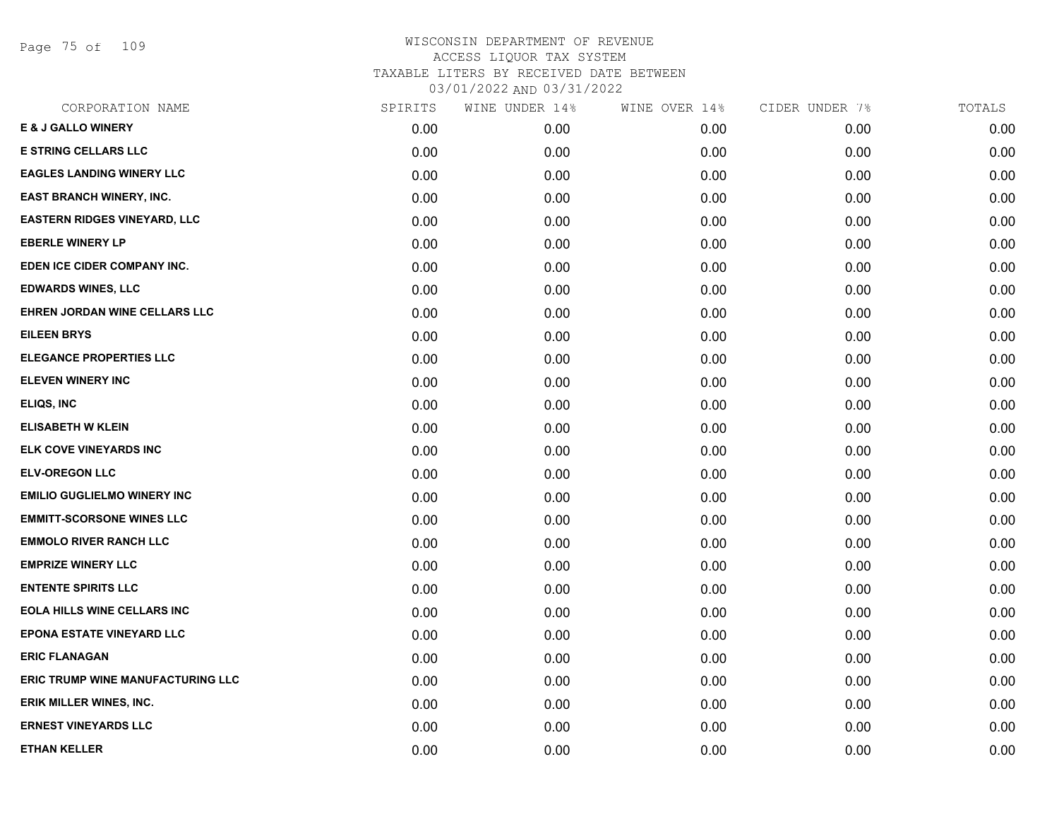# WISCONSIN DEPARTMENT OF REVENUE
## ACCESS LIQUOR TAX SYSTEM
## TAXABLE LITERS BY RECEIVED DATE BETWEEN
## 03/01/2022 AND 03/31/2022

| CORPORATION NAME | SPIRITS | WINE UNDER 14% | WINE OVER 14% | CIDER UNDER 7% | TOTALS |
|---|---|---|---|---|---|
| **E & J GALLO WINERY** | 0.00 | 0.00 | 0.00 | 0.00 | 0.00 |
| **E STRING CELLARS LLC** | 0.00 | 0.00 | 0.00 | 0.00 | 0.00 |
| **EAGLES LANDING WINERY LLC** | 0.00 | 0.00 | 0.00 | 0.00 | 0.00 |
| **EAST BRANCH WINERY, INC.** | 0.00 | 0.00 | 0.00 | 0.00 | 0.00 |
| **EASTERN RIDGES VINEYARD, LLC** | 0.00 | 0.00 | 0.00 | 0.00 | 0.00 |
| **EBERLE WINERY LP** | 0.00 | 0.00 | 0.00 | 0.00 | 0.00 |
| **EDEN ICE CIDER COMPANY INC.** | 0.00 | 0.00 | 0.00 | 0.00 | 0.00 |
| **EDWARDS WINES, LLC** | 0.00 | 0.00 | 0.00 | 0.00 | 0.00 |
| **EHREN JORDAN WINE CELLARS LLC** | 0.00 | 0.00 | 0.00 | 0.00 | 0.00 |
| **EILEEN BRYS** | 0.00 | 0.00 | 0.00 | 0.00 | 0.00 |
| **ELEGANCE PROPERTIES LLC** | 0.00 | 0.00 | 0.00 | 0.00 | 0.00 |
| **ELEVEN WINERY INC** | 0.00 | 0.00 | 0.00 | 0.00 | 0.00 |
| **ELIQS, INC** | 0.00 | 0.00 | 0.00 | 0.00 | 0.00 |
| **ELISABETH W KLEIN** | 0.00 | 0.00 | 0.00 | 0.00 | 0.00 |
| **ELK COVE VINEYARDS INC** | 0.00 | 0.00 | 0.00 | 0.00 | 0.00 |
| **ELV-OREGON LLC** | 0.00 | 0.00 | 0.00 | 0.00 | 0.00 |
| **EMILIO GUGLIELMO WINERY INC** | 0.00 | 0.00 | 0.00 | 0.00 | 0.00 |
| **EMMITT-SCORSONE WINES LLC** | 0.00 | 0.00 | 0.00 | 0.00 | 0.00 |
| **EMMOLO RIVER RANCH LLC** | 0.00 | 0.00 | 0.00 | 0.00 | 0.00 |
| **EMPRIZE WINERY LLC** | 0.00 | 0.00 | 0.00 | 0.00 | 0.00 |
| **ENTENTE SPIRITS LLC** | 0.00 | 0.00 | 0.00 | 0.00 | 0.00 |
| **EOLA HILLS WINE CELLARS INC** | 0.00 | 0.00 | 0.00 | 0.00 | 0.00 |
| **EPONA ESTATE VINEYARD LLC** | 0.00 | 0.00 | 0.00 | 0.00 | 0.00 |
| **ERIC FLANAGAN** | 0.00 | 0.00 | 0.00 | 0.00 | 0.00 |
| **ERIC TRUMP WINE MANUFACTURING LLC** | 0.00 | 0.00 | 0.00 | 0.00 | 0.00 |
| **ERIK MILLER WINES, INC.** | 0.00 | 0.00 | 0.00 | 0.00 | 0.00 |
| **ERNEST VINEYARDS LLC** | 0.00 | 0.00 | 0.00 | 0.00 | 0.00 |
| **ETHAN KELLER** | 0.00 | 0.00 | 0.00 | 0.00 | 0.00 |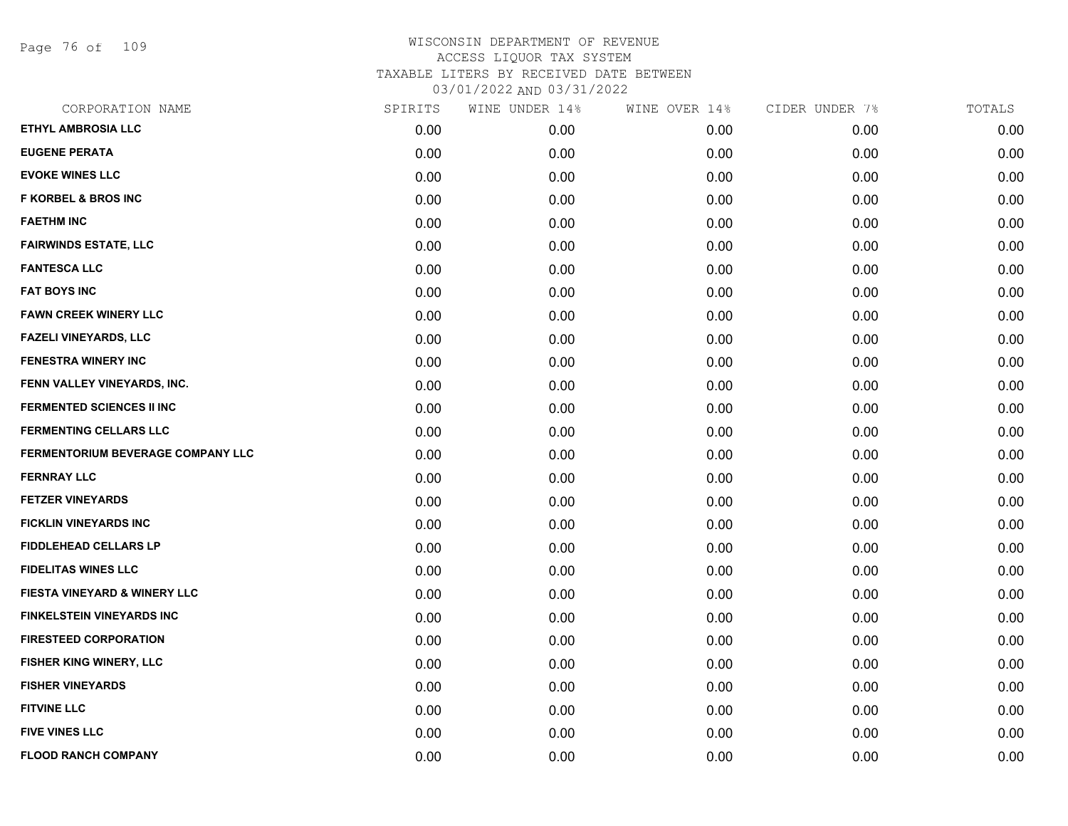# WISCONSIN DEPARTMENT OF REVENUE
## ACCESS LIQUOR TAX SYSTEM
### TAXABLE LITERS BY RECEIVED DATE BETWEEN
### 03/01/2022 AND 03/31/2022

| CORPORATION NAME | SPIRITS | WINE UNDER 14% | WINE OVER 14% | CIDER UNDER 7% | TOTALS |
|---|---|---|---|---|---|
| ETHYL AMBROSIA LLC | 0.00 | 0.00 | 0.00 | 0.00 | 0.00 |
| EUGENE PERATA | 0.00 | 0.00 | 0.00 | 0.00 | 0.00 |
| EVOKE WINES LLC | 0.00 | 0.00 | 0.00 | 0.00 | 0.00 |
| F KORBEL & BROS INC | 0.00 | 0.00 | 0.00 | 0.00 | 0.00 |
| FAETHM INC | 0.00 | 0.00 | 0.00 | 0.00 | 0.00 |
| FAIRWINDS ESTATE, LLC | 0.00 | 0.00 | 0.00 | 0.00 | 0.00 |
| FANTESCA LLC | 0.00 | 0.00 | 0.00 | 0.00 | 0.00 |
| FAT BOYS INC | 0.00 | 0.00 | 0.00 | 0.00 | 0.00 |
| FAWN CREEK WINERY LLC | 0.00 | 0.00 | 0.00 | 0.00 | 0.00 |
| FAZELI VINEYARDS, LLC | 0.00 | 0.00 | 0.00 | 0.00 | 0.00 |
| FENESTRA WINERY INC | 0.00 | 0.00 | 0.00 | 0.00 | 0.00 |
| FENN VALLEY VINEYARDS, INC. | 0.00 | 0.00 | 0.00 | 0.00 | 0.00 |
| FERMENTED SCIENCES II INC | 0.00 | 0.00 | 0.00 | 0.00 | 0.00 |
| FERMENTING CELLARS LLC | 0.00 | 0.00 | 0.00 | 0.00 | 0.00 |
| FERMENTORIUM BEVERAGE COMPANY LLC | 0.00 | 0.00 | 0.00 | 0.00 | 0.00 |
| FERNRAY LLC | 0.00 | 0.00 | 0.00 | 0.00 | 0.00 |
| FETZER VINEYARDS | 0.00 | 0.00 | 0.00 | 0.00 | 0.00 |
| FICKLIN VINEYARDS INC | 0.00 | 0.00 | 0.00 | 0.00 | 0.00 |
| FIDDLEHEAD CELLARS LP | 0.00 | 0.00 | 0.00 | 0.00 | 0.00 |
| FIDELITAS WINES LLC | 0.00 | 0.00 | 0.00 | 0.00 | 0.00 |
| FIESTA VINEYARD & WINERY LLC | 0.00 | 0.00 | 0.00 | 0.00 | 0.00 |
| FINKELSTEIN VINEYARDS INC | 0.00 | 0.00 | 0.00 | 0.00 | 0.00 |
| FIRESTEED CORPORATION | 0.00 | 0.00 | 0.00 | 0.00 | 0.00 |
| FISHER KING WINERY, LLC | 0.00 | 0.00 | 0.00 | 0.00 | 0.00 |
| FISHER VINEYARDS | 0.00 | 0.00 | 0.00 | 0.00 | 0.00 |
| FITVINE LLC | 0.00 | 0.00 | 0.00 | 0.00 | 0.00 |
| FIVE VINES LLC | 0.00 | 0.00 | 0.00 | 0.00 | 0.00 |
| FLOOD RANCH COMPANY | 0.00 | 0.00 | 0.00 | 0.00 | 0.00 |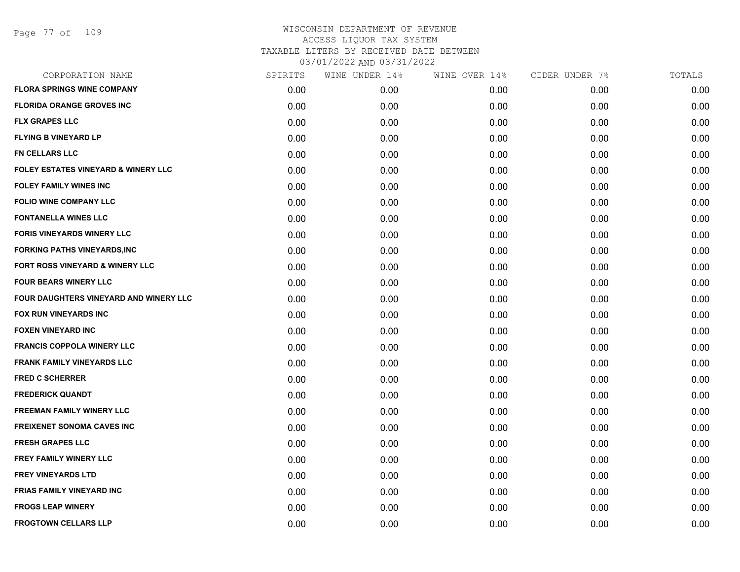WISCONSIN DEPARTMENT OF REVENUE
ACCESS LIQUOR TAX SYSTEM
TAXABLE LITERS BY RECEIVED DATE BETWEEN
03/01/2022 AND 03/31/2022

| CORPORATION NAME | SPIRITS | WINE UNDER 14% | WINE OVER 14% | CIDER UNDER 7% | TOTALS |
|---|---|---|---|---|---|
| FLORA SPRINGS WINE COMPANY | 0.00 | 0.00 | 0.00 | 0.00 | 0.00 |
| FLORIDA ORANGE GROVES INC | 0.00 | 0.00 | 0.00 | 0.00 | 0.00 |
| FLX GRAPES LLC | 0.00 | 0.00 | 0.00 | 0.00 | 0.00 |
| FLYING B VINEYARD LP | 0.00 | 0.00 | 0.00 | 0.00 | 0.00 |
| FN CELLARS LLC | 0.00 | 0.00 | 0.00 | 0.00 | 0.00 |
| FOLEY ESTATES VINEYARD & WINERY LLC | 0.00 | 0.00 | 0.00 | 0.00 | 0.00 |
| FOLEY FAMILY WINES INC | 0.00 | 0.00 | 0.00 | 0.00 | 0.00 |
| FOLIO WINE COMPANY LLC | 0.00 | 0.00 | 0.00 | 0.00 | 0.00 |
| FONTANELLA WINES LLC | 0.00 | 0.00 | 0.00 | 0.00 | 0.00 |
| FORIS VINEYARDS WINERY LLC | 0.00 | 0.00 | 0.00 | 0.00 | 0.00 |
| FORKING PATHS VINEYARDS,INC | 0.00 | 0.00 | 0.00 | 0.00 | 0.00 |
| FORT ROSS VINEYARD & WINERY LLC | 0.00 | 0.00 | 0.00 | 0.00 | 0.00 |
| FOUR BEARS WINERY LLC | 0.00 | 0.00 | 0.00 | 0.00 | 0.00 |
| FOUR DAUGHTERS VINEYARD AND WINERY LLC | 0.00 | 0.00 | 0.00 | 0.00 | 0.00 |
| FOX RUN VINEYARDS INC | 0.00 | 0.00 | 0.00 | 0.00 | 0.00 |
| FOXEN VINEYARD INC | 0.00 | 0.00 | 0.00 | 0.00 | 0.00 |
| FRANCIS COPPOLA WINERY LLC | 0.00 | 0.00 | 0.00 | 0.00 | 0.00 |
| FRANK FAMILY VINEYARDS LLC | 0.00 | 0.00 | 0.00 | 0.00 | 0.00 |
| FRED C SCHERRER | 0.00 | 0.00 | 0.00 | 0.00 | 0.00 |
| FREDERICK QUANDT | 0.00 | 0.00 | 0.00 | 0.00 | 0.00 |
| FREEMAN FAMILY WINERY LLC | 0.00 | 0.00 | 0.00 | 0.00 | 0.00 |
| FREIXENET SONOMA CAVES INC | 0.00 | 0.00 | 0.00 | 0.00 | 0.00 |
| FRESH GRAPES LLC | 0.00 | 0.00 | 0.00 | 0.00 | 0.00 |
| FREY FAMILY WINERY LLC | 0.00 | 0.00 | 0.00 | 0.00 | 0.00 |
| FREY VINEYARDS LTD | 0.00 | 0.00 | 0.00 | 0.00 | 0.00 |
| FRIAS FAMILY VINEYARD INC | 0.00 | 0.00 | 0.00 | 0.00 | 0.00 |
| FROGS LEAP WINERY | 0.00 | 0.00 | 0.00 | 0.00 | 0.00 |
| FROGTOWN CELLARS LLP | 0.00 | 0.00 | 0.00 | 0.00 | 0.00 |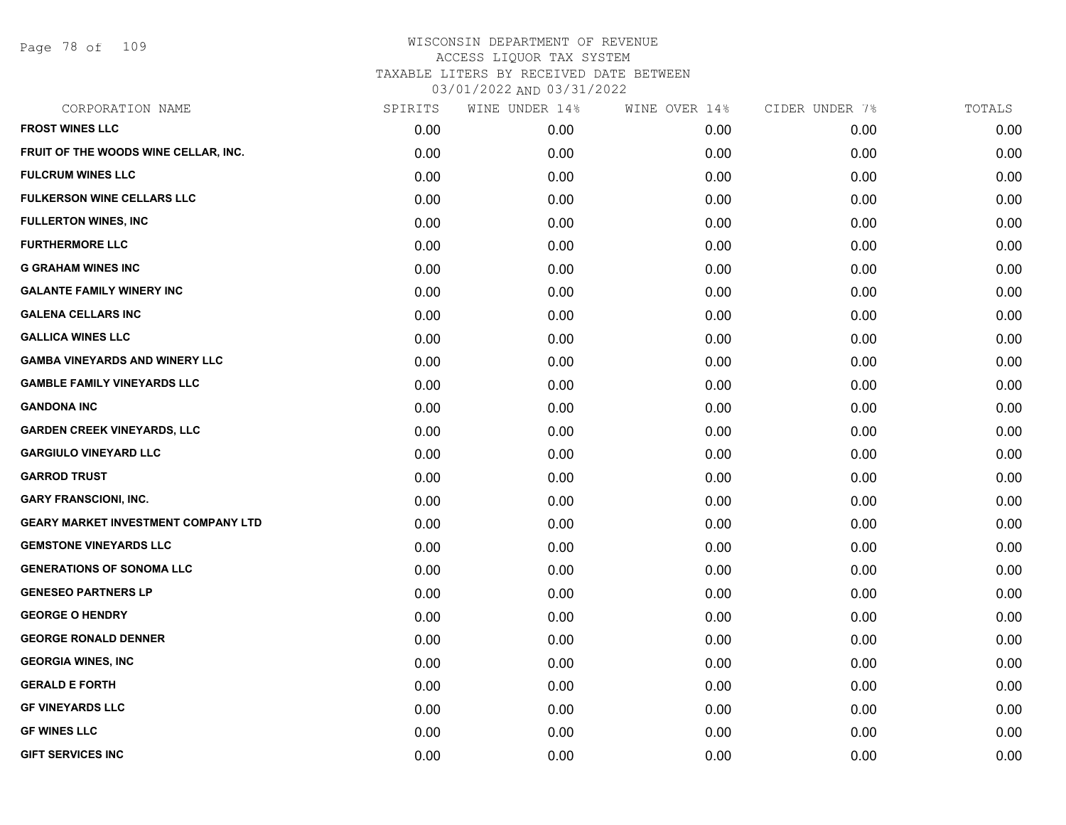# WISCONSIN DEPARTMENT OF REVENUE
## ACCESS LIQUOR TAX SYSTEM
### TAXABLE LITERS BY RECEIVED DATE BETWEEN 03/01/2022 AND 03/31/2022

| CORPORATION NAME | SPIRITS | WINE UNDER 14% | WINE OVER 14% | CIDER UNDER 7% | TOTALS |
|---|---|---|---|---|---|
| FROST WINES LLC | 0.00 | 0.00 | 0.00 | 0.00 | 0.00 |
| FRUIT OF THE WOODS WINE CELLAR, INC. | 0.00 | 0.00 | 0.00 | 0.00 | 0.00 |
| FULCRUM WINES LLC | 0.00 | 0.00 | 0.00 | 0.00 | 0.00 |
| FULKERSON WINE CELLARS LLC | 0.00 | 0.00 | 0.00 | 0.00 | 0.00 |
| FULLERTON WINES, INC | 0.00 | 0.00 | 0.00 | 0.00 | 0.00 |
| FURTHERMORE LLC | 0.00 | 0.00 | 0.00 | 0.00 | 0.00 |
| G GRAHAM WINES INC | 0.00 | 0.00 | 0.00 | 0.00 | 0.00 |
| GALANTE FAMILY WINERY INC | 0.00 | 0.00 | 0.00 | 0.00 | 0.00 |
| GALENA CELLARS INC | 0.00 | 0.00 | 0.00 | 0.00 | 0.00 |
| GALLICA WINES LLC | 0.00 | 0.00 | 0.00 | 0.00 | 0.00 |
| GAMBA VINEYARDS AND WINERY LLC | 0.00 | 0.00 | 0.00 | 0.00 | 0.00 |
| GAMBLE FAMILY VINEYARDS LLC | 0.00 | 0.00 | 0.00 | 0.00 | 0.00 |
| GANDONA INC | 0.00 | 0.00 | 0.00 | 0.00 | 0.00 |
| GARDEN CREEK VINEYARDS, LLC | 0.00 | 0.00 | 0.00 | 0.00 | 0.00 |
| GARGIULO VINEYARD LLC | 0.00 | 0.00 | 0.00 | 0.00 | 0.00 |
| GARROD TRUST | 0.00 | 0.00 | 0.00 | 0.00 | 0.00 |
| GARY FRANSCIONI, INC. | 0.00 | 0.00 | 0.00 | 0.00 | 0.00 |
| GEARY MARKET INVESTMENT COMPANY LTD | 0.00 | 0.00 | 0.00 | 0.00 | 0.00 |
| GEMSTONE VINEYARDS LLC | 0.00 | 0.00 | 0.00 | 0.00 | 0.00 |
| GENERATIONS OF SONOMA LLC | 0.00 | 0.00 | 0.00 | 0.00 | 0.00 |
| GENESEO PARTNERS LP | 0.00 | 0.00 | 0.00 | 0.00 | 0.00 |
| GEORGE O HENDRY | 0.00 | 0.00 | 0.00 | 0.00 | 0.00 |
| GEORGE RONALD DENNER | 0.00 | 0.00 | 0.00 | 0.00 | 0.00 |
| GEORGIA WINES, INC | 0.00 | 0.00 | 0.00 | 0.00 | 0.00 |
| GERALD E FORTH | 0.00 | 0.00 | 0.00 | 0.00 | 0.00 |
| GF VINEYARDS LLC | 0.00 | 0.00 | 0.00 | 0.00 | 0.00 |
| GF WINES LLC | 0.00 | 0.00 | 0.00 | 0.00 | 0.00 |
| GIFT SERVICES INC | 0.00 | 0.00 | 0.00 | 0.00 | 0.00 |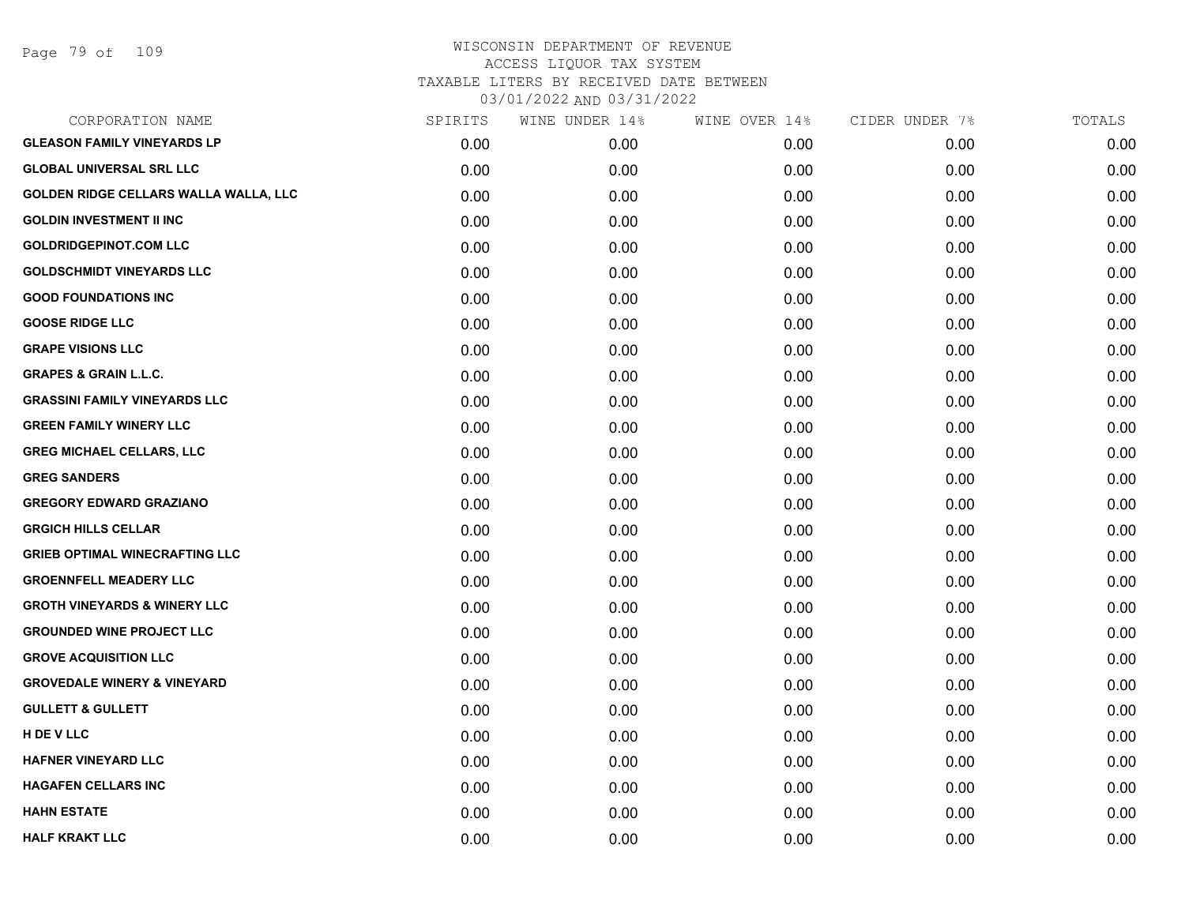# WISCONSIN DEPARTMENT OF REVENUE
## ACCESS LIQUOR TAX SYSTEM
## TAXABLE LITERS BY RECEIVED DATE BETWEEN
## 03/01/2022 AND 03/31/2022

| CORPORATION NAME | SPIRITS | WINE UNDER 14% | WINE OVER 14% | CIDER UNDER 7% | TOTALS |
|---|---|---|---|---|---|
| GLEASON FAMILY VINEYARDS LP | 0.00 | 0.00 | 0.00 | 0.00 | 0.00 |
| GLOBAL UNIVERSAL SRL LLC | 0.00 | 0.00 | 0.00 | 0.00 | 0.00 |
| GOLDEN RIDGE CELLARS WALLA WALLA, LLC | 0.00 | 0.00 | 0.00 | 0.00 | 0.00 |
| GOLDIN INVESTMENT II INC | 0.00 | 0.00 | 0.00 | 0.00 | 0.00 |
| GOLDRIDGEPINOT.COM LLC | 0.00 | 0.00 | 0.00 | 0.00 | 0.00 |
| GOLDSCHMIDT VINEYARDS LLC | 0.00 | 0.00 | 0.00 | 0.00 | 0.00 |
| GOOD FOUNDATIONS INC | 0.00 | 0.00 | 0.00 | 0.00 | 0.00 |
| GOOSE RIDGE LLC | 0.00 | 0.00 | 0.00 | 0.00 | 0.00 |
| GRAPE VISIONS LLC | 0.00 | 0.00 | 0.00 | 0.00 | 0.00 |
| GRAPES & GRAIN L.L.C. | 0.00 | 0.00 | 0.00 | 0.00 | 0.00 |
| GRASSINI FAMILY VINEYARDS LLC | 0.00 | 0.00 | 0.00 | 0.00 | 0.00 |
| GREEN FAMILY WINERY LLC | 0.00 | 0.00 | 0.00 | 0.00 | 0.00 |
| GREG MICHAEL CELLARS, LLC | 0.00 | 0.00 | 0.00 | 0.00 | 0.00 |
| GREG SANDERS | 0.00 | 0.00 | 0.00 | 0.00 | 0.00 |
| GREGORY EDWARD GRAZIANO | 0.00 | 0.00 | 0.00 | 0.00 | 0.00 |
| GRGICH HILLS CELLAR | 0.00 | 0.00 | 0.00 | 0.00 | 0.00 |
| GRIEB OPTIMAL WINECRAFTING LLC | 0.00 | 0.00 | 0.00 | 0.00 | 0.00 |
| GROENNFELL MEADERY LLC | 0.00 | 0.00 | 0.00 | 0.00 | 0.00 |
| GROTH VINEYARDS & WINERY LLC | 0.00 | 0.00 | 0.00 | 0.00 | 0.00 |
| GROUNDED WINE PROJECT LLC | 0.00 | 0.00 | 0.00 | 0.00 | 0.00 |
| GROVE ACQUISITION LLC | 0.00 | 0.00 | 0.00 | 0.00 | 0.00 |
| GROVEDALE WINERY & VINEYARD | 0.00 | 0.00 | 0.00 | 0.00 | 0.00 |
| GULLETT & GULLETT | 0.00 | 0.00 | 0.00 | 0.00 | 0.00 |
| H DE V LLC | 0.00 | 0.00 | 0.00 | 0.00 | 0.00 |
| HAFNER VINEYARD LLC | 0.00 | 0.00 | 0.00 | 0.00 | 0.00 |
| HAGAFEN CELLARS INC | 0.00 | 0.00 | 0.00 | 0.00 | 0.00 |
| HAHN ESTATE | 0.00 | 0.00 | 0.00 | 0.00 | 0.00 |
| HALF KRAKT LLC | 0.00 | 0.00 | 0.00 | 0.00 | 0.00 |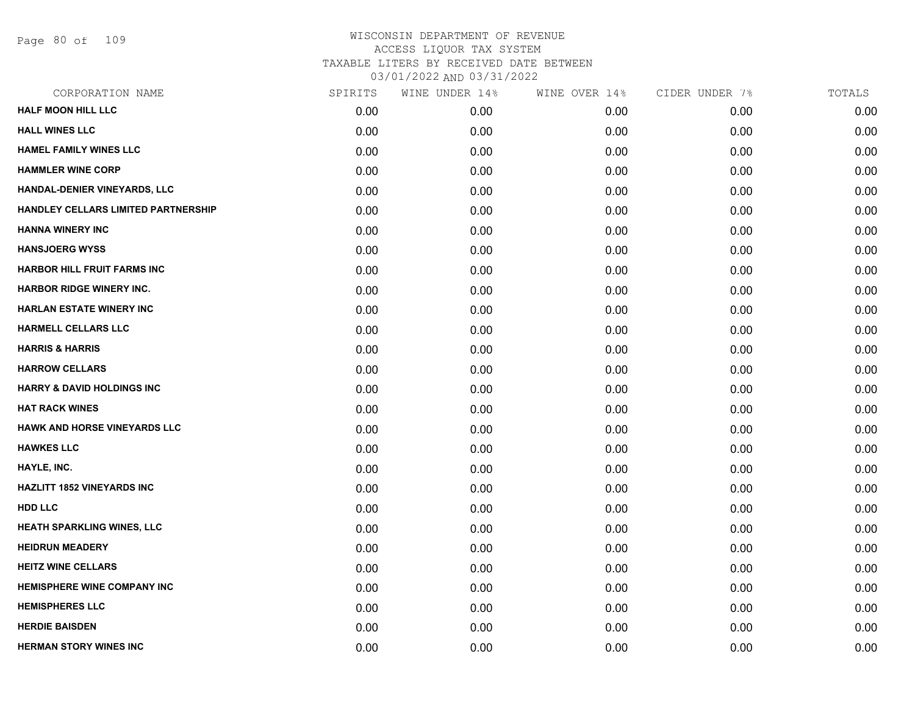# WISCONSIN DEPARTMENT OF REVENUE
## ACCESS LIQUOR TAX SYSTEM
## TAXABLE LITERS BY RECEIVED DATE BETWEEN
## 03/01/2022 AND 03/31/2022

| CORPORATION NAME | SPIRITS | WINE UNDER 14% | WINE OVER 14% | CIDER UNDER 7% | TOTALS |
|---|---|---|---|---|---|
| HALF MOON HILL LLC | 0.00 | 0.00 | 0.00 | 0.00 | 0.00 |
| HALL WINES LLC | 0.00 | 0.00 | 0.00 | 0.00 | 0.00 |
| HAMEL FAMILY WINES LLC | 0.00 | 0.00 | 0.00 | 0.00 | 0.00 |
| HAMMLER WINE CORP | 0.00 | 0.00 | 0.00 | 0.00 | 0.00 |
| HANDAL-DENIER VINEYARDS, LLC | 0.00 | 0.00 | 0.00 | 0.00 | 0.00 |
| HANDLEY CELLARS LIMITED PARTNERSHIP | 0.00 | 0.00 | 0.00 | 0.00 | 0.00 |
| HANNA WINERY INC | 0.00 | 0.00 | 0.00 | 0.00 | 0.00 |
| HANSJOERG WYSS | 0.00 | 0.00 | 0.00 | 0.00 | 0.00 |
| HARBOR HILL FRUIT FARMS INC | 0.00 | 0.00 | 0.00 | 0.00 | 0.00 |
| HARBOR RIDGE WINERY INC. | 0.00 | 0.00 | 0.00 | 0.00 | 0.00 |
| HARLAN ESTATE WINERY INC | 0.00 | 0.00 | 0.00 | 0.00 | 0.00 |
| HARMELL CELLARS LLC | 0.00 | 0.00 | 0.00 | 0.00 | 0.00 |
| HARRIS & HARRIS | 0.00 | 0.00 | 0.00 | 0.00 | 0.00 |
| HARROW CELLARS | 0.00 | 0.00 | 0.00 | 0.00 | 0.00 |
| HARRY & DAVID HOLDINGS INC | 0.00 | 0.00 | 0.00 | 0.00 | 0.00 |
| HAT RACK WINES | 0.00 | 0.00 | 0.00 | 0.00 | 0.00 |
| HAWK AND HORSE VINEYARDS LLC | 0.00 | 0.00 | 0.00 | 0.00 | 0.00 |
| HAWKES LLC | 0.00 | 0.00 | 0.00 | 0.00 | 0.00 |
| HAYLE, INC. | 0.00 | 0.00 | 0.00 | 0.00 | 0.00 |
| HAZLITT 1852 VINEYARDS INC | 0.00 | 0.00 | 0.00 | 0.00 | 0.00 |
| HDD LLC | 0.00 | 0.00 | 0.00 | 0.00 | 0.00 |
| HEATH SPARKLING WINES, LLC | 0.00 | 0.00 | 0.00 | 0.00 | 0.00 |
| HEIDRUN MEADERY | 0.00 | 0.00 | 0.00 | 0.00 | 0.00 |
| HEITZ WINE CELLARS | 0.00 | 0.00 | 0.00 | 0.00 | 0.00 |
| HEMISPHERE WINE COMPANY INC | 0.00 | 0.00 | 0.00 | 0.00 | 0.00 |
| HEMISPHERES LLC | 0.00 | 0.00 | 0.00 | 0.00 | 0.00 |
| HERDIE BAISDEN | 0.00 | 0.00 | 0.00 | 0.00 | 0.00 |
| HERMAN STORY WINES INC | 0.00 | 0.00 | 0.00 | 0.00 | 0.00 |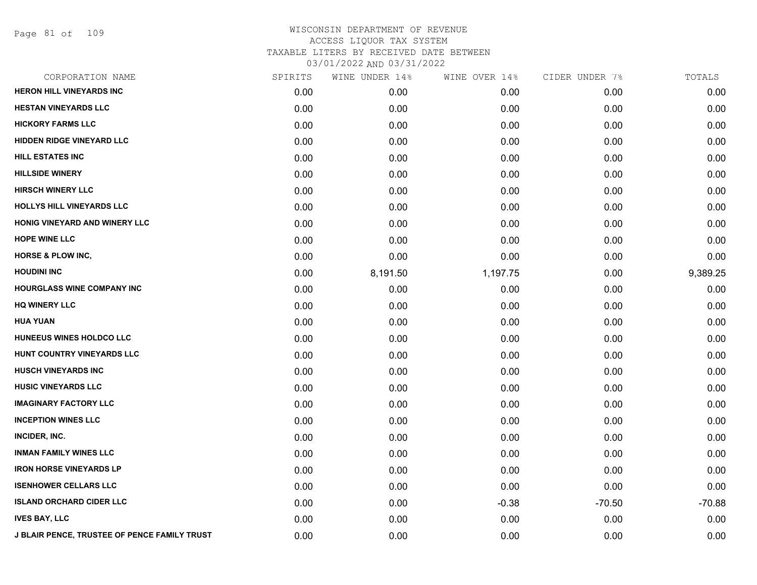# WISCONSIN DEPARTMENT OF REVENUE
## ACCESS LIQUOR TAX SYSTEM
### TAXABLE LITERS BY RECEIVED DATE BETWEEN 03/01/2022 AND 03/31/2022

| CORPORATION NAME | SPIRITS | WINE UNDER 14% | WINE OVER 14% | CIDER UNDER 7% | TOTALS |
|---|---|---|---|---|---|
| HERON HILL VINEYARDS INC | 0.00 | 0.00 | 0.00 | 0.00 | 0.00 |
| HESTAN VINEYARDS LLC | 0.00 | 0.00 | 0.00 | 0.00 | 0.00 |
| HICKORY FARMS LLC | 0.00 | 0.00 | 0.00 | 0.00 | 0.00 |
| HIDDEN RIDGE VINEYARD LLC | 0.00 | 0.00 | 0.00 | 0.00 | 0.00 |
| HILL ESTATES INC | 0.00 | 0.00 | 0.00 | 0.00 | 0.00 |
| HILLSIDE WINERY | 0.00 | 0.00 | 0.00 | 0.00 | 0.00 |
| HIRSCH WINERY LLC | 0.00 | 0.00 | 0.00 | 0.00 | 0.00 |
| HOLLYS HILL VINEYARDS LLC | 0.00 | 0.00 | 0.00 | 0.00 | 0.00 |
| HONIG VINEYARD AND WINERY LLC | 0.00 | 0.00 | 0.00 | 0.00 | 0.00 |
| HOPE WINE LLC | 0.00 | 0.00 | 0.00 | 0.00 | 0.00 |
| HORSE & PLOW INC, | 0.00 | 0.00 | 0.00 | 0.00 | 0.00 |
| HOUDINI INC | 0.00 | 8,191.50 | 1,197.75 | 0.00 | 9,389.25 |
| HOURGLASS WINE COMPANY INC | 0.00 | 0.00 | 0.00 | 0.00 | 0.00 |
| HQ WINERY LLC | 0.00 | 0.00 | 0.00 | 0.00 | 0.00 |
| HUA YUAN | 0.00 | 0.00 | 0.00 | 0.00 | 0.00 |
| HUNEEUS WINES HOLDCO LLC | 0.00 | 0.00 | 0.00 | 0.00 | 0.00 |
| HUNT COUNTRY VINEYARDS LLC | 0.00 | 0.00 | 0.00 | 0.00 | 0.00 |
| HUSCH VINEYARDS INC | 0.00 | 0.00 | 0.00 | 0.00 | 0.00 |
| HUSIC VINEYARDS LLC | 0.00 | 0.00 | 0.00 | 0.00 | 0.00 |
| IMAGINARY FACTORY LLC | 0.00 | 0.00 | 0.00 | 0.00 | 0.00 |
| INCEPTION WINES LLC | 0.00 | 0.00 | 0.00 | 0.00 | 0.00 |
| INCIDER, INC. | 0.00 | 0.00 | 0.00 | 0.00 | 0.00 |
| INMAN FAMILY WINES LLC | 0.00 | 0.00 | 0.00 | 0.00 | 0.00 |
| IRON HORSE VINEYARDS LP | 0.00 | 0.00 | 0.00 | 0.00 | 0.00 |
| ISENHOWER CELLARS LLC | 0.00 | 0.00 | 0.00 | 0.00 | 0.00 |
| ISLAND ORCHARD CIDER LLC | 0.00 | 0.00 | -0.38 | -70.50 | -70.88 |
| IVES BAY, LLC | 0.00 | 0.00 | 0.00 | 0.00 | 0.00 |
| J BLAIR PENCE, TRUSTEE OF PENCE FAMILY TRUST | 0.00 | 0.00 | 0.00 | 0.00 | 0.00 |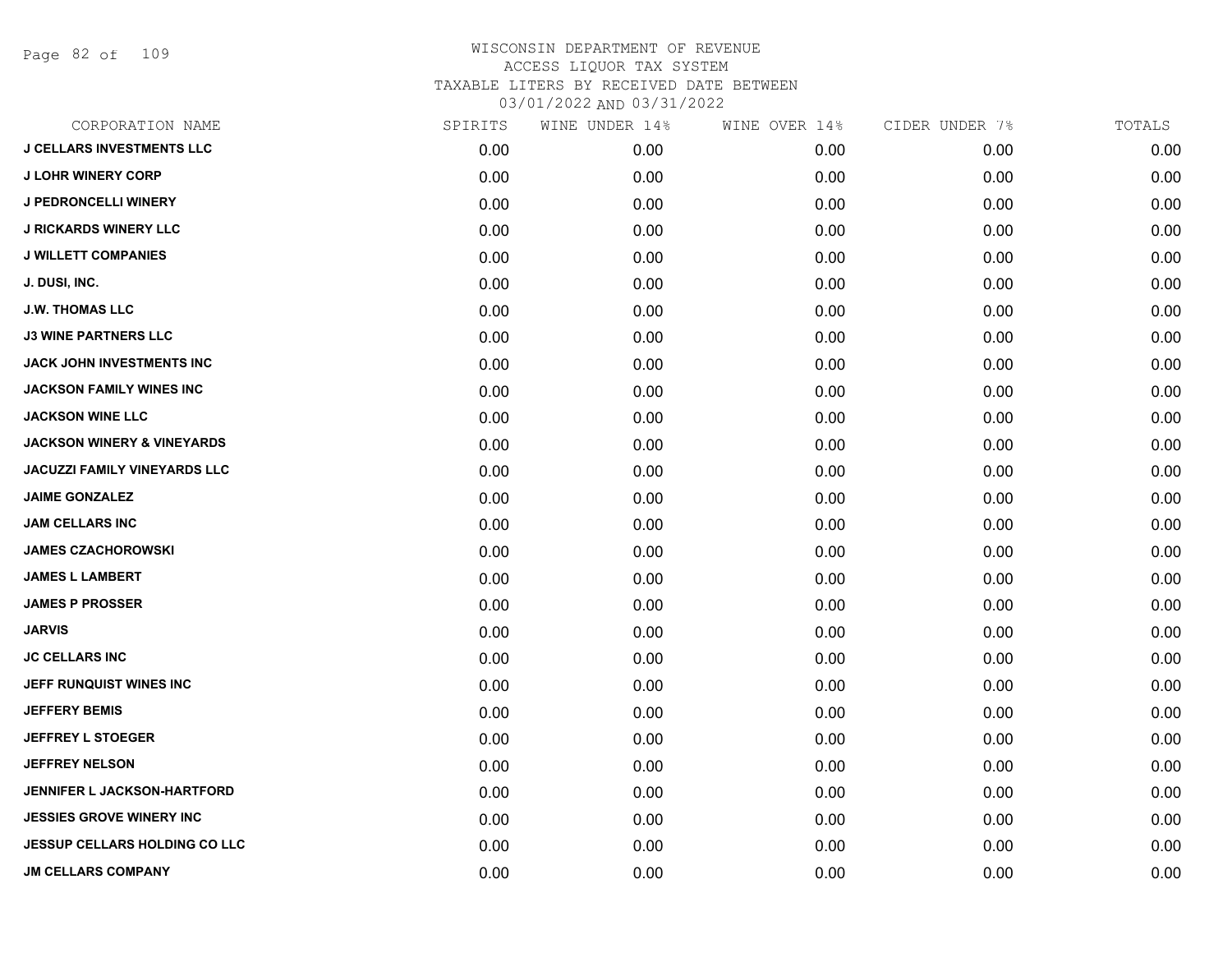WISCONSIN DEPARTMENT OF REVENUE
ACCESS LIQUOR TAX SYSTEM
TAXABLE LITERS BY RECEIVED DATE BETWEEN
03/01/2022 AND 03/31/2022

| CORPORATION NAME | SPIRITS | WINE UNDER 14% | WINE OVER 14% | CIDER UNDER 7% | TOTALS |
|---|---|---|---|---|---|
| J CELLARS INVESTMENTS LLC | 0.00 | 0.00 | 0.00 | 0.00 | 0.00 |
| J LOHR WINERY CORP | 0.00 | 0.00 | 0.00 | 0.00 | 0.00 |
| J PEDRONCELLI WINERY | 0.00 | 0.00 | 0.00 | 0.00 | 0.00 |
| J RICKARDS WINERY LLC | 0.00 | 0.00 | 0.00 | 0.00 | 0.00 |
| J WILLETT COMPANIES | 0.00 | 0.00 | 0.00 | 0.00 | 0.00 |
| J. DUSI, INC. | 0.00 | 0.00 | 0.00 | 0.00 | 0.00 |
| J.W. THOMAS LLC | 0.00 | 0.00 | 0.00 | 0.00 | 0.00 |
| J3 WINE PARTNERS LLC | 0.00 | 0.00 | 0.00 | 0.00 | 0.00 |
| JACK JOHN INVESTMENTS INC | 0.00 | 0.00 | 0.00 | 0.00 | 0.00 |
| JACKSON FAMILY WINES INC | 0.00 | 0.00 | 0.00 | 0.00 | 0.00 |
| JACKSON WINE LLC | 0.00 | 0.00 | 0.00 | 0.00 | 0.00 |
| JACKSON WINERY & VINEYARDS | 0.00 | 0.00 | 0.00 | 0.00 | 0.00 |
| JACUZZI FAMILY VINEYARDS LLC | 0.00 | 0.00 | 0.00 | 0.00 | 0.00 |
| JAIME GONZALEZ | 0.00 | 0.00 | 0.00 | 0.00 | 0.00 |
| JAM CELLARS INC | 0.00 | 0.00 | 0.00 | 0.00 | 0.00 |
| JAMES CZACHOROWSKI | 0.00 | 0.00 | 0.00 | 0.00 | 0.00 |
| JAMES L LAMBERT | 0.00 | 0.00 | 0.00 | 0.00 | 0.00 |
| JAMES P PROSSER | 0.00 | 0.00 | 0.00 | 0.00 | 0.00 |
| JARVIS | 0.00 | 0.00 | 0.00 | 0.00 | 0.00 |
| JC CELLARS INC | 0.00 | 0.00 | 0.00 | 0.00 | 0.00 |
| JEFF RUNQUIST WINES INC | 0.00 | 0.00 | 0.00 | 0.00 | 0.00 |
| JEFFERY BEMIS | 0.00 | 0.00 | 0.00 | 0.00 | 0.00 |
| JEFFREY L STOEGER | 0.00 | 0.00 | 0.00 | 0.00 | 0.00 |
| JEFFREY NELSON | 0.00 | 0.00 | 0.00 | 0.00 | 0.00 |
| JENNIFER L JACKSON-HARTFORD | 0.00 | 0.00 | 0.00 | 0.00 | 0.00 |
| JESSIES GROVE WINERY INC | 0.00 | 0.00 | 0.00 | 0.00 | 0.00 |
| JESSUP CELLARS HOLDING CO LLC | 0.00 | 0.00 | 0.00 | 0.00 | 0.00 |
| JM CELLARS COMPANY | 0.00 | 0.00 | 0.00 | 0.00 | 0.00 |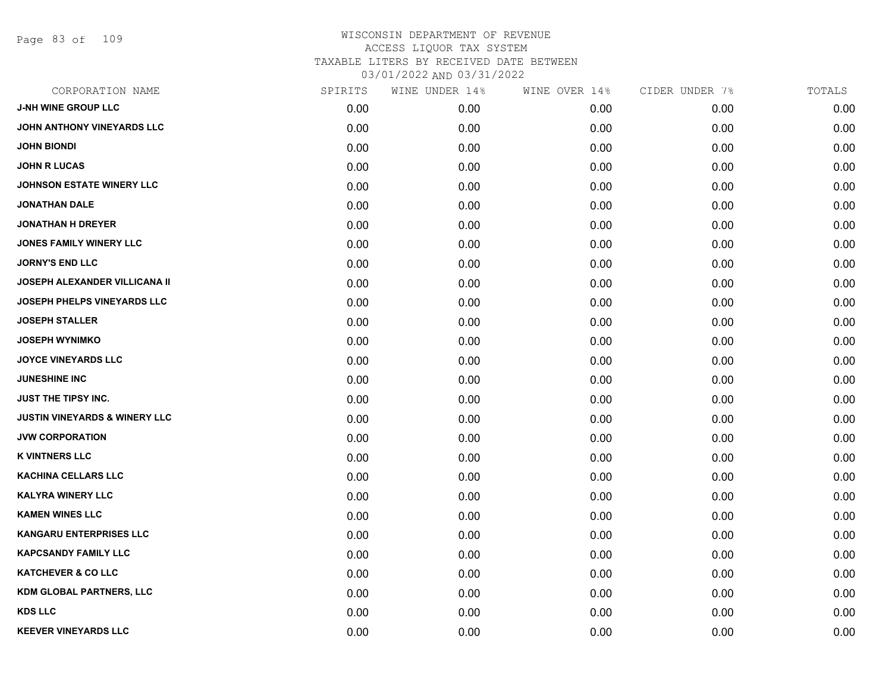# WISCONSIN DEPARTMENT OF REVENUE
## ACCESS LIQUOR TAX SYSTEM
### TAXABLE LITERS BY RECEIVED DATE BETWEEN 03/01/2022 AND 03/31/2022

| CORPORATION NAME | SPIRITS | WINE UNDER 14% | WINE OVER 14% | CIDER UNDER 7% | TOTALS |
|---|---|---|---|---|---|
| J-NH WINE GROUP LLC | 0.00 | 0.00 | 0.00 | 0.00 | 0.00 |
| JOHN ANTHONY VINEYARDS LLC | 0.00 | 0.00 | 0.00 | 0.00 | 0.00 |
| JOHN BIONDI | 0.00 | 0.00 | 0.00 | 0.00 | 0.00 |
| JOHN R LUCAS | 0.00 | 0.00 | 0.00 | 0.00 | 0.00 |
| JOHNSON ESTATE WINERY LLC | 0.00 | 0.00 | 0.00 | 0.00 | 0.00 |
| JONATHAN DALE | 0.00 | 0.00 | 0.00 | 0.00 | 0.00 |
| JONATHAN H DREYER | 0.00 | 0.00 | 0.00 | 0.00 | 0.00 |
| JONES FAMILY WINERY LLC | 0.00 | 0.00 | 0.00 | 0.00 | 0.00 |
| JORNY'S END LLC | 0.00 | 0.00 | 0.00 | 0.00 | 0.00 |
| JOSEPH ALEXANDER VILLICANA II | 0.00 | 0.00 | 0.00 | 0.00 | 0.00 |
| JOSEPH PHELPS VINEYARDS LLC | 0.00 | 0.00 | 0.00 | 0.00 | 0.00 |
| JOSEPH STALLER | 0.00 | 0.00 | 0.00 | 0.00 | 0.00 |
| JOSEPH WYNIMKO | 0.00 | 0.00 | 0.00 | 0.00 | 0.00 |
| JOYCE VINEYARDS LLC | 0.00 | 0.00 | 0.00 | 0.00 | 0.00 |
| JUNESHINE INC | 0.00 | 0.00 | 0.00 | 0.00 | 0.00 |
| JUST THE TIPSY INC. | 0.00 | 0.00 | 0.00 | 0.00 | 0.00 |
| JUSTIN VINEYARDS & WINERY LLC | 0.00 | 0.00 | 0.00 | 0.00 | 0.00 |
| JVW CORPORATION | 0.00 | 0.00 | 0.00 | 0.00 | 0.00 |
| K VINTNERS LLC | 0.00 | 0.00 | 0.00 | 0.00 | 0.00 |
| KACHINA CELLARS LLC | 0.00 | 0.00 | 0.00 | 0.00 | 0.00 |
| KALYRA WINERY LLC | 0.00 | 0.00 | 0.00 | 0.00 | 0.00 |
| KAMEN WINES LLC | 0.00 | 0.00 | 0.00 | 0.00 | 0.00 |
| KANGARU ENTERPRISES LLC | 0.00 | 0.00 | 0.00 | 0.00 | 0.00 |
| KAPCSANDY FAMILY LLC | 0.00 | 0.00 | 0.00 | 0.00 | 0.00 |
| KATCHEVER & CO LLC | 0.00 | 0.00 | 0.00 | 0.00 | 0.00 |
| KDM GLOBAL PARTNERS, LLC | 0.00 | 0.00 | 0.00 | 0.00 | 0.00 |
| KDS LLC | 0.00 | 0.00 | 0.00 | 0.00 | 0.00 |
| KEEVER VINEYARDS LLC | 0.00 | 0.00 | 0.00 | 0.00 | 0.00 |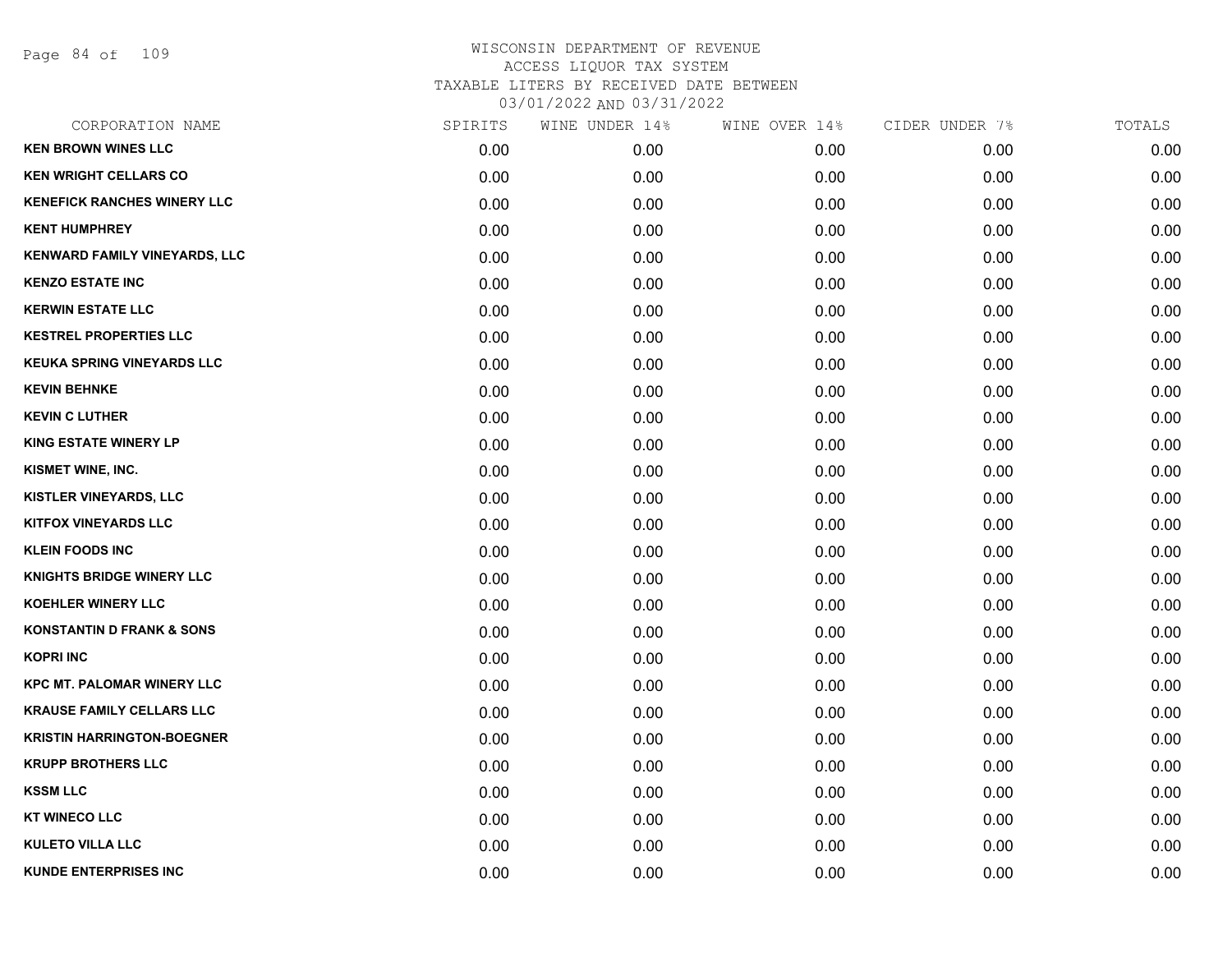WISCONSIN DEPARTMENT OF REVENUE
ACCESS LIQUOR TAX SYSTEM
TAXABLE LITERS BY RECEIVED DATE BETWEEN
03/01/2022 AND 03/31/2022

| CORPORATION NAME | SPIRITS | WINE UNDER 14% | WINE OVER 14% | CIDER UNDER 7% | TOTALS |
|---|---|---|---|---|---|
| KEN BROWN WINES LLC | 0.00 | 0.00 | 0.00 | 0.00 | 0.00 |
| KEN WRIGHT CELLARS CO | 0.00 | 0.00 | 0.00 | 0.00 | 0.00 |
| KENEFICK RANCHES WINERY LLC | 0.00 | 0.00 | 0.00 | 0.00 | 0.00 |
| KENT HUMPHREY | 0.00 | 0.00 | 0.00 | 0.00 | 0.00 |
| KENWARD FAMILY VINEYARDS, LLC | 0.00 | 0.00 | 0.00 | 0.00 | 0.00 |
| KENZO ESTATE INC | 0.00 | 0.00 | 0.00 | 0.00 | 0.00 |
| KERWIN ESTATE LLC | 0.00 | 0.00 | 0.00 | 0.00 | 0.00 |
| KESTREL PROPERTIES LLC | 0.00 | 0.00 | 0.00 | 0.00 | 0.00 |
| KEUKA SPRING VINEYARDS LLC | 0.00 | 0.00 | 0.00 | 0.00 | 0.00 |
| KEVIN BEHNKE | 0.00 | 0.00 | 0.00 | 0.00 | 0.00 |
| KEVIN C LUTHER | 0.00 | 0.00 | 0.00 | 0.00 | 0.00 |
| KING ESTATE WINERY LP | 0.00 | 0.00 | 0.00 | 0.00 | 0.00 |
| KISMET WINE, INC. | 0.00 | 0.00 | 0.00 | 0.00 | 0.00 |
| KISTLER VINEYARDS, LLC | 0.00 | 0.00 | 0.00 | 0.00 | 0.00 |
| KITFOX VINEYARDS LLC | 0.00 | 0.00 | 0.00 | 0.00 | 0.00 |
| KLEIN FOODS INC | 0.00 | 0.00 | 0.00 | 0.00 | 0.00 |
| KNIGHTS BRIDGE WINERY LLC | 0.00 | 0.00 | 0.00 | 0.00 | 0.00 |
| KOEHLER WINERY LLC | 0.00 | 0.00 | 0.00 | 0.00 | 0.00 |
| KONSTANTIN D FRANK & SONS | 0.00 | 0.00 | 0.00 | 0.00 | 0.00 |
| KOPRI INC | 0.00 | 0.00 | 0.00 | 0.00 | 0.00 |
| KPC MT. PALOMAR WINERY LLC | 0.00 | 0.00 | 0.00 | 0.00 | 0.00 |
| KRAUSE FAMILY CELLARS LLC | 0.00 | 0.00 | 0.00 | 0.00 | 0.00 |
| KRISTIN HARRINGTON-BOEGNER | 0.00 | 0.00 | 0.00 | 0.00 | 0.00 |
| KRUPP BROTHERS LLC | 0.00 | 0.00 | 0.00 | 0.00 | 0.00 |
| KSSM LLC | 0.00 | 0.00 | 0.00 | 0.00 | 0.00 |
| KT WINECO LLC | 0.00 | 0.00 | 0.00 | 0.00 | 0.00 |
| KULETO VILLA LLC | 0.00 | 0.00 | 0.00 | 0.00 | 0.00 |
| KUNDE ENTERPRISES INC | 0.00 | 0.00 | 0.00 | 0.00 | 0.00 |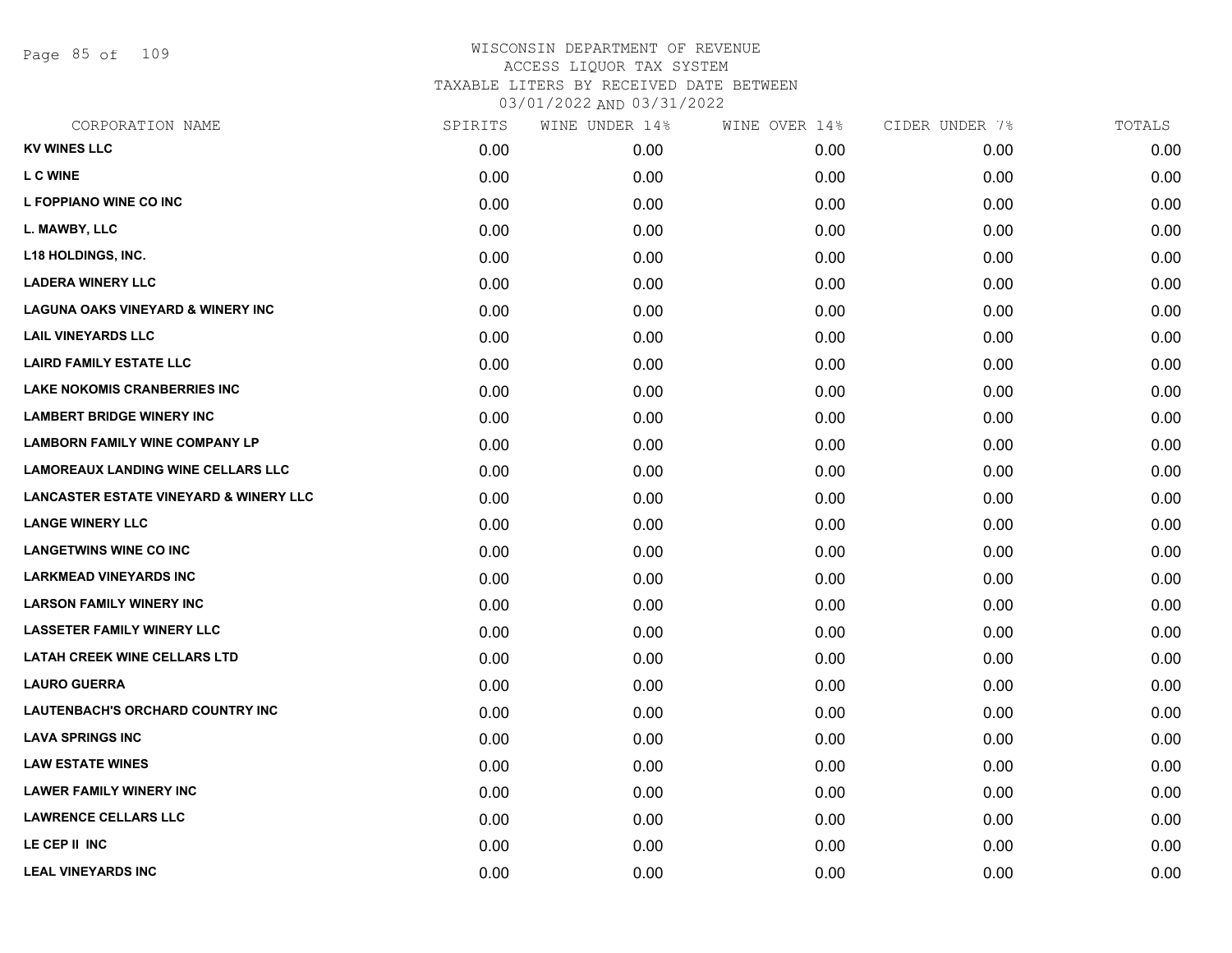# WISCONSIN DEPARTMENT OF REVENUE
ACCESS LIQUOR TAX SYSTEM
TAXABLE LITERS BY RECEIVED DATE BETWEEN
03/01/2022 AND 03/31/2022

| CORPORATION NAME | SPIRITS | WINE UNDER 14% | WINE OVER 14% | CIDER UNDER 7% | TOTALS |
|---|---|---|---|---|---|
| **KV WINES LLC** | 0.00 | 0.00 | 0.00 | 0.00 | 0.00 |
| **L C WINE** | 0.00 | 0.00 | 0.00 | 0.00 | 0.00 |
| **L FOPPIANO WINE CO INC** | 0.00 | 0.00 | 0.00 | 0.00 | 0.00 |
| **L. MAWBY, LLC** | 0.00 | 0.00 | 0.00 | 0.00 | 0.00 |
| **L18 HOLDINGS, INC.** | 0.00 | 0.00 | 0.00 | 0.00 | 0.00 |
| **LADERA WINERY LLC** | 0.00 | 0.00 | 0.00 | 0.00 | 0.00 |
| **LAGUNA OAKS VINEYARD & WINERY INC** | 0.00 | 0.00 | 0.00 | 0.00 | 0.00 |
| **LAIL VINEYARDS LLC** | 0.00 | 0.00 | 0.00 | 0.00 | 0.00 |
| **LAIRD FAMILY ESTATE LLC** | 0.00 | 0.00 | 0.00 | 0.00 | 0.00 |
| **LAKE NOKOMIS CRANBERRIES INC** | 0.00 | 0.00 | 0.00 | 0.00 | 0.00 |
| **LAMBERT BRIDGE WINERY INC** | 0.00 | 0.00 | 0.00 | 0.00 | 0.00 |
| **LAMBORN FAMILY WINE COMPANY LP** | 0.00 | 0.00 | 0.00 | 0.00 | 0.00 |
| **LAMOREAUX LANDING WINE CELLARS LLC** | 0.00 | 0.00 | 0.00 | 0.00 | 0.00 |
| **LANCASTER ESTATE VINEYARD & WINERY LLC** | 0.00 | 0.00 | 0.00 | 0.00 | 0.00 |
| **LANGE WINERY LLC** | 0.00 | 0.00 | 0.00 | 0.00 | 0.00 |
| **LANGETWINS WINE CO INC** | 0.00 | 0.00 | 0.00 | 0.00 | 0.00 |
| **LARKMEAD VINEYARDS INC** | 0.00 | 0.00 | 0.00 | 0.00 | 0.00 |
| **LARSON FAMILY WINERY INC** | 0.00 | 0.00 | 0.00 | 0.00 | 0.00 |
| **LASSETER FAMILY WINERY LLC** | 0.00 | 0.00 | 0.00 | 0.00 | 0.00 |
| **LATAH CREEK WINE CELLARS LTD** | 0.00 | 0.00 | 0.00 | 0.00 | 0.00 |
| **LAURO GUERRA** | 0.00 | 0.00 | 0.00 | 0.00 | 0.00 |
| **LAUTENBACH'S ORCHARD COUNTRY INC** | 0.00 | 0.00 | 0.00 | 0.00 | 0.00 |
| **LAVA SPRINGS INC** | 0.00 | 0.00 | 0.00 | 0.00 | 0.00 |
| **LAW ESTATE WINES** | 0.00 | 0.00 | 0.00 | 0.00 | 0.00 |
| **LAWER FAMILY WINERY INC** | 0.00 | 0.00 | 0.00 | 0.00 | 0.00 |
| **LAWRENCE CELLARS LLC** | 0.00 | 0.00 | 0.00 | 0.00 | 0.00 |
| **LE CEP II INC** | 0.00 | 0.00 | 0.00 | 0.00 | 0.00 |
| **LEAL VINEYARDS INC** | 0.00 | 0.00 | 0.00 | 0.00 | 0.00 |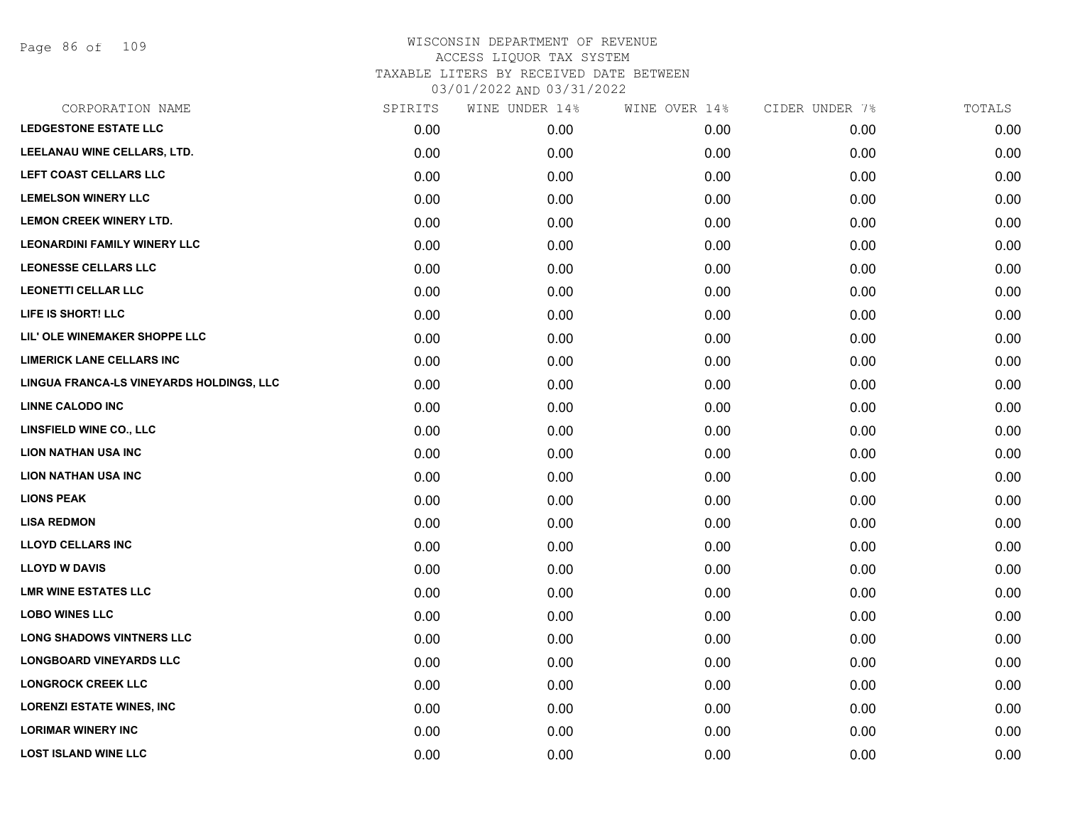# WISCONSIN DEPARTMENT OF REVENUE
## ACCESS LIQUOR TAX SYSTEM
### TAXABLE LITERS BY RECEIVED DATE BETWEEN 03/01/2022 AND 03/31/2022

| CORPORATION NAME | SPIRITS | WINE UNDER 14% | WINE OVER 14% | CIDER UNDER 7% | TOTALS |
|---|---|---|---|---|---|
| LEDGESTONE ESTATE LLC | 0.00 | 0.00 | 0.00 | 0.00 | 0.00 |
| LEELANAU WINE CELLARS, LTD. | 0.00 | 0.00 | 0.00 | 0.00 | 0.00 |
| LEFT COAST CELLARS LLC | 0.00 | 0.00 | 0.00 | 0.00 | 0.00 |
| LEMELSON WINERY LLC | 0.00 | 0.00 | 0.00 | 0.00 | 0.00 |
| LEMON CREEK WINERY LTD. | 0.00 | 0.00 | 0.00 | 0.00 | 0.00 |
| LEONARDINI FAMILY WINERY LLC | 0.00 | 0.00 | 0.00 | 0.00 | 0.00 |
| LEONESSE CELLARS LLC | 0.00 | 0.00 | 0.00 | 0.00 | 0.00 |
| LEONETTI CELLAR LLC | 0.00 | 0.00 | 0.00 | 0.00 | 0.00 |
| LIFE IS SHORT! LLC | 0.00 | 0.00 | 0.00 | 0.00 | 0.00 |
| LIL' OLE WINEMAKER SHOPPE LLC | 0.00 | 0.00 | 0.00 | 0.00 | 0.00 |
| LIMERICK LANE CELLARS INC | 0.00 | 0.00 | 0.00 | 0.00 | 0.00 |
| LINGUA FRANCA-LS VINEYARDS HOLDINGS, LLC | 0.00 | 0.00 | 0.00 | 0.00 | 0.00 |
| LINNE CALODO INC | 0.00 | 0.00 | 0.00 | 0.00 | 0.00 |
| LINSFIELD WINE CO., LLC | 0.00 | 0.00 | 0.00 | 0.00 | 0.00 |
| LION NATHAN USA INC | 0.00 | 0.00 | 0.00 | 0.00 | 0.00 |
| LION NATHAN USA INC | 0.00 | 0.00 | 0.00 | 0.00 | 0.00 |
| LIONS PEAK | 0.00 | 0.00 | 0.00 | 0.00 | 0.00 |
| LISA REDMON | 0.00 | 0.00 | 0.00 | 0.00 | 0.00 |
| LLOYD CELLARS INC | 0.00 | 0.00 | 0.00 | 0.00 | 0.00 |
| LLOYD W DAVIS | 0.00 | 0.00 | 0.00 | 0.00 | 0.00 |
| LMR WINE ESTATES LLC | 0.00 | 0.00 | 0.00 | 0.00 | 0.00 |
| LOBO WINES LLC | 0.00 | 0.00 | 0.00 | 0.00 | 0.00 |
| LONG SHADOWS VINTNERS LLC | 0.00 | 0.00 | 0.00 | 0.00 | 0.00 |
| LONGBOARD VINEYARDS LLC | 0.00 | 0.00 | 0.00 | 0.00 | 0.00 |
| LONGROCK CREEK LLC | 0.00 | 0.00 | 0.00 | 0.00 | 0.00 |
| LORENZI ESTATE WINES, INC | 0.00 | 0.00 | 0.00 | 0.00 | 0.00 |
| LORIMAR WINERY INC | 0.00 | 0.00 | 0.00 | 0.00 | 0.00 |
| LOST ISLAND WINE LLC | 0.00 | 0.00 | 0.00 | 0.00 | 0.00 |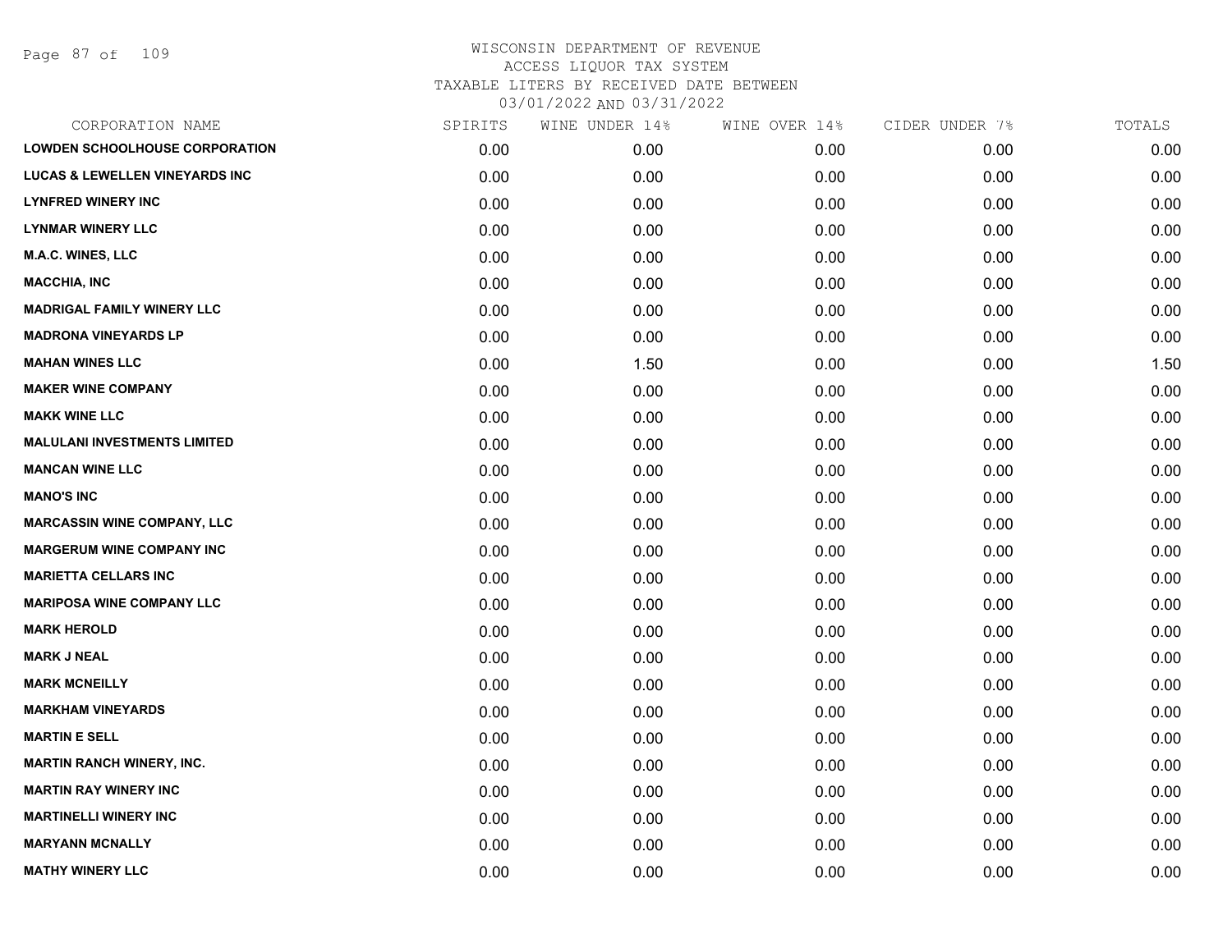# WISCONSIN DEPARTMENT OF REVENUE
## ACCESS LIQUOR TAX SYSTEM
### TAXABLE LITERS BY RECEIVED DATE BETWEEN 03/01/2022 AND 03/31/2022

| CORPORATION NAME | SPIRITS | WINE UNDER 14% | WINE OVER 14% | CIDER UNDER 7% | TOTALS |
|---|---|---|---|---|---|
| LOWDEN SCHOOLHOUSE CORPORATION | 0.00 | 0.00 | 0.00 | 0.00 | 0.00 |
| LUCAS & LEWELLEN VINEYARDS INC | 0.00 | 0.00 | 0.00 | 0.00 | 0.00 |
| LYNFRED WINERY INC | 0.00 | 0.00 | 0.00 | 0.00 | 0.00 |
| LYNMAR WINERY LLC | 0.00 | 0.00 | 0.00 | 0.00 | 0.00 |
| M.A.C. WINES, LLC | 0.00 | 0.00 | 0.00 | 0.00 | 0.00 |
| MACCHIA, INC | 0.00 | 0.00 | 0.00 | 0.00 | 0.00 |
| MADRIGAL FAMILY WINERY LLC | 0.00 | 0.00 | 0.00 | 0.00 | 0.00 |
| MADRONA VINEYARDS LP | 0.00 | 0.00 | 0.00 | 0.00 | 0.00 |
| MAHAN WINES LLC | 0.00 | 1.50 | 0.00 | 0.00 | 1.50 |
| MAKER WINE COMPANY | 0.00 | 0.00 | 0.00 | 0.00 | 0.00 |
| MAKK WINE LLC | 0.00 | 0.00 | 0.00 | 0.00 | 0.00 |
| MALULANI INVESTMENTS LIMITED | 0.00 | 0.00 | 0.00 | 0.00 | 0.00 |
| MANCAN WINE LLC | 0.00 | 0.00 | 0.00 | 0.00 | 0.00 |
| MANO'S INC | 0.00 | 0.00 | 0.00 | 0.00 | 0.00 |
| MARCASSIN WINE COMPANY, LLC | 0.00 | 0.00 | 0.00 | 0.00 | 0.00 |
| MARGERUM WINE COMPANY INC | 0.00 | 0.00 | 0.00 | 0.00 | 0.00 |
| MARIETTA CELLARS INC | 0.00 | 0.00 | 0.00 | 0.00 | 0.00 |
| MARIPOSA WINE COMPANY LLC | 0.00 | 0.00 | 0.00 | 0.00 | 0.00 |
| MARK HEROLD | 0.00 | 0.00 | 0.00 | 0.00 | 0.00 |
| MARK J NEAL | 0.00 | 0.00 | 0.00 | 0.00 | 0.00 |
| MARK MCNEILLY | 0.00 | 0.00 | 0.00 | 0.00 | 0.00 |
| MARKHAM VINEYARDS | 0.00 | 0.00 | 0.00 | 0.00 | 0.00 |
| MARTIN E SELL | 0.00 | 0.00 | 0.00 | 0.00 | 0.00 |
| MARTIN RANCH WINERY, INC. | 0.00 | 0.00 | 0.00 | 0.00 | 0.00 |
| MARTIN RAY WINERY INC | 0.00 | 0.00 | 0.00 | 0.00 | 0.00 |
| MARTINELLI WINERY INC | 0.00 | 0.00 | 0.00 | 0.00 | 0.00 |
| MARYANN MCNALLY | 0.00 | 0.00 | 0.00 | 0.00 | 0.00 |
| MATHY WINERY LLC | 0.00 | 0.00 | 0.00 | 0.00 | 0.00 |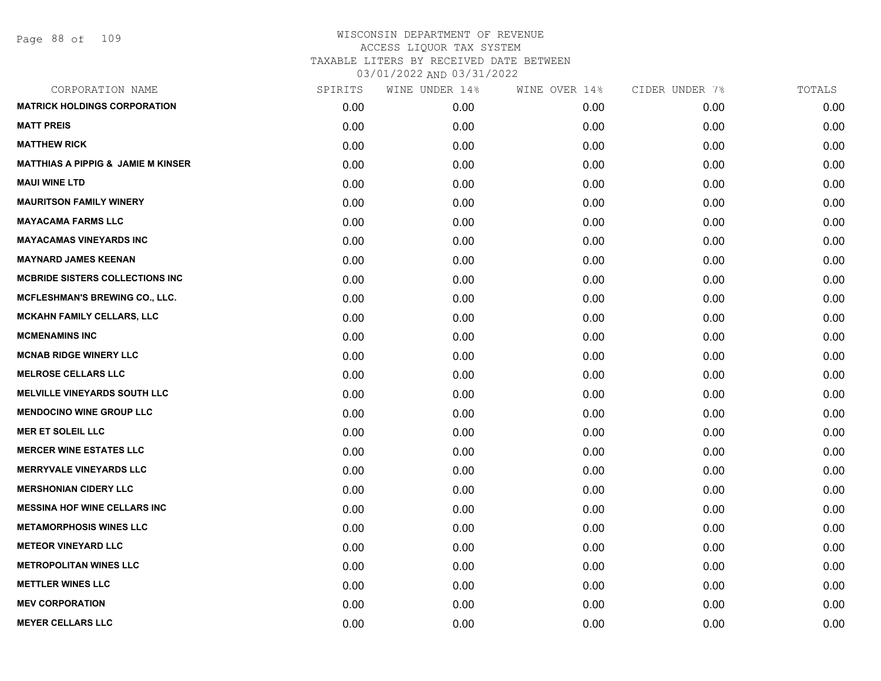# WISCONSIN DEPARTMENT OF REVENUE
## ACCESS LIQUOR TAX SYSTEM
### TAXABLE LITERS BY RECEIVED DATE BETWEEN 03/01/2022 AND 03/31/2022

| CORPORATION NAME | SPIRITS | WINE UNDER 14% | WINE OVER 14% | CIDER UNDER 7% | TOTALS |
|---|---|---|---|---|---|
| MATRICK HOLDINGS CORPORATION | 0.00 | 0.00 | 0.00 | 0.00 | 0.00 |
| MATT PREIS | 0.00 | 0.00 | 0.00 | 0.00 | 0.00 |
| MATTHEW RICK | 0.00 | 0.00 | 0.00 | 0.00 | 0.00 |
| MATTHIAS A PIPPIG & JAMIE M KINSER | 0.00 | 0.00 | 0.00 | 0.00 | 0.00 |
| MAUI WINE LTD | 0.00 | 0.00 | 0.00 | 0.00 | 0.00 |
| MAURITSON FAMILY WINERY | 0.00 | 0.00 | 0.00 | 0.00 | 0.00 |
| MAYACAMA FARMS LLC | 0.00 | 0.00 | 0.00 | 0.00 | 0.00 |
| MAYACAMAS VINEYARDS INC | 0.00 | 0.00 | 0.00 | 0.00 | 0.00 |
| MAYNARD JAMES KEENAN | 0.00 | 0.00 | 0.00 | 0.00 | 0.00 |
| MCBRIDE SISTERS COLLECTIONS INC | 0.00 | 0.00 | 0.00 | 0.00 | 0.00 |
| MCFLESHMAN'S BREWING CO., LLC. | 0.00 | 0.00 | 0.00 | 0.00 | 0.00 |
| MCKAHN FAMILY CELLARS, LLC | 0.00 | 0.00 | 0.00 | 0.00 | 0.00 |
| MCMENAMINS INC | 0.00 | 0.00 | 0.00 | 0.00 | 0.00 |
| MCNAB RIDGE WINERY LLC | 0.00 | 0.00 | 0.00 | 0.00 | 0.00 |
| MELROSE CELLARS LLC | 0.00 | 0.00 | 0.00 | 0.00 | 0.00 |
| MELVILLE VINEYARDS SOUTH LLC | 0.00 | 0.00 | 0.00 | 0.00 | 0.00 |
| MENDOCINO WINE GROUP LLC | 0.00 | 0.00 | 0.00 | 0.00 | 0.00 |
| MER ET SOLEIL LLC | 0.00 | 0.00 | 0.00 | 0.00 | 0.00 |
| MERCER WINE ESTATES LLC | 0.00 | 0.00 | 0.00 | 0.00 | 0.00 |
| MERRYVALE VINEYARDS LLC | 0.00 | 0.00 | 0.00 | 0.00 | 0.00 |
| MERSHONIAN CIDERY LLC | 0.00 | 0.00 | 0.00 | 0.00 | 0.00 |
| MESSINA HOF WINE CELLARS INC | 0.00 | 0.00 | 0.00 | 0.00 | 0.00 |
| METAMORPHOSIS WINES LLC | 0.00 | 0.00 | 0.00 | 0.00 | 0.00 |
| METEOR VINEYARD LLC | 0.00 | 0.00 | 0.00 | 0.00 | 0.00 |
| METROPOLITAN WINES LLC | 0.00 | 0.00 | 0.00 | 0.00 | 0.00 |
| METTLER WINES LLC | 0.00 | 0.00 | 0.00 | 0.00 | 0.00 |
| MEV CORPORATION | 0.00 | 0.00 | 0.00 | 0.00 | 0.00 |
| MEYER CELLARS LLC | 0.00 | 0.00 | 0.00 | 0.00 | 0.00 |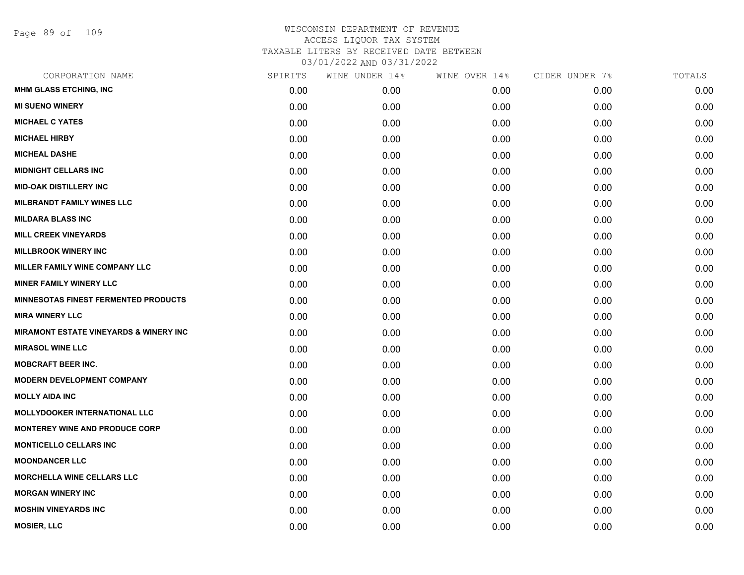# WISCONSIN DEPARTMENT OF REVENUE
## ACCESS LIQUOR TAX SYSTEM
## TAXABLE LITERS BY RECEIVED DATE BETWEEN 03/01/2022 AND 03/31/2022

| CORPORATION NAME | SPIRITS | WINE UNDER 14% | WINE OVER 14% | CIDER UNDER 7% | TOTALS |
|---|---|---|---|---|---|
| MHM GLASS ETCHING, INC | 0.00 | 0.00 | 0.00 | 0.00 | 0.00 |
| MI SUENO WINERY | 0.00 | 0.00 | 0.00 | 0.00 | 0.00 |
| MICHAEL C YATES | 0.00 | 0.00 | 0.00 | 0.00 | 0.00 |
| MICHAEL HIRBY | 0.00 | 0.00 | 0.00 | 0.00 | 0.00 |
| MICHEAL DASHE | 0.00 | 0.00 | 0.00 | 0.00 | 0.00 |
| MIDNIGHT CELLARS INC | 0.00 | 0.00 | 0.00 | 0.00 | 0.00 |
| MID-OAK DISTILLERY INC | 0.00 | 0.00 | 0.00 | 0.00 | 0.00 |
| MILBRANDT FAMILY WINES LLC | 0.00 | 0.00 | 0.00 | 0.00 | 0.00 |
| MILDARA BLASS INC | 0.00 | 0.00 | 0.00 | 0.00 | 0.00 |
| MILL CREEK VINEYARDS | 0.00 | 0.00 | 0.00 | 0.00 | 0.00 |
| MILLBROOK WINERY INC | 0.00 | 0.00 | 0.00 | 0.00 | 0.00 |
| MILLER FAMILY WINE COMPANY LLC | 0.00 | 0.00 | 0.00 | 0.00 | 0.00 |
| MINER FAMILY WINERY LLC | 0.00 | 0.00 | 0.00 | 0.00 | 0.00 |
| MINNESOTAS FINEST FERMENTED PRODUCTS | 0.00 | 0.00 | 0.00 | 0.00 | 0.00 |
| MIRA WINERY LLC | 0.00 | 0.00 | 0.00 | 0.00 | 0.00 |
| MIRAMONT ESTATE VINEYARDS & WINERY INC | 0.00 | 0.00 | 0.00 | 0.00 | 0.00 |
| MIRASOL WINE LLC | 0.00 | 0.00 | 0.00 | 0.00 | 0.00 |
| MOBCRAFT BEER INC. | 0.00 | 0.00 | 0.00 | 0.00 | 0.00 |
| MODERN DEVELOPMENT COMPANY | 0.00 | 0.00 | 0.00 | 0.00 | 0.00 |
| MOLLY AIDA INC | 0.00 | 0.00 | 0.00 | 0.00 | 0.00 |
| MOLLYDOOKER INTERNATIONAL LLC | 0.00 | 0.00 | 0.00 | 0.00 | 0.00 |
| MONTEREY WINE AND PRODUCE CORP | 0.00 | 0.00 | 0.00 | 0.00 | 0.00 |
| MONTICELLO CELLARS INC | 0.00 | 0.00 | 0.00 | 0.00 | 0.00 |
| MOONDANCER LLC | 0.00 | 0.00 | 0.00 | 0.00 | 0.00 |
| MORCHELLA WINE CELLARS LLC | 0.00 | 0.00 | 0.00 | 0.00 | 0.00 |
| MORGAN WINERY INC | 0.00 | 0.00 | 0.00 | 0.00 | 0.00 |
| MOSHIN VINEYARDS INC | 0.00 | 0.00 | 0.00 | 0.00 | 0.00 |
| MOSIER, LLC | 0.00 | 0.00 | 0.00 | 0.00 | 0.00 |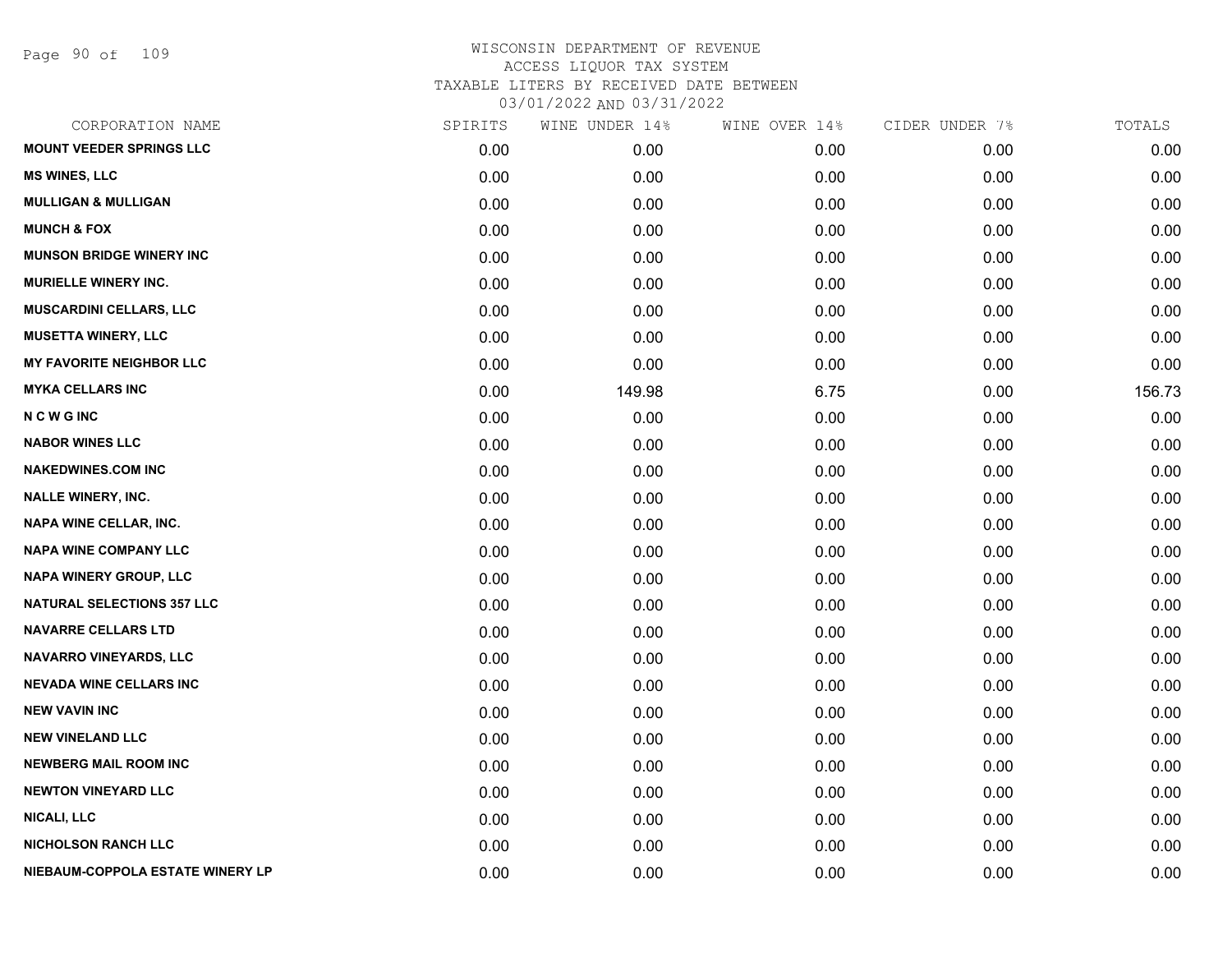# WISCONSIN DEPARTMENT OF REVENUE
## ACCESS LIQUOR TAX SYSTEM
### TAXABLE LITERS BY RECEIVED DATE BETWEEN 03/01/2022 AND 03/31/2022

| CORPORATION NAME | SPIRITS | WINE UNDER 14% | WINE OVER 14% | CIDER UNDER 7% | TOTALS |
|---|---|---|---|---|---|
| MOUNT VEEDER SPRINGS LLC | 0.00 | 0.00 | 0.00 | 0.00 | 0.00 |
| MS WINES, LLC | 0.00 | 0.00 | 0.00 | 0.00 | 0.00 |
| MULLIGAN & MULLIGAN | 0.00 | 0.00 | 0.00 | 0.00 | 0.00 |
| MUNCH & FOX | 0.00 | 0.00 | 0.00 | 0.00 | 0.00 |
| MUNSON BRIDGE WINERY INC | 0.00 | 0.00 | 0.00 | 0.00 | 0.00 |
| MURIELLE WINERY INC. | 0.00 | 0.00 | 0.00 | 0.00 | 0.00 |
| MUSCARDINI CELLARS, LLC | 0.00 | 0.00 | 0.00 | 0.00 | 0.00 |
| MUSETTA WINERY, LLC | 0.00 | 0.00 | 0.00 | 0.00 | 0.00 |
| MY FAVORITE NEIGHBOR LLC | 0.00 | 0.00 | 0.00 | 0.00 | 0.00 |
| MYKA CELLARS INC | 0.00 | 149.98 | 6.75 | 0.00 | 156.73 |
| N C W G INC | 0.00 | 0.00 | 0.00 | 0.00 | 0.00 |
| NABOR WINES LLC | 0.00 | 0.00 | 0.00 | 0.00 | 0.00 |
| NAKEDWINES.COM INC | 0.00 | 0.00 | 0.00 | 0.00 | 0.00 |
| NALLE WINERY, INC. | 0.00 | 0.00 | 0.00 | 0.00 | 0.00 |
| NAPA WINE CELLAR, INC. | 0.00 | 0.00 | 0.00 | 0.00 | 0.00 |
| NAPA WINE COMPANY LLC | 0.00 | 0.00 | 0.00 | 0.00 | 0.00 |
| NAPA WINERY GROUP, LLC | 0.00 | 0.00 | 0.00 | 0.00 | 0.00 |
| NATURAL SELECTIONS 357 LLC | 0.00 | 0.00 | 0.00 | 0.00 | 0.00 |
| NAVARRE CELLARS LTD | 0.00 | 0.00 | 0.00 | 0.00 | 0.00 |
| NAVARRO VINEYARDS, LLC | 0.00 | 0.00 | 0.00 | 0.00 | 0.00 |
| NEVADA WINE CELLARS INC | 0.00 | 0.00 | 0.00 | 0.00 | 0.00 |
| NEW VAVIN INC | 0.00 | 0.00 | 0.00 | 0.00 | 0.00 |
| NEW VINELAND LLC | 0.00 | 0.00 | 0.00 | 0.00 | 0.00 |
| NEWBERG MAIL ROOM INC | 0.00 | 0.00 | 0.00 | 0.00 | 0.00 |
| NEWTON VINEYARD LLC | 0.00 | 0.00 | 0.00 | 0.00 | 0.00 |
| NICALI, LLC | 0.00 | 0.00 | 0.00 | 0.00 | 0.00 |
| NICHOLSON RANCH LLC | 0.00 | 0.00 | 0.00 | 0.00 | 0.00 |
| NIEBAUM-COPPOLA ESTATE WINERY LP | 0.00 | 0.00 | 0.00 | 0.00 | 0.00 |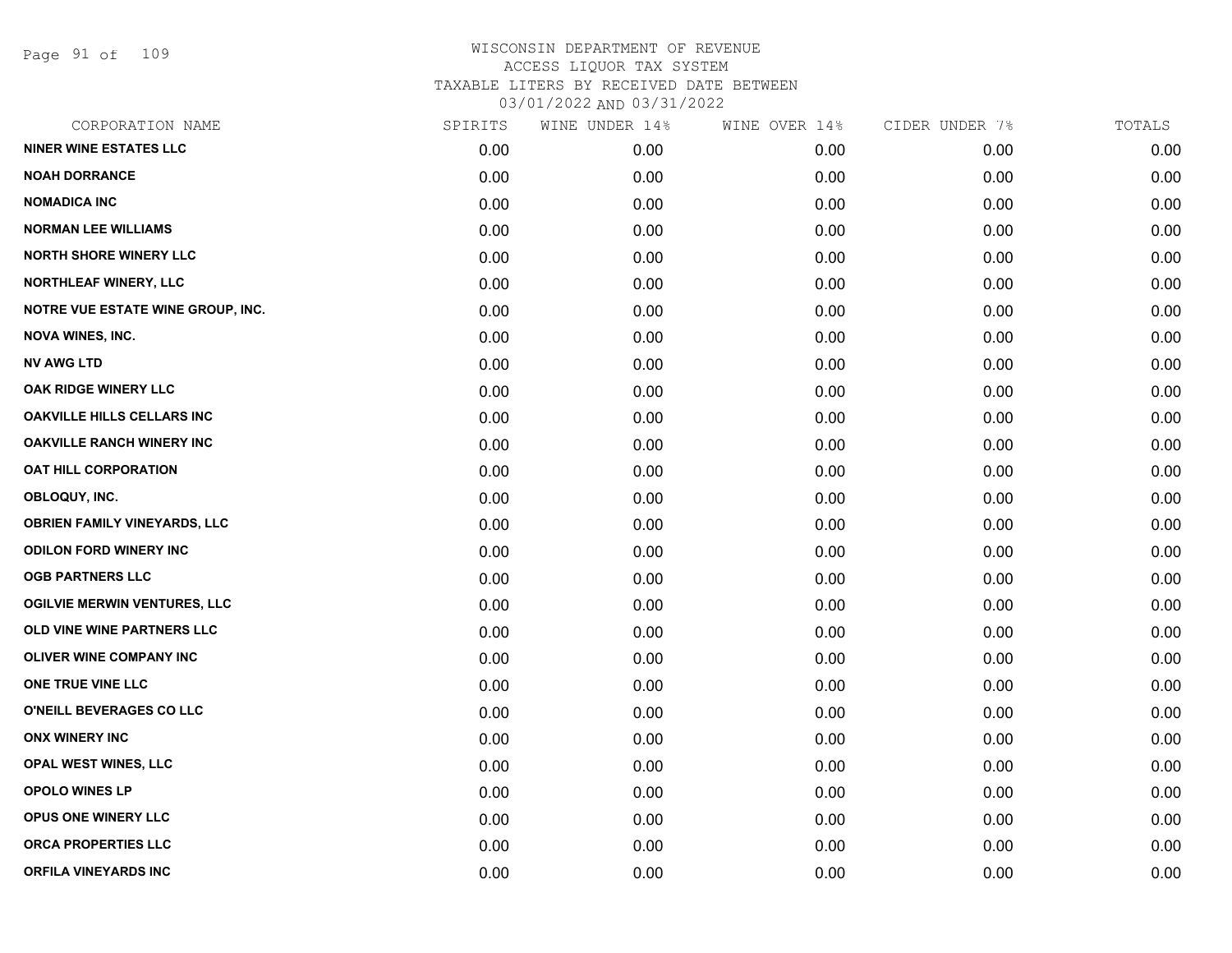# WISCONSIN DEPARTMENT OF REVENUE
ACCESS LIQUOR TAX SYSTEM
TAXABLE LITERS BY RECEIVED DATE BETWEEN
03/01/2022 AND 03/31/2022

| CORPORATION NAME | SPIRITS | WINE UNDER 14% | WINE OVER 14% | CIDER UNDER 7% | TOTALS |
|---|---|---|---|---|---|
| NINER WINE ESTATES LLC | 0.00 | 0.00 | 0.00 | 0.00 | 0.00 |
| NOAH DORRANCE | 0.00 | 0.00 | 0.00 | 0.00 | 0.00 |
| NOMADICA INC | 0.00 | 0.00 | 0.00 | 0.00 | 0.00 |
| NORMAN LEE WILLIAMS | 0.00 | 0.00 | 0.00 | 0.00 | 0.00 |
| NORTH SHORE WINERY LLC | 0.00 | 0.00 | 0.00 | 0.00 | 0.00 |
| NORTHLEAF WINERY, LLC | 0.00 | 0.00 | 0.00 | 0.00 | 0.00 |
| NOTRE VUE ESTATE WINE GROUP, INC. | 0.00 | 0.00 | 0.00 | 0.00 | 0.00 |
| NOVA WINES, INC. | 0.00 | 0.00 | 0.00 | 0.00 | 0.00 |
| NV AWG LTD | 0.00 | 0.00 | 0.00 | 0.00 | 0.00 |
| OAK RIDGE WINERY LLC | 0.00 | 0.00 | 0.00 | 0.00 | 0.00 |
| OAKVILLE HILLS CELLARS INC | 0.00 | 0.00 | 0.00 | 0.00 | 0.00 |
| OAKVILLE RANCH WINERY INC | 0.00 | 0.00 | 0.00 | 0.00 | 0.00 |
| OAT HILL CORPORATION | 0.00 | 0.00 | 0.00 | 0.00 | 0.00 |
| OBLOQUY, INC. | 0.00 | 0.00 | 0.00 | 0.00 | 0.00 |
| OBRIEN FAMILY VINEYARDS, LLC | 0.00 | 0.00 | 0.00 | 0.00 | 0.00 |
| ODILON FORD WINERY INC | 0.00 | 0.00 | 0.00 | 0.00 | 0.00 |
| OGB PARTNERS LLC | 0.00 | 0.00 | 0.00 | 0.00 | 0.00 |
| OGILVIE MERWIN VENTURES, LLC | 0.00 | 0.00 | 0.00 | 0.00 | 0.00 |
| OLD VINE WINE PARTNERS LLC | 0.00 | 0.00 | 0.00 | 0.00 | 0.00 |
| OLIVER WINE COMPANY INC | 0.00 | 0.00 | 0.00 | 0.00 | 0.00 |
| ONE TRUE VINE LLC | 0.00 | 0.00 | 0.00 | 0.00 | 0.00 |
| O'NEILL BEVERAGES CO LLC | 0.00 | 0.00 | 0.00 | 0.00 | 0.00 |
| ONX WINERY INC | 0.00 | 0.00 | 0.00 | 0.00 | 0.00 |
| OPAL WEST WINES, LLC | 0.00 | 0.00 | 0.00 | 0.00 | 0.00 |
| OPOLO WINES LP | 0.00 | 0.00 | 0.00 | 0.00 | 0.00 |
| OPUS ONE WINERY LLC | 0.00 | 0.00 | 0.00 | 0.00 | 0.00 |
| ORCA PROPERTIES LLC | 0.00 | 0.00 | 0.00 | 0.00 | 0.00 |
| ORFILA VINEYARDS INC | 0.00 | 0.00 | 0.00 | 0.00 | 0.00 |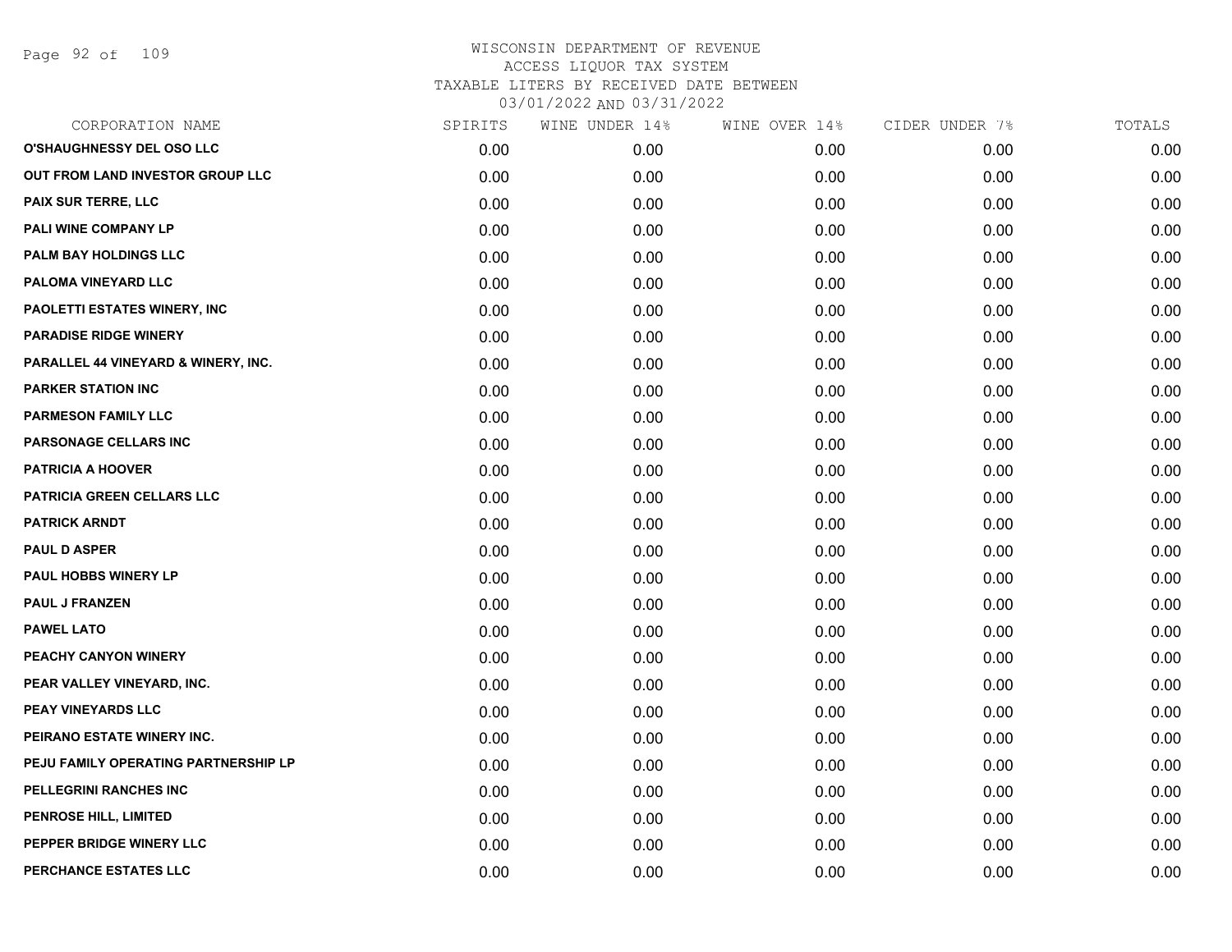# WISCONSIN DEPARTMENT OF REVENUE
## ACCESS LIQUOR TAX SYSTEM
## TAXABLE LITERS BY RECEIVED DATE BETWEEN
## 03/01/2022 AND 03/31/2022

| CORPORATION NAME | SPIRITS | WINE UNDER 14% | WINE OVER 14% | CIDER UNDER 7% | TOTALS |
|---|---|---|---|---|---|
| O'SHAUGHNESSY DEL OSO LLC | 0.00 | 0.00 | 0.00 | 0.00 | 0.00 |
| OUT FROM LAND INVESTOR GROUP LLC | 0.00 | 0.00 | 0.00 | 0.00 | 0.00 |
| PAIX SUR TERRE, LLC | 0.00 | 0.00 | 0.00 | 0.00 | 0.00 |
| PALI WINE COMPANY LP | 0.00 | 0.00 | 0.00 | 0.00 | 0.00 |
| PALM BAY HOLDINGS LLC | 0.00 | 0.00 | 0.00 | 0.00 | 0.00 |
| PALOMA VINEYARD LLC | 0.00 | 0.00 | 0.00 | 0.00 | 0.00 |
| PAOLETTI ESTATES WINERY, INC | 0.00 | 0.00 | 0.00 | 0.00 | 0.00 |
| PARADISE RIDGE WINERY | 0.00 | 0.00 | 0.00 | 0.00 | 0.00 |
| PARALLEL 44 VINEYARD & WINERY, INC. | 0.00 | 0.00 | 0.00 | 0.00 | 0.00 |
| PARKER STATION INC | 0.00 | 0.00 | 0.00 | 0.00 | 0.00 |
| PARMESON FAMILY LLC | 0.00 | 0.00 | 0.00 | 0.00 | 0.00 |
| PARSONAGE CELLARS INC | 0.00 | 0.00 | 0.00 | 0.00 | 0.00 |
| PATRICIA A HOOVER | 0.00 | 0.00 | 0.00 | 0.00 | 0.00 |
| PATRICIA GREEN CELLARS LLC | 0.00 | 0.00 | 0.00 | 0.00 | 0.00 |
| PATRICK ARNDT | 0.00 | 0.00 | 0.00 | 0.00 | 0.00 |
| PAUL D ASPER | 0.00 | 0.00 | 0.00 | 0.00 | 0.00 |
| PAUL HOBBS WINERY LP | 0.00 | 0.00 | 0.00 | 0.00 | 0.00 |
| PAUL J FRANZEN | 0.00 | 0.00 | 0.00 | 0.00 | 0.00 |
| PAWEL LATO | 0.00 | 0.00 | 0.00 | 0.00 | 0.00 |
| PEACHY CANYON WINERY | 0.00 | 0.00 | 0.00 | 0.00 | 0.00 |
| PEAR VALLEY VINEYARD, INC. | 0.00 | 0.00 | 0.00 | 0.00 | 0.00 |
| PEAY VINEYARDS LLC | 0.00 | 0.00 | 0.00 | 0.00 | 0.00 |
| PEIRANO ESTATE WINERY INC. | 0.00 | 0.00 | 0.00 | 0.00 | 0.00 |
| PEJU FAMILY OPERATING PARTNERSHIP LP | 0.00 | 0.00 | 0.00 | 0.00 | 0.00 |
| PELLEGRINI RANCHES INC | 0.00 | 0.00 | 0.00 | 0.00 | 0.00 |
| PENROSE HILL, LIMITED | 0.00 | 0.00 | 0.00 | 0.00 | 0.00 |
| PEPPER BRIDGE WINERY LLC | 0.00 | 0.00 | 0.00 | 0.00 | 0.00 |
| PERCHANCE ESTATES LLC | 0.00 | 0.00 | 0.00 | 0.00 | 0.00 |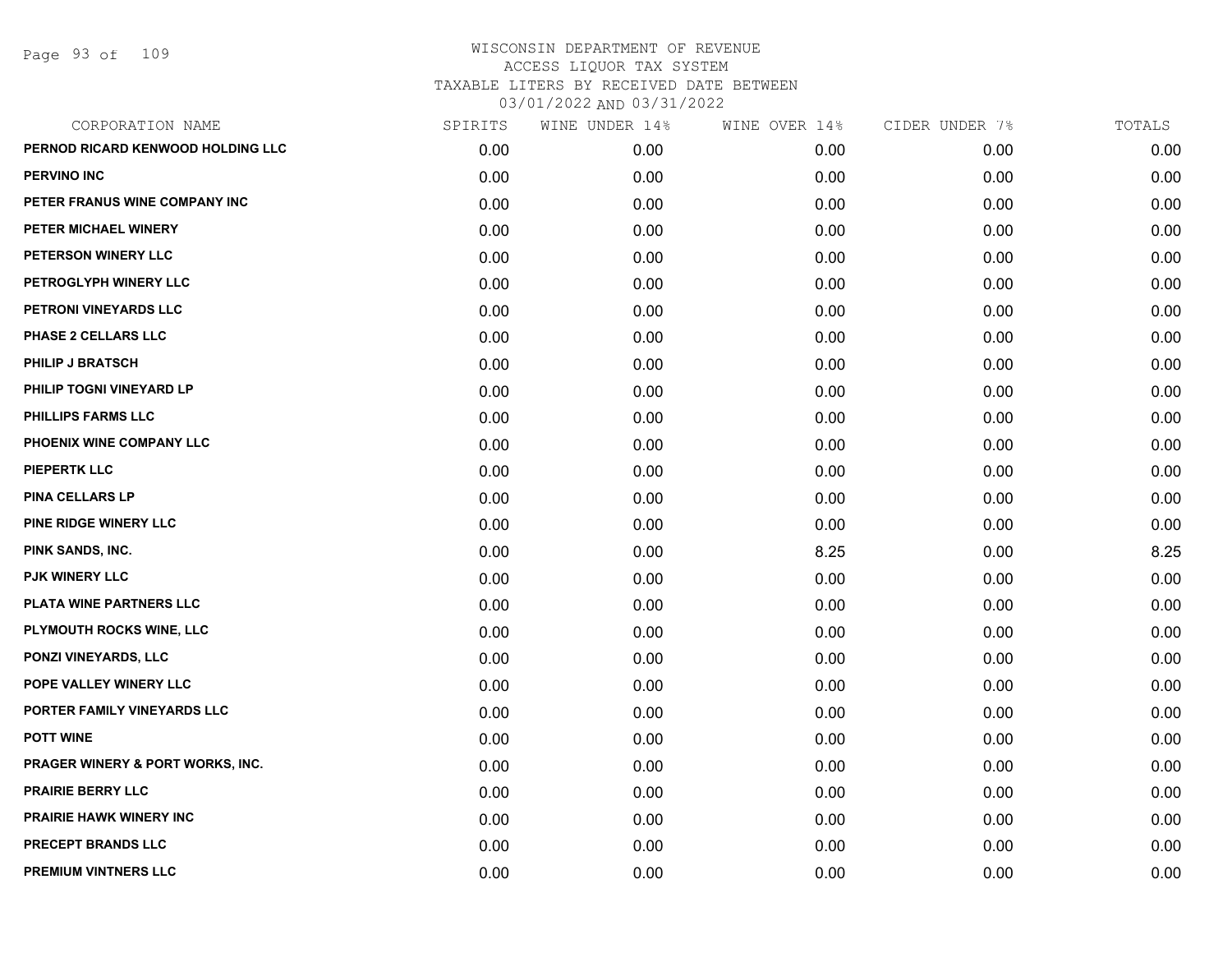WISCONSIN DEPARTMENT OF REVENUE
ACCESS LIQUOR TAX SYSTEM
TAXABLE LITERS BY RECEIVED DATE BETWEEN
03/01/2022 AND 03/31/2022

| CORPORATION NAME | SPIRITS | WINE UNDER 14% | WINE OVER 14% | CIDER UNDER 7% | TOTALS |
|---|---|---|---|---|---|
| PERNOD RICARD KENWOOD HOLDING LLC | 0.00 | 0.00 | 0.00 | 0.00 | 0.00 |
| PERVINO INC | 0.00 | 0.00 | 0.00 | 0.00 | 0.00 |
| PETER FRANUS WINE COMPANY INC | 0.00 | 0.00 | 0.00 | 0.00 | 0.00 |
| PETER MICHAEL WINERY | 0.00 | 0.00 | 0.00 | 0.00 | 0.00 |
| PETERSON WINERY LLC | 0.00 | 0.00 | 0.00 | 0.00 | 0.00 |
| PETROGLYPH WINERY LLC | 0.00 | 0.00 | 0.00 | 0.00 | 0.00 |
| PETRONI VINEYARDS LLC | 0.00 | 0.00 | 0.00 | 0.00 | 0.00 |
| PHASE 2 CELLARS LLC | 0.00 | 0.00 | 0.00 | 0.00 | 0.00 |
| PHILIP J BRATSCH | 0.00 | 0.00 | 0.00 | 0.00 | 0.00 |
| PHILIP TOGNI VINEYARD LP | 0.00 | 0.00 | 0.00 | 0.00 | 0.00 |
| PHILLIPS FARMS LLC | 0.00 | 0.00 | 0.00 | 0.00 | 0.00 |
| PHOENIX WINE COMPANY LLC | 0.00 | 0.00 | 0.00 | 0.00 | 0.00 |
| PIEPERTK LLC | 0.00 | 0.00 | 0.00 | 0.00 | 0.00 |
| PINA CELLARS LP | 0.00 | 0.00 | 0.00 | 0.00 | 0.00 |
| PINE RIDGE WINERY LLC | 0.00 | 0.00 | 0.00 | 0.00 | 0.00 |
| PINK SANDS, INC. | 0.00 | 0.00 | 8.25 | 0.00 | 8.25 |
| PJK WINERY LLC | 0.00 | 0.00 | 0.00 | 0.00 | 0.00 |
| PLATA WINE PARTNERS LLC | 0.00 | 0.00 | 0.00 | 0.00 | 0.00 |
| PLYMOUTH ROCKS WINE, LLC | 0.00 | 0.00 | 0.00 | 0.00 | 0.00 |
| PONZI VINEYARDS, LLC | 0.00 | 0.00 | 0.00 | 0.00 | 0.00 |
| POPE VALLEY WINERY LLC | 0.00 | 0.00 | 0.00 | 0.00 | 0.00 |
| PORTER FAMILY VINEYARDS LLC | 0.00 | 0.00 | 0.00 | 0.00 | 0.00 |
| POTT WINE | 0.00 | 0.00 | 0.00 | 0.00 | 0.00 |
| PRAGER WINERY & PORT WORKS, INC. | 0.00 | 0.00 | 0.00 | 0.00 | 0.00 |
| PRAIRIE BERRY LLC | 0.00 | 0.00 | 0.00 | 0.00 | 0.00 |
| PRAIRIE HAWK WINERY INC | 0.00 | 0.00 | 0.00 | 0.00 | 0.00 |
| PRECEPT BRANDS LLC | 0.00 | 0.00 | 0.00 | 0.00 | 0.00 |
| PREMIUM VINTNERS LLC | 0.00 | 0.00 | 0.00 | 0.00 | 0.00 |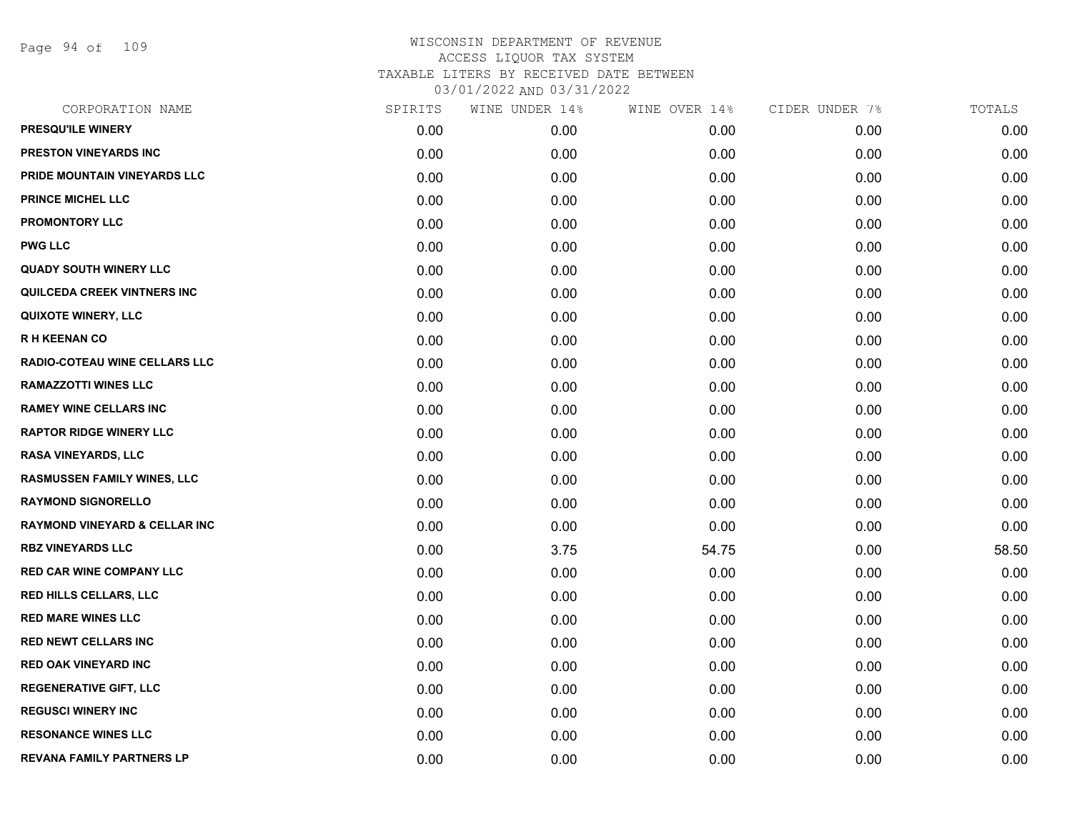# WISCONSIN DEPARTMENT OF REVENUE
## ACCESS LIQUOR TAX SYSTEM
### TAXABLE LITERS BY RECEIVED DATE BETWEEN 03/01/2022 AND 03/31/2022

| CORPORATION NAME | SPIRITS | WINE UNDER 14% | WINE OVER 14% | CIDER UNDER 7% | TOTALS |
|---|---|---|---|---|---|
| PRESQU'ILE WINERY | 0.00 | 0.00 | 0.00 | 0.00 | 0.00 |
| PRESTON VINEYARDS INC | 0.00 | 0.00 | 0.00 | 0.00 | 0.00 |
| PRIDE MOUNTAIN VINEYARDS LLC | 0.00 | 0.00 | 0.00 | 0.00 | 0.00 |
| PRINCE MICHEL LLC | 0.00 | 0.00 | 0.00 | 0.00 | 0.00 |
| PROMONTORY LLC | 0.00 | 0.00 | 0.00 | 0.00 | 0.00 |
| PWG LLC | 0.00 | 0.00 | 0.00 | 0.00 | 0.00 |
| QUADY SOUTH WINERY LLC | 0.00 | 0.00 | 0.00 | 0.00 | 0.00 |
| QUILCEDA CREEK VINTNERS INC | 0.00 | 0.00 | 0.00 | 0.00 | 0.00 |
| QUIXOTE WINERY, LLC | 0.00 | 0.00 | 0.00 | 0.00 | 0.00 |
| R H KEENAN CO | 0.00 | 0.00 | 0.00 | 0.00 | 0.00 |
| RADIO-COTEAU WINE CELLARS LLC | 0.00 | 0.00 | 0.00 | 0.00 | 0.00 |
| RAMAZZOTTI WINES LLC | 0.00 | 0.00 | 0.00 | 0.00 | 0.00 |
| RAMEY WINE CELLARS INC | 0.00 | 0.00 | 0.00 | 0.00 | 0.00 |
| RAPTOR RIDGE WINERY LLC | 0.00 | 0.00 | 0.00 | 0.00 | 0.00 |
| RASA VINEYARDS, LLC | 0.00 | 0.00 | 0.00 | 0.00 | 0.00 |
| RASMUSSEN FAMILY WINES, LLC | 0.00 | 0.00 | 0.00 | 0.00 | 0.00 |
| RAYMOND SIGNORELLO | 0.00 | 0.00 | 0.00 | 0.00 | 0.00 |
| RAYMOND VINEYARD & CELLAR INC | 0.00 | 0.00 | 0.00 | 0.00 | 0.00 |
| RBZ VINEYARDS LLC | 0.00 | 3.75 | 54.75 | 0.00 | 58.50 |
| RED CAR WINE COMPANY LLC | 0.00 | 0.00 | 0.00 | 0.00 | 0.00 |
| RED HILLS CELLARS, LLC | 0.00 | 0.00 | 0.00 | 0.00 | 0.00 |
| RED MARE WINES LLC | 0.00 | 0.00 | 0.00 | 0.00 | 0.00 |
| RED NEWT CELLARS INC | 0.00 | 0.00 | 0.00 | 0.00 | 0.00 |
| RED OAK VINEYARD INC | 0.00 | 0.00 | 0.00 | 0.00 | 0.00 |
| REGENERATIVE GIFT, LLC | 0.00 | 0.00 | 0.00 | 0.00 | 0.00 |
| REGUSCI WINERY INC | 0.00 | 0.00 | 0.00 | 0.00 | 0.00 |
| RESONANCE WINES LLC | 0.00 | 0.00 | 0.00 | 0.00 | 0.00 |
| REVANA FAMILY PARTNERS LP | 0.00 | 0.00 | 0.00 | 0.00 | 0.00 |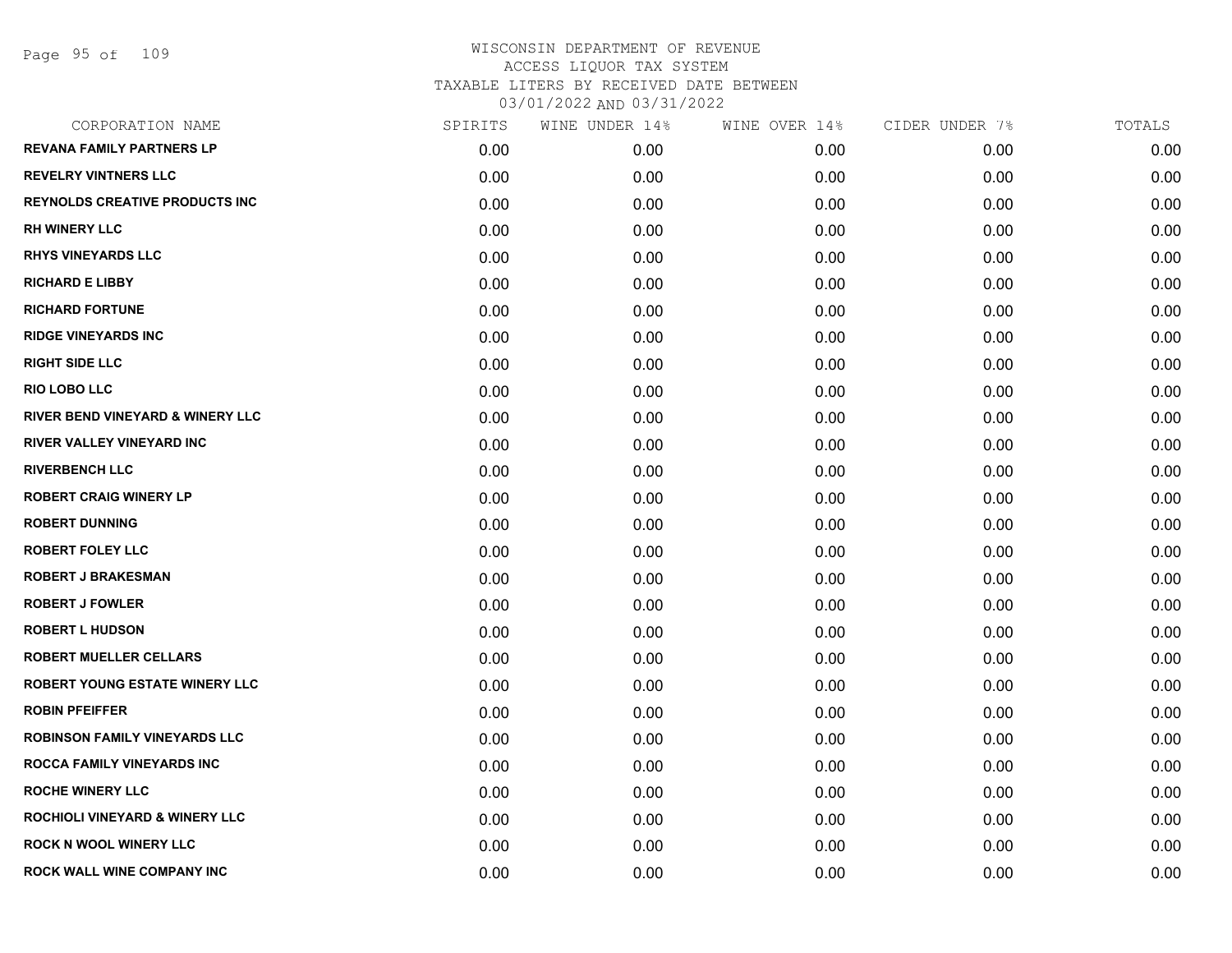# WISCONSIN DEPARTMENT OF REVENUE
## ACCESS LIQUOR TAX SYSTEM
## TAXABLE LITERS BY RECEIVED DATE BETWEEN 03/01/2022 AND 03/31/2022

| CORPORATION NAME | SPIRITS | WINE UNDER 14% | WINE OVER 14% | CIDER UNDER 7% | TOTALS |
|---|---|---|---|---|---|
| REVANA FAMILY PARTNERS LP | 0.00 | 0.00 | 0.00 | 0.00 | 0.00 |
| REVELRY VINTNERS LLC | 0.00 | 0.00 | 0.00 | 0.00 | 0.00 |
| REYNOLDS CREATIVE PRODUCTS INC | 0.00 | 0.00 | 0.00 | 0.00 | 0.00 |
| RH WINERY LLC | 0.00 | 0.00 | 0.00 | 0.00 | 0.00 |
| RHYS VINEYARDS LLC | 0.00 | 0.00 | 0.00 | 0.00 | 0.00 |
| RICHARD E LIBBY | 0.00 | 0.00 | 0.00 | 0.00 | 0.00 |
| RICHARD FORTUNE | 0.00 | 0.00 | 0.00 | 0.00 | 0.00 |
| RIDGE VINEYARDS INC | 0.00 | 0.00 | 0.00 | 0.00 | 0.00 |
| RIGHT SIDE LLC | 0.00 | 0.00 | 0.00 | 0.00 | 0.00 |
| RIO LOBO LLC | 0.00 | 0.00 | 0.00 | 0.00 | 0.00 |
| RIVER BEND VINEYARD & WINERY LLC | 0.00 | 0.00 | 0.00 | 0.00 | 0.00 |
| RIVER VALLEY VINEYARD INC | 0.00 | 0.00 | 0.00 | 0.00 | 0.00 |
| RIVERBENCH LLC | 0.00 | 0.00 | 0.00 | 0.00 | 0.00 |
| ROBERT CRAIG WINERY LP | 0.00 | 0.00 | 0.00 | 0.00 | 0.00 |
| ROBERT DUNNING | 0.00 | 0.00 | 0.00 | 0.00 | 0.00 |
| ROBERT FOLEY LLC | 0.00 | 0.00 | 0.00 | 0.00 | 0.00 |
| ROBERT J BRAKESMAN | 0.00 | 0.00 | 0.00 | 0.00 | 0.00 |
| ROBERT J FOWLER | 0.00 | 0.00 | 0.00 | 0.00 | 0.00 |
| ROBERT L HUDSON | 0.00 | 0.00 | 0.00 | 0.00 | 0.00 |
| ROBERT MUELLER CELLARS | 0.00 | 0.00 | 0.00 | 0.00 | 0.00 |
| ROBERT YOUNG ESTATE WINERY LLC | 0.00 | 0.00 | 0.00 | 0.00 | 0.00 |
| ROBIN PFEIFFER | 0.00 | 0.00 | 0.00 | 0.00 | 0.00 |
| ROBINSON FAMILY VINEYARDS LLC | 0.00 | 0.00 | 0.00 | 0.00 | 0.00 |
| ROCCA FAMILY VINEYARDS INC | 0.00 | 0.00 | 0.00 | 0.00 | 0.00 |
| ROCHE WINERY LLC | 0.00 | 0.00 | 0.00 | 0.00 | 0.00 |
| ROCHIOLI VINEYARD & WINERY LLC | 0.00 | 0.00 | 0.00 | 0.00 | 0.00 |
| ROCK N WOOL WINERY LLC | 0.00 | 0.00 | 0.00 | 0.00 | 0.00 |
| ROCK WALL WINE COMPANY INC | 0.00 | 0.00 | 0.00 | 0.00 | 0.00 |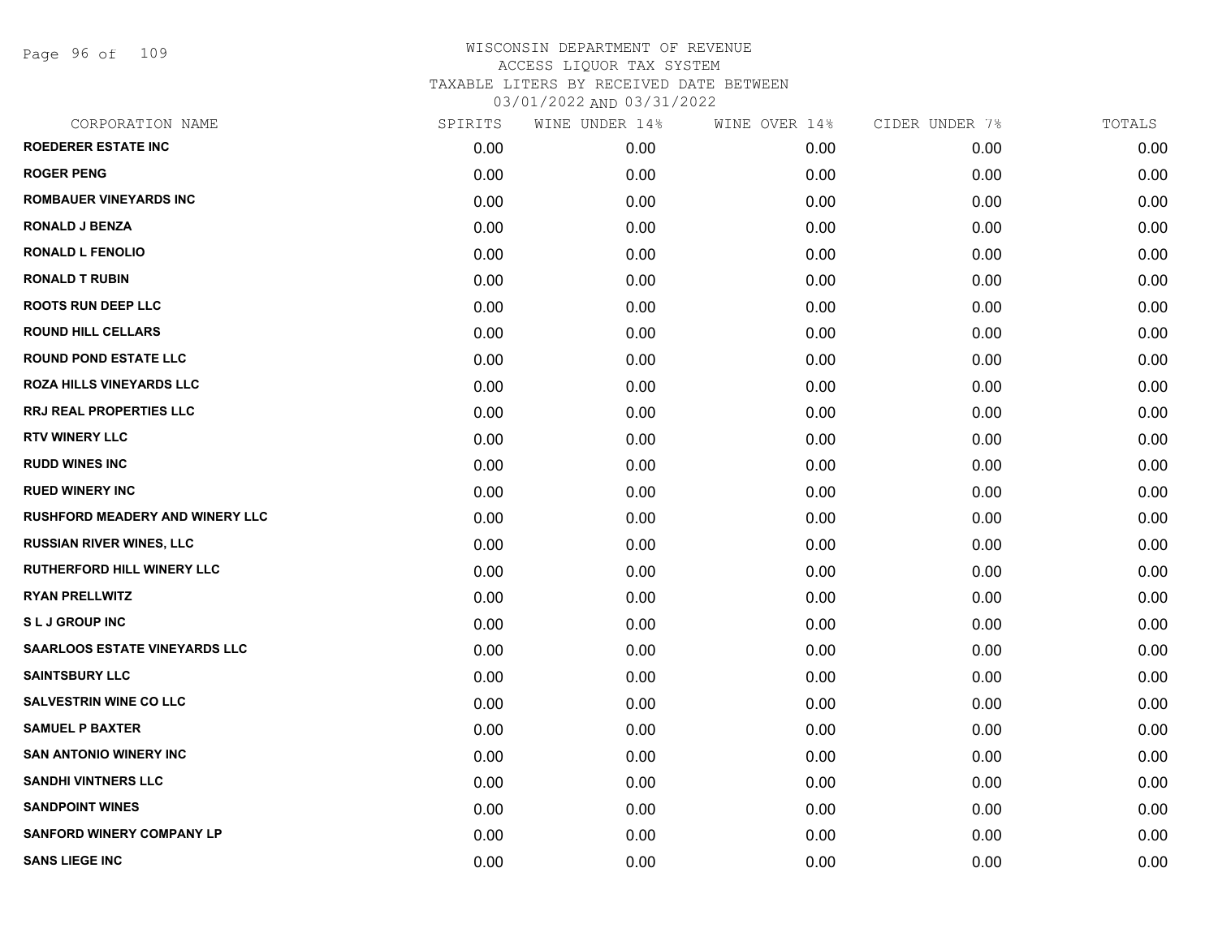# WISCONSIN DEPARTMENT OF REVENUE
## ACCESS LIQUOR TAX SYSTEM
## TAXABLE LITERS BY RECEIVED DATE BETWEEN 03/01/2022 AND 03/31/2022

| CORPORATION NAME | SPIRITS | WINE UNDER 14% | WINE OVER 14% | CIDER UNDER 7% | TOTALS |
|---|---|---|---|---|---|
| ROEDERER ESTATE INC | 0.00 | 0.00 | 0.00 | 0.00 | 0.00 |
| ROGER PENG | 0.00 | 0.00 | 0.00 | 0.00 | 0.00 |
| ROMBAUER VINEYARDS INC | 0.00 | 0.00 | 0.00 | 0.00 | 0.00 |
| RONALD J BENZA | 0.00 | 0.00 | 0.00 | 0.00 | 0.00 |
| RONALD L FENOLIO | 0.00 | 0.00 | 0.00 | 0.00 | 0.00 |
| RONALD T RUBIN | 0.00 | 0.00 | 0.00 | 0.00 | 0.00 |
| ROOTS RUN DEEP LLC | 0.00 | 0.00 | 0.00 | 0.00 | 0.00 |
| ROUND HILL CELLARS | 0.00 | 0.00 | 0.00 | 0.00 | 0.00 |
| ROUND POND ESTATE LLC | 0.00 | 0.00 | 0.00 | 0.00 | 0.00 |
| ROZA HILLS VINEYARDS LLC | 0.00 | 0.00 | 0.00 | 0.00 | 0.00 |
| RRJ REAL PROPERTIES LLC | 0.00 | 0.00 | 0.00 | 0.00 | 0.00 |
| RTV WINERY LLC | 0.00 | 0.00 | 0.00 | 0.00 | 0.00 |
| RUDD WINES INC | 0.00 | 0.00 | 0.00 | 0.00 | 0.00 |
| RUED WINERY INC | 0.00 | 0.00 | 0.00 | 0.00 | 0.00 |
| RUSHFORD MEADERY AND WINERY LLC | 0.00 | 0.00 | 0.00 | 0.00 | 0.00 |
| RUSSIAN RIVER WINES, LLC | 0.00 | 0.00 | 0.00 | 0.00 | 0.00 |
| RUTHERFORD HILL WINERY LLC | 0.00 | 0.00 | 0.00 | 0.00 | 0.00 |
| RYAN PRELLWITZ | 0.00 | 0.00 | 0.00 | 0.00 | 0.00 |
| S L J GROUP INC | 0.00 | 0.00 | 0.00 | 0.00 | 0.00 |
| SAARLOOS ESTATE VINEYARDS LLC | 0.00 | 0.00 | 0.00 | 0.00 | 0.00 |
| SAINTSBURY LLC | 0.00 | 0.00 | 0.00 | 0.00 | 0.00 |
| SALVESTRIN WINE CO LLC | 0.00 | 0.00 | 0.00 | 0.00 | 0.00 |
| SAMUEL P BAXTER | 0.00 | 0.00 | 0.00 | 0.00 | 0.00 |
| SAN ANTONIO WINERY INC | 0.00 | 0.00 | 0.00 | 0.00 | 0.00 |
| SANDHI VINTNERS LLC | 0.00 | 0.00 | 0.00 | 0.00 | 0.00 |
| SANDPOINT WINES | 0.00 | 0.00 | 0.00 | 0.00 | 0.00 |
| SANFORD WINERY COMPANY LP | 0.00 | 0.00 | 0.00 | 0.00 | 0.00 |
| SANS LIEGE INC | 0.00 | 0.00 | 0.00 | 0.00 | 0.00 |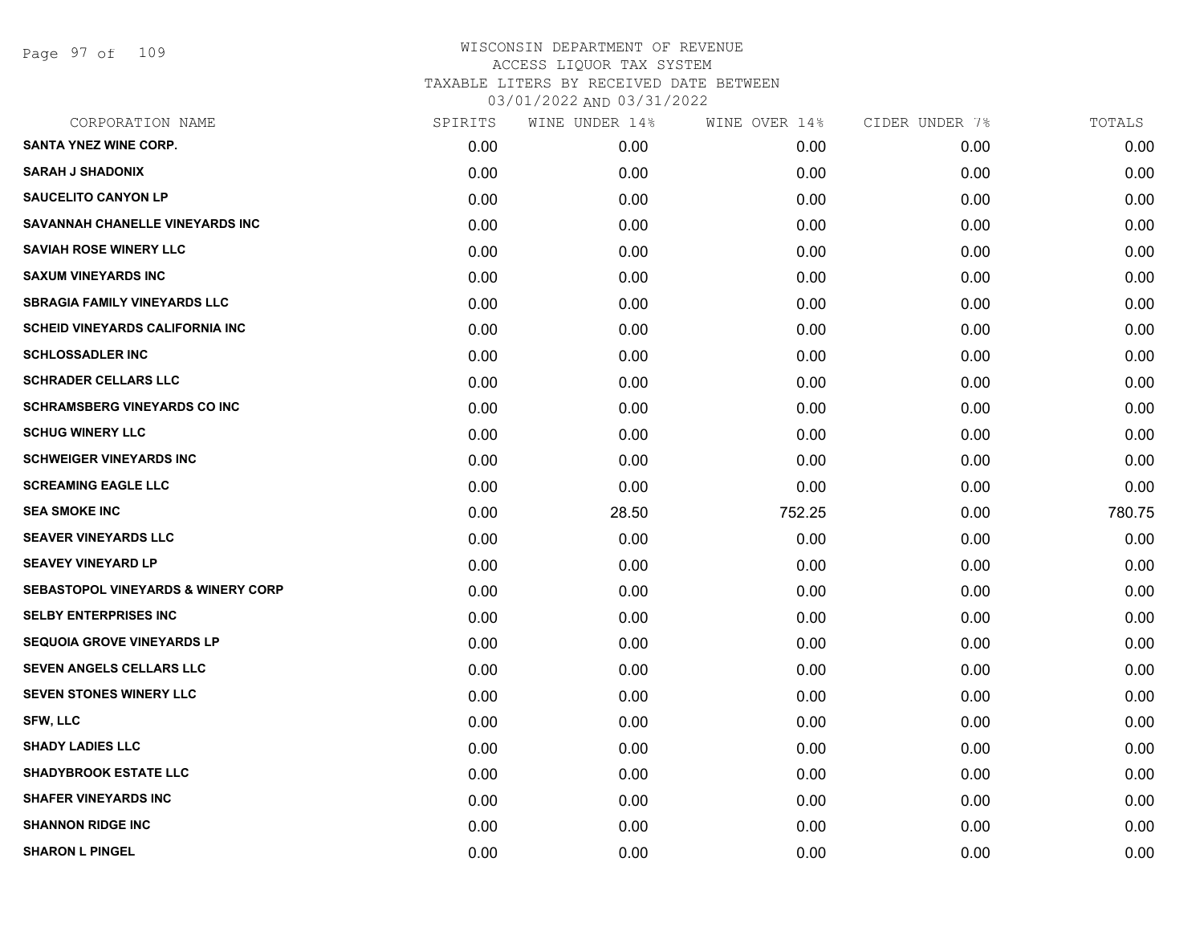WISCONSIN DEPARTMENT OF REVENUE
ACCESS LIQUOR TAX SYSTEM
TAXABLE LITERS BY RECEIVED DATE BETWEEN
03/01/2022 AND 03/31/2022

| CORPORATION NAME | SPIRITS | WINE UNDER 14% | WINE OVER 14% | CIDER UNDER 7% | TOTALS |
|---|---|---|---|---|---|
| SANTA YNEZ WINE CORP. | 0.00 | 0.00 | 0.00 | 0.00 | 0.00 |
| SARAH J SHADONIX | 0.00 | 0.00 | 0.00 | 0.00 | 0.00 |
| SAUCELITO CANYON LP | 0.00 | 0.00 | 0.00 | 0.00 | 0.00 |
| SAVANNAH CHANELLE VINEYARDS INC | 0.00 | 0.00 | 0.00 | 0.00 | 0.00 |
| SAVIAH ROSE WINERY LLC | 0.00 | 0.00 | 0.00 | 0.00 | 0.00 |
| SAXUM VINEYARDS INC | 0.00 | 0.00 | 0.00 | 0.00 | 0.00 |
| SBRAGIA FAMILY VINEYARDS LLC | 0.00 | 0.00 | 0.00 | 0.00 | 0.00 |
| SCHEID VINEYARDS CALIFORNIA INC | 0.00 | 0.00 | 0.00 | 0.00 | 0.00 |
| SCHLOSSADLER INC | 0.00 | 0.00 | 0.00 | 0.00 | 0.00 |
| SCHRADER CELLARS LLC | 0.00 | 0.00 | 0.00 | 0.00 | 0.00 |
| SCHRAMSBERG VINEYARDS CO INC | 0.00 | 0.00 | 0.00 | 0.00 | 0.00 |
| SCHUG WINERY LLC | 0.00 | 0.00 | 0.00 | 0.00 | 0.00 |
| SCHWEIGER VINEYARDS INC | 0.00 | 0.00 | 0.00 | 0.00 | 0.00 |
| SCREAMING EAGLE LLC | 0.00 | 0.00 | 0.00 | 0.00 | 0.00 |
| SEA SMOKE INC | 0.00 | 28.50 | 752.25 | 0.00 | 780.75 |
| SEAVER VINEYARDS LLC | 0.00 | 0.00 | 0.00 | 0.00 | 0.00 |
| SEAVEY VINEYARD LP | 0.00 | 0.00 | 0.00 | 0.00 | 0.00 |
| SEBASTOPOL VINEYARDS & WINERY CORP | 0.00 | 0.00 | 0.00 | 0.00 | 0.00 |
| SELBY ENTERPRISES INC | 0.00 | 0.00 | 0.00 | 0.00 | 0.00 |
| SEQUOIA GROVE VINEYARDS LP | 0.00 | 0.00 | 0.00 | 0.00 | 0.00 |
| SEVEN ANGELS CELLARS LLC | 0.00 | 0.00 | 0.00 | 0.00 | 0.00 |
| SEVEN STONES WINERY LLC | 0.00 | 0.00 | 0.00 | 0.00 | 0.00 |
| SFW, LLC | 0.00 | 0.00 | 0.00 | 0.00 | 0.00 |
| SHADY LADIES LLC | 0.00 | 0.00 | 0.00 | 0.00 | 0.00 |
| SHADYBROOK ESTATE LLC | 0.00 | 0.00 | 0.00 | 0.00 | 0.00 |
| SHAFER VINEYARDS INC | 0.00 | 0.00 | 0.00 | 0.00 | 0.00 |
| SHANNON RIDGE INC | 0.00 | 0.00 | 0.00 | 0.00 | 0.00 |
| SHARON L PINGEL | 0.00 | 0.00 | 0.00 | 0.00 | 0.00 |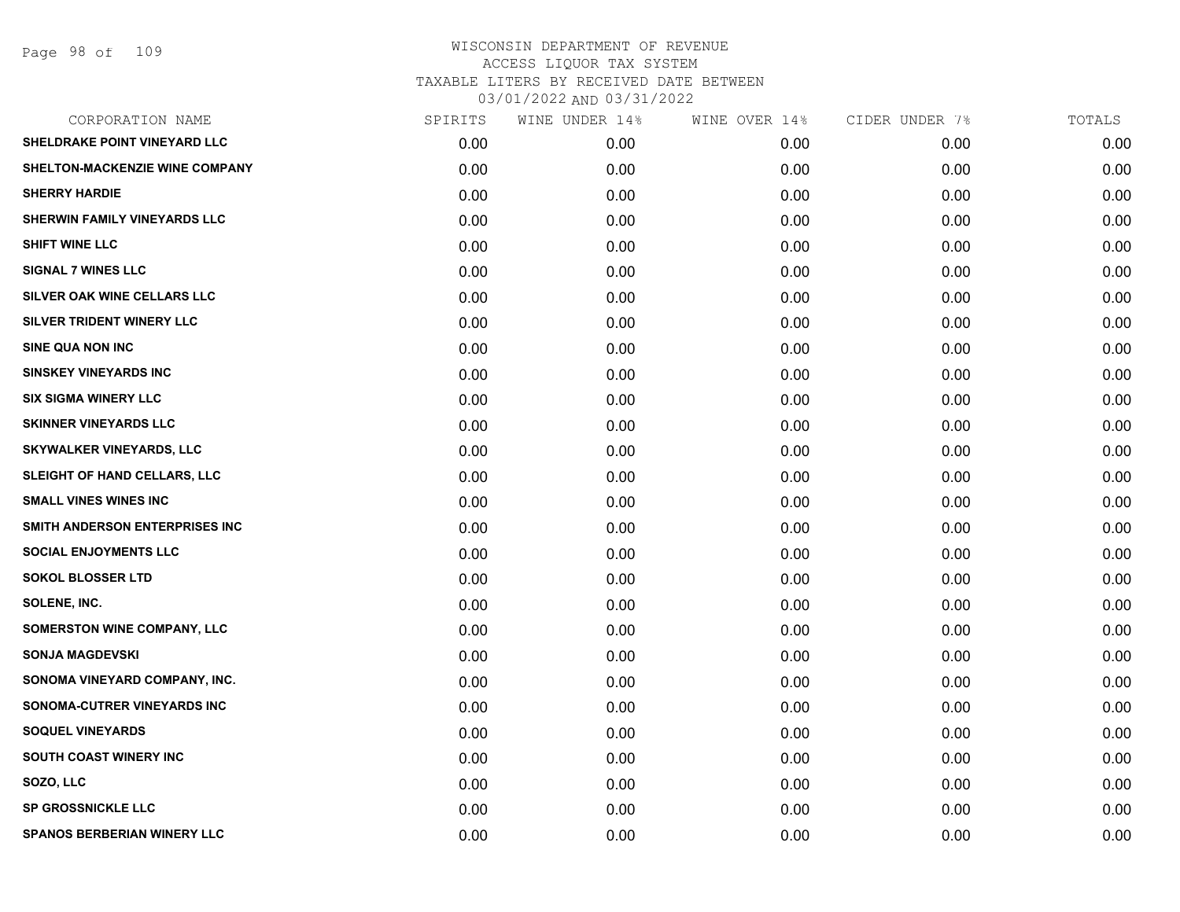# WISCONSIN DEPARTMENT OF REVENUE
## ACCESS LIQUOR TAX SYSTEM
### TAXABLE LITERS BY RECEIVED DATE BETWEEN 03/01/2022 AND 03/31/2022

| CORPORATION NAME | SPIRITS | WINE UNDER 14% | WINE OVER 14% | CIDER UNDER 7% | TOTALS |
|---|---|---|---|---|---|
| SHELDRAKE POINT VINEYARD LLC | 0.00 | 0.00 | 0.00 | 0.00 | 0.00 |
| SHELTON-MACKENZIE WINE COMPANY | 0.00 | 0.00 | 0.00 | 0.00 | 0.00 |
| SHERRY HARDIE | 0.00 | 0.00 | 0.00 | 0.00 | 0.00 |
| SHERWIN FAMILY VINEYARDS LLC | 0.00 | 0.00 | 0.00 | 0.00 | 0.00 |
| SHIFT WINE LLC | 0.00 | 0.00 | 0.00 | 0.00 | 0.00 |
| SIGNAL 7 WINES LLC | 0.00 | 0.00 | 0.00 | 0.00 | 0.00 |
| SILVER OAK WINE CELLARS LLC | 0.00 | 0.00 | 0.00 | 0.00 | 0.00 |
| SILVER TRIDENT WINERY LLC | 0.00 | 0.00 | 0.00 | 0.00 | 0.00 |
| SINE QUA NON INC | 0.00 | 0.00 | 0.00 | 0.00 | 0.00 |
| SINSKEY VINEYARDS INC | 0.00 | 0.00 | 0.00 | 0.00 | 0.00 |
| SIX SIGMA WINERY LLC | 0.00 | 0.00 | 0.00 | 0.00 | 0.00 |
| SKINNER VINEYARDS LLC | 0.00 | 0.00 | 0.00 | 0.00 | 0.00 |
| SKYWALKER VINEYARDS, LLC | 0.00 | 0.00 | 0.00 | 0.00 | 0.00 |
| SLEIGHT OF HAND CELLARS, LLC | 0.00 | 0.00 | 0.00 | 0.00 | 0.00 |
| SMALL VINES WINES INC | 0.00 | 0.00 | 0.00 | 0.00 | 0.00 |
| SMITH ANDERSON ENTERPRISES INC | 0.00 | 0.00 | 0.00 | 0.00 | 0.00 |
| SOCIAL ENJOYMENTS LLC | 0.00 | 0.00 | 0.00 | 0.00 | 0.00 |
| SOKOL BLOSSER LTD | 0.00 | 0.00 | 0.00 | 0.00 | 0.00 |
| SOLENE, INC. | 0.00 | 0.00 | 0.00 | 0.00 | 0.00 |
| SOMERSTON WINE COMPANY, LLC | 0.00 | 0.00 | 0.00 | 0.00 | 0.00 |
| SONJA MAGDEVSKI | 0.00 | 0.00 | 0.00 | 0.00 | 0.00 |
| SONOMA VINEYARD COMPANY, INC. | 0.00 | 0.00 | 0.00 | 0.00 | 0.00 |
| SONOMA-CUTRER VINEYARDS INC | 0.00 | 0.00 | 0.00 | 0.00 | 0.00 |
| SOQUEL VINEYARDS | 0.00 | 0.00 | 0.00 | 0.00 | 0.00 |
| SOUTH COAST WINERY INC | 0.00 | 0.00 | 0.00 | 0.00 | 0.00 |
| SOZO, LLC | 0.00 | 0.00 | 0.00 | 0.00 | 0.00 |
| SP GROSSNICKLE LLC | 0.00 | 0.00 | 0.00 | 0.00 | 0.00 |
| SPANOS BERBERIAN WINERY LLC | 0.00 | 0.00 | 0.00 | 0.00 | 0.00 |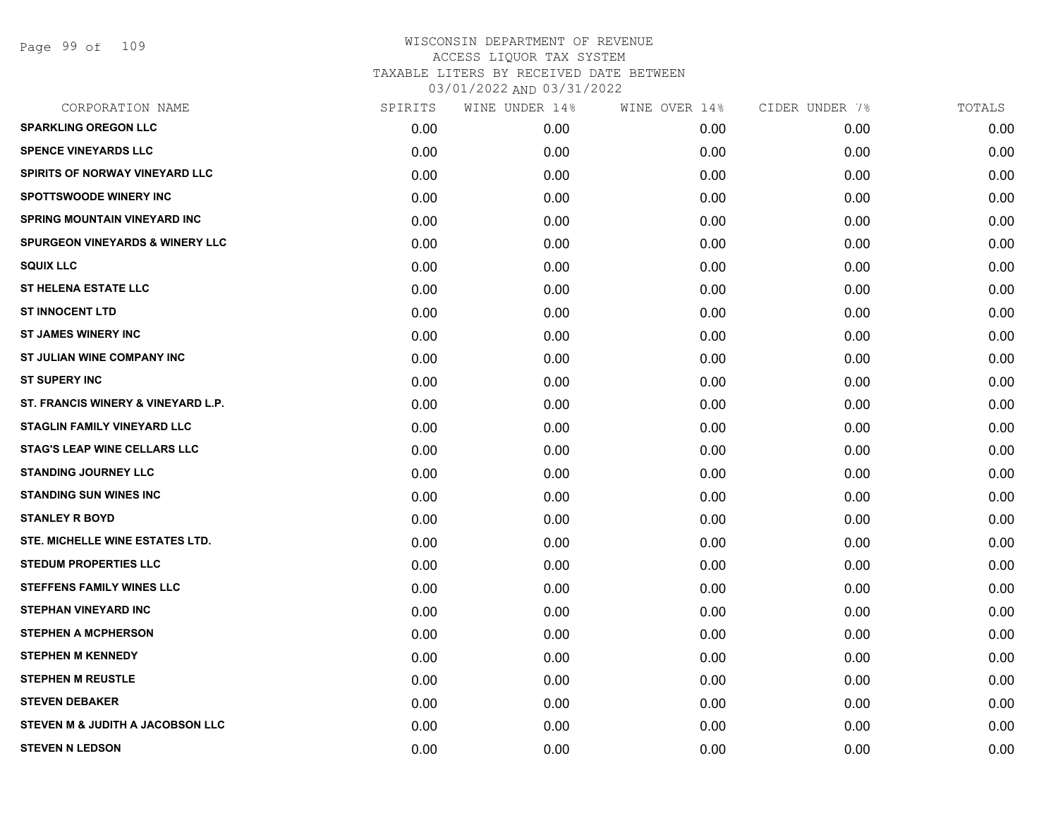WISCONSIN DEPARTMENT OF REVENUE
ACCESS LIQUOR TAX SYSTEM
TAXABLE LITERS BY RECEIVED DATE BETWEEN
03/01/2022 AND 03/31/2022

| CORPORATION NAME | SPIRITS | WINE UNDER 14% | WINE OVER 14% | CIDER UNDER 7% | TOTALS |
|---|---|---|---|---|---|
| SPARKLING OREGON LLC | 0.00 | 0.00 | 0.00 | 0.00 | 0.00 |
| SPENCE VINEYARDS LLC | 0.00 | 0.00 | 0.00 | 0.00 | 0.00 |
| SPIRITS OF NORWAY VINEYARD LLC | 0.00 | 0.00 | 0.00 | 0.00 | 0.00 |
| SPOTTSWOODE WINERY INC | 0.00 | 0.00 | 0.00 | 0.00 | 0.00 |
| SPRING MOUNTAIN VINEYARD INC | 0.00 | 0.00 | 0.00 | 0.00 | 0.00 |
| SPURGEON VINEYARDS & WINERY LLC | 0.00 | 0.00 | 0.00 | 0.00 | 0.00 |
| SQUIX LLC | 0.00 | 0.00 | 0.00 | 0.00 | 0.00 |
| ST HELENA ESTATE LLC | 0.00 | 0.00 | 0.00 | 0.00 | 0.00 |
| ST INNOCENT LTD | 0.00 | 0.00 | 0.00 | 0.00 | 0.00 |
| ST JAMES WINERY INC | 0.00 | 0.00 | 0.00 | 0.00 | 0.00 |
| ST JULIAN WINE COMPANY INC | 0.00 | 0.00 | 0.00 | 0.00 | 0.00 |
| ST SUPERY INC | 0.00 | 0.00 | 0.00 | 0.00 | 0.00 |
| ST. FRANCIS WINERY & VINEYARD L.P. | 0.00 | 0.00 | 0.00 | 0.00 | 0.00 |
| STAGLIN FAMILY VINEYARD LLC | 0.00 | 0.00 | 0.00 | 0.00 | 0.00 |
| STAG'S LEAP WINE CELLARS LLC | 0.00 | 0.00 | 0.00 | 0.00 | 0.00 |
| STANDING JOURNEY LLC | 0.00 | 0.00 | 0.00 | 0.00 | 0.00 |
| STANDING SUN WINES INC | 0.00 | 0.00 | 0.00 | 0.00 | 0.00 |
| STANLEY R BOYD | 0.00 | 0.00 | 0.00 | 0.00 | 0.00 |
| STE. MICHELLE WINE ESTATES LTD. | 0.00 | 0.00 | 0.00 | 0.00 | 0.00 |
| STEDUM PROPERTIES LLC | 0.00 | 0.00 | 0.00 | 0.00 | 0.00 |
| STEFFENS FAMILY WINES LLC | 0.00 | 0.00 | 0.00 | 0.00 | 0.00 |
| STEPHAN VINEYARD INC | 0.00 | 0.00 | 0.00 | 0.00 | 0.00 |
| STEPHEN A MCPHERSON | 0.00 | 0.00 | 0.00 | 0.00 | 0.00 |
| STEPHEN M KENNEDY | 0.00 | 0.00 | 0.00 | 0.00 | 0.00 |
| STEPHEN M REUSTLE | 0.00 | 0.00 | 0.00 | 0.00 | 0.00 |
| STEVEN DEBAKER | 0.00 | 0.00 | 0.00 | 0.00 | 0.00 |
| STEVEN M & JUDITH A JACOBSON LLC | 0.00 | 0.00 | 0.00 | 0.00 | 0.00 |
| STEVEN N LEDSON | 0.00 | 0.00 | 0.00 | 0.00 | 0.00 |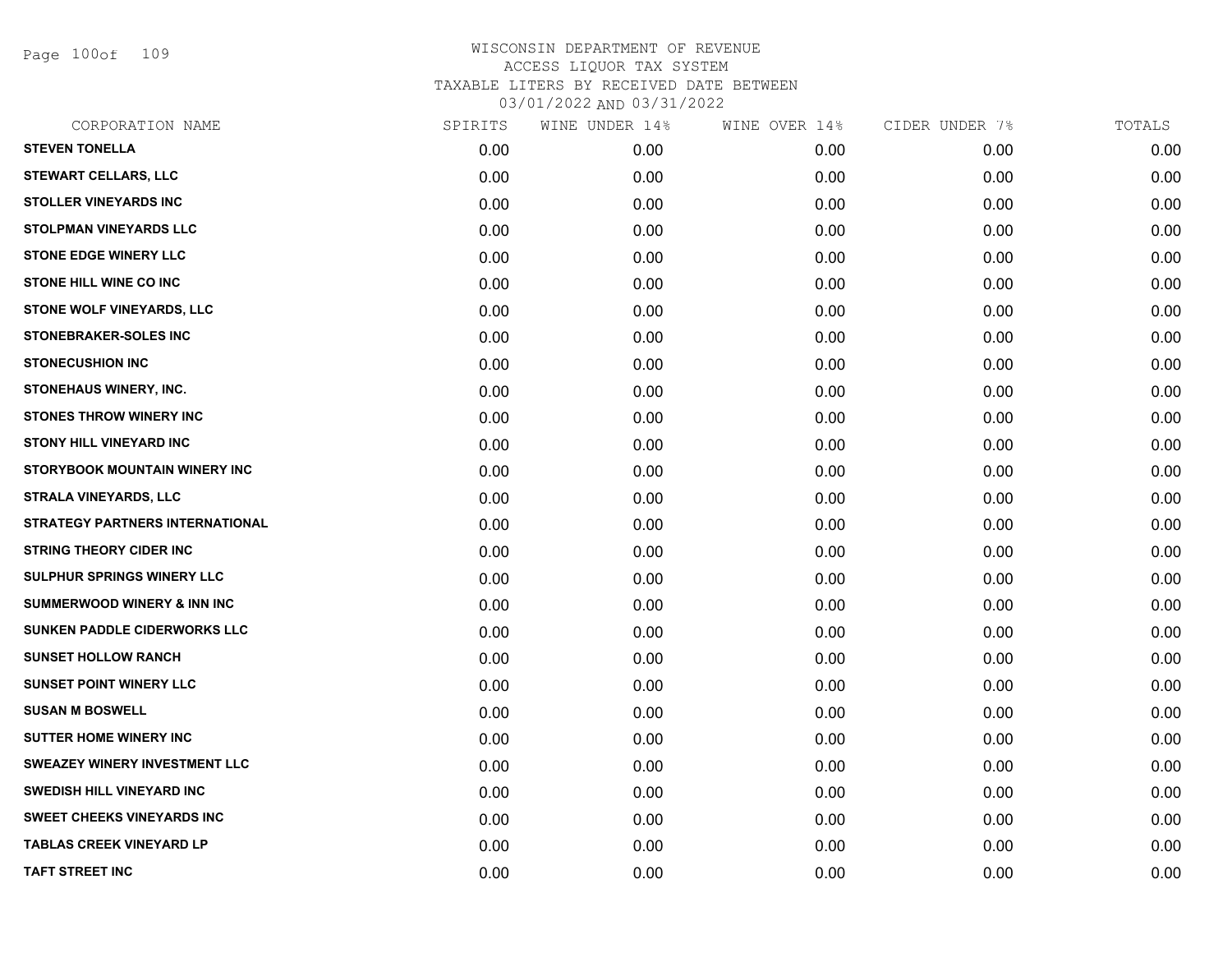WISCONSIN DEPARTMENT OF REVENUE
ACCESS LIQUOR TAX SYSTEM
TAXABLE LITERS BY RECEIVED DATE BETWEEN
03/01/2022 AND 03/31/2022

| CORPORATION NAME | SPIRITS | WINE UNDER 14% | WINE OVER 14% | CIDER UNDER 7% | TOTALS |
|---|---|---|---|---|---|
| STEVEN TONELLA | 0.00 | 0.00 | 0.00 | 0.00 | 0.00 |
| STEWART CELLARS, LLC | 0.00 | 0.00 | 0.00 | 0.00 | 0.00 |
| STOLLER VINEYARDS INC | 0.00 | 0.00 | 0.00 | 0.00 | 0.00 |
| STOLPMAN VINEYARDS LLC | 0.00 | 0.00 | 0.00 | 0.00 | 0.00 |
| STONE EDGE WINERY LLC | 0.00 | 0.00 | 0.00 | 0.00 | 0.00 |
| STONE HILL WINE CO INC | 0.00 | 0.00 | 0.00 | 0.00 | 0.00 |
| STONE WOLF VINEYARDS, LLC | 0.00 | 0.00 | 0.00 | 0.00 | 0.00 |
| STONEBRAKER-SOLES INC | 0.00 | 0.00 | 0.00 | 0.00 | 0.00 |
| STONECUSHION INC | 0.00 | 0.00 | 0.00 | 0.00 | 0.00 |
| STONEHAUS WINERY, INC. | 0.00 | 0.00 | 0.00 | 0.00 | 0.00 |
| STONES THROW WINERY INC | 0.00 | 0.00 | 0.00 | 0.00 | 0.00 |
| STONY HILL VINEYARD INC | 0.00 | 0.00 | 0.00 | 0.00 | 0.00 |
| STORYBOOK MOUNTAIN WINERY INC | 0.00 | 0.00 | 0.00 | 0.00 | 0.00 |
| STRALA VINEYARDS, LLC | 0.00 | 0.00 | 0.00 | 0.00 | 0.00 |
| STRATEGY PARTNERS INTERNATIONAL | 0.00 | 0.00 | 0.00 | 0.00 | 0.00 |
| STRING THEORY CIDER INC | 0.00 | 0.00 | 0.00 | 0.00 | 0.00 |
| SULPHUR SPRINGS WINERY LLC | 0.00 | 0.00 | 0.00 | 0.00 | 0.00 |
| SUMMERWOOD WINERY & INN INC | 0.00 | 0.00 | 0.00 | 0.00 | 0.00 |
| SUNKEN PADDLE CIDERWORKS LLC | 0.00 | 0.00 | 0.00 | 0.00 | 0.00 |
| SUNSET HOLLOW RANCH | 0.00 | 0.00 | 0.00 | 0.00 | 0.00 |
| SUNSET POINT WINERY LLC | 0.00 | 0.00 | 0.00 | 0.00 | 0.00 |
| SUSAN M BOSWELL | 0.00 | 0.00 | 0.00 | 0.00 | 0.00 |
| SUTTER HOME WINERY INC | 0.00 | 0.00 | 0.00 | 0.00 | 0.00 |
| SWEAZEY WINERY INVESTMENT LLC | 0.00 | 0.00 | 0.00 | 0.00 | 0.00 |
| SWEDISH HILL VINEYARD INC | 0.00 | 0.00 | 0.00 | 0.00 | 0.00 |
| SWEET CHEEKS VINEYARDS INC | 0.00 | 0.00 | 0.00 | 0.00 | 0.00 |
| TABLAS CREEK VINEYARD LP | 0.00 | 0.00 | 0.00 | 0.00 | 0.00 |
| TAFT STREET INC | 0.00 | 0.00 | 0.00 | 0.00 | 0.00 |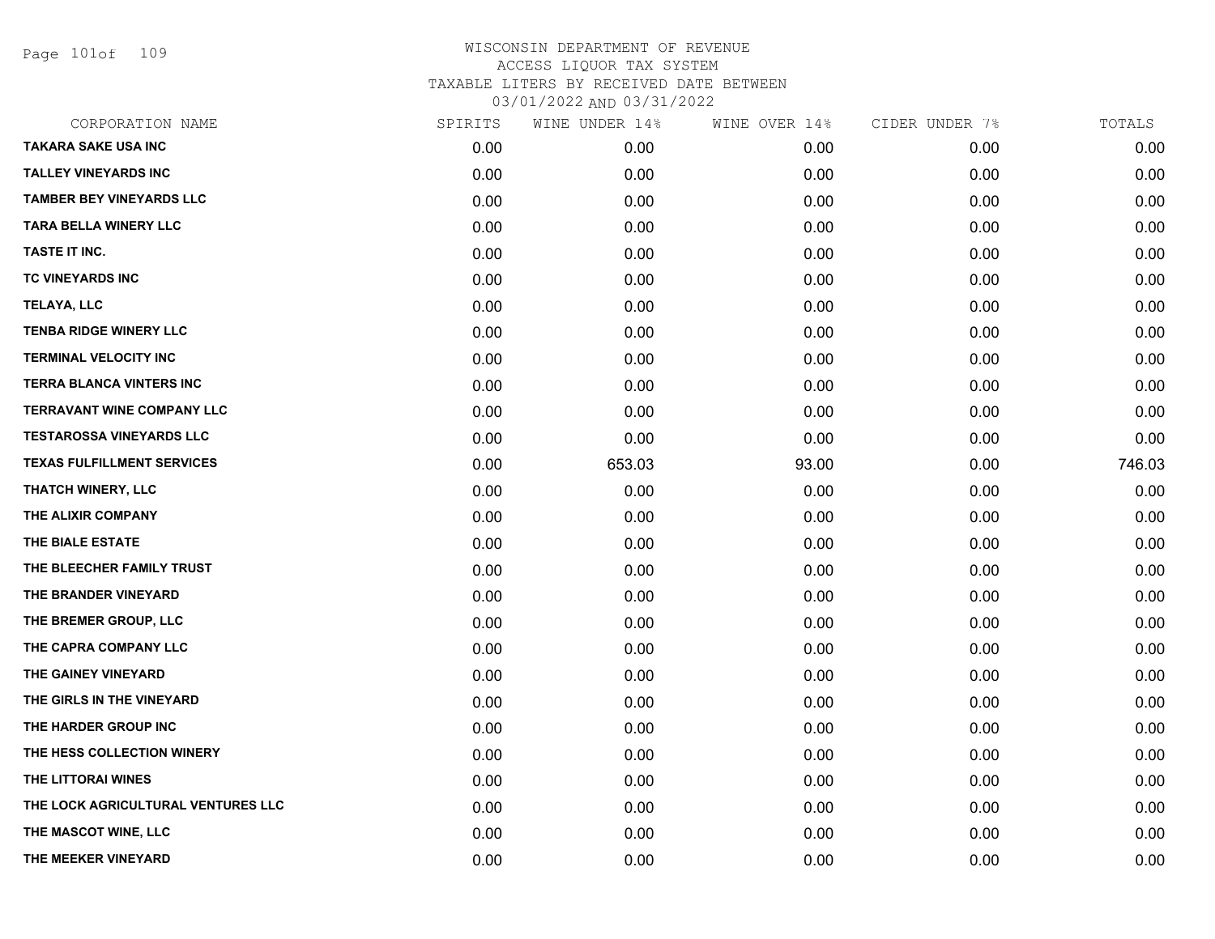# WISCONSIN DEPARTMENT OF REVENUE
## ACCESS LIQUOR TAX SYSTEM
### TAXABLE LITERS BY RECEIVED DATE BETWEEN 03/01/2022 AND 03/31/2022

| CORPORATION NAME | SPIRITS | WINE UNDER 14% | WINE OVER 14% | CIDER UNDER 7% | TOTALS |
|---|---|---|---|---|---|
| TAKARA SAKE USA INC | 0.00 | 0.00 | 0.00 | 0.00 | 0.00 |
| TALLEY VINEYARDS INC | 0.00 | 0.00 | 0.00 | 0.00 | 0.00 |
| TAMBER BEY VINEYARDS LLC | 0.00 | 0.00 | 0.00 | 0.00 | 0.00 |
| TARA BELLA WINERY LLC | 0.00 | 0.00 | 0.00 | 0.00 | 0.00 |
| TASTE IT INC. | 0.00 | 0.00 | 0.00 | 0.00 | 0.00 |
| TC VINEYARDS INC | 0.00 | 0.00 | 0.00 | 0.00 | 0.00 |
| TELAYA, LLC | 0.00 | 0.00 | 0.00 | 0.00 | 0.00 |
| TENBA RIDGE WINERY LLC | 0.00 | 0.00 | 0.00 | 0.00 | 0.00 |
| TERMINAL VELOCITY INC | 0.00 | 0.00 | 0.00 | 0.00 | 0.00 |
| TERRA BLANCA VINTERS INC | 0.00 | 0.00 | 0.00 | 0.00 | 0.00 |
| TERRAVANT WINE COMPANY LLC | 0.00 | 0.00 | 0.00 | 0.00 | 0.00 |
| TESTAROSSA VINEYARDS LLC | 0.00 | 0.00 | 0.00 | 0.00 | 0.00 |
| TEXAS FULFILLMENT SERVICES | 0.00 | 653.03 | 93.00 | 0.00 | 746.03 |
| THATCH WINERY, LLC | 0.00 | 0.00 | 0.00 | 0.00 | 0.00 |
| THE ALIXIR COMPANY | 0.00 | 0.00 | 0.00 | 0.00 | 0.00 |
| THE BIALE ESTATE | 0.00 | 0.00 | 0.00 | 0.00 | 0.00 |
| THE BLEECHER FAMILY TRUST | 0.00 | 0.00 | 0.00 | 0.00 | 0.00 |
| THE BRANDER VINEYARD | 0.00 | 0.00 | 0.00 | 0.00 | 0.00 |
| THE BREMER GROUP, LLC | 0.00 | 0.00 | 0.00 | 0.00 | 0.00 |
| THE CAPRA COMPANY LLC | 0.00 | 0.00 | 0.00 | 0.00 | 0.00 |
| THE GAINEY VINEYARD | 0.00 | 0.00 | 0.00 | 0.00 | 0.00 |
| THE GIRLS IN THE VINEYARD | 0.00 | 0.00 | 0.00 | 0.00 | 0.00 |
| THE HARDER GROUP INC | 0.00 | 0.00 | 0.00 | 0.00 | 0.00 |
| THE HESS COLLECTION WINERY | 0.00 | 0.00 | 0.00 | 0.00 | 0.00 |
| THE LITTORAI WINES | 0.00 | 0.00 | 0.00 | 0.00 | 0.00 |
| THE LOCK AGRICULTURAL VENTURES LLC | 0.00 | 0.00 | 0.00 | 0.00 | 0.00 |
| THE MASCOT WINE, LLC | 0.00 | 0.00 | 0.00 | 0.00 | 0.00 |
| THE MEEKER VINEYARD | 0.00 | 0.00 | 0.00 | 0.00 | 0.00 |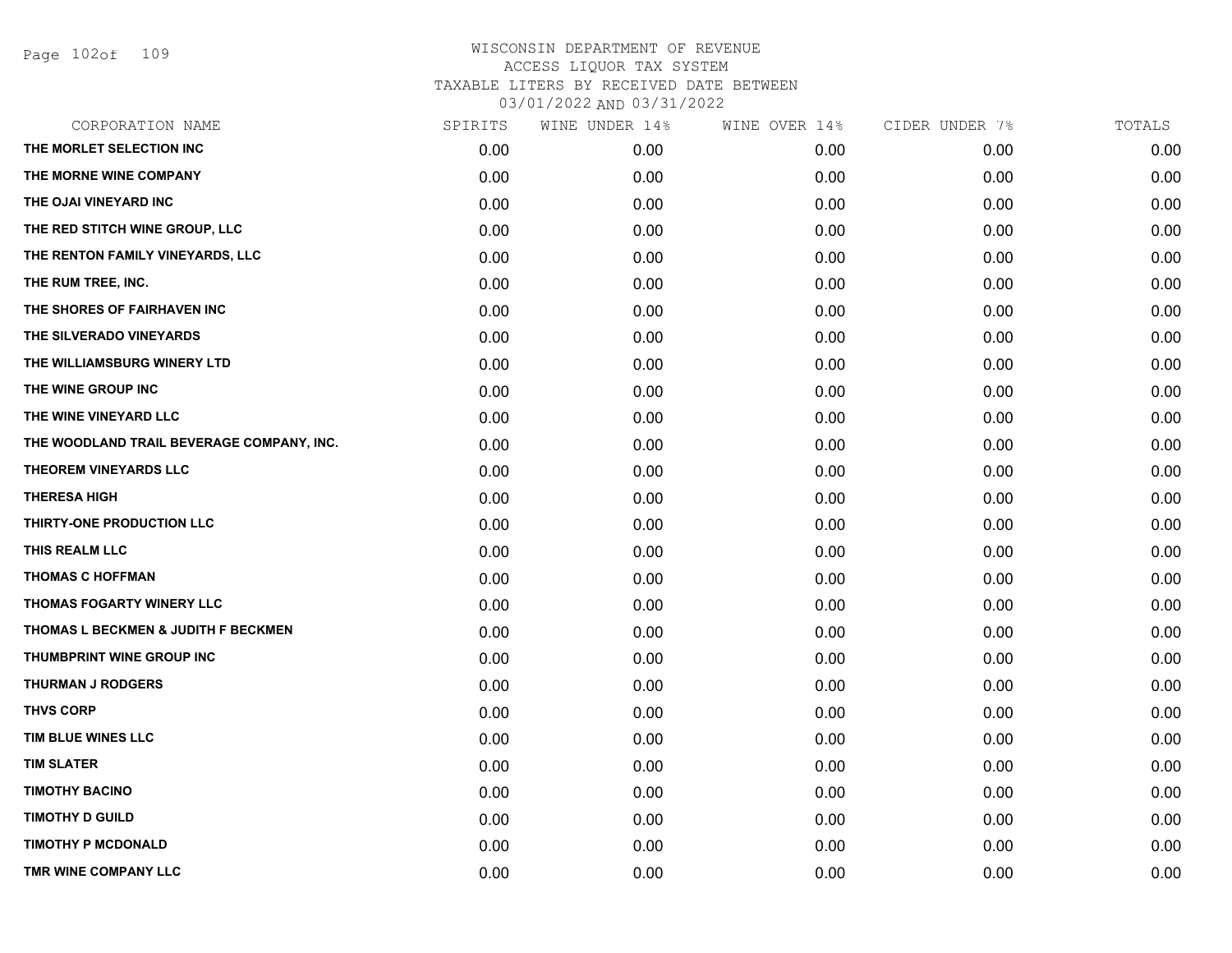# WISCONSIN DEPARTMENT OF REVENUE
ACCESS LIQUOR TAX SYSTEM
TAXABLE LITERS BY RECEIVED DATE BETWEEN
03/01/2022 AND 03/31/2022

| CORPORATION NAME | SPIRITS | WINE UNDER 14% | WINE OVER 14% | CIDER UNDER 7% | TOTALS |
|---|---|---|---|---|---|
| THE MORLET SELECTION INC | 0.00 | 0.00 | 0.00 | 0.00 | 0.00 |
| THE MORNE WINE COMPANY | 0.00 | 0.00 | 0.00 | 0.00 | 0.00 |
| THE OJAI VINEYARD INC | 0.00 | 0.00 | 0.00 | 0.00 | 0.00 |
| THE RED STITCH WINE GROUP, LLC | 0.00 | 0.00 | 0.00 | 0.00 | 0.00 |
| THE RENTON FAMILY VINEYARDS, LLC | 0.00 | 0.00 | 0.00 | 0.00 | 0.00 |
| THE RUM TREE, INC. | 0.00 | 0.00 | 0.00 | 0.00 | 0.00 |
| THE SHORES OF FAIRHAVEN INC | 0.00 | 0.00 | 0.00 | 0.00 | 0.00 |
| THE SILVERADO VINEYARDS | 0.00 | 0.00 | 0.00 | 0.00 | 0.00 |
| THE WILLIAMSBURG WINERY LTD | 0.00 | 0.00 | 0.00 | 0.00 | 0.00 |
| THE WINE GROUP INC | 0.00 | 0.00 | 0.00 | 0.00 | 0.00 |
| THE WINE VINEYARD LLC | 0.00 | 0.00 | 0.00 | 0.00 | 0.00 |
| THE WOODLAND TRAIL BEVERAGE COMPANY, INC. | 0.00 | 0.00 | 0.00 | 0.00 | 0.00 |
| THEOREM VINEYARDS LLC | 0.00 | 0.00 | 0.00 | 0.00 | 0.00 |
| THERESA HIGH | 0.00 | 0.00 | 0.00 | 0.00 | 0.00 |
| THIRTY-ONE PRODUCTION LLC | 0.00 | 0.00 | 0.00 | 0.00 | 0.00 |
| THIS REALM LLC | 0.00 | 0.00 | 0.00 | 0.00 | 0.00 |
| THOMAS C HOFFMAN | 0.00 | 0.00 | 0.00 | 0.00 | 0.00 |
| THOMAS FOGARTY WINERY LLC | 0.00 | 0.00 | 0.00 | 0.00 | 0.00 |
| THOMAS L BECKMEN & JUDITH F BECKMEN | 0.00 | 0.00 | 0.00 | 0.00 | 0.00 |
| THUMBPRINT WINE GROUP INC | 0.00 | 0.00 | 0.00 | 0.00 | 0.00 |
| THURMAN J RODGERS | 0.00 | 0.00 | 0.00 | 0.00 | 0.00 |
| THVS CORP | 0.00 | 0.00 | 0.00 | 0.00 | 0.00 |
| TIM BLUE WINES LLC | 0.00 | 0.00 | 0.00 | 0.00 | 0.00 |
| TIM SLATER | 0.00 | 0.00 | 0.00 | 0.00 | 0.00 |
| TIMOTHY BACINO | 0.00 | 0.00 | 0.00 | 0.00 | 0.00 |
| TIMOTHY D GUILD | 0.00 | 0.00 | 0.00 | 0.00 | 0.00 |
| TIMOTHY P MCDONALD | 0.00 | 0.00 | 0.00 | 0.00 | 0.00 |
| TMR WINE COMPANY LLC | 0.00 | 0.00 | 0.00 | 0.00 | 0.00 |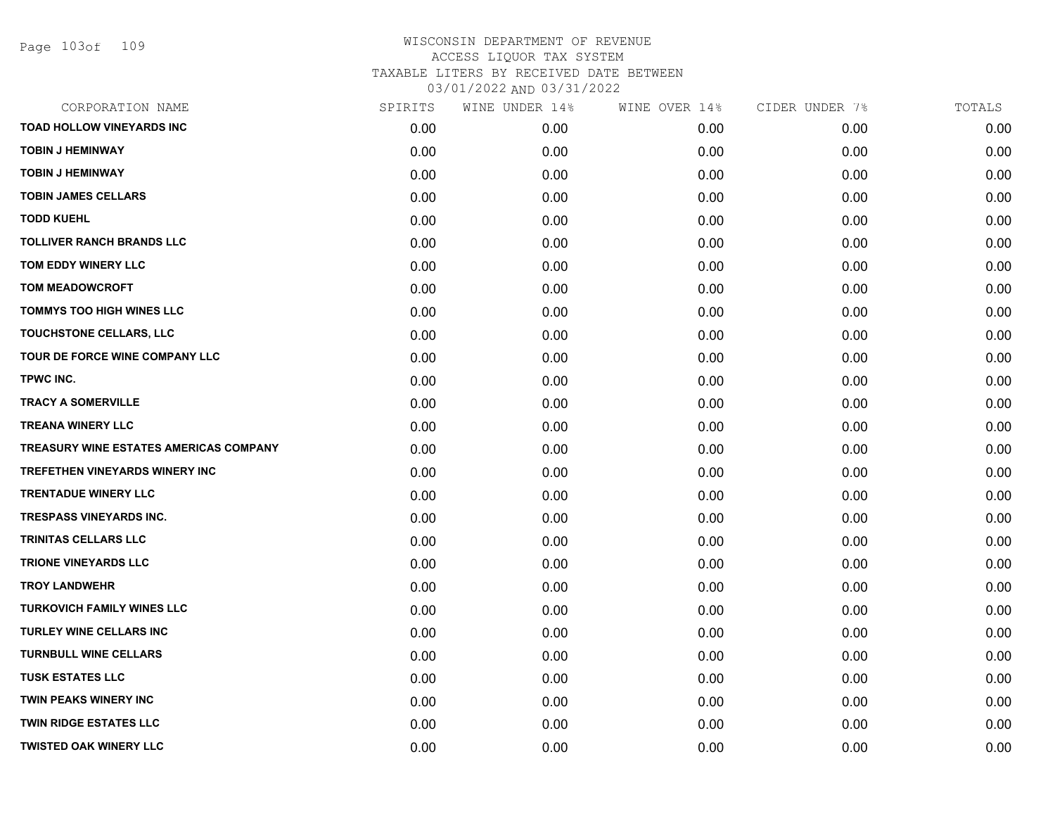WISCONSIN DEPARTMENT OF REVENUE
ACCESS LIQUOR TAX SYSTEM
TAXABLE LITERS BY RECEIVED DATE BETWEEN
03/01/2022 AND 03/31/2022

| CORPORATION NAME | SPIRITS | WINE UNDER 14% | WINE OVER 14% | CIDER UNDER 7% | TOTALS |
|---|---|---|---|---|---|
| TOAD HOLLOW VINEYARDS INC | 0.00 | 0.00 | 0.00 | 0.00 | 0.00 |
| TOBIN J HEMINWAY | 0.00 | 0.00 | 0.00 | 0.00 | 0.00 |
| TOBIN J HEMINWAY | 0.00 | 0.00 | 0.00 | 0.00 | 0.00 |
| TOBIN JAMES CELLARS | 0.00 | 0.00 | 0.00 | 0.00 | 0.00 |
| TODD KUEHL | 0.00 | 0.00 | 0.00 | 0.00 | 0.00 |
| TOLLIVER RANCH BRANDS LLC | 0.00 | 0.00 | 0.00 | 0.00 | 0.00 |
| TOM EDDY WINERY LLC | 0.00 | 0.00 | 0.00 | 0.00 | 0.00 |
| TOM MEADOWCROFT | 0.00 | 0.00 | 0.00 | 0.00 | 0.00 |
| TOMMYS TOO HIGH WINES LLC | 0.00 | 0.00 | 0.00 | 0.00 | 0.00 |
| TOUCHSTONE CELLARS, LLC | 0.00 | 0.00 | 0.00 | 0.00 | 0.00 |
| TOUR DE FORCE WINE COMPANY LLC | 0.00 | 0.00 | 0.00 | 0.00 | 0.00 |
| TPWC INC. | 0.00 | 0.00 | 0.00 | 0.00 | 0.00 |
| TRACY A SOMERVILLE | 0.00 | 0.00 | 0.00 | 0.00 | 0.00 |
| TREANA WINERY LLC | 0.00 | 0.00 | 0.00 | 0.00 | 0.00 |
| TREASURY WINE ESTATES AMERICAS COMPANY | 0.00 | 0.00 | 0.00 | 0.00 | 0.00 |
| TREFETHEN VINEYARDS WINERY INC | 0.00 | 0.00 | 0.00 | 0.00 | 0.00 |
| TRENTADUE WINERY LLC | 0.00 | 0.00 | 0.00 | 0.00 | 0.00 |
| TRESPASS VINEYARDS INC. | 0.00 | 0.00 | 0.00 | 0.00 | 0.00 |
| TRINITAS CELLARS LLC | 0.00 | 0.00 | 0.00 | 0.00 | 0.00 |
| TRIONE VINEYARDS LLC | 0.00 | 0.00 | 0.00 | 0.00 | 0.00 |
| TROY LANDWEHR | 0.00 | 0.00 | 0.00 | 0.00 | 0.00 |
| TURKOVICH FAMILY WINES LLC | 0.00 | 0.00 | 0.00 | 0.00 | 0.00 |
| TURLEY WINE CELLARS INC | 0.00 | 0.00 | 0.00 | 0.00 | 0.00 |
| TURNBULL WINE CELLARS | 0.00 | 0.00 | 0.00 | 0.00 | 0.00 |
| TUSK ESTATES LLC | 0.00 | 0.00 | 0.00 | 0.00 | 0.00 |
| TWIN PEAKS WINERY INC | 0.00 | 0.00 | 0.00 | 0.00 | 0.00 |
| TWIN RIDGE ESTATES LLC | 0.00 | 0.00 | 0.00 | 0.00 | 0.00 |
| TWISTED OAK WINERY LLC | 0.00 | 0.00 | 0.00 | 0.00 | 0.00 |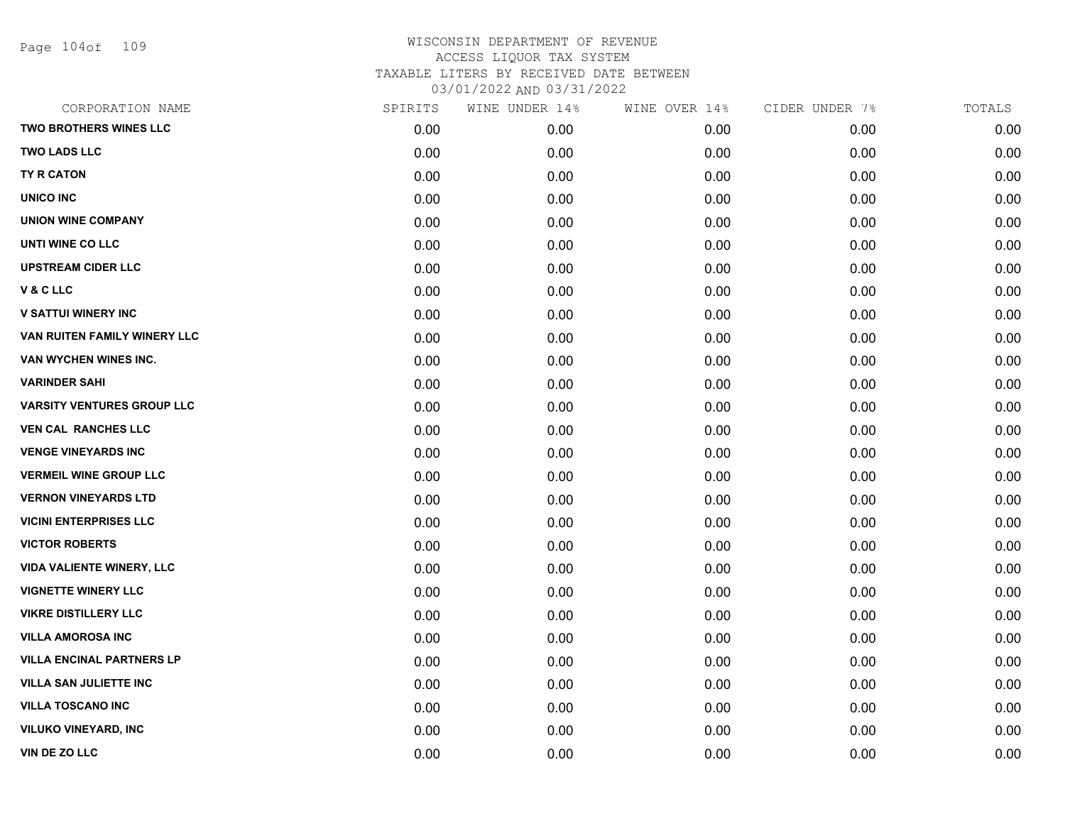WISCONSIN DEPARTMENT OF REVENUE
ACCESS LIQUOR TAX SYSTEM
TAXABLE LITERS BY RECEIVED DATE BETWEEN
03/01/2022 AND 03/31/2022

| CORPORATION NAME | SPIRITS | WINE UNDER 14% | WINE OVER 14% | CIDER UNDER 7% | TOTALS |
|---|---|---|---|---|---|
| TWO BROTHERS WINES LLC | 0.00 | 0.00 | 0.00 | 0.00 | 0.00 |
| TWO LADS LLC | 0.00 | 0.00 | 0.00 | 0.00 | 0.00 |
| TY R CATON | 0.00 | 0.00 | 0.00 | 0.00 | 0.00 |
| UNICO INC | 0.00 | 0.00 | 0.00 | 0.00 | 0.00 |
| UNION WINE COMPANY | 0.00 | 0.00 | 0.00 | 0.00 | 0.00 |
| UNTI WINE CO LLC | 0.00 | 0.00 | 0.00 | 0.00 | 0.00 |
| UPSTREAM CIDER LLC | 0.00 | 0.00 | 0.00 | 0.00 | 0.00 |
| V & C LLC | 0.00 | 0.00 | 0.00 | 0.00 | 0.00 |
| V SATTUI WINERY INC | 0.00 | 0.00 | 0.00 | 0.00 | 0.00 |
| VAN RUITEN FAMILY WINERY LLC | 0.00 | 0.00 | 0.00 | 0.00 | 0.00 |
| VAN WYCHEN WINES INC. | 0.00 | 0.00 | 0.00 | 0.00 | 0.00 |
| VARINDER SAHI | 0.00 | 0.00 | 0.00 | 0.00 | 0.00 |
| VARSITY VENTURES GROUP LLC | 0.00 | 0.00 | 0.00 | 0.00 | 0.00 |
| VEN CAL RANCHES LLC | 0.00 | 0.00 | 0.00 | 0.00 | 0.00 |
| VENGE VINEYARDS INC | 0.00 | 0.00 | 0.00 | 0.00 | 0.00 |
| VERMEIL WINE GROUP LLC | 0.00 | 0.00 | 0.00 | 0.00 | 0.00 |
| VERNON VINEYARDS LTD | 0.00 | 0.00 | 0.00 | 0.00 | 0.00 |
| VICINI ENTERPRISES LLC | 0.00 | 0.00 | 0.00 | 0.00 | 0.00 |
| VICTOR ROBERTS | 0.00 | 0.00 | 0.00 | 0.00 | 0.00 |
| VIDA VALIENTE WINERY, LLC | 0.00 | 0.00 | 0.00 | 0.00 | 0.00 |
| VIGNETTE WINERY LLC | 0.00 | 0.00 | 0.00 | 0.00 | 0.00 |
| VIKRE DISTILLERY LLC | 0.00 | 0.00 | 0.00 | 0.00 | 0.00 |
| VILLA AMOROSA INC | 0.00 | 0.00 | 0.00 | 0.00 | 0.00 |
| VILLA ENCINAL PARTNERS LP | 0.00 | 0.00 | 0.00 | 0.00 | 0.00 |
| VILLA SAN JULIETTE INC | 0.00 | 0.00 | 0.00 | 0.00 | 0.00 |
| VILLA TOSCANO INC | 0.00 | 0.00 | 0.00 | 0.00 | 0.00 |
| VILUKO VINEYARD, INC | 0.00 | 0.00 | 0.00 | 0.00 | 0.00 |
| VIN DE ZO LLC | 0.00 | 0.00 | 0.00 | 0.00 | 0.00 |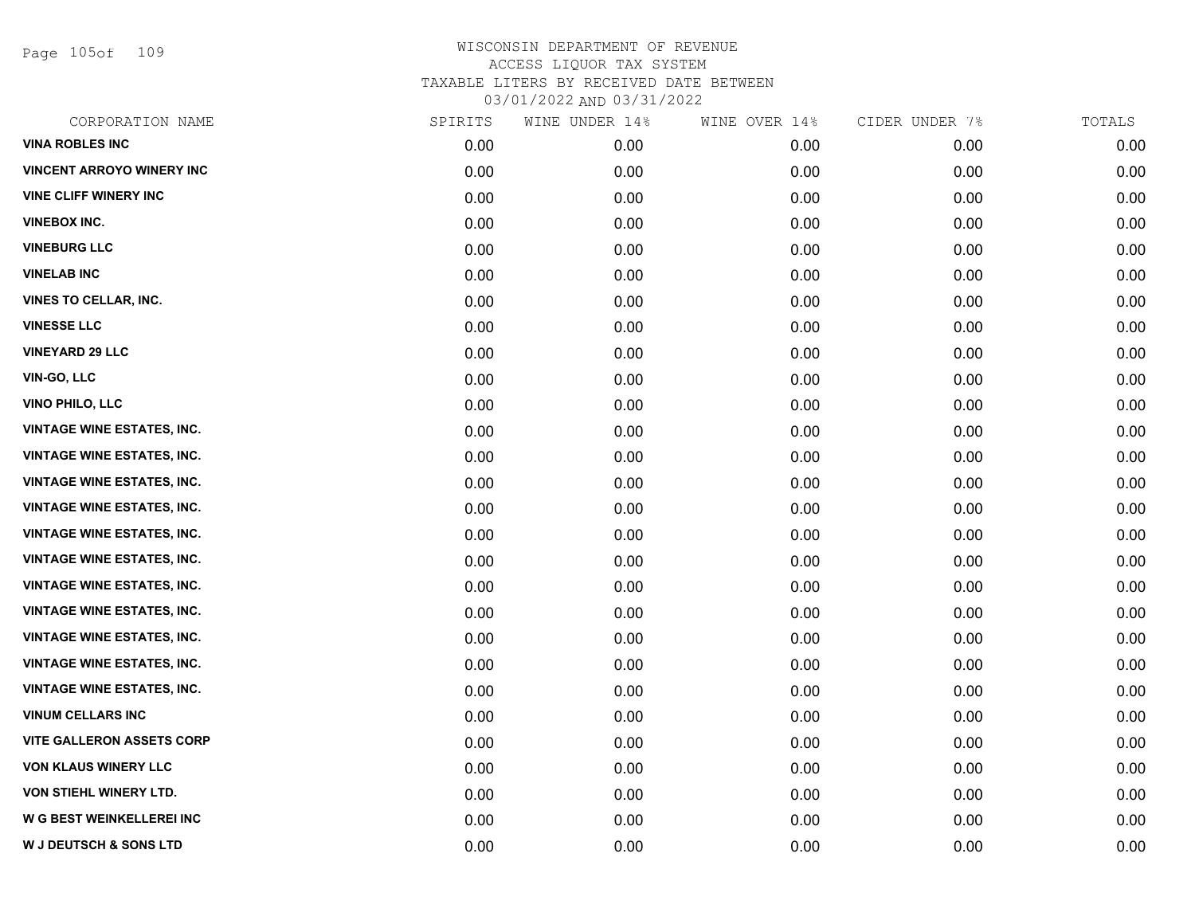# WISCONSIN DEPARTMENT OF REVENUE
## ACCESS LIQUOR TAX SYSTEM
## TAXABLE LITERS BY RECEIVED DATE BETWEEN
## 03/01/2022 AND 03/31/2022

| CORPORATION NAME | SPIRITS | WINE UNDER 14% | WINE OVER 14% | CIDER UNDER 7% | TOTALS |
|---|---|---|---|---|---|
| VINA ROBLES INC | 0.00 | 0.00 | 0.00 | 0.00 | 0.00 |
| VINCENT ARROYO WINERY INC | 0.00 | 0.00 | 0.00 | 0.00 | 0.00 |
| VINE CLIFF WINERY INC | 0.00 | 0.00 | 0.00 | 0.00 | 0.00 |
| VINEBOX INC. | 0.00 | 0.00 | 0.00 | 0.00 | 0.00 |
| VINEBURG LLC | 0.00 | 0.00 | 0.00 | 0.00 | 0.00 |
| VINELAB INC | 0.00 | 0.00 | 0.00 | 0.00 | 0.00 |
| VINES TO CELLAR, INC. | 0.00 | 0.00 | 0.00 | 0.00 | 0.00 |
| VINESSE LLC | 0.00 | 0.00 | 0.00 | 0.00 | 0.00 |
| VINEYARD 29 LLC | 0.00 | 0.00 | 0.00 | 0.00 | 0.00 |
| VIN-GO, LLC | 0.00 | 0.00 | 0.00 | 0.00 | 0.00 |
| VINO PHILO, LLC | 0.00 | 0.00 | 0.00 | 0.00 | 0.00 |
| VINTAGE WINE ESTATES, INC. | 0.00 | 0.00 | 0.00 | 0.00 | 0.00 |
| VINTAGE WINE ESTATES, INC. | 0.00 | 0.00 | 0.00 | 0.00 | 0.00 |
| VINTAGE WINE ESTATES, INC. | 0.00 | 0.00 | 0.00 | 0.00 | 0.00 |
| VINTAGE WINE ESTATES, INC. | 0.00 | 0.00 | 0.00 | 0.00 | 0.00 |
| VINTAGE WINE ESTATES, INC. | 0.00 | 0.00 | 0.00 | 0.00 | 0.00 |
| VINTAGE WINE ESTATES, INC. | 0.00 | 0.00 | 0.00 | 0.00 | 0.00 |
| VINTAGE WINE ESTATES, INC. | 0.00 | 0.00 | 0.00 | 0.00 | 0.00 |
| VINTAGE WINE ESTATES, INC. | 0.00 | 0.00 | 0.00 | 0.00 | 0.00 |
| VINTAGE WINE ESTATES, INC. | 0.00 | 0.00 | 0.00 | 0.00 | 0.00 |
| VINTAGE WINE ESTATES, INC. | 0.00 | 0.00 | 0.00 | 0.00 | 0.00 |
| VINTAGE WINE ESTATES, INC. | 0.00 | 0.00 | 0.00 | 0.00 | 0.00 |
| VINUM CELLARS INC | 0.00 | 0.00 | 0.00 | 0.00 | 0.00 |
| VITE GALLERON ASSETS CORP | 0.00 | 0.00 | 0.00 | 0.00 | 0.00 |
| VON KLAUS WINERY LLC | 0.00 | 0.00 | 0.00 | 0.00 | 0.00 |
| VON STIEHL WINERY LTD. | 0.00 | 0.00 | 0.00 | 0.00 | 0.00 |
| W G BEST WEINKELLEREI INC | 0.00 | 0.00 | 0.00 | 0.00 | 0.00 |
| W J DEUTSCH & SONS LTD | 0.00 | 0.00 | 0.00 | 0.00 | 0.00 |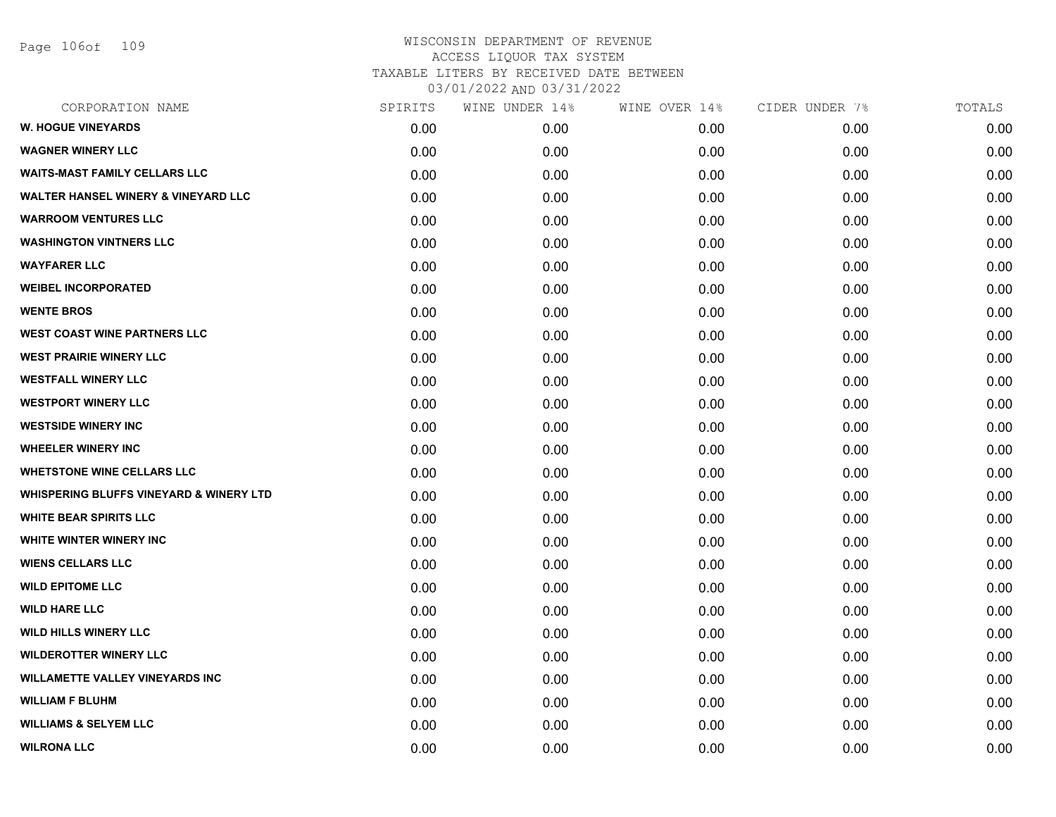# WISCONSIN DEPARTMENT OF REVENUE
ACCESS LIQUOR TAX SYSTEM
TAXABLE LITERS BY RECEIVED DATE BETWEEN
03/01/2022 AND 03/31/2022

| CORPORATION NAME | SPIRITS | WINE UNDER 14% | WINE OVER 14% | CIDER UNDER 7% | TOTALS |
|---|---|---|---|---|---|
| W. HOGUE VINEYARDS | 0.00 | 0.00 | 0.00 | 0.00 | 0.00 |
| WAGNER WINERY LLC | 0.00 | 0.00 | 0.00 | 0.00 | 0.00 |
| WAITS-MAST FAMILY CELLARS LLC | 0.00 | 0.00 | 0.00 | 0.00 | 0.00 |
| WALTER HANSEL WINERY & VINEYARD LLC | 0.00 | 0.00 | 0.00 | 0.00 | 0.00 |
| WARROOM VENTURES LLC | 0.00 | 0.00 | 0.00 | 0.00 | 0.00 |
| WASHINGTON VINTNERS LLC | 0.00 | 0.00 | 0.00 | 0.00 | 0.00 |
| WAYFARER LLC | 0.00 | 0.00 | 0.00 | 0.00 | 0.00 |
| WEIBEL INCORPORATED | 0.00 | 0.00 | 0.00 | 0.00 | 0.00 |
| WENTE BROS | 0.00 | 0.00 | 0.00 | 0.00 | 0.00 |
| WEST COAST WINE PARTNERS LLC | 0.00 | 0.00 | 0.00 | 0.00 | 0.00 |
| WEST PRAIRIE WINERY LLC | 0.00 | 0.00 | 0.00 | 0.00 | 0.00 |
| WESTFALL WINERY LLC | 0.00 | 0.00 | 0.00 | 0.00 | 0.00 |
| WESTPORT WINERY LLC | 0.00 | 0.00 | 0.00 | 0.00 | 0.00 |
| WESTSIDE WINERY INC | 0.00 | 0.00 | 0.00 | 0.00 | 0.00 |
| WHEELER WINERY INC | 0.00 | 0.00 | 0.00 | 0.00 | 0.00 |
| WHETSTONE WINE CELLARS LLC | 0.00 | 0.00 | 0.00 | 0.00 | 0.00 |
| WHISPERING BLUFFS VINEYARD & WINERY LTD | 0.00 | 0.00 | 0.00 | 0.00 | 0.00 |
| WHITE BEAR SPIRITS LLC | 0.00 | 0.00 | 0.00 | 0.00 | 0.00 |
| WHITE WINTER WINERY INC | 0.00 | 0.00 | 0.00 | 0.00 | 0.00 |
| WIENS CELLARS LLC | 0.00 | 0.00 | 0.00 | 0.00 | 0.00 |
| WILD EPITOME LLC | 0.00 | 0.00 | 0.00 | 0.00 | 0.00 |
| WILD HARE LLC | 0.00 | 0.00 | 0.00 | 0.00 | 0.00 |
| WILD HILLS WINERY LLC | 0.00 | 0.00 | 0.00 | 0.00 | 0.00 |
| WILDEROTTER WINERY LLC | 0.00 | 0.00 | 0.00 | 0.00 | 0.00 |
| WILLAMETTE VALLEY VINEYARDS INC | 0.00 | 0.00 | 0.00 | 0.00 | 0.00 |
| WILLIAM F BLUHM | 0.00 | 0.00 | 0.00 | 0.00 | 0.00 |
| WILLIAMS & SELYEM LLC | 0.00 | 0.00 | 0.00 | 0.00 | 0.00 |
| WILRONA LLC | 0.00 | 0.00 | 0.00 | 0.00 | 0.00 |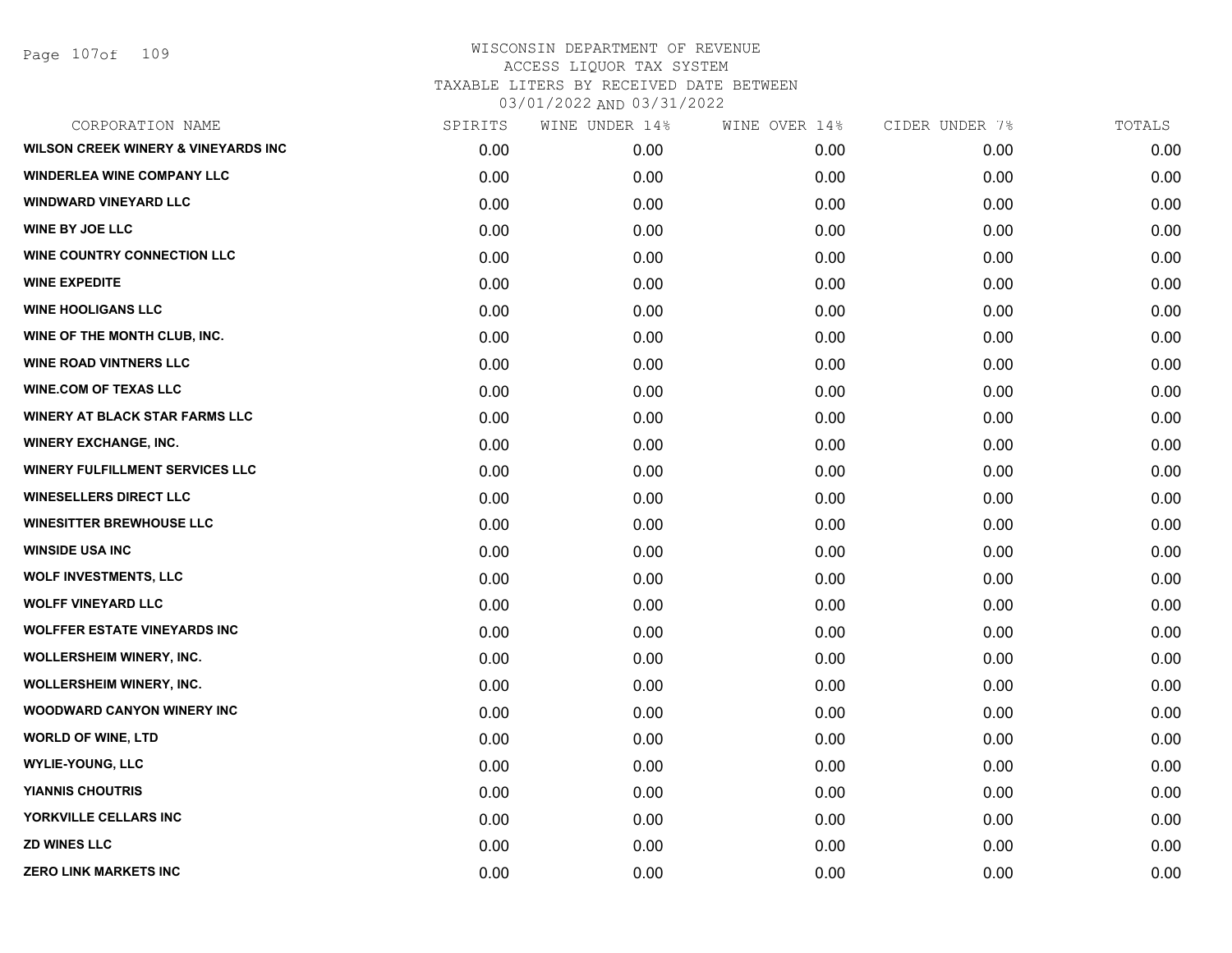WISCONSIN DEPARTMENT OF REVENUE
ACCESS LIQUOR TAX SYSTEM
TAXABLE LITERS BY RECEIVED DATE BETWEEN
03/01/2022 AND 03/31/2022

| CORPORATION NAME | SPIRITS | WINE UNDER 14% | WINE OVER 14% | CIDER UNDER 7% | TOTALS |
|---|---|---|---|---|---|
| WILSON CREEK WINERY & VINEYARDS INC | 0.00 | 0.00 | 0.00 | 0.00 | 0.00 |
| WINDERLEA WINE COMPANY LLC | 0.00 | 0.00 | 0.00 | 0.00 | 0.00 |
| WINDWARD VINEYARD LLC | 0.00 | 0.00 | 0.00 | 0.00 | 0.00 |
| WINE BY JOE LLC | 0.00 | 0.00 | 0.00 | 0.00 | 0.00 |
| WINE COUNTRY CONNECTION LLC | 0.00 | 0.00 | 0.00 | 0.00 | 0.00 |
| WINE EXPEDITE | 0.00 | 0.00 | 0.00 | 0.00 | 0.00 |
| WINE HOOLIGANS LLC | 0.00 | 0.00 | 0.00 | 0.00 | 0.00 |
| WINE OF THE MONTH CLUB, INC. | 0.00 | 0.00 | 0.00 | 0.00 | 0.00 |
| WINE ROAD VINTNERS LLC | 0.00 | 0.00 | 0.00 | 0.00 | 0.00 |
| WINE.COM OF TEXAS LLC | 0.00 | 0.00 | 0.00 | 0.00 | 0.00 |
| WINERY AT BLACK STAR FARMS LLC | 0.00 | 0.00 | 0.00 | 0.00 | 0.00 |
| WINERY EXCHANGE, INC. | 0.00 | 0.00 | 0.00 | 0.00 | 0.00 |
| WINERY FULFILLMENT SERVICES LLC | 0.00 | 0.00 | 0.00 | 0.00 | 0.00 |
| WINESELLERS DIRECT LLC | 0.00 | 0.00 | 0.00 | 0.00 | 0.00 |
| WINESITTER BREWHOUSE LLC | 0.00 | 0.00 | 0.00 | 0.00 | 0.00 |
| WINSIDE USA INC | 0.00 | 0.00 | 0.00 | 0.00 | 0.00 |
| WOLF INVESTMENTS, LLC | 0.00 | 0.00 | 0.00 | 0.00 | 0.00 |
| WOLFF VINEYARD LLC | 0.00 | 0.00 | 0.00 | 0.00 | 0.00 |
| WOLFFER ESTATE VINEYARDS INC | 0.00 | 0.00 | 0.00 | 0.00 | 0.00 |
| WOLLERSHEIM WINERY, INC. | 0.00 | 0.00 | 0.00 | 0.00 | 0.00 |
| WOLLERSHEIM WINERY, INC. | 0.00 | 0.00 | 0.00 | 0.00 | 0.00 |
| WOODWARD CANYON WINERY INC | 0.00 | 0.00 | 0.00 | 0.00 | 0.00 |
| WORLD OF WINE, LTD | 0.00 | 0.00 | 0.00 | 0.00 | 0.00 |
| WYLIE-YOUNG, LLC | 0.00 | 0.00 | 0.00 | 0.00 | 0.00 |
| YIANNIS CHOUTRIS | 0.00 | 0.00 | 0.00 | 0.00 | 0.00 |
| YORKVILLE CELLARS INC | 0.00 | 0.00 | 0.00 | 0.00 | 0.00 |
| ZD WINES LLC | 0.00 | 0.00 | 0.00 | 0.00 | 0.00 |
| ZERO LINK MARKETS INC | 0.00 | 0.00 | 0.00 | 0.00 | 0.00 |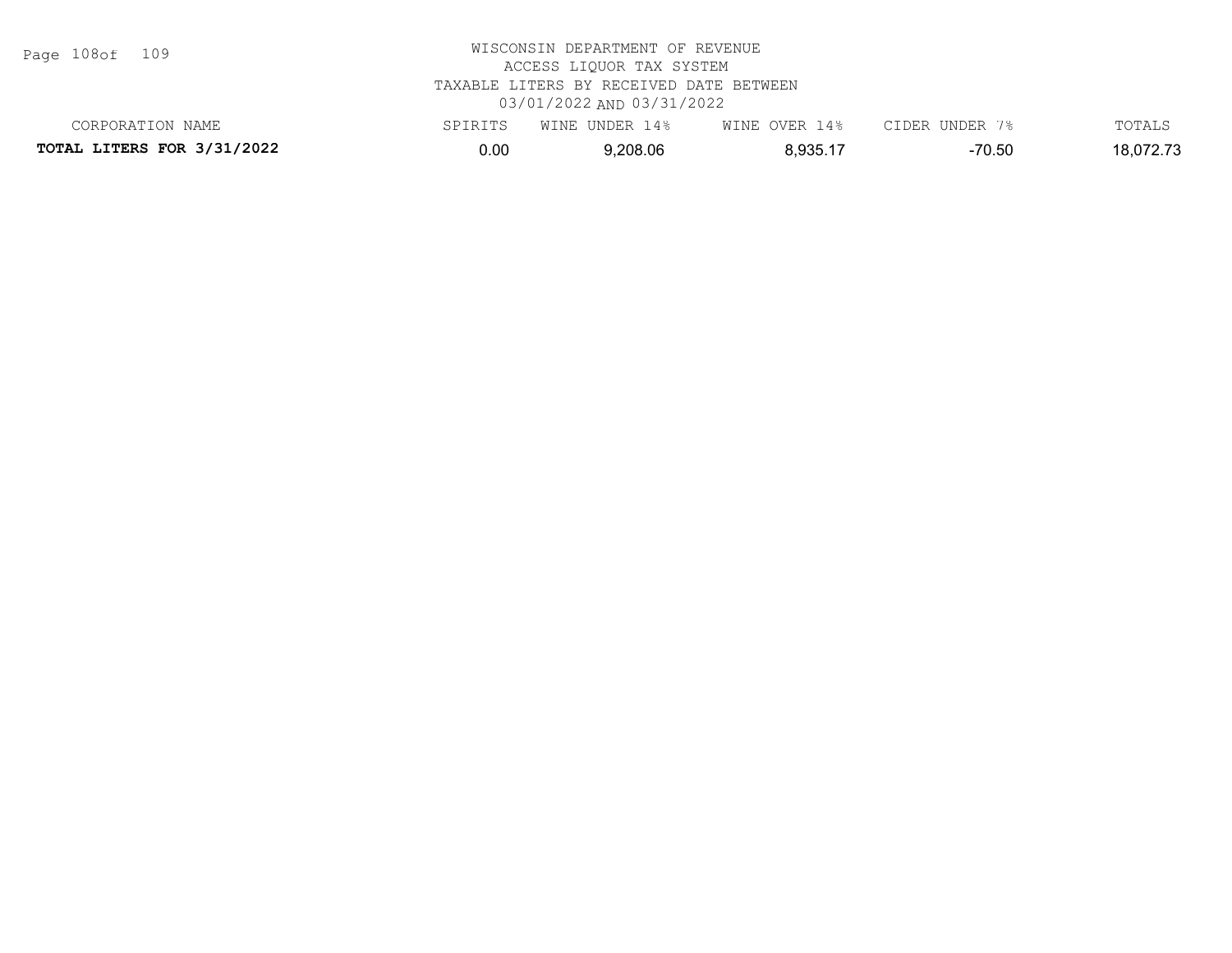WISCONSIN DEPARTMENT OF REVENUE
ACCESS LIQUOR TAX SYSTEM
TAXABLE LITERS BY RECEIVED DATE BETWEEN
03/01/2022 AND 03/31/2022

| CORPORATION NAME | SPIRITS | WINE UNDER 14% | WINE OVER 14% | CIDER UNDER 7% | TOTALS |
|---|---|---|---|---|---|
| **TOTAL LITERS FOR 3/31/2022** | 0.00 | 9,208.06 | 8,935.17 | -70.50 | 18,072.73 |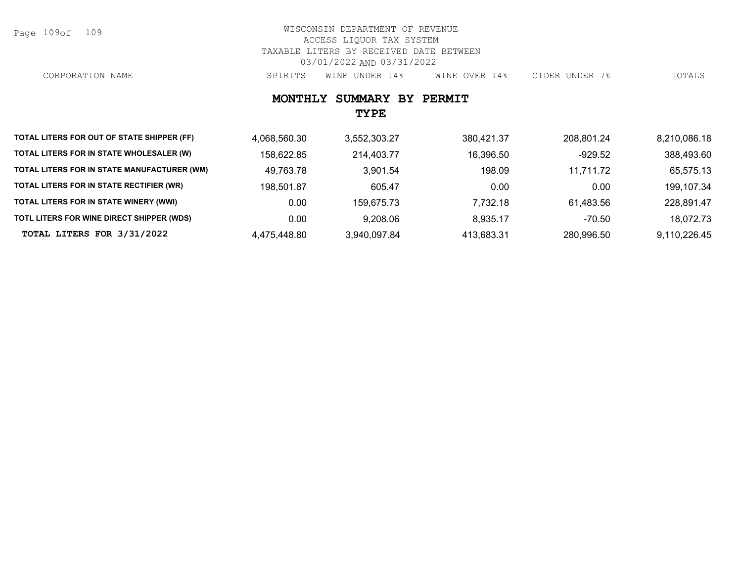WISCONSIN DEPARTMENT OF REVENUE
ACCESS LIQUOR TAX SYSTEM
TAXABLE LITERS BY RECEIVED DATE BETWEEN
03/01/2022 AND 03/31/2022

## MONTHLY SUMMARY BY PERMIT TYPE

| CORPORATION NAME | SPIRITS | WINE UNDER 14% | WINE OVER 14% | CIDER UNDER 7% | TOTALS |
|---|---|---|---|---|---|
| TOTAL LITERS FOR OUT OF STATE SHIPPER (FF) | 4,068,560.30 | 3,552,303.27 | 380,421.37 | 208,801.24 | 8,210,086.18 |
| TOTAL LITERS FOR IN STATE WHOLESALER (W) | 158,622.85 | 214,403.77 | 16,396.50 | -929.52 | 388,493.60 |
| TOTAL LITERS FOR IN STATE MANUFACTURER (WM) | 49,763.78 | 3,901.54 | 198.09 | 11,711.72 | 65,575.13 |
| TOTAL LITERS FOR IN STATE RECTIFIER (WR) | 198,501.87 | 605.47 | 0.00 | 0.00 | 199,107.34 |
| TOTAL LITERS FOR IN STATE WINERY (WWI) | 0.00 | 159,675.73 | 7,732.18 | 61,483.56 | 228,891.47 |
| TOTL LITERS FOR WINE DIRECT SHIPPER (WDS) | 0.00 | 9,208.06 | 8,935.17 | -70.50 | 18,072.73 |
| **TOTAL LITERS FOR 3/31/2022** | 4,475,448.80 | 3,940,097.84 | 413,683.31 | 280,996.50 | 9,110,226.45 |